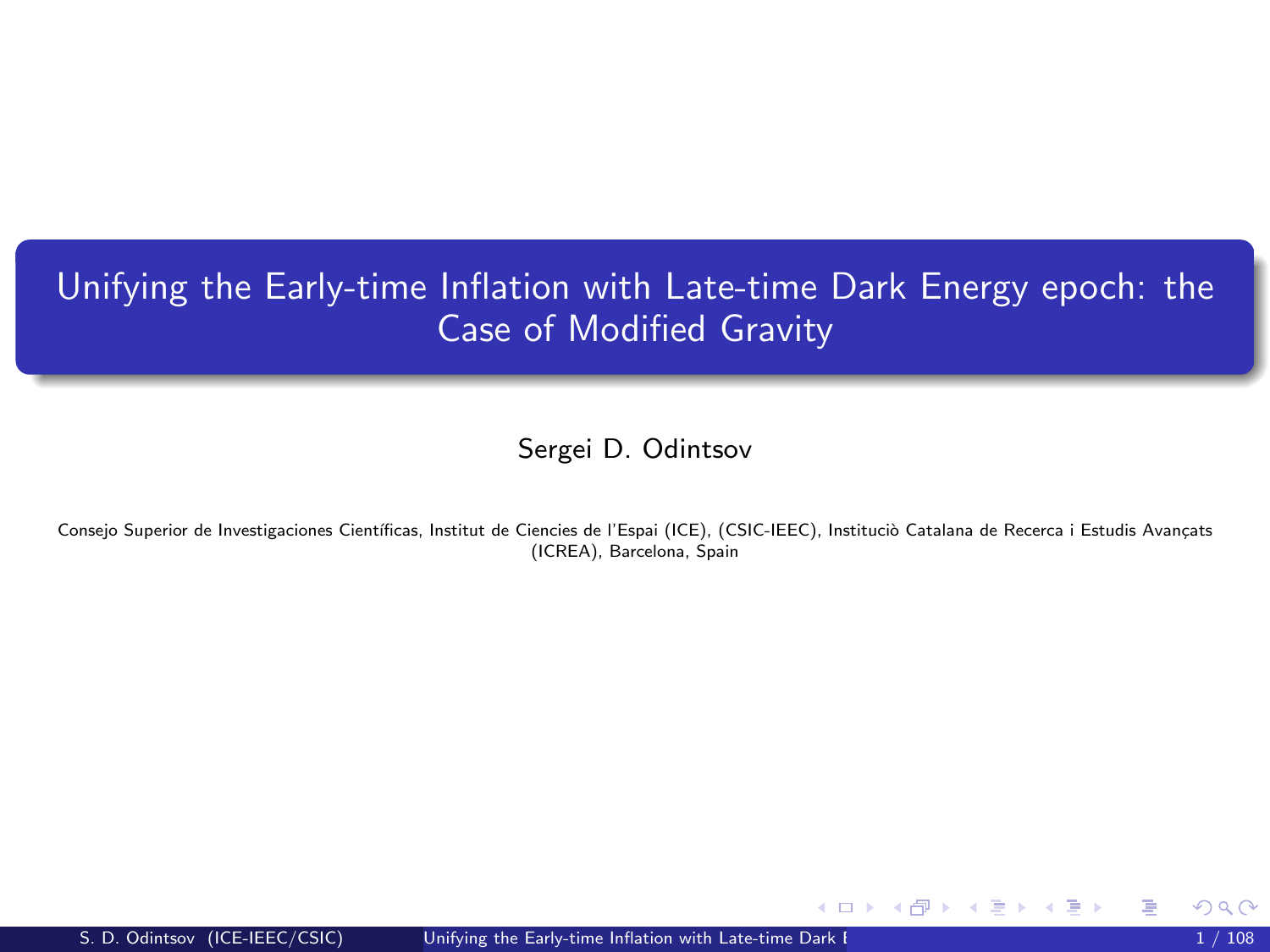# Unifying the Early-time Inflation with Late-time Dark Energy epoch: the Case of Modified Gravity

Sergei D. Odintsov

Consejo Superior de Investigaciones Científicas, Institut de Ciencies de l'Espai (ICE), (CSIC-IEEC), Instituciò Catalana de Recerca i Estudis Avançats (ICREA), Barcelona, Spain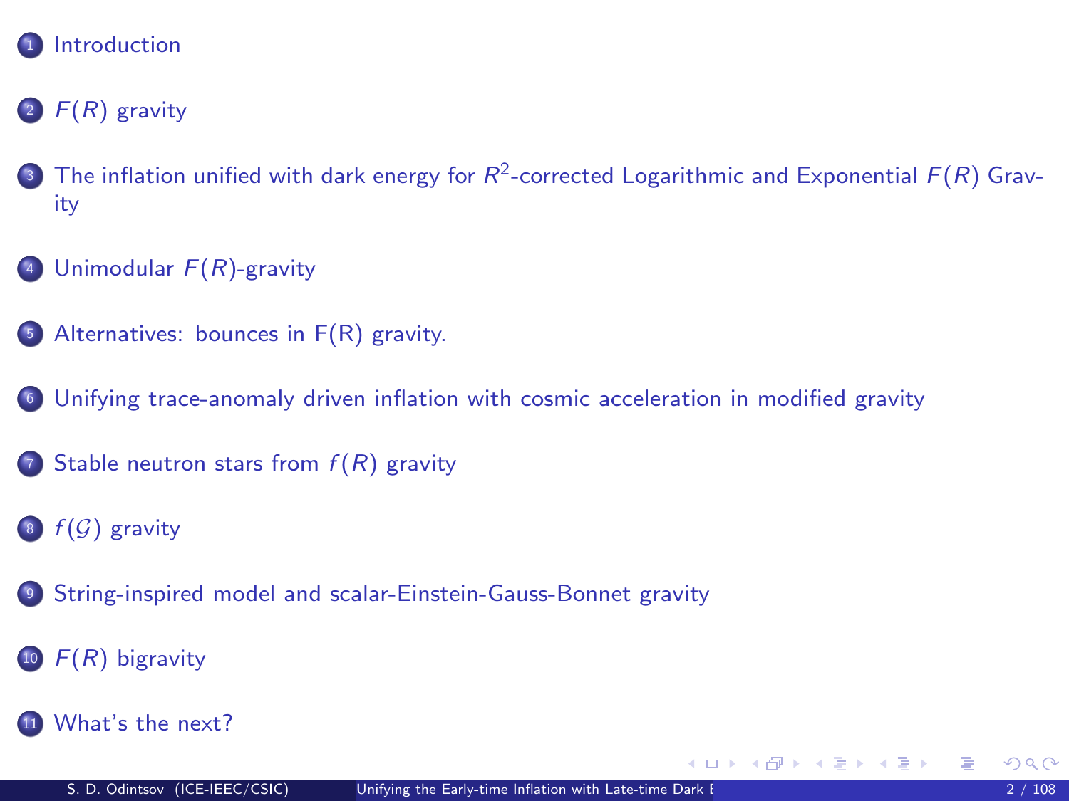1. Introduction
2. $F(R)$ gravity
3. The inflation unified with dark energy for $R^2$-corrected Logarithmic and Exponential $F(R)$ Gravity
4. Unimodular $F(R)$-gravity
5. Alternatives: bounces in F(R) gravity.
6. Unifying trace-anomaly driven inflation with cosmic acceleration in modified gravity
7. Stable neutron stars from $f(R)$ gravity
8. $f(\mathcal{G})$ gravity
9. String-inspired model and scalar-Einstein-Gauss-Bonnet gravity
10. $F(R)$ bigravity
11. What's the next?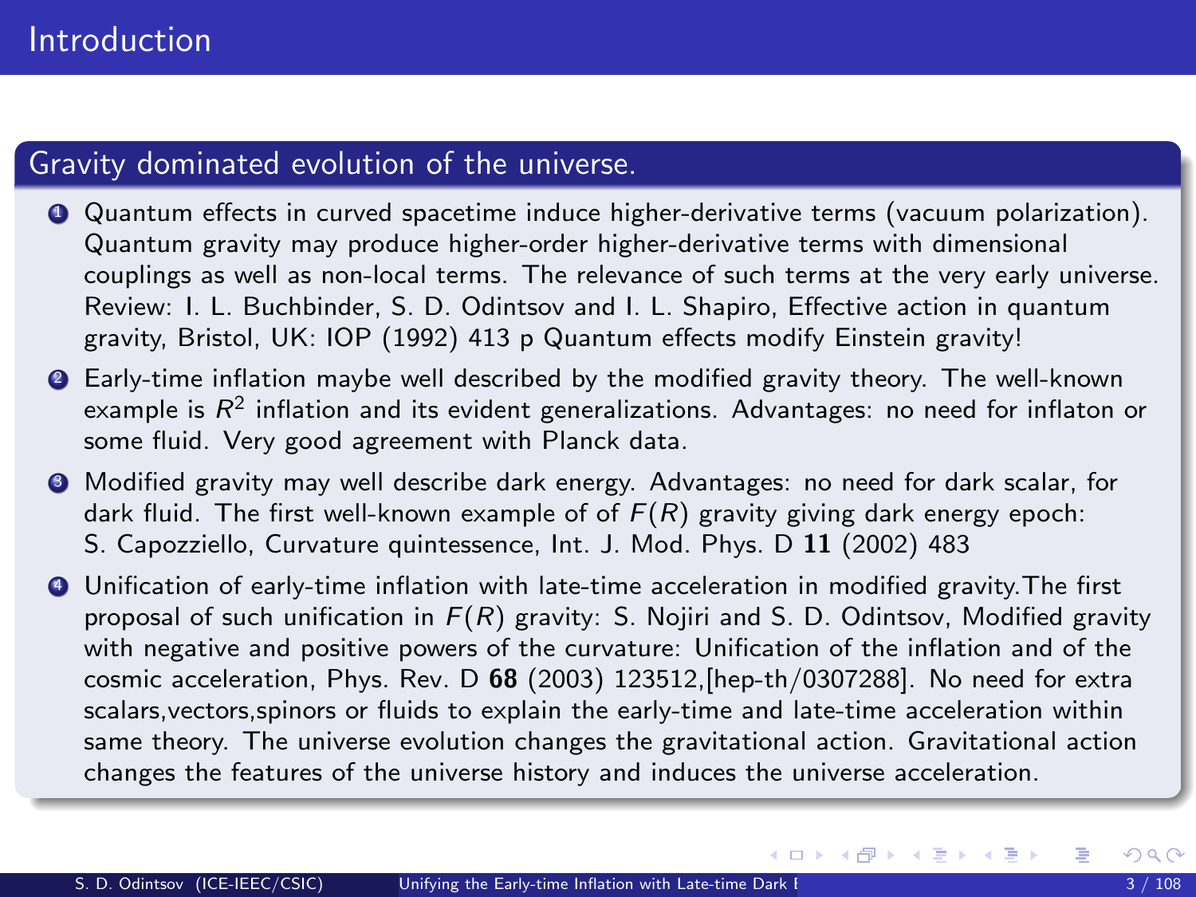# Introduction

## Gravity dominated evolution of the universe.

1. Quantum effects in curved spacetime induce higher-derivative terms (vacuum polarization). Quantum gravity may produce higher-order higher-derivative terms with dimensional couplings as well as non-local terms. The relevance of such terms at the very early universe. Review: I. L. Buchbinder, S. D. Odintsov and I. L. Shapiro, Effective action in quantum gravity, Bristol, UK: IOP (1992) 413 p Quantum effects modify Einstein gravity!
2. Early-time inflation maybe well described by the modified gravity theory. The well-known example is $R^2$ inflation and its evident generalizations. Advantages: no need for inflaton or some fluid. Very good agreement with Planck data.
3. Modified gravity may well describe dark energy. Advantages: no need for dark scalar, for dark fluid. The first well-known example of of $F(R)$ gravity giving dark energy epoch: S. Capozziello, Curvature quintessence, Int. J. Mod. Phys. D **11** (2002) 483
4. Unification of early-time inflation with late-time acceleration in modified gravity.The first proposal of such unification in $F(R)$ gravity: S. Nojiri and S. D. Odintsov, Modified gravity with negative and positive powers of the curvature: Unification of the inflation and of the cosmic acceleration, Phys. Rev. D **68** (2003) 123512,[hep-th/0307288]. No need for extra scalars,vectors,spinors or fluids to explain the early-time and late-time acceleration within same theory. The universe evolution changes the gravitational action. Gravitational action changes the features of the universe history and induces the universe acceleration.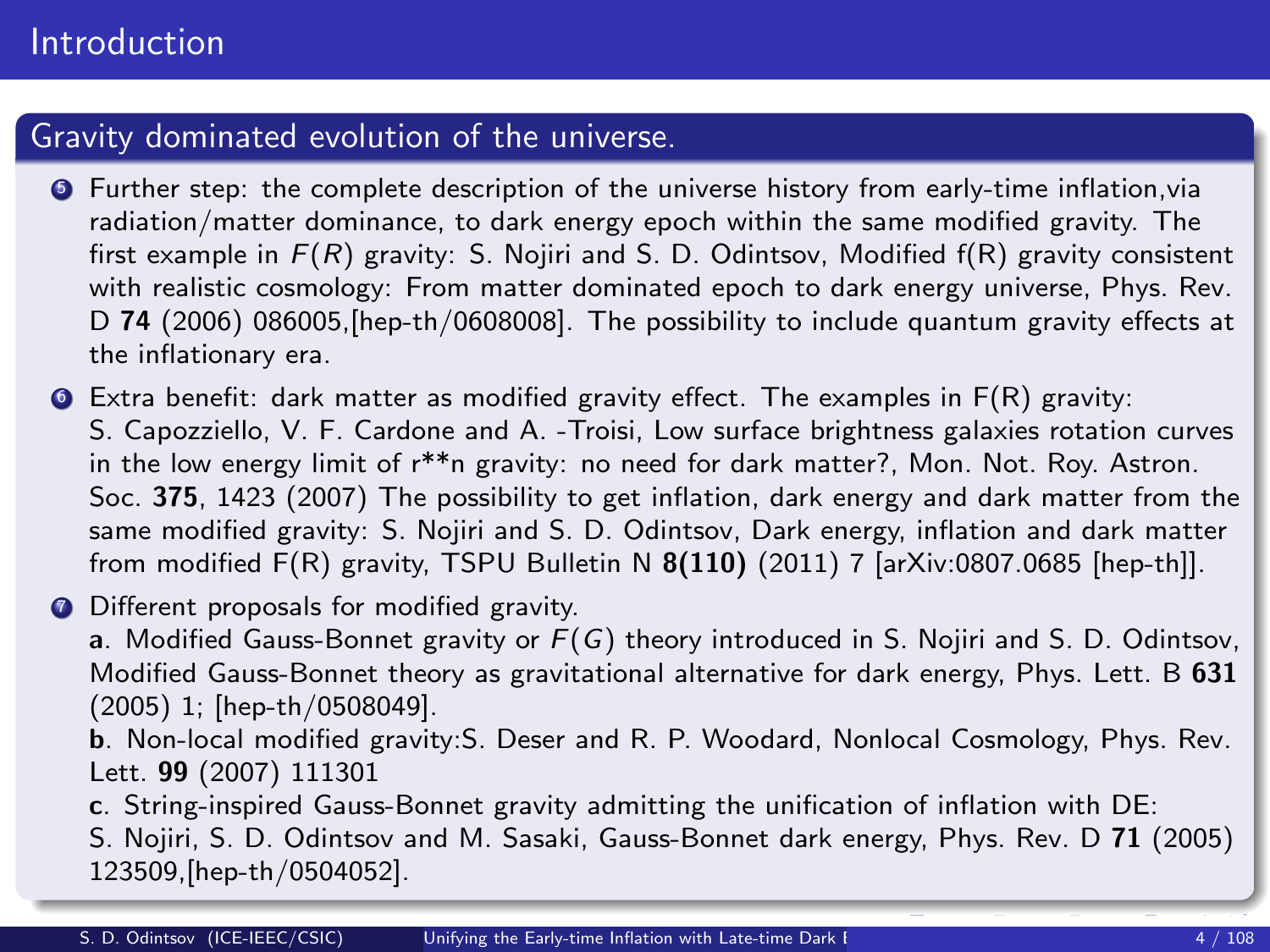# Introduction

## Gravity dominated evolution of the universe.

5. Further step: the complete description of the universe history from early-time inflation,via radiation/matter dominance, to dark energy epoch within the same modified gravity. The first example in $F(R)$ gravity: S. Nojiri and S. D. Odintsov, Modified f(R) gravity consistent with realistic cosmology: From matter dominated epoch to dark energy universe, Phys. Rev. D **74** (2006) 086005,[hep-th/0608008]. The possibility to include quantum gravity effects at the inflationary era.
6. Extra benefit: dark matter as modified gravity effect. The examples in F(R) gravity: S. Capozziello, V. F. Cardone and A. -Troisi, Low surface brightness galaxies rotation curves in the low energy limit of r**n gravity: no need for dark matter?, Mon. Not. Roy. Astron. Soc. **375**, 1423 (2007) The possibility to get inflation, dark energy and dark matter from the same modified gravity: S. Nojiri and S. D. Odintsov, Dark energy, inflation and dark matter from modified F(R) gravity, TSPU Bulletin N **8(110)** (2011) 7 [arXiv:0807.0685 [hep-th]].
7. Different proposals for modified gravity.
   **a**. Modified Gauss-Bonnet gravity or $F(G)$ theory introduced in S. Nojiri and S. D. Odintsov, Modified Gauss-Bonnet theory as gravitational alternative for dark energy, Phys. Lett. B **631** (2005) 1; [hep-th/0508049].
   **b**. Non-local modified gravity:S. Deser and R. P. Woodard, Nonlocal Cosmology, Phys. Rev. Lett. **99** (2007) 111301
   **c**. String-inspired Gauss-Bonnet gravity admitting the unification of inflation with DE: S. Nojiri, S. D. Odintsov and M. Sasaki, Gauss-Bonnet dark energy, Phys. Rev. D **71** (2005) 123509,[hep-th/0504052].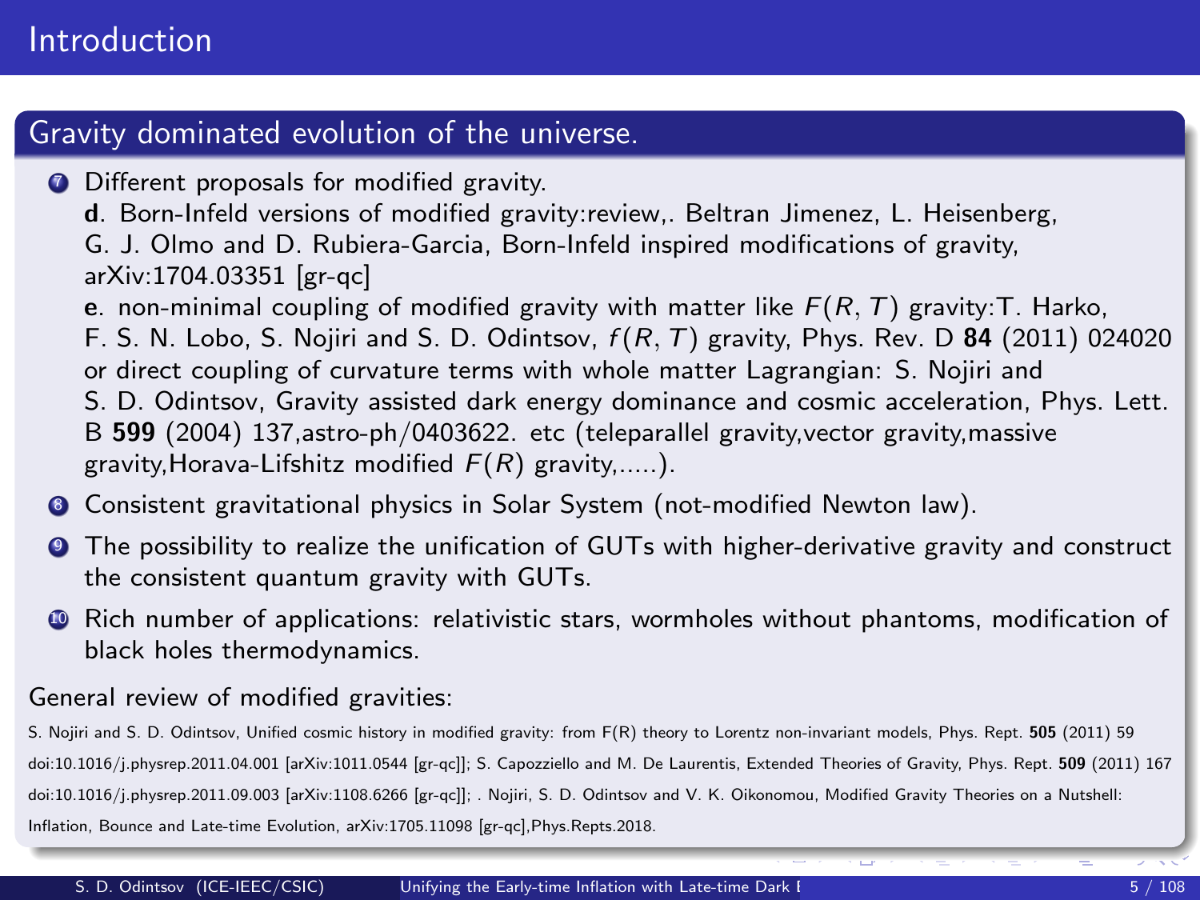# Introduction

## Gravity dominated evolution of the universe.

7. Different proposals for modified gravity.
   **d**. Born-Infeld versions of modified gravity:review,. Beltran Jimenez, L. Heisenberg, G. J. Olmo and D. Rubiera-Garcia, Born-Infeld inspired modifications of gravity, arXiv:1704.03351 [gr-qc]
   **e**. non-minimal coupling of modified gravity with matter like $F(R,T)$ gravity:T. Harko, F. S. N. Lobo, S. Nojiri and S. D. Odintsov, $f(R,T)$ gravity, Phys. Rev. D **84** (2011) 024020 or direct coupling of curvature terms with whole matter Lagrangian: S. Nojiri and S. D. Odintsov, Gravity assisted dark energy dominance and cosmic acceleration, Phys. Lett. B **599** (2004) 137,astro-ph/0403622. etc (teleparallel gravity,vector gravity,massive gravity,Horava-Lifshitz modified $F(R)$ gravity,.....).
8. Consistent gravitational physics in Solar System (not-modified Newton law).
9. The possibility to realize the unification of GUTs with higher-derivative gravity and construct the consistent quantum gravity with GUTs.
10. Rich number of applications: relativistic stars, wormholes without phantoms, modification of black holes thermodynamics.

General review of modified gravities:

S. Nojiri and S. D. Odintsov, Unified cosmic history in modified gravity: from F(R) theory to Lorentz non-invariant models, Phys. Rept. **505** (2011) 59 doi:10.1016/j.physrep.2011.04.001 [arXiv:1011.0544 [gr-qc]]; S. Capozziello and M. De Laurentis, Extended Theories of Gravity, Phys. Rept. **509** (2011) 167 doi:10.1016/j.physrep.2011.09.003 [arXiv:1108.6266 [gr-qc]]; . Nojiri, S. D. Odintsov and V. K. Oikonomou, Modified Gravity Theories on a Nutshell: Inflation, Bounce and Late-time Evolution, arXiv:1705.11098 [gr-qc],Phys.Repts.2018.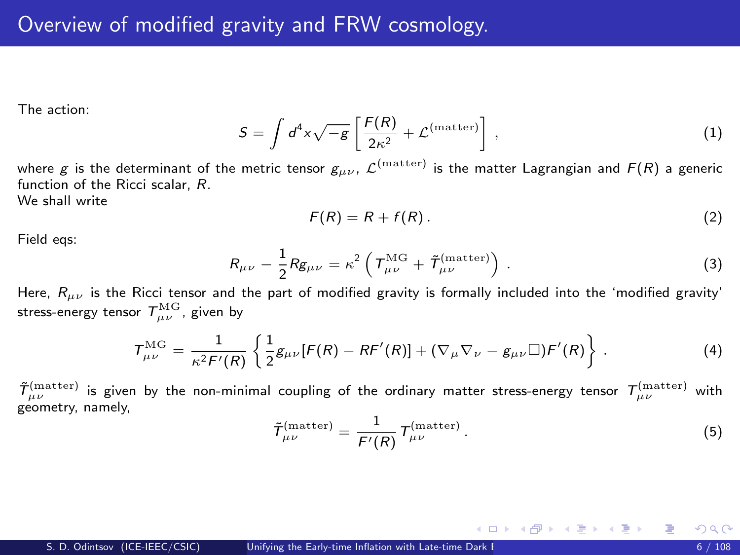# Overview of modified gravity and FRW cosmology.

The action:

$$S = \int d^4x \sqrt{-g} \left[ \frac{F(R)}{2\kappa^2} + \mathcal{L}^{(\mathrm{matter})} \right] , \tag{1}$$

where $g$ is the determinant of the metric tensor $g_{\mu\nu}$, $\mathcal{L}^{(\mathrm{matter})}$ is the matter Lagrangian and $F(R)$ a generic function of the Ricci scalar, $R$.
We shall write

$$F(R) = R + f(R) . \tag{2}$$

Field eqs:

$$R_{\mu\nu} - \frac{1}{2} R g_{\mu\nu} = \kappa^2 \left( T^{\mathrm{MG}}_{\mu\nu} + \tilde{T}^{(\mathrm{matter})}_{\mu\nu} \right) . \tag{3}$$

Here, $R_{\mu\nu}$ is the Ricci tensor and the part of modified gravity is formally included into the 'modified gravity' stress-energy tensor $T^{\mathrm{MG}}_{\mu\nu}$, given by

$$T^{\mathrm{MG}}_{\mu\nu} = \frac{1}{\kappa^2 F'(R)} \left\{ \frac{1}{2} g_{\mu\nu} [F(R) - RF'(R)] + (\nabla_\mu \nabla_\nu - g_{\mu\nu} \Box) F'(R) \right\} . \tag{4}$$

$\tilde{T}^{(\mathrm{matter})}_{\mu\nu}$ is given by the non-minimal coupling of the ordinary matter stress-energy tensor $T^{(\mathrm{matter})}_{\mu\nu}$ with geometry, namely,

$$\tilde{T}^{(\mathrm{matter})}_{\mu\nu} = \frac{1}{F'(R)} T^{(\mathrm{matter})}_{\mu\nu} . \tag{5}$$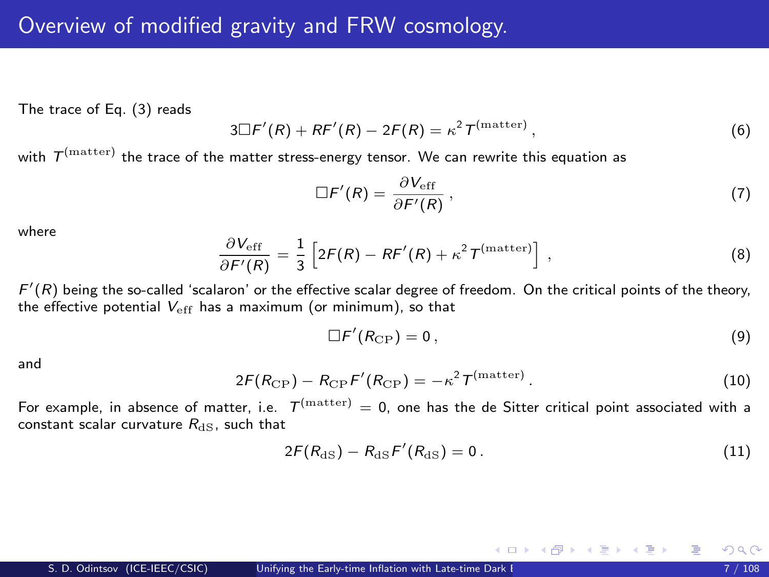# Overview of modified gravity and FRW cosmology.

The trace of Eq. (3) reads

$$3\Box F'(R) + RF'(R) - 2F(R) = \kappa^2 T^{(\mathrm{matter})}\,, \tag{6}$$

with $T^{(\mathrm{matter})}$ the trace of the matter stress-energy tensor. We can rewrite this equation as

$$\Box F'(R) = \frac{\partial V_{\mathrm{eff}}}{\partial F'(R)}\,, \tag{7}$$

where

$$\frac{\partial V_{\mathrm{eff}}}{\partial F'(R)} = \frac{1}{3}\left[2F(R) - RF'(R) + \kappa^2 T^{(\mathrm{matter})}\right]\,, \tag{8}$$

$F'(R)$ being the so-called 'scalaron' or the effective scalar degree of freedom. On the critical points of the theory, the effective potential $V_{\mathrm{eff}}$ has a maximum (or minimum), so that

$$\Box F'(R_{\mathrm{CP}}) = 0\,, \tag{9}$$

and

$$2F(R_{\mathrm{CP}}) - R_{\mathrm{CP}} F'(R_{\mathrm{CP}}) = -\kappa^2 T^{(\mathrm{matter})}\,. \tag{10}$$

For example, in absence of matter, i.e. $T^{(\mathrm{matter})} = 0$, one has the de Sitter critical point associated with a constant scalar curvature $R_{\mathrm{dS}}$, such that

$$2F(R_{\mathrm{dS}}) - R_{\mathrm{dS}} F'(R_{\mathrm{dS}}) = 0\,. \tag{11}$$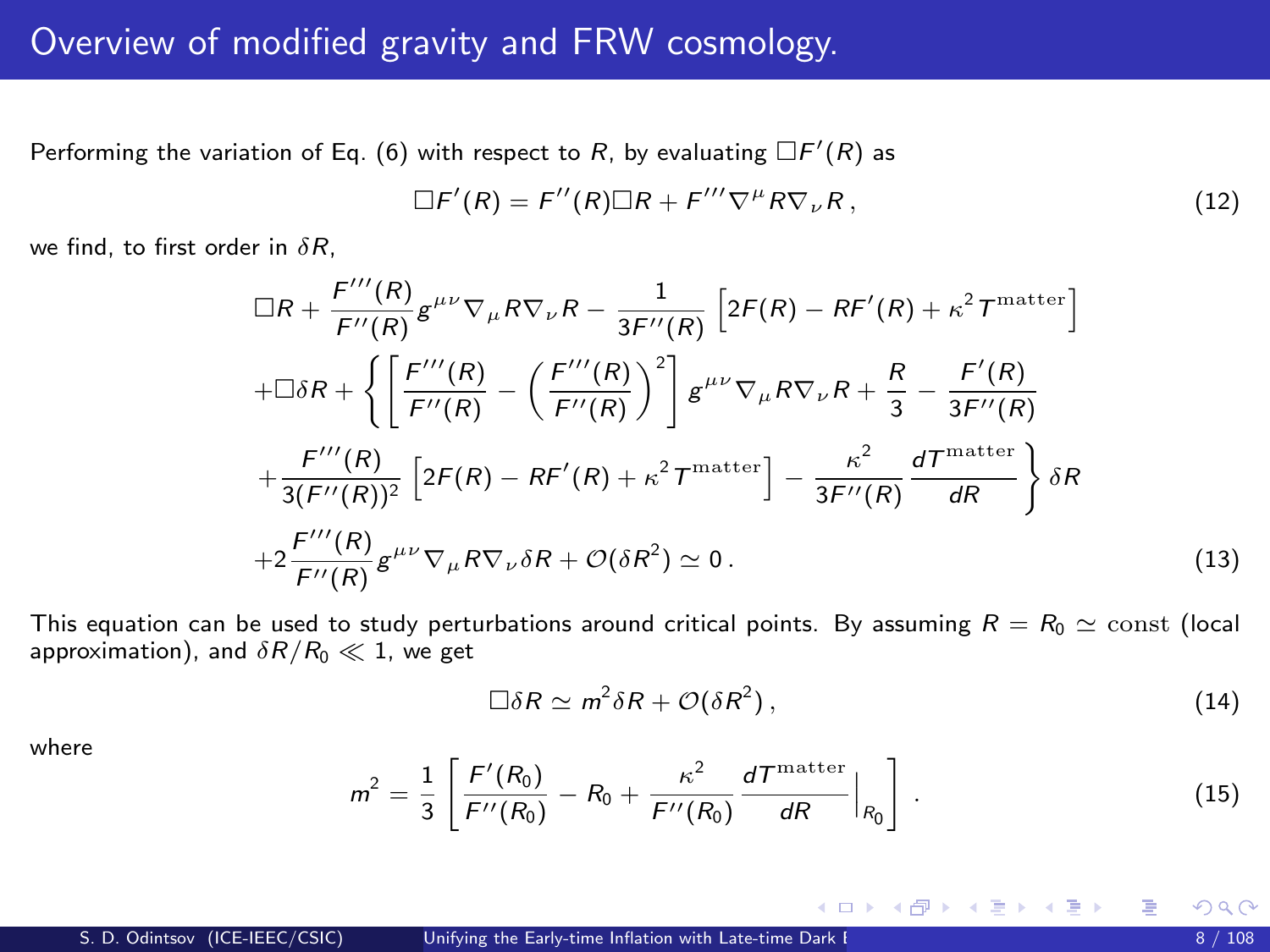# Overview of modified gravity and FRW cosmology.

Performing the variation of Eq. (6) with respect to $R$, by evaluating $\Box F'(R)$ as

$$\Box F'(R) = F''(R)\Box R + F''' \nabla^{\mu} R \nabla_{\nu} R \,, \tag{12}$$

we find, to first order in $\delta R$,

$$\begin{aligned}
&\Box R + \frac{F'''(R)}{F''(R)} g^{\mu\nu} \nabla_{\mu} R \nabla_{\nu} R - \frac{1}{3F''(R)} \left[ 2F(R) - RF'(R) + \kappa^2 T^{\mathrm{matter}} \right] \\
&+ \Box \delta R + \left\{ \left[ \frac{F'''(R)}{F''(R)} - \left( \frac{F'''(R)}{F''(R)} \right)^2 \right] g^{\mu\nu} \nabla_{\mu} R \nabla_{\nu} R + \frac{R}{3} - \frac{F'(R)}{3F''(R)} \right. \\
&\left. + \frac{F'''(R)}{3(F''(R))^2} \left[ 2F(R) - RF'(R) + \kappa^2 T^{\mathrm{matter}} \right] - \frac{\kappa^2}{3F''(R)} \frac{dT^{\mathrm{matter}}}{dR} \right\} \delta R \\
&+ 2 \frac{F'''(R)}{F''(R)} g^{\mu\nu} \nabla_{\mu} R \nabla_{\nu} \delta R + \mathcal{O}(\delta R^2) \simeq 0 \,.
\end{aligned} \tag{13}$$

This equation can be used to study perturbations around critical points. By assuming $R = R_0 \simeq \mathrm{const}$ (local approximation), and $\delta R / R_0 \ll 1$, we get

$$\Box \delta R \simeq m^2 \delta R + \mathcal{O}(\delta R^2) \,, \tag{14}$$

where

$$m^2 = \frac{1}{3} \left[ \frac{F'(R_0)}{F''(R_0)} - R_0 + \frac{\kappa^2}{F''(R_0)} \frac{dT^{\mathrm{matter}}}{dR} \Big|_{R_0} \right] . \tag{15}$$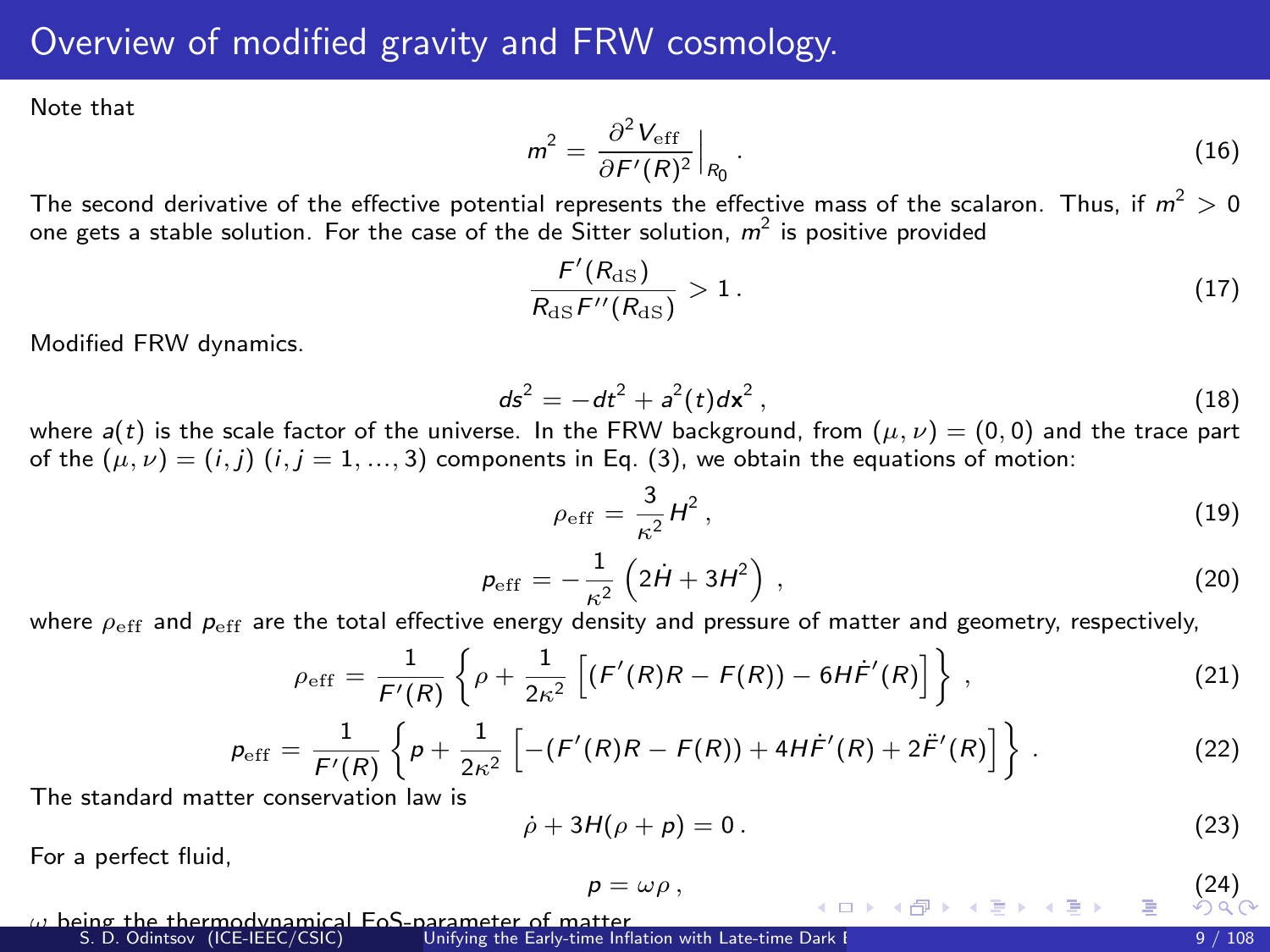# Overview of modified gravity and FRW cosmology.

Note that

$$m^2 = \frac{\partial^2 V_{\rm eff}}{\partial F'(R)^2}\Big|_{R_0} . \tag{16}$$

The second derivative of the effective potential represents the effective mass of the scalaron. Thus, if $m^2 > 0$ one gets a stable solution. For the case of the de Sitter solution, $m^2$ is positive provided

$$\frac{F'(R_{\rm dS})}{R_{\rm dS} F''(R_{\rm dS})} > 1 . \tag{17}$$

Modified FRW dynamics.

$$ds^2 = -dt^2 + a^2(t) d\mathbf{x}^2 , \tag{18}$$

where $a(t)$ is the scale factor of the universe. In the FRW background, from $(\mu, \nu) = (0, 0)$ and the trace part of the $(\mu, \nu) = (i, j)$ $(i, j = 1, ..., 3)$ components in Eq. (3), we obtain the equations of motion:

$$\rho_{\rm eff} = \frac{3}{\kappa^2} H^2 , \tag{19}$$

$$p_{\rm eff} = -\frac{1}{\kappa^2}\left(2\dot{H} + 3H^2\right) , \tag{20}$$

where $\rho_{\rm eff}$ and $p_{\rm eff}$ are the total effective energy density and pressure of matter and geometry, respectively,

$$\rho_{\rm eff} = \frac{1}{F'(R)}\left\{\rho + \frac{1}{2\kappa^2}\left[(F'(R)R - F(R)) - 6H\dot{F}'(R)\right]\right\} , \tag{21}$$

$$p_{\rm eff} = \frac{1}{F'(R)}\left\{p + \frac{1}{2\kappa^2}\left[-(F'(R)R - F(R)) + 4H\dot{F}'(R) + 2\ddot{F}'(R)\right]\right\} . \tag{22}$$

The standard matter conservation law is

$$\dot{\rho} + 3H(\rho + p) = 0 . \tag{23}$$

For a perfect fluid,

$$p = \omega \rho , \tag{24}$$

$\omega$ being the thermodynamical EoS-parameter of matter.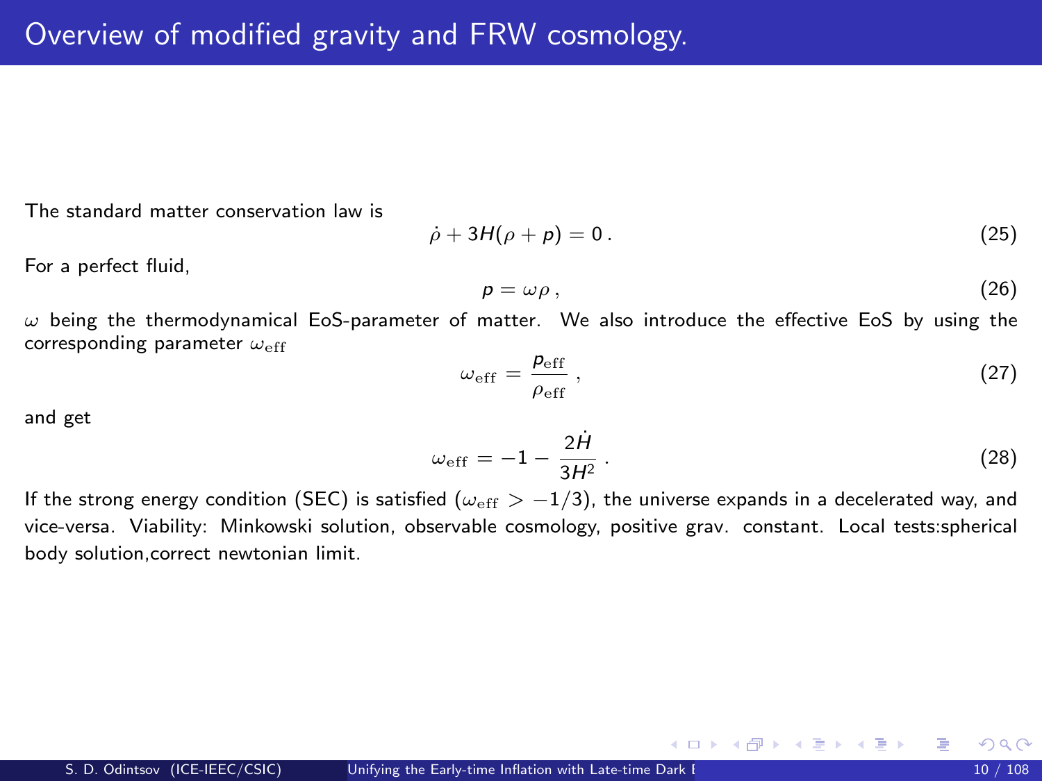# Overview of modified gravity and FRW cosmology.

The standard matter conservation law is

$$\dot{\rho} + 3H(\rho + p) = 0\,. \tag{25}$$

For a perfect fluid,

$$p = \omega \rho\,, \tag{26}$$

$\omega$ being the thermodynamical EoS-parameter of matter. We also introduce the effective EoS by using the corresponding parameter $\omega_{\rm eff}$

$$\omega_{\rm eff} = \frac{p_{\rm eff}}{\rho_{\rm eff}}\,, \tag{27}$$

and get

$$\omega_{\rm eff} = -1 - \frac{2\dot{H}}{3H^2}\,. \tag{28}$$

If the strong energy condition (SEC) is satisfied ($\omega_{\rm eff} > -1/3$), the universe expands in a decelerated way, and vice-versa. Viability: Minkowski solution, observable cosmology, positive grav. constant. Local tests:spherical body solution,correct newtonian limit.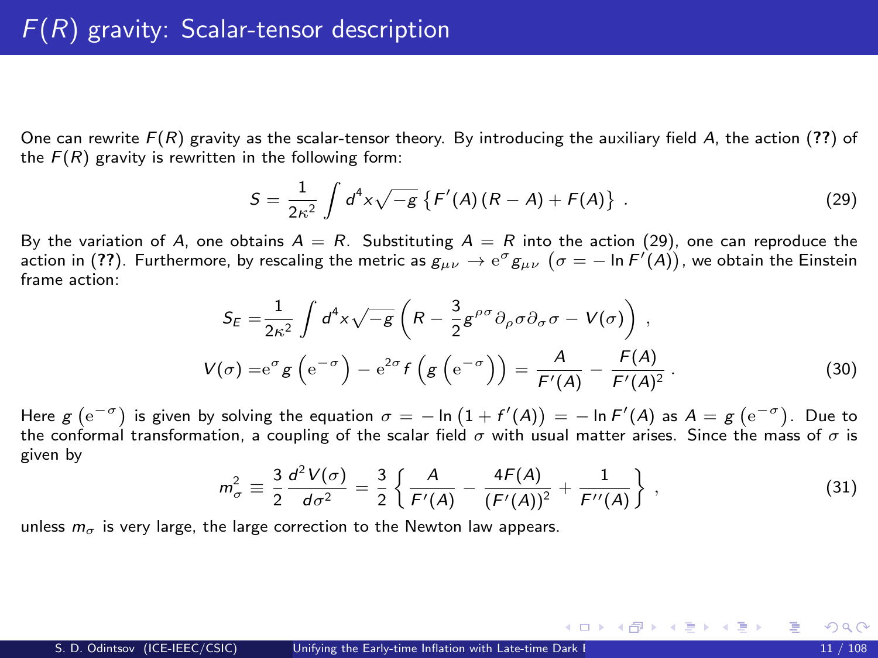# $F(R)$ gravity: Scalar-tensor description

One can rewrite $F(R)$ gravity as the scalar-tensor theory. By introducing the auxiliary field $A$, the action (**??**) of the $F(R)$ gravity is rewritten in the following form:

$$S = \frac{1}{2\kappa^2} \int d^4x \sqrt{-g} \left\{ F'(A) (R - A) + F(A) \right\} . \tag{29}$$

By the variation of $A$, one obtains $A = R$. Substituting $A = R$ into the action (29), one can reproduce the action in (**??**). Furthermore, by rescaling the metric as $g_{\mu\nu} \to \mathrm{e}^{\sigma} g_{\mu\nu}$ $\left(\sigma = -\ln F'(A)\right)$, we obtain the Einstein frame action:

$$\begin{aligned} S_E =& \frac{1}{2\kappa^2} \int d^4x \sqrt{-g} \left( R - \frac{3}{2} g^{\rho\sigma} \partial_\rho \sigma \partial_\sigma \sigma - V(\sigma) \right) , \\ V(\sigma) =& \mathrm{e}^{\sigma} g\left(\mathrm{e}^{-\sigma}\right) - \mathrm{e}^{2\sigma} f\left(g\left(\mathrm{e}^{-\sigma}\right)\right) = \frac{A}{F'(A)} - \frac{F(A)}{F'(A)^2} . \end{aligned} \tag{30}$$

Here $g\left(\mathrm{e}^{-\sigma}\right)$ is given by solving the equation $\sigma = -\ln\left(1 + f'(A)\right) = -\ln F'(A)$ as $A = g\left(\mathrm{e}^{-\sigma}\right)$. Due to the conformal transformation, a coupling of the scalar field $\sigma$ with usual matter arises. Since the mass of $\sigma$ is given by

$$m_\sigma^2 \equiv \frac{3}{2} \frac{d^2 V(\sigma)}{d\sigma^2} = \frac{3}{2} \left\{ \frac{A}{F'(A)} - \frac{4F(A)}{(F'(A))^2} + \frac{1}{F''(A)} \right\} , \tag{31}$$

unless $m_\sigma$ is very large, the large correction to the Newton law appears.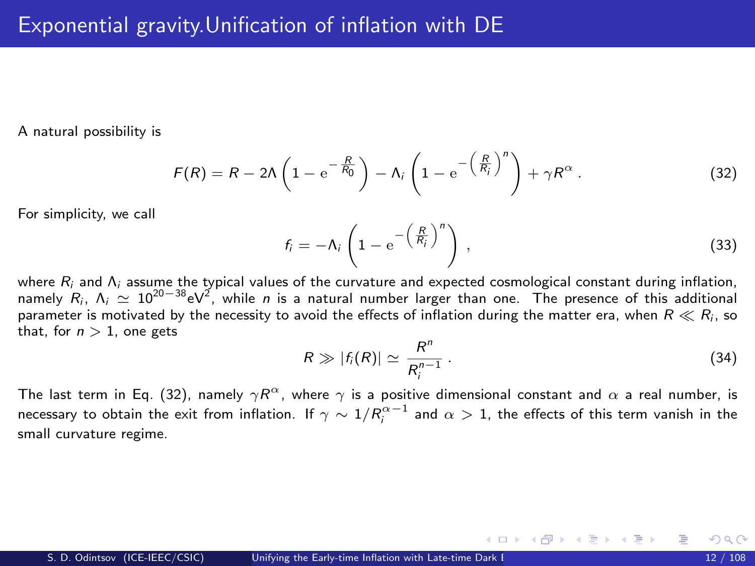# Exponential gravity.Unification of inflation with DE

A natural possibility is

$$F(R) = R - 2\Lambda\left(1 - \mathrm{e}^{-\frac{R}{R_0}}\right) - \Lambda_i\left(1 - \mathrm{e}^{-\left(\frac{R}{R_i}\right)^n}\right) + \gamma R^\alpha \,. \tag{32}$$

For simplicity, we call

$$f_i = -\Lambda_i\left(1 - \mathrm{e}^{-\left(\frac{R}{R_i}\right)^n}\right) \,, \tag{33}$$

where $R_i$ and $\Lambda_i$ assume the typical values of the curvature and expected cosmological constant during inflation, namely $R_i$, $\Lambda_i \simeq 10^{20-38}\mathrm{eV}^2$, while $n$ is a natural number larger than one. The presence of this additional parameter is motivated by the necessity to avoid the effects of inflation during the matter era, when $R \ll R_i$, so that, for $n > 1$, one gets

$$R \gg |f_i(R)| \simeq \frac{R^n}{R_i^{n-1}} \,. \tag{34}$$

The last term in Eq. (32), namely $\gamma R^\alpha$, where $\gamma$ is a positive dimensional constant and $\alpha$ a real number, is necessary to obtain the exit from inflation. If $\gamma \sim 1/R_i^{\alpha-1}$ and $\alpha > 1$, the effects of this term vanish in the small curvature regime.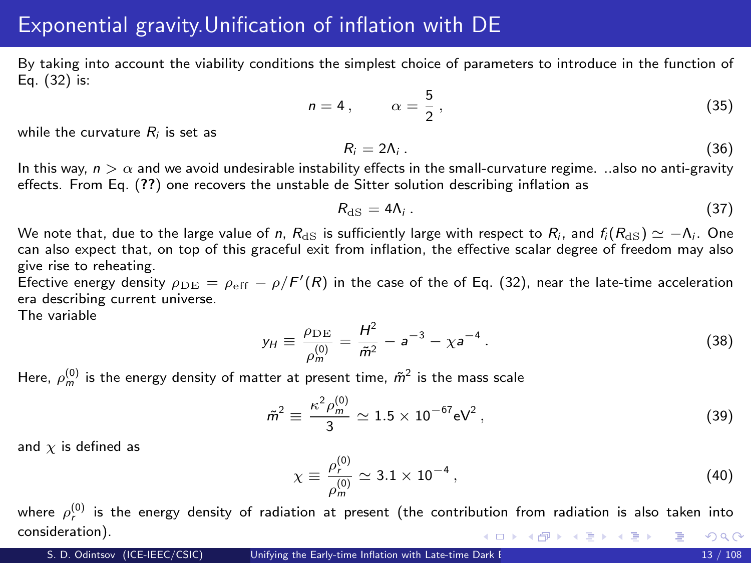# Exponential gravity.Unification of inflation with DE

By taking into account the viability conditions the simplest choice of parameters to introduce in the function of Eq. (32) is:

$$n = 4\,, \qquad \alpha = \frac{5}{2}\,, \tag{35}$$

while the curvature $R_i$ is set as

$$R_i = 2\Lambda_i\,. \tag{36}$$

In this way, $n > \alpha$ and we avoid undesirable instability effects in the small-curvature regime. ..also no anti-gravity effects. From Eq. (**??**) one recovers the unstable de Sitter solution describing inflation as

$$R_{\mathrm{dS}} = 4\Lambda_i\,. \tag{37}$$

We note that, due to the large value of $n$, $R_{\mathrm{dS}}$ is sufficiently large with respect to $R_i$, and $f_i(R_{\mathrm{dS}}) \simeq -\Lambda_i$. One can also expect that, on top of this graceful exit from inflation, the effective scalar degree of freedom may also give rise to reheating.

Efective energy density $\rho_{\mathrm{DE}} = \rho_{\mathrm{eff}} - \rho/F'(R)$ in the case of the of Eq. (32), near the late-time acceleration era describing current universe.

The variable

$$y_H \equiv \frac{\rho_{\mathrm{DE}}}{\rho_m^{(0)}} = \frac{H^2}{\tilde{m}^2} - a^{-3} - \chi a^{-4}\,. \tag{38}$$

Here, $\rho_m^{(0)}$ is the energy density of matter at present time, $\tilde{m}^2$ is the mass scale

$$\tilde{m}^2 \equiv \frac{\kappa^2 \rho_m^{(0)}}{3} \simeq 1.5 \times 10^{-67}\mathrm{eV}^2\,, \tag{39}$$

and $\chi$ is defined as

$$\chi \equiv \frac{\rho_r^{(0)}}{\rho_m^{(0)}} \simeq 3.1 \times 10^{-4}\,, \tag{40}$$

where $\rho_r^{(0)}$ is the energy density of radiation at present (the contribution from radiation is also taken into consideration).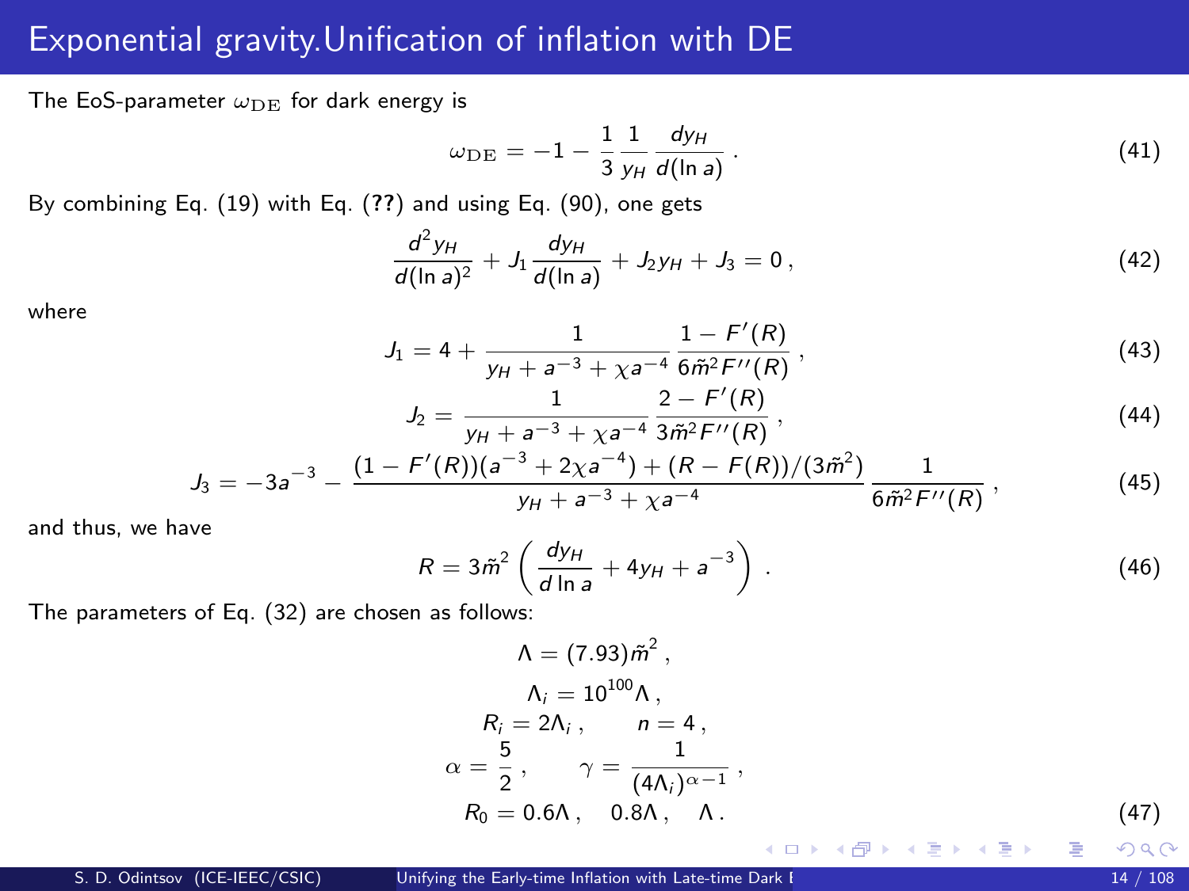# Exponential gravity.Unification of inflation with DE

The EoS-parameter $\omega_{\rm DE}$ for dark energy is

$$\omega_{\rm DE} = -1 - \frac{1}{3}\frac{1}{y_H}\frac{dy_H}{d(\ln a)} \,. \tag{41}$$

By combining Eq. (19) with Eq. (**??**) and using Eq. (90), one gets

$$\frac{d^2 y_H}{d(\ln a)^2} + J_1 \frac{dy_H}{d(\ln a)} + J_2 y_H + J_3 = 0 \,, \tag{42}$$

where

$$J_1 = 4 + \frac{1}{y_H + a^{-3} + \chi a^{-4}} \frac{1 - F'(R)}{6\tilde{m}^2 F''(R)} \,, \tag{43}$$

$$J_2 = \frac{1}{y_H + a^{-3} + \chi a^{-4}} \frac{2 - F'(R)}{3\tilde{m}^2 F''(R)} \,, \tag{44}$$

$$J_3 = -3a^{-3} - \frac{(1 - F'(R))(a^{-3} + 2\chi a^{-4}) + (R - F(R))/(3\tilde{m}^2)}{y_H + a^{-3} + \chi a^{-4}} \frac{1}{6\tilde{m}^2 F''(R)} \,, \tag{45}$$

and thus, we have

$$R = 3\tilde{m}^2 \left( \frac{dy_H}{d\ln a} + 4y_H + a^{-3} \right) \,. \tag{46}$$

The parameters of Eq. (32) are chosen as follows:

$$\begin{gathered}
\Lambda = (7.93)\tilde{m}^2 \,, \\
\Lambda_i = 10^{100}\Lambda \,, \\
R_i = 2\Lambda_i \,, \qquad n = 4 \,, \\
\alpha = \frac{5}{2} \,, \qquad \gamma = \frac{1}{(4\Lambda_i)^{\alpha - 1}} \,, \\
R_0 = 0.6\Lambda \,, \quad 0.8\Lambda \,, \quad \Lambda \,.
\end{gathered} \tag{47}$$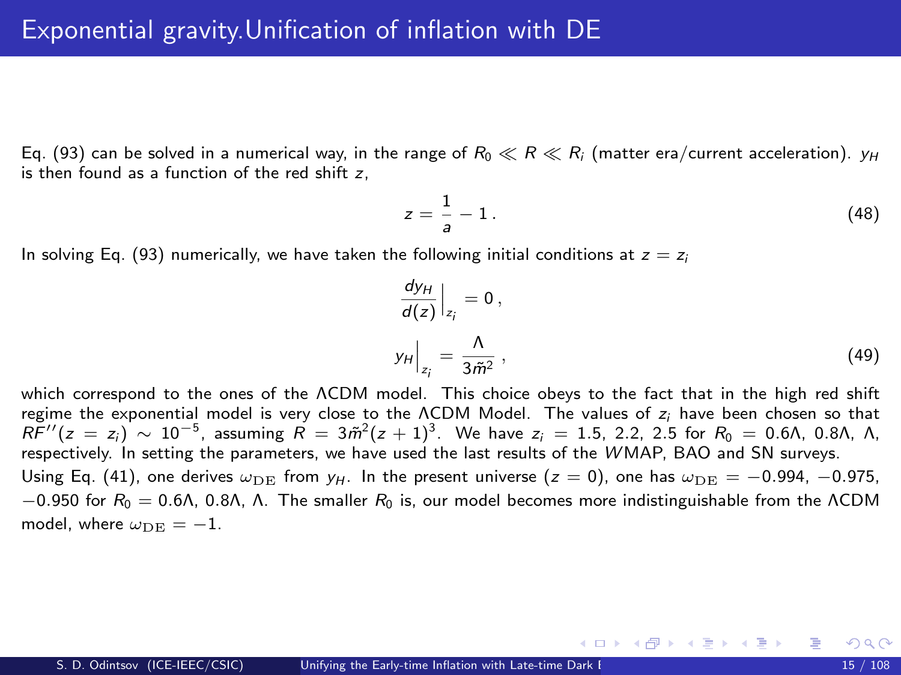# Exponential gravity.Unification of inflation with DE

Eq. (93) can be solved in a numerical way, in the range of $R_0 \ll R \ll R_i$ (matter era/current acceleration). $y_H$ is then found as a function of the red shift $z$,

$$z = \frac{1}{a} - 1\,. \tag{48}$$

In solving Eq. (93) numerically, we have taken the following initial conditions at $z = z_i$

$$\frac{dy_H}{d(z)}\Big|_{z_i} = 0\,,$$
$$y_H\Big|_{z_i} = \frac{\Lambda}{3\tilde{m}^2}\,, \tag{49}$$

which correspond to the ones of the ΛCDM model. This choice obeys to the fact that in the high red shift regime the exponential model is very close to the ΛCDM Model. The values of $z_i$ have been chosen so that $RF''(z = z_i) \sim 10^{-5}$, assuming $R = 3\tilde{m}^2(z+1)^3$. We have $z_i = 1.5,\ 2.2,\ 2.5$ for $R_0 = 0.6\Lambda,\ 0.8\Lambda,\ \Lambda$, respectively. In setting the parameters, we have used the last results of the WMAP, BAO and SN surveys.

Using Eq. (41), one derives $\omega_{\rm DE}$ from $y_H$. In the present universe ($z = 0$), one has $\omega_{\rm DE} = -0.994,\ -0.975,\ -0.950$ for $R_0 = 0.6\Lambda,\ 0.8\Lambda,\ \Lambda$. The smaller $R_0$ is, our model becomes more indistinguishable from the ΛCDM model, where $\omega_{\rm DE} = -1$.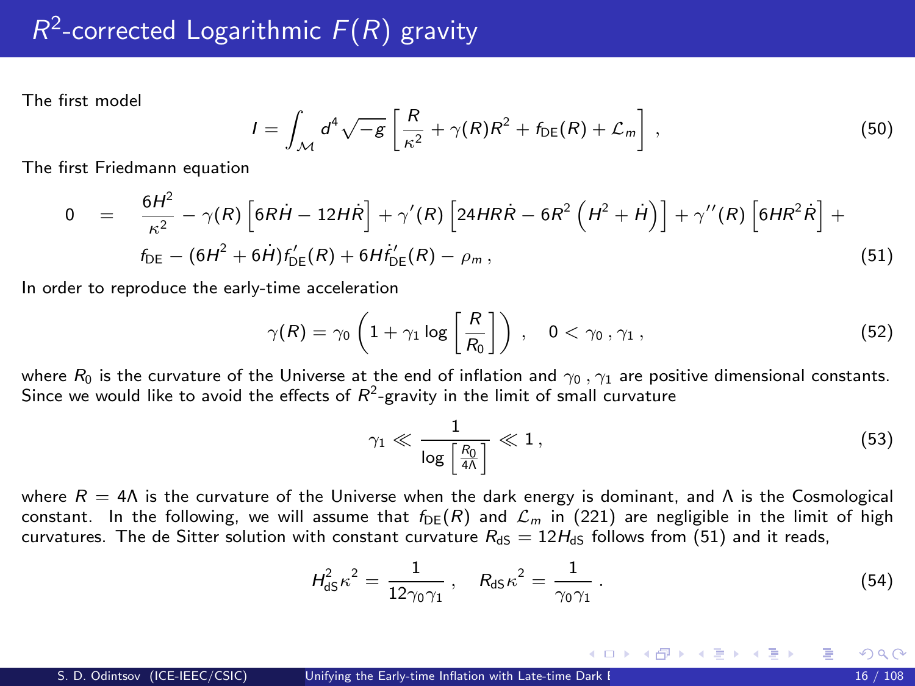# $R^2$-corrected Logarithmic $F(R)$ gravity

The first model

$$I = \int_{\mathcal{M}} d^4 \sqrt{-g} \left[ \frac{R}{\kappa^2} + \gamma(R) R^2 + f_{\rm DE}(R) + \mathcal{L}_m \right] , \tag{50}$$

The first Friedmann equation

$$\begin{aligned} 0 \quad = \quad & \frac{6H^2}{\kappa^2} - \gamma(R) \left[ 6R\dot{H} - 12H\dot{R} \right] + \gamma'(R) \left[ 24HR\dot{R} - 6R^2 \left( H^2 + \dot{H} \right) \right] + \gamma''(R) \left[ 6HR^2 \dot{R} \right] + \\ & f_{\rm DE} - (6H^2 + 6\dot{H}) f'_{\rm DE}(R) + 6H\dot{f}'_{\rm DE}(R) - \rho_m \, , \end{aligned} \tag{51}$$

In order to reproduce the early-time acceleration

$$\gamma(R) = \gamma_0 \left( 1 + \gamma_1 \log \left[ \frac{R}{R_0} \right] \right) , \quad 0 < \gamma_0 \, , \gamma_1 \, , \tag{52}$$

where $R_0$ is the curvature of the Universe at the end of inflation and $\gamma_0 \, , \gamma_1$ are positive dimensional constants. Since we would like to avoid the effects of $R^2$-gravity in the limit of small curvature

$$\gamma_1 \ll \frac{1}{\log \left[ \frac{R_0}{4\Lambda} \right]} \ll 1 \, , \tag{53}$$

where $R = 4\Lambda$ is the curvature of the Universe when the dark energy is dominant, and $\Lambda$ is the Cosmological constant. In the following, we will assume that $f_{\rm DE}(R)$ and $\mathcal{L}_m$ in (221) are negligible in the limit of high curvatures. The de Sitter solution with constant curvature $R_{\rm dS} = 12H_{\rm dS}$ follows from (51) and it reads,

$$H_{\rm dS}^2 \kappa^2 = \frac{1}{12\gamma_0\gamma_1} \, , \quad R_{\rm dS} \kappa^2 = \frac{1}{\gamma_0\gamma_1} \, . \tag{54}$$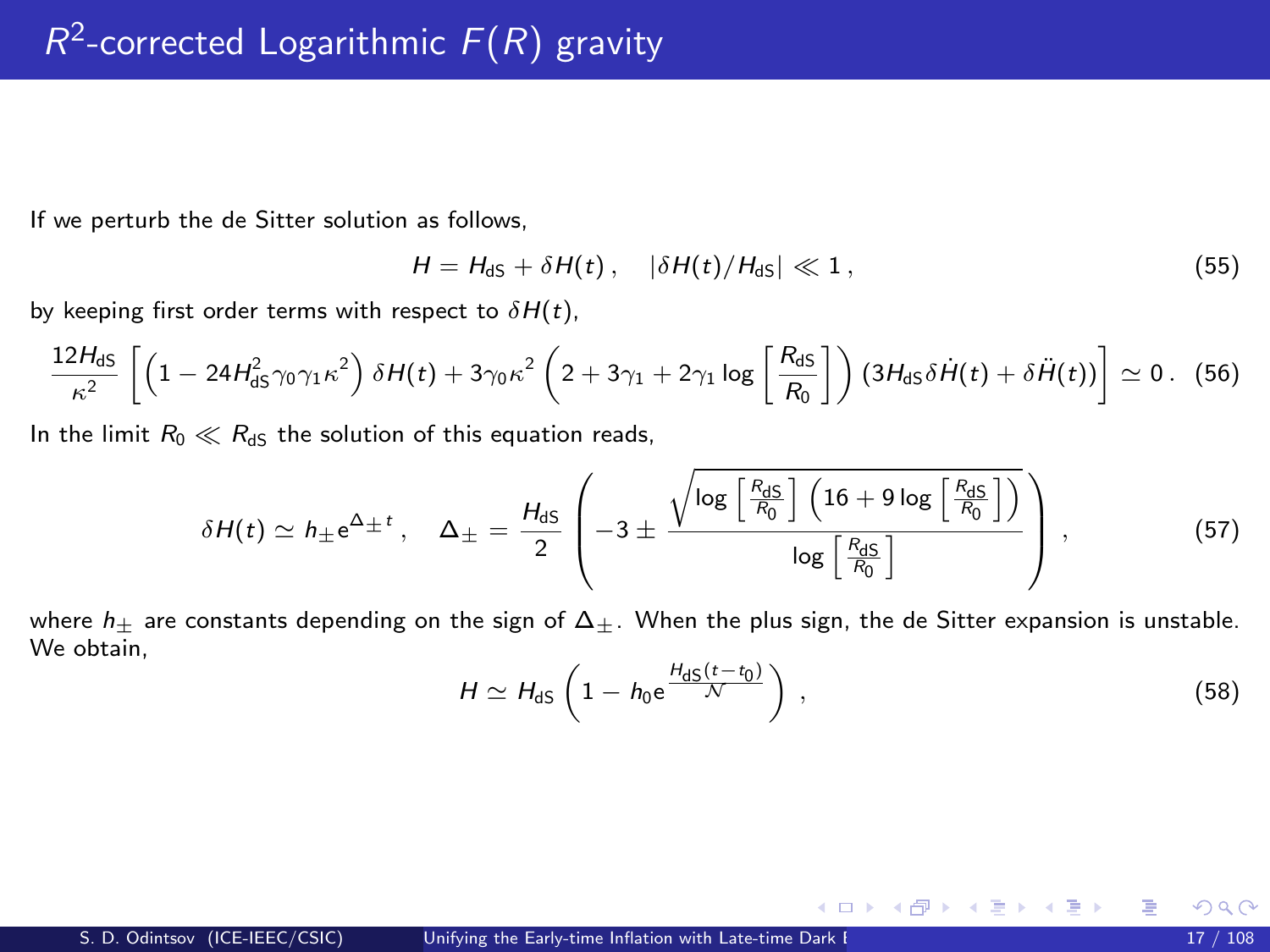# $R^2$-corrected Logarithmic $F(R)$ gravity

If we perturb the de Sitter solution as follows,

$$H = H_{\mathrm{dS}} + \delta H(t)\,, \quad |\delta H(t)/H_{\mathrm{dS}}| \ll 1\,, \tag{55}$$

by keeping first order terms with respect to $\delta H(t)$,

$$\frac{12 H_{\mathrm{dS}}}{\kappa^2}\left[\left(1 - 24 H_{\mathrm{dS}}^2 \gamma_0 \gamma_1 \kappa^2\right)\delta H(t) + 3\gamma_0 \kappa^2 \left(2 + 3\gamma_1 + 2\gamma_1 \log\left[\frac{R_{\mathrm{dS}}}{R_0}\right]\right)\left(3 H_{\mathrm{dS}} \delta \dot{H}(t) + \delta \ddot{H}(t)\right)\right] \simeq 0\,. \tag{56}$$

In the limit $R_0 \ll R_{\mathrm{dS}}$ the solution of this equation reads,

$$\delta H(t) \simeq h_{\pm} \mathrm{e}^{\Delta_{\pm} t}\,, \quad \Delta_{\pm} = \frac{H_{\mathrm{dS}}}{2}\left(-3 \pm \frac{\sqrt{\log\left[\frac{R_{\mathrm{dS}}}{R_0}\right]\left(16 + 9\log\left[\frac{R_{\mathrm{dS}}}{R_0}\right]\right)}}{\log\left[\frac{R_{\mathrm{dS}}}{R_0}\right]}\right)\,, \tag{57}$$

where $h_{\pm}$ are constants depending on the sign of $\Delta_{\pm}$. When the plus sign, the de Sitter expansion is unstable. We obtain,

$$H \simeq H_{\mathrm{dS}}\left(1 - h_0 \mathrm{e}^{\frac{H_{\mathrm{dS}}(t - t_0)}{\mathcal{N}}}\right)\,, \tag{58}$$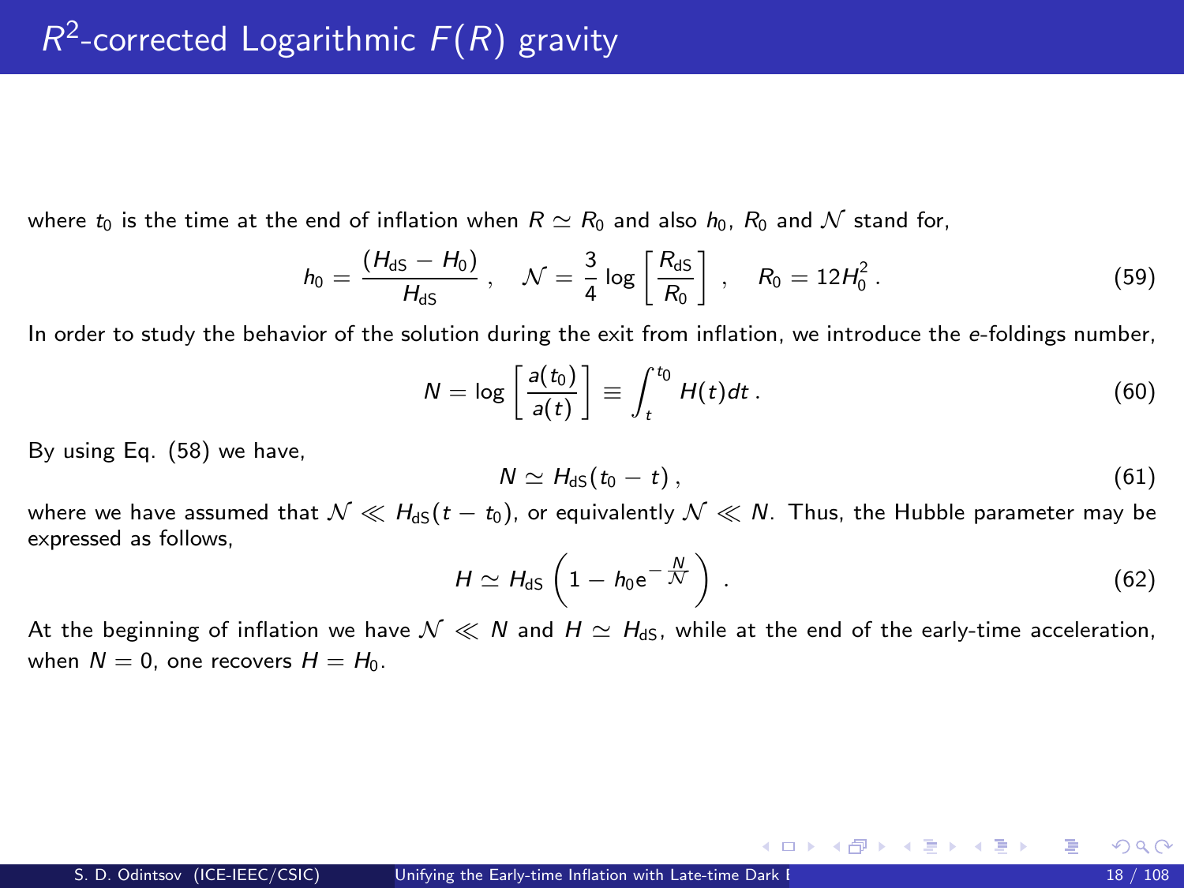# $R^2$-corrected Logarithmic $F(R)$ gravity

where $t_0$ is the time at the end of inflation when $R \simeq R_0$ and also $h_0$, $R_0$ and $\mathcal{N}$ stand for,

$$h_0 = \frac{(H_{\rm dS} - H_0)}{H_{\rm dS}}\,, \quad \mathcal{N} = \frac{3}{4}\log\left[\frac{R_{\rm dS}}{R_0}\right]\,, \quad R_0 = 12H_0^2\,. \tag{59}$$

In order to study the behavior of the solution during the exit from inflation, we introduce the *e*-foldings number,

$$N = \log\left[\frac{a(t_0)}{a(t)}\right] \equiv \int_t^{t_0} H(t)dt\,. \tag{60}$$

By using Eq. (58) we have,

$$N \simeq H_{\rm dS}(t_0 - t)\,, \tag{61}$$

where we have assumed that $\mathcal{N} \ll H_{\rm dS}(t - t_0)$, or equivalently $\mathcal{N} \ll N$. Thus, the Hubble parameter may be expressed as follows,

$$H \simeq H_{\rm dS}\left(1 - h_0 e^{-\frac{N}{\mathcal{N}}}\right)\,. \tag{62}$$

At the beginning of inflation we have $\mathcal{N} \ll N$ and $H \simeq H_{\rm dS}$, while at the end of the early-time acceleration, when $N = 0$, one recovers $H = H_0$.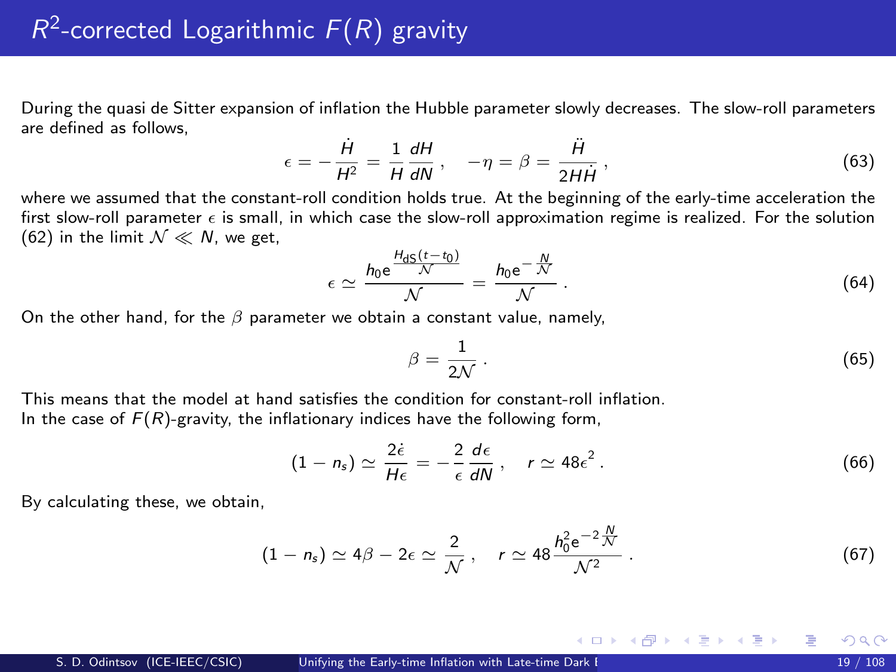# $R^2$-corrected Logarithmic $F(R)$ gravity

During the quasi de Sitter expansion of inflation the Hubble parameter slowly decreases. The slow-roll parameters are defined as follows,

$$\epsilon = -\frac{\dot{H}}{H^2} = \frac{1}{H}\frac{dH}{dN}\,, \quad -\eta = \beta = \frac{\ddot{H}}{2H\dot{H}}\,, \tag{63}$$

where we assumed that the constant-roll condition holds true. At the beginning of the early-time acceleration the first slow-roll parameter $\epsilon$ is small, in which case the slow-roll approximation regime is realized. For the solution (62) in the limit $\mathcal{N} \ll N$, we get,

$$\epsilon \simeq \frac{h_0 e^{\frac{H_{\rm dS}(t-t_0)}{\mathcal{N}}}}{\mathcal{N}} = \frac{h_0 e^{-\frac{N}{\mathcal{N}}}}{\mathcal{N}}\,. \tag{64}$$

On the other hand, for the $\beta$ parameter we obtain a constant value, namely,

$$\beta = \frac{1}{2\mathcal{N}}\,. \tag{65}$$

This means that the model at hand satisfies the condition for constant-roll inflation.
In the case of $F(R)$-gravity, the inflationary indices have the following form,

$$(1-n_s) \simeq \frac{2\dot{\epsilon}}{H\epsilon} = -\frac{2}{\epsilon}\frac{d\epsilon}{dN}\,, \quad r \simeq 48\epsilon^2\,. \tag{66}$$

By calculating these, we obtain,

$$(1-n_s) \simeq 4\beta - 2\epsilon \simeq \frac{2}{\mathcal{N}}\,, \quad r \simeq 48\frac{h_0^2 e^{-2\frac{N}{\mathcal{N}}}}{\mathcal{N}^2}\,. \tag{67}$$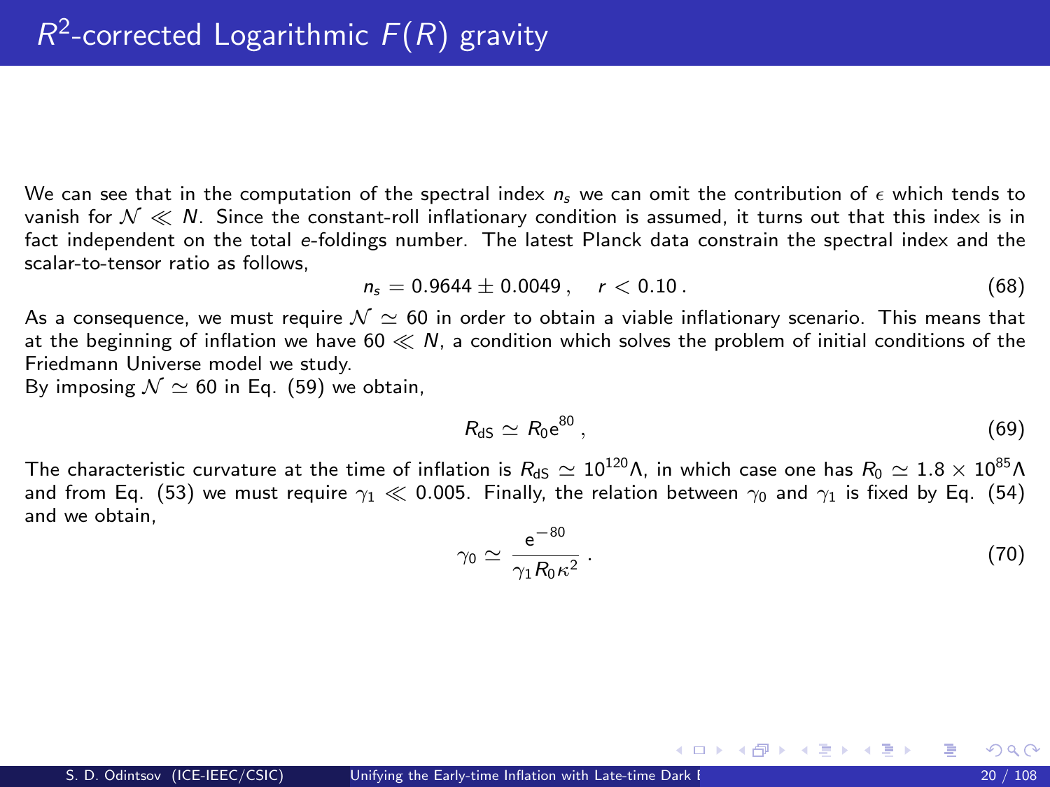# $R^2$-corrected Logarithmic $F(R)$ gravity

We can see that in the computation of the spectral index $n_s$ we can omit the contribution of $\epsilon$ which tends to vanish for $\mathcal{N} \ll N$. Since the constant-roll inflationary condition is assumed, it turns out that this index is in fact independent on the total $e$-foldings number. The latest Planck data constrain the spectral index and the scalar-to-tensor ratio as follows,

$$n_s = 0.9644 \pm 0.0049 \,, \quad r < 0.10 \,. \tag{68}$$

As a consequence, we must require $\mathcal{N} \simeq 60$ in order to obtain a viable inflationary scenario. This means that at the beginning of inflation we have $60 \ll N$, a condition which solves the problem of initial conditions of the Friedmann Universe model we study.
By imposing $\mathcal{N} \simeq 60$ in Eq. (59) we obtain,

$$R_{\text{dS}} \simeq R_0 \mathrm{e}^{80} \,, \tag{69}$$

The characteristic curvature at the time of inflation is $R_{\text{dS}} \simeq 10^{120}\Lambda$, in which case one has $R_0 \simeq 1.8 \times 10^{85}\Lambda$ and from Eq. (53) we must require $\gamma_1 \ll 0.005$. Finally, the relation between $\gamma_0$ and $\gamma_1$ is fixed by Eq. (54) and we obtain,

$$\gamma_0 \simeq \frac{\mathrm{e}^{-80}}{\gamma_1 R_0 \kappa^2} \,. \tag{70}$$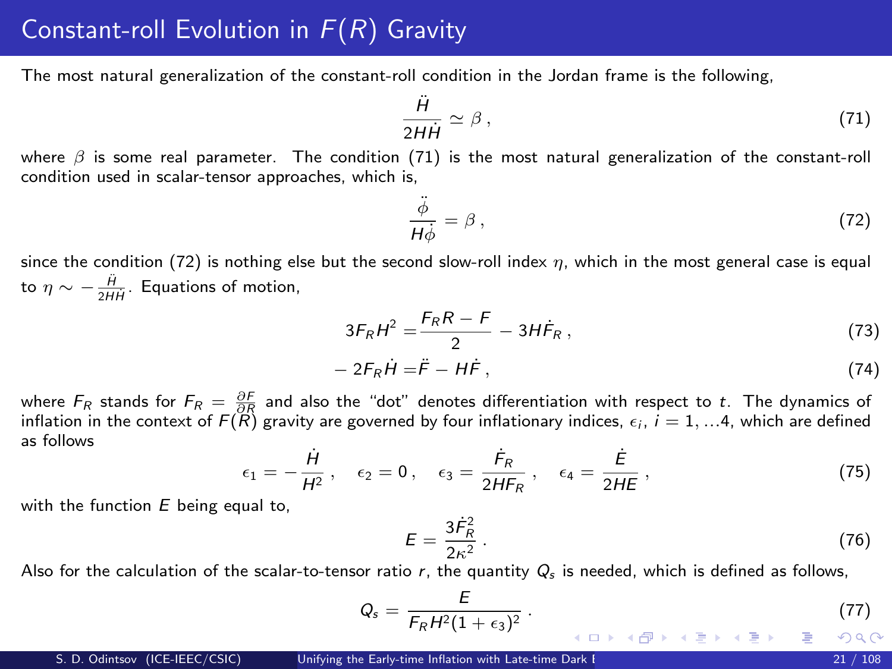# Constant-roll Evolution in $F(R)$ Gravity

The most natural generalization of the constant-roll condition in the Jordan frame is the following,

$$\frac{\ddot{H}}{2H\dot{H}} \simeq \beta \,, \tag{71}$$

where $\beta$ is some real parameter. The condition (71) is the most natural generalization of the constant-roll condition used in scalar-tensor approaches, which is,

$$\frac{\ddot{\phi}}{H\dot{\phi}} = \beta \,, \tag{72}$$

since the condition (72) is nothing else but the second slow-roll index $\eta$, which in the most general case is equal to $\eta \sim -\frac{\ddot{H}}{2H\dot{H}}$. Equations of motion,

$$3F_R H^2 = \frac{F_R R - F}{2} - 3H\dot{F}_R \,, \tag{73}$$

$$-2F_R\dot{H} = \ddot{F} - H\dot{F} \,, \tag{74}$$

where $F_R$ stands for $F_R = \frac{\partial F}{\partial R}$ and also the "dot" denotes differentiation with respect to $t$. The dynamics of inflation in the context of $F(R)$ gravity are governed by four inflationary indices, $\epsilon_i$, $i = 1, \dots 4$, which are defined as follows

$$\epsilon_1 = -\frac{\dot{H}}{H^2} \,, \quad \epsilon_2 = 0 \,, \quad \epsilon_3 = \frac{\dot{F}_R}{2HF_R} \,, \quad \epsilon_4 = \frac{\dot{E}}{2HE} \,, \tag{75}$$

with the function $E$ being equal to,

$$E = \frac{3\dot{F}_R^2}{2\kappa^2} \,. \tag{76}$$

Also for the calculation of the scalar-to-tensor ratio $r$, the quantity $Q_s$ is needed, which is defined as follows,

$$Q_s = \frac{E}{F_R H^2 (1+\epsilon_3)^2} \,. \tag{77}$$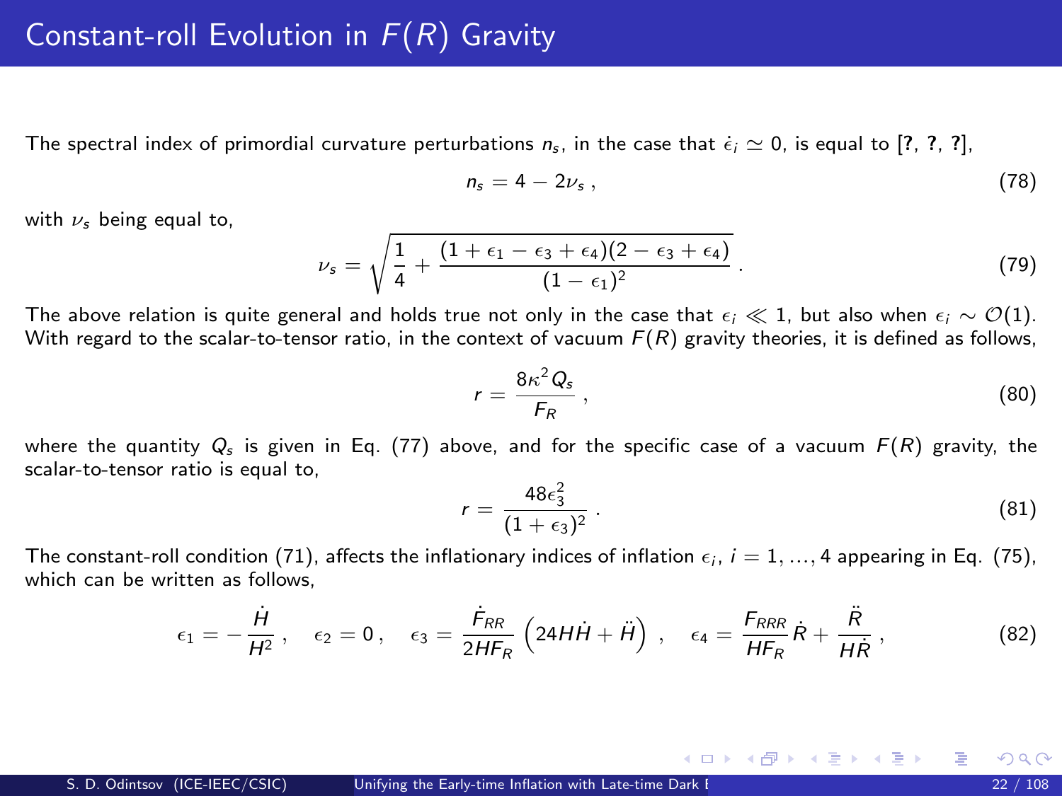# Constant-roll Evolution in $F(R)$ Gravity

The spectral index of primordial curvature perturbations $n_s$, in the case that $\dot{\epsilon}_i \simeq 0$, is equal to [?, ?, ?],

$$n_s = 4 - 2\nu_s \,, \tag{78}$$

with $\nu_s$ being equal to,

$$\nu_s = \sqrt{\frac{1}{4} + \frac{(1+\epsilon_1-\epsilon_3+\epsilon_4)(2-\epsilon_3+\epsilon_4)}{(1-\epsilon_1)^2}} \,. \tag{79}$$

The above relation is quite general and holds true not only in the case that $\epsilon_i \ll 1$, but also when $\epsilon_i \sim \mathcal{O}(1)$. With regard to the scalar-to-tensor ratio, in the context of vacuum $F(R)$ gravity theories, it is defined as follows,

$$r = \frac{8\kappa^2 Q_s}{F_R} \,, \tag{80}$$

where the quantity $Q_s$ is given in Eq. (77) above, and for the specific case of a vacuum $F(R)$ gravity, the scalar-to-tensor ratio is equal to,

$$r = \frac{48\epsilon_3^2}{(1+\epsilon_3)^2} \,. \tag{81}$$

The constant-roll condition (71), affects the inflationary indices of inflation $\epsilon_i$, $i = 1, \ldots, 4$ appearing in Eq. (75), which can be written as follows,

$$\epsilon_1 = -\frac{\dot{H}}{H^2} \,, \quad \epsilon_2 = 0 \,, \quad \epsilon_3 = \frac{\dot{F}_{RR}}{2HF_R}\left(24H\dot{H} + \ddot{H}\right) \,, \quad \epsilon_4 = \frac{F_{RRR}}{HF_R}\dot{R} + \frac{\ddot{R}}{H\dot{R}} \,, \tag{82}$$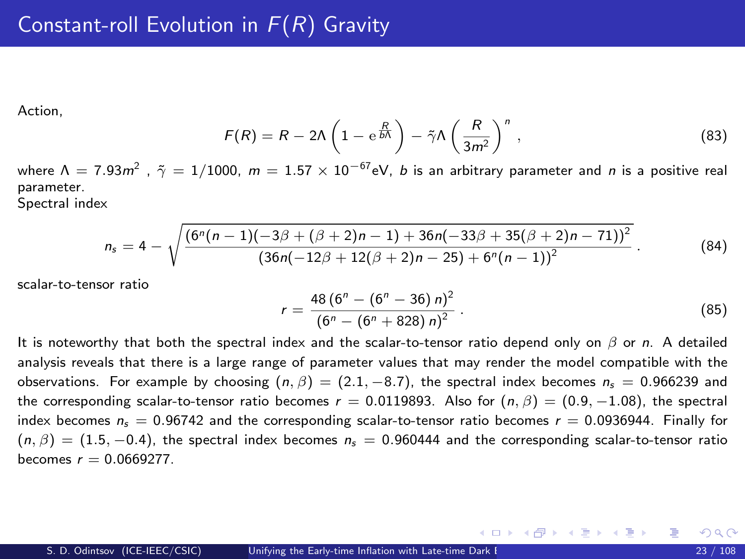# Constant-roll Evolution in $F(R)$ Gravity

Action,

$$F(R) = R - 2\Lambda \left(1 - \mathrm{e}^{\frac{R}{b\Lambda}}\right) - \tilde{\gamma}\Lambda \left(\frac{R}{3m^2}\right)^n , \tag{83}$$

where $\Lambda = 7.93m^2$ , $\tilde{\gamma} = 1/1000$, $m = 1.57 \times 10^{-67}$eV, $b$ is an arbitrary parameter and $n$ is a positive real parameter.

Spectral index

$$n_s = 4 - \sqrt{\frac{\left(6^n(n-1)(-3\beta + (\beta+2)n - 1) + 36n(-33\beta + 35(\beta+2)n - 71)\right)^2}{\left(36n(-12\beta + 12(\beta+2)n - 25) + 6^n(n-1)\right)^2}} . \tag{84}$$

scalar-to-tensor ratio

$$r = \frac{48\left(6^n - (6^n - 36)\, n\right)^2}{\left(6^n - (6^n + 828)\, n\right)^2} . \tag{85}$$

It is noteworthy that both the spectral index and the scalar-to-tensor ratio depend only on $\beta$ or $n$. A detailed analysis reveals that there is a large range of parameter values that may render the model compatible with the observations. For example by choosing $(n, \beta) = (2.1, -8.7)$, the spectral index becomes $n_s = 0.966239$ and the corresponding scalar-to-tensor ratio becomes $r = 0.0119893$. Also for $(n, \beta) = (0.9, -1.08)$, the spectral index becomes $n_s = 0.96742$ and the corresponding scalar-to-tensor ratio becomes $r = 0.0936944$. Finally for $(n, \beta) = (1.5, -0.4)$, the spectral index becomes $n_s = 0.960444$ and the corresponding scalar-to-tensor ratio becomes $r = 0.0669277$.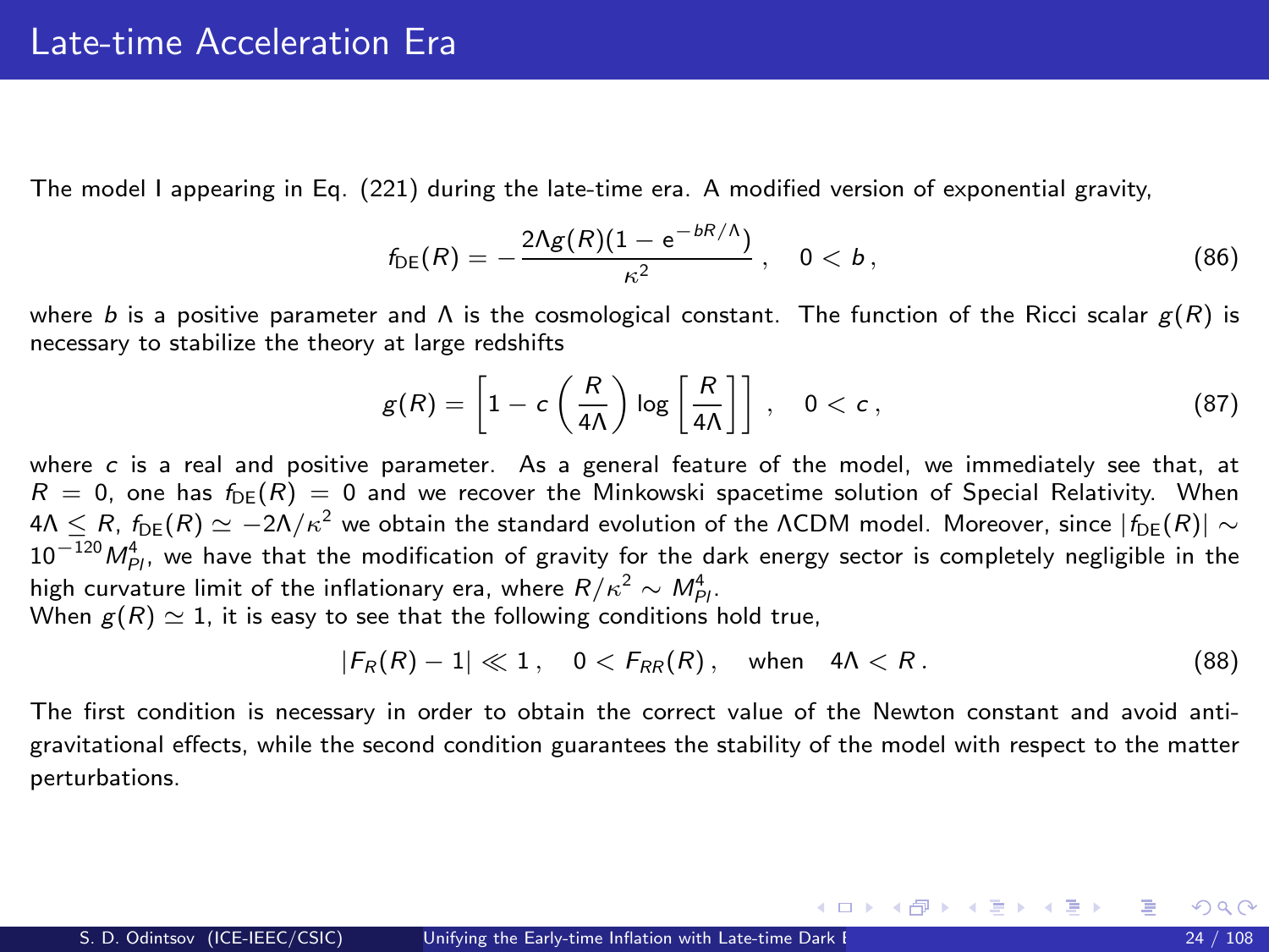# Late-time Acceleration Era

The model I appearing in Eq. (221) during the late-time era. A modified version of exponential gravity,

$$f_{\rm DE}(R) = -\frac{2\Lambda g(R)(1 - \mathrm{e}^{-bR/\Lambda})}{\kappa^2}\,, \quad 0 < b\,, \tag{86}$$

where $b$ is a positive parameter and $\Lambda$ is the cosmological constant. The function of the Ricci scalar $g(R)$ is necessary to stabilize the theory at large redshifts

$$g(R) = \left[1 - c\left(\frac{R}{4\Lambda}\right)\log\left[\frac{R}{4\Lambda}\right]\right]\,, \quad 0 < c\,, \tag{87}$$

where $c$ is a real and positive parameter. As a general feature of the model, we immediately see that, at $R = 0$, one has $f_{\rm DE}(R) = 0$ and we recover the Minkowski spacetime solution of Special Relativity. When $4\Lambda \leq R$, $f_{\rm DE}(R) \simeq -2\Lambda/\kappa^2$ we obtain the standard evolution of the $\Lambda$CDM model. Moreover, since $|f_{\rm DE}(R)| \sim 10^{-120}M_{Pl}^4$, we have that the modification of gravity for the dark energy sector is completely negligible in the high curvature limit of the inflationary era, where $R/\kappa^2 \sim M_{Pl}^4$.

When $g(R) \simeq 1$, it is easy to see that the following conditions hold true,

$$|F_R(R) - 1| \ll 1\,, \quad 0 < F_{RR}(R)\,, \quad \text{when} \quad 4\Lambda < R\,. \tag{88}$$

The first condition is necessary in order to obtain the correct value of the Newton constant and avoid anti-gravitational effects, while the second condition guarantees the stability of the model with respect to the matter perturbations.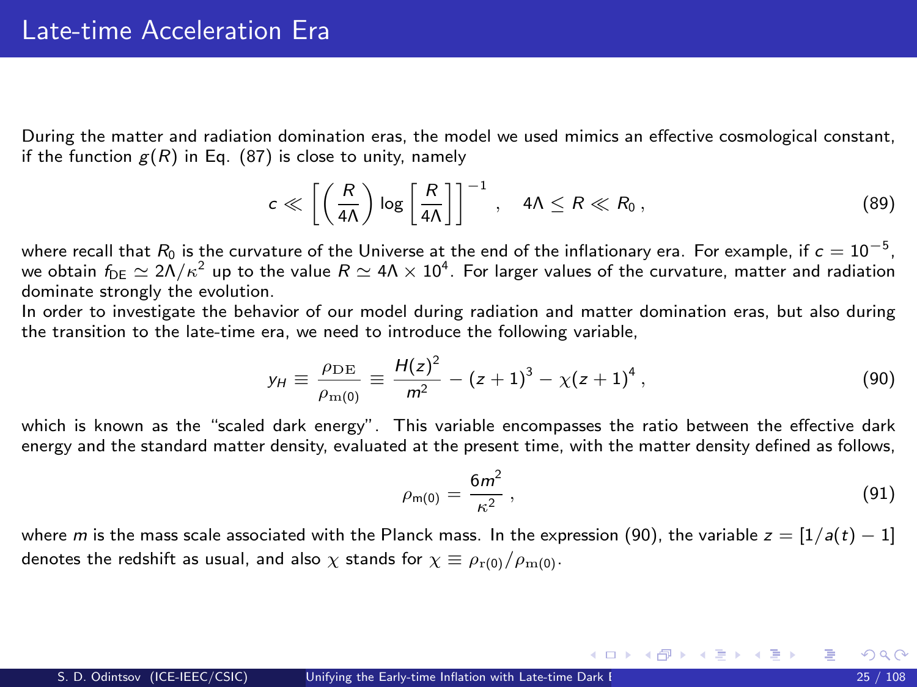# Late-time Acceleration Era

During the matter and radiation domination eras, the model we used mimics an effective cosmological constant, if the function $g(R)$ in Eq. (87) is close to unity, namely

$$c \ll \left[ \left( \frac{R}{4\Lambda} \right) \log \left[ \frac{R}{4\Lambda} \right] \right]^{-1} , \quad 4\Lambda \leq R \ll R_0 \, , \tag{89}$$

where recall that $R_0$ is the curvature of the Universe at the end of the inflationary era. For example, if $c = 10^{-5}$, we obtain $f_{\rm DE} \simeq 2\Lambda/\kappa^2$ up to the value $R \simeq 4\Lambda \times 10^4$. For larger values of the curvature, matter and radiation dominate strongly the evolution.

In order to investigate the behavior of our model during radiation and matter domination eras, but also during the transition to the late-time era, we need to introduce the following variable,

$$y_H \equiv \frac{\rho_{\rm DE}}{\rho_{\rm m(0)}} \equiv \frac{H(z)^2}{m^2} - (z+1)^3 - \chi (z+1)^4 \, , \tag{90}$$

which is known as the "scaled dark energy". This variable encompasses the ratio between the effective dark energy and the standard matter density, evaluated at the present time, with the matter density defined as follows,

$$\rho_{\rm m(0)} = \frac{6m^2}{\kappa^2} \, , \tag{91}$$

where $m$ is the mass scale associated with the Planck mass. In the expression (90), the variable $z = [1/a(t) - 1]$ denotes the redshift as usual, and also $\chi$ stands for $\chi \equiv \rho_{\rm r(0)}/\rho_{\rm m(0)}$.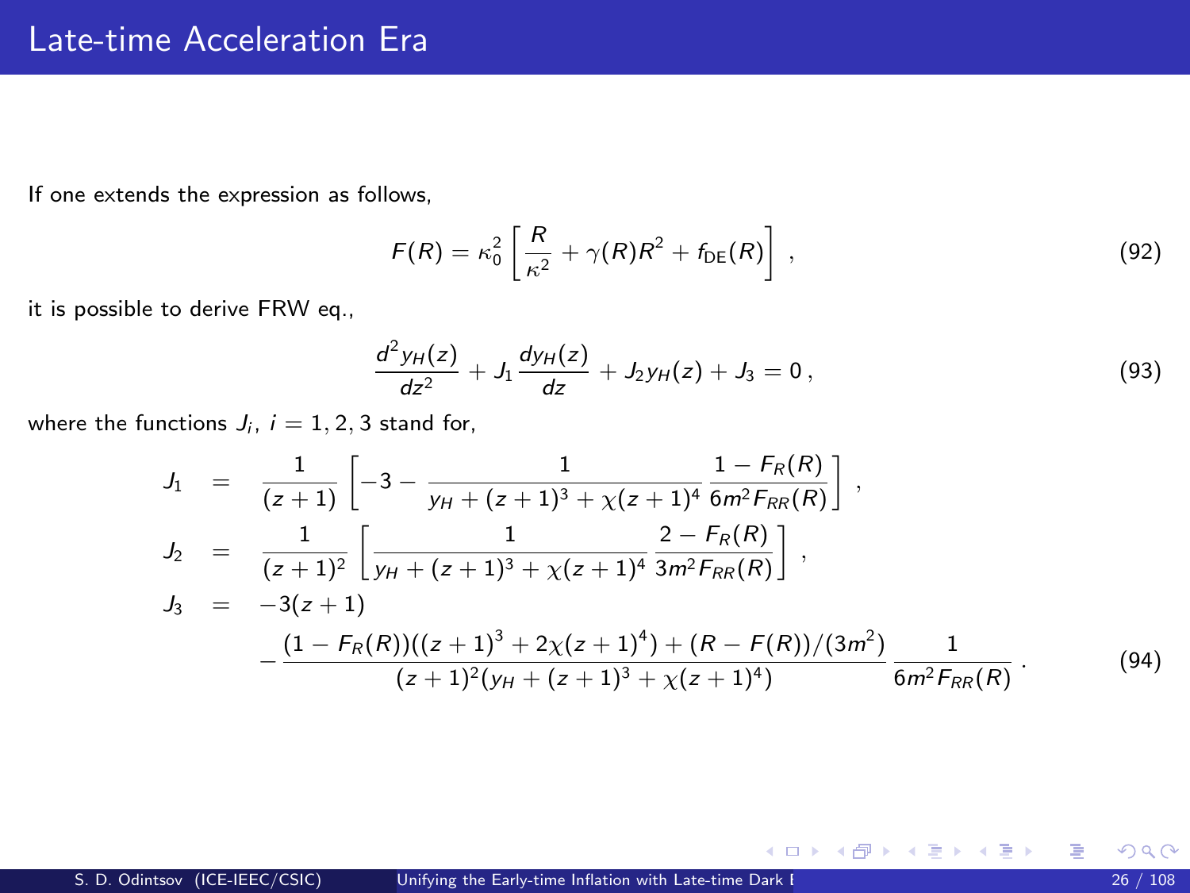# Late-time Acceleration Era

If one extends the expression as follows,

$$F(R) = \kappa_0^2 \left[ \frac{R}{\kappa^2} + \gamma(R)R^2 + f_{\rm DE}(R) \right] , \tag{92}$$

it is possible to derive FRW eq.,

$$\frac{d^2 y_H(z)}{dz^2} + J_1 \frac{dy_H(z)}{dz} + J_2 y_H(z) + J_3 = 0 \, , \tag{93}$$

where the functions $J_i$, $i = 1, 2, 3$ stand for,

$$\begin{aligned}
J_1 &= \frac{1}{(z+1)} \left[ -3 - \frac{1}{y_H + (z+1)^3 + \chi(z+1)^4} \frac{1 - F_R(R)}{6m^2 F_{RR}(R)} \right] , \\
J_2 &= \frac{1}{(z+1)^2} \left[ \frac{1}{y_H + (z+1)^3 + \chi(z+1)^4} \frac{2 - F_R(R)}{3m^2 F_{RR}(R)} \right] , \\
J_3 &= -3(z+1) \\
&\quad - \frac{(1 - F_R(R))((z+1)^3 + 2\chi(z+1)^4) + (R - F(R))/(3m^2)}{(z+1)^2(y_H + (z+1)^3 + \chi(z+1)^4)} \frac{1}{6m^2 F_{RR}(R)} \, .
\end{aligned} \tag{94}$$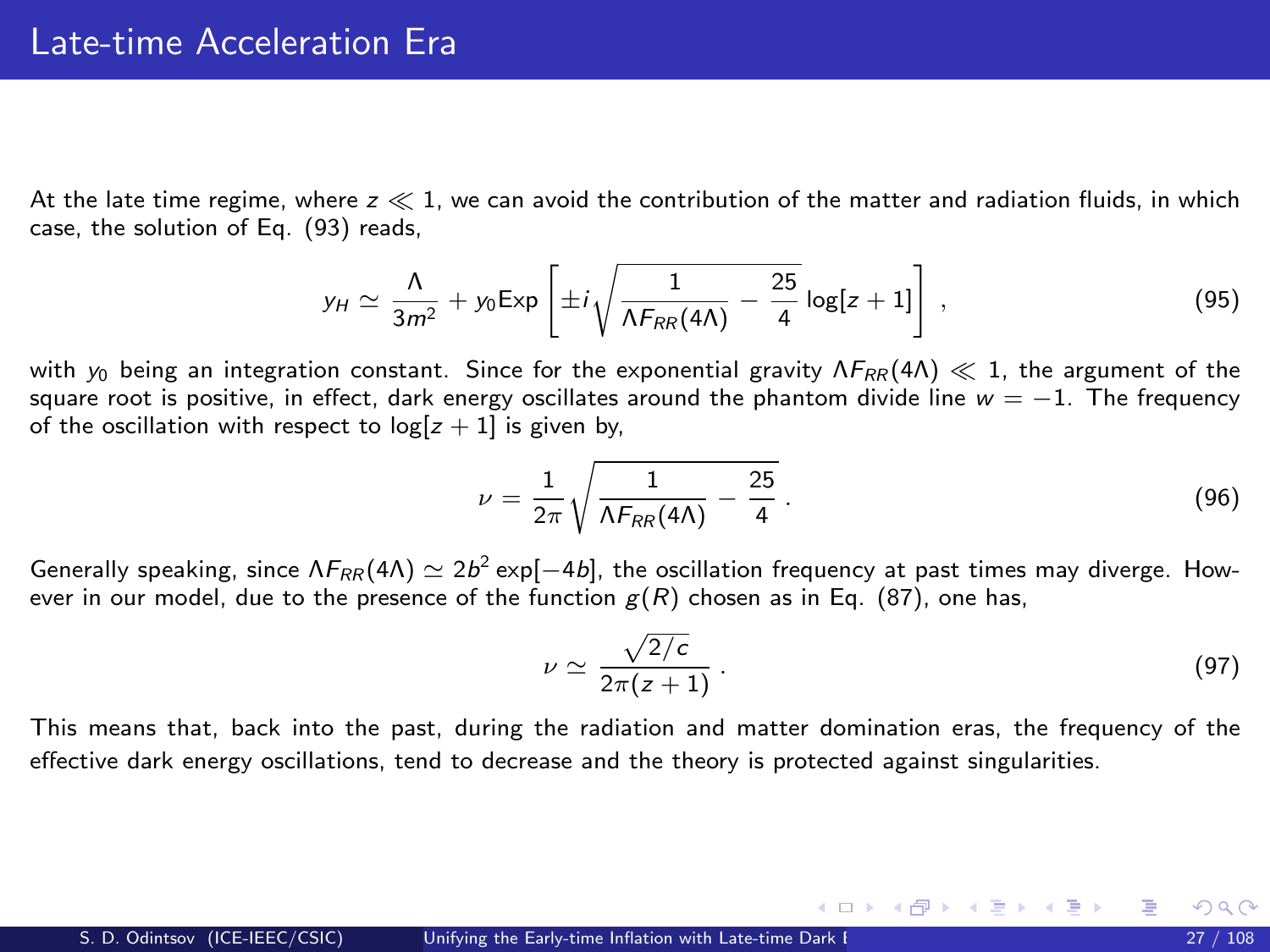# Late-time Acceleration Era

At the late time regime, where $z \ll 1$, we can avoid the contribution of the matter and radiation fluids, in which case, the solution of Eq. (93) reads,

$$y_H \simeq \frac{\Lambda}{3m^2} + y_0 \mathrm{Exp}\left[\pm i\sqrt{\frac{1}{\Lambda F_{RR}(4\Lambda)} - \frac{25}{4}}\log[z+1]\right] , \tag{95}$$

with $y_0$ being an integration constant. Since for the exponential gravity $\Lambda F_{RR}(4\Lambda) \ll 1$, the argument of the square root is positive, in effect, dark energy oscillates around the phantom divide line $w = -1$. The frequency of the oscillation with respect to $\log[z+1]$ is given by,

$$\nu = \frac{1}{2\pi}\sqrt{\frac{1}{\Lambda F_{RR}(4\Lambda)} - \frac{25}{4}} . \tag{96}$$

Generally speaking, since $\Lambda F_{RR}(4\Lambda) \simeq 2b^2 \exp[-4b]$, the oscillation frequency at past times may diverge. However in our model, due to the presence of the function $g(R)$ chosen as in Eq. (87), one has,

$$\nu \simeq \frac{\sqrt{2/c}}{2\pi(z+1)} . \tag{97}$$

This means that, back into the past, during the radiation and matter domination eras, the frequency of the effective dark energy oscillations, tend to decrease and the theory is protected against singularities.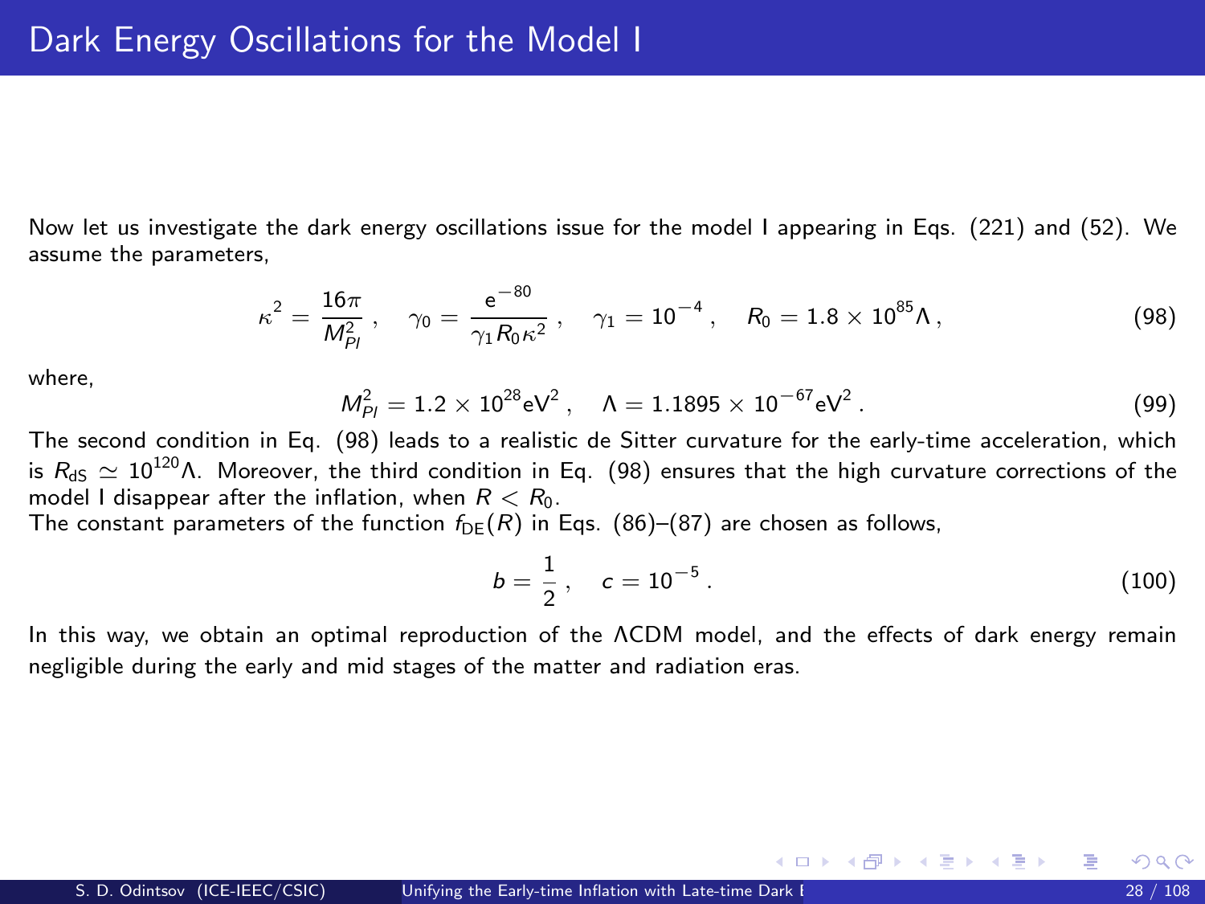# Dark Energy Oscillations for the Model I

Now let us investigate the dark energy oscillations issue for the model I appearing in Eqs. (221) and (52). We assume the parameters,

$$\kappa^2 = \frac{16\pi}{M_{Pl}^2}\,, \quad \gamma_0 = \frac{\mathrm{e}^{-80}}{\gamma_1 R_0 \kappa^2}\,, \quad \gamma_1 = 10^{-4}\,, \quad R_0 = 1.8 \times 10^{85}\Lambda\,, \tag{98}$$

where,

$$M_{Pl}^2 = 1.2 \times 10^{28}\mathrm{eV}^2\,, \quad \Lambda = 1.1895 \times 10^{-67}\mathrm{eV}^2\,. \tag{99}$$

The second condition in Eq. (98) leads to a realistic de Sitter curvature for the early-time acceleration, which is $R_{\mathrm{dS}} \simeq 10^{120}\Lambda$. Moreover, the third condition in Eq. (98) ensures that the high curvature corrections of the model I disappear after the inflation, when $R < R_0$.
The constant parameters of the function $f_{\mathrm{DE}}(R)$ in Eqs. (86)–(87) are chosen as follows,

$$b = \frac{1}{2}\,, \quad c = 10^{-5}\,. \tag{100}$$

In this way, we obtain an optimal reproduction of the ΛCDM model, and the effects of dark energy remain negligible during the early and mid stages of the matter and radiation eras.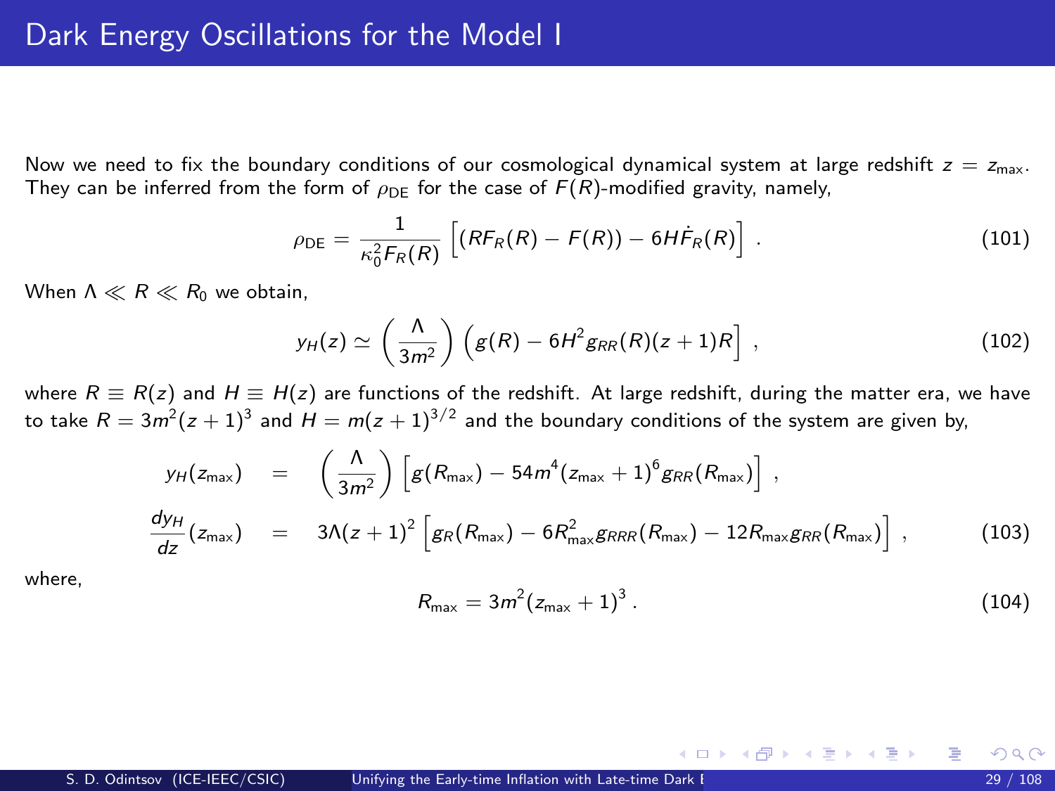# Dark Energy Oscillations for the Model I

Now we need to fix the boundary conditions of our cosmological dynamical system at large redshift $z = z_{\text{max}}$. They can be inferred from the form of $\rho_{\text{DE}}$ for the case of $F(R)$-modified gravity, namely,

$$\rho_{\text{DE}} = \frac{1}{\kappa_0^2 F_R(R)} \left[ (RF_R(R) - F(R)) - 6H\dot{F}_R(R) \right] . \tag{101}$$

When $\Lambda \ll R \ll R_0$ we obtain,

$$y_H(z) \simeq \left( \frac{\Lambda}{3m^2} \right) \left( g(R) - 6H^2 g_{RR}(R)(z+1)R \right] , \tag{102}$$

where $R \equiv R(z)$ and $H \equiv H(z)$ are functions of the redshift. At large redshift, during the matter era, we have to take $R = 3m^2(z+1)^3$ and $H = m(z+1)^{3/2}$ and the boundary conditions of the system are given by,

$$\begin{aligned} y_H(z_{\text{max}}) &= \left( \frac{\Lambda}{3m^2} \right) \left[ g(R_{\text{max}}) - 54m^4(z_{\text{max}}+1)^6 g_{RR}(R_{\text{max}}) \right] , \\ \frac{dy_H}{dz}(z_{\text{max}}) &= 3\Lambda(z+1)^2 \left[ g_R(R_{\text{max}}) - 6R_{\text{max}}^2 g_{RRR}(R_{\text{max}}) - 12R_{\text{max}} g_{RR}(R_{\text{max}}) \right] , \end{aligned} \tag{103}$$

where,

$$R_{\text{max}} = 3m^2(z_{\text{max}}+1)^3 . \tag{104}$$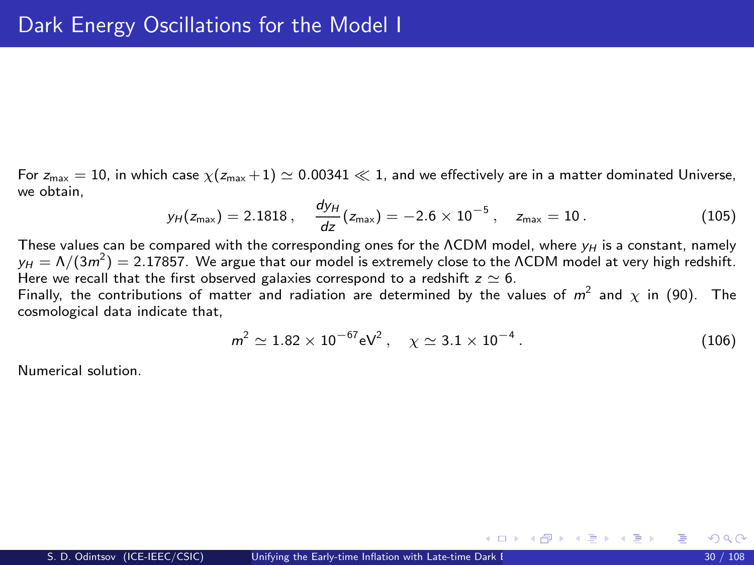# Dark Energy Oscillations for the Model I

For $z_{\max} = 10$, in which case $\chi(z_{\max}+1) \simeq 0.00341 \ll 1$, and we effectively are in a matter dominated Universe, we obtain,

$$y_H(z_{\max}) = 2.1818\,, \quad \frac{dy_H}{dz}(z_{\max}) = -2.6 \times 10^{-5}\,, \quad z_{\max} = 10\,. \tag{105}$$

These values can be compared with the corresponding ones for the ΛCDM model, where $y_H$ is a constant, namely $y_H = \Lambda/(3m^2) = 2.17857$. We argue that our model is extremely close to the ΛCDM model at very high redshift. Here we recall that the first observed galaxies correspond to a redshift $z \simeq 6$.

Finally, the contributions of matter and radiation are determined by the values of $m^2$ and $\chi$ in (90). The cosmological data indicate that,

$$m^2 \simeq 1.82 \times 10^{-67}\text{eV}^2\,, \quad \chi \simeq 3.1 \times 10^{-4}\,. \tag{106}$$

Numerical solution.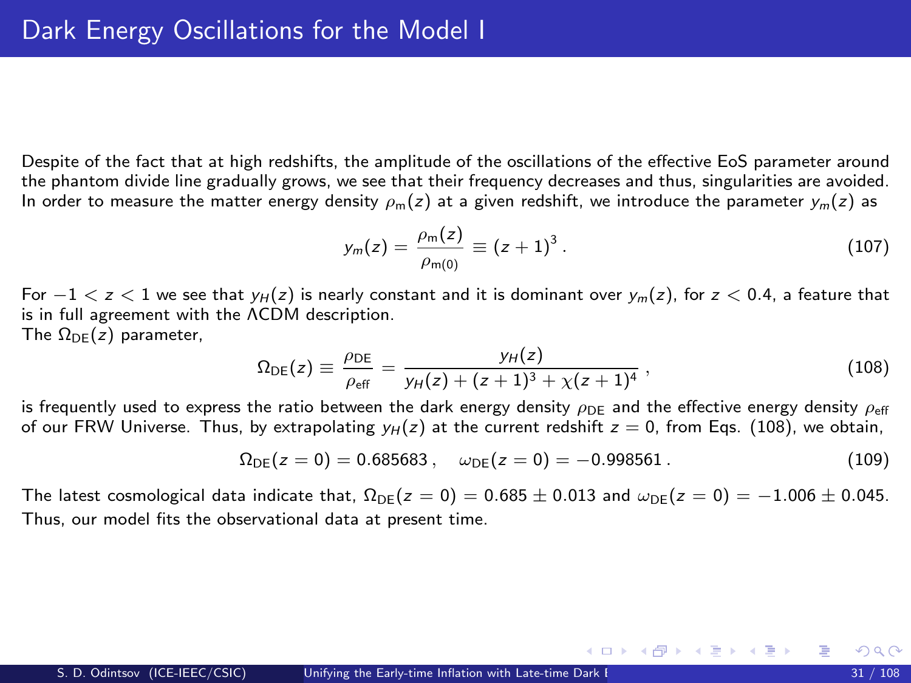# Dark Energy Oscillations for the Model I

Despite of the fact that at high redshifts, the amplitude of the oscillations of the effective EoS parameter around the phantom divide line gradually grows, we see that their frequency decreases and thus, singularities are avoided. In order to measure the matter energy density $\rho_{\rm m}(z)$ at a given redshift, we introduce the parameter $y_m(z)$ as

$$y_m(z) = \frac{\rho_{\rm m}(z)}{\rho_{\rm m(0)}} \equiv (z+1)^3 \,. \tag{107}$$

For $-1 < z < 1$ we see that $y_H(z)$ is nearly constant and it is dominant over $y_m(z)$, for $z < 0.4$, a feature that is in full agreement with the ΛCDM description.

The $\Omega_{\rm DE}(z)$ parameter,

$$\Omega_{\rm DE}(z) \equiv \frac{\rho_{\rm DE}}{\rho_{\rm eff}} = \frac{y_H(z)}{y_H(z) + (z+1)^3 + \chi(z+1)^4} \,, \tag{108}$$

is frequently used to express the ratio between the dark energy density $\rho_{\rm DE}$ and the effective energy density $\rho_{\rm eff}$ of our FRW Universe. Thus, by extrapolating $y_H(z)$ at the current redshift $z = 0$, from Eqs. (108), we obtain,

$$\Omega_{\rm DE}(z=0) = 0.685683 \,, \quad \omega_{\rm DE}(z=0) = -0.998561 \,. \tag{109}$$

The latest cosmological data indicate that, $\Omega_{\rm DE}(z=0) = 0.685 \pm 0.013$ and $\omega_{\rm DE}(z=0) = -1.006 \pm 0.045$. Thus, our model fits the observational data at present time.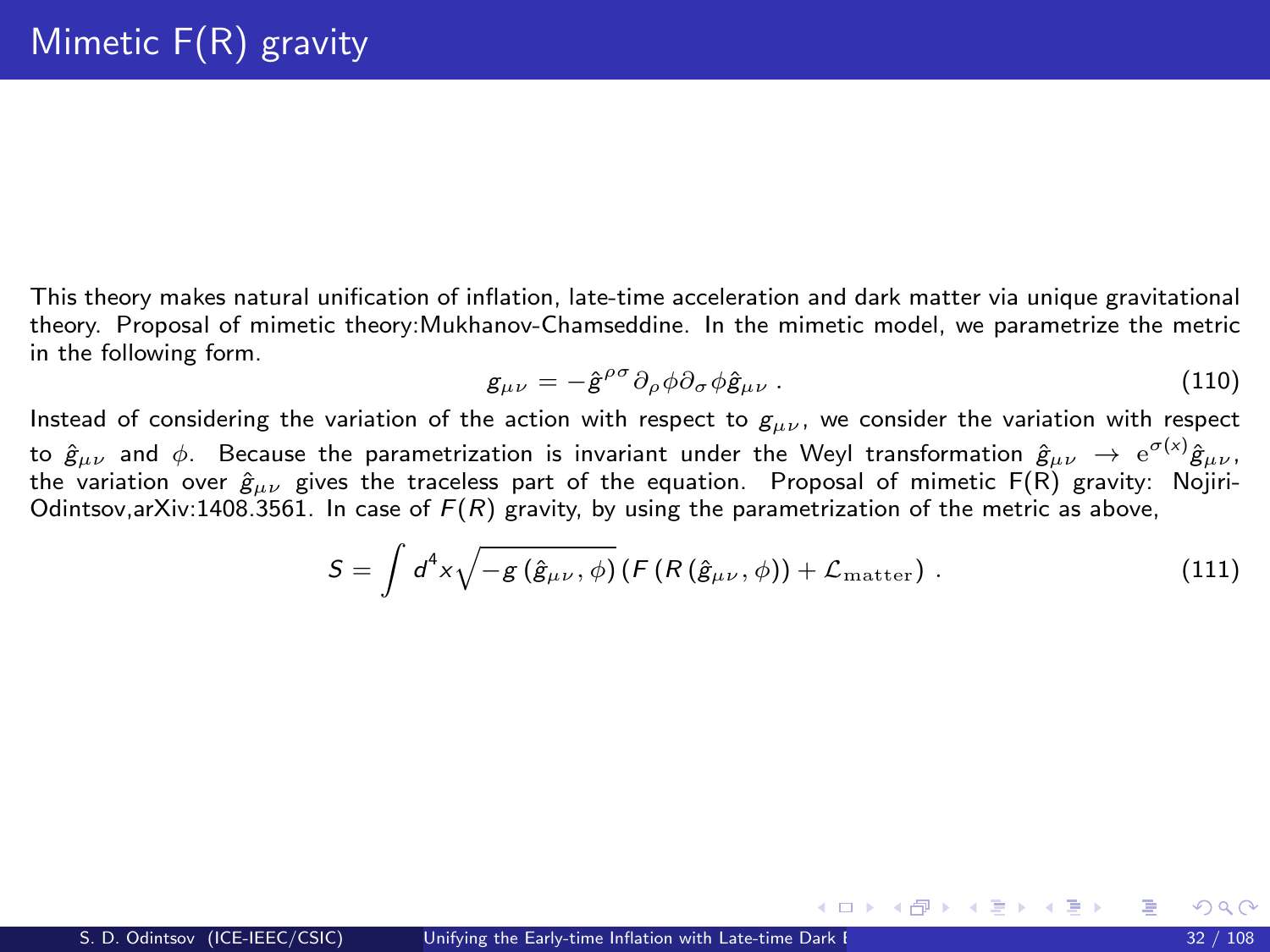# Mimetic F(R) gravity

This theory makes natural unification of inflation, late-time acceleration and dark matter via unique gravitational theory. Proposal of mimetic theory:Mukhanov-Chamseddine. In the mimetic model, we parametrize the metric in the following form.

$$g_{\mu\nu} = -\hat{g}^{\rho\sigma}\partial_\rho\phi\partial_\sigma\phi\hat{g}_{\mu\nu} \, . \tag{110}$$

Instead of considering the variation of the action with respect to $g_{\mu\nu}$, we consider the variation with respect to $\hat{g}_{\mu\nu}$ and $\phi$. Because the parametrization is invariant under the Weyl transformation $\hat{g}_{\mu\nu} \to \mathrm{e}^{\sigma(x)}\hat{g}_{\mu\nu}$, the variation over $\hat{g}_{\mu\nu}$ gives the traceless part of the equation. Proposal of mimetic F(R) gravity: Nojiri-Odintsov,arXiv:1408.3561. In case of $F(R)$ gravity, by using the parametrization of the metric as above,

$$S = \int d^4x\sqrt{-g\left(\hat{g}_{\mu\nu},\phi\right)}\left(F\left(R\left(\hat{g}_{\mu\nu},\phi\right)\right) + \mathcal{L}_{\mathrm{matter}}\right) \, . \tag{111}$$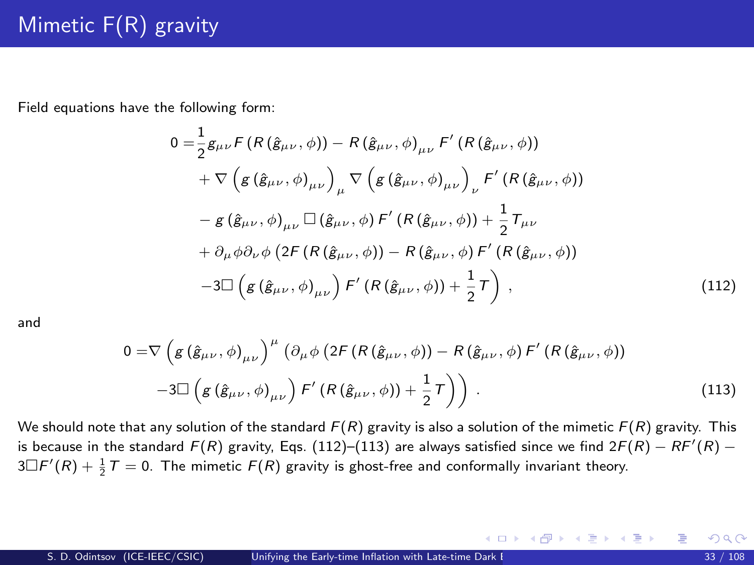# Mimetic F(R) gravity

Field equations have the following form:

$$
\begin{aligned}
0 =& \frac{1}{2} g_{\mu\nu} F\left(R\left(\hat{g}_{\mu\nu}, \phi\right)\right) - R\left(\hat{g}_{\mu\nu}, \phi\right)_{\mu\nu} F'\left(R\left(\hat{g}_{\mu\nu}, \phi\right)\right) \\
& + \nabla\left(g\left(\hat{g}_{\mu\nu}, \phi\right)_{\mu\nu}\right)_{\mu} \nabla\left(g\left(\hat{g}_{\mu\nu}, \phi\right)_{\mu\nu}\right)_{\nu} F'\left(R\left(\hat{g}_{\mu\nu}, \phi\right)\right) \\
& - g\left(\hat{g}_{\mu\nu}, \phi\right)_{\mu\nu} \Box\left(\hat{g}_{\mu\nu}, \phi\right) F'\left(R\left(\hat{g}_{\mu\nu}, \phi\right)\right) + \frac{1}{2} T_{\mu\nu} \\
& + \partial_\mu \phi \partial_\nu \phi \left(2F\left(R\left(\hat{g}_{\mu\nu}, \phi\right)\right) - R\left(\hat{g}_{\mu\nu}, \phi\right) F'\left(R\left(\hat{g}_{\mu\nu}, \phi\right)\right)\right. \\
& \left. - 3\Box\left(g\left(\hat{g}_{\mu\nu}, \phi\right)_{\mu\nu}\right) F'\left(R\left(\hat{g}_{\mu\nu}, \phi\right)\right) + \frac{1}{2} T\right) ,
\end{aligned} \tag{112}
$$

and

$$
\begin{aligned}
0 =& \nabla\left(g\left(\hat{g}_{\mu\nu}, \phi\right)_{\mu\nu}\right)^{\mu} \left(\partial_\mu \phi \left(2F\left(R\left(\hat{g}_{\mu\nu}, \phi\right)\right) - R\left(\hat{g}_{\mu\nu}, \phi\right) F'\left(R\left(\hat{g}_{\mu\nu}, \phi\right)\right)\right.\right. \\
& \left.\left. - 3\Box\left(g\left(\hat{g}_{\mu\nu}, \phi\right)_{\mu\nu}\right) F'\left(R\left(\hat{g}_{\mu\nu}, \phi\right)\right) + \frac{1}{2} T\right)\right) .
\end{aligned} \tag{113}
$$

We should note that any solution of the standard $F(R)$ gravity is also a solution of the mimetic $F(R)$ gravity. This is because in the standard $F(R)$ gravity, Eqs. (112)–(113) are always satisfied since we find $2F(R) - RF'(R) - 3\Box F'(R) + \frac{1}{2}T = 0$. The mimetic $F(R)$ gravity is ghost-free and conformally invariant theory.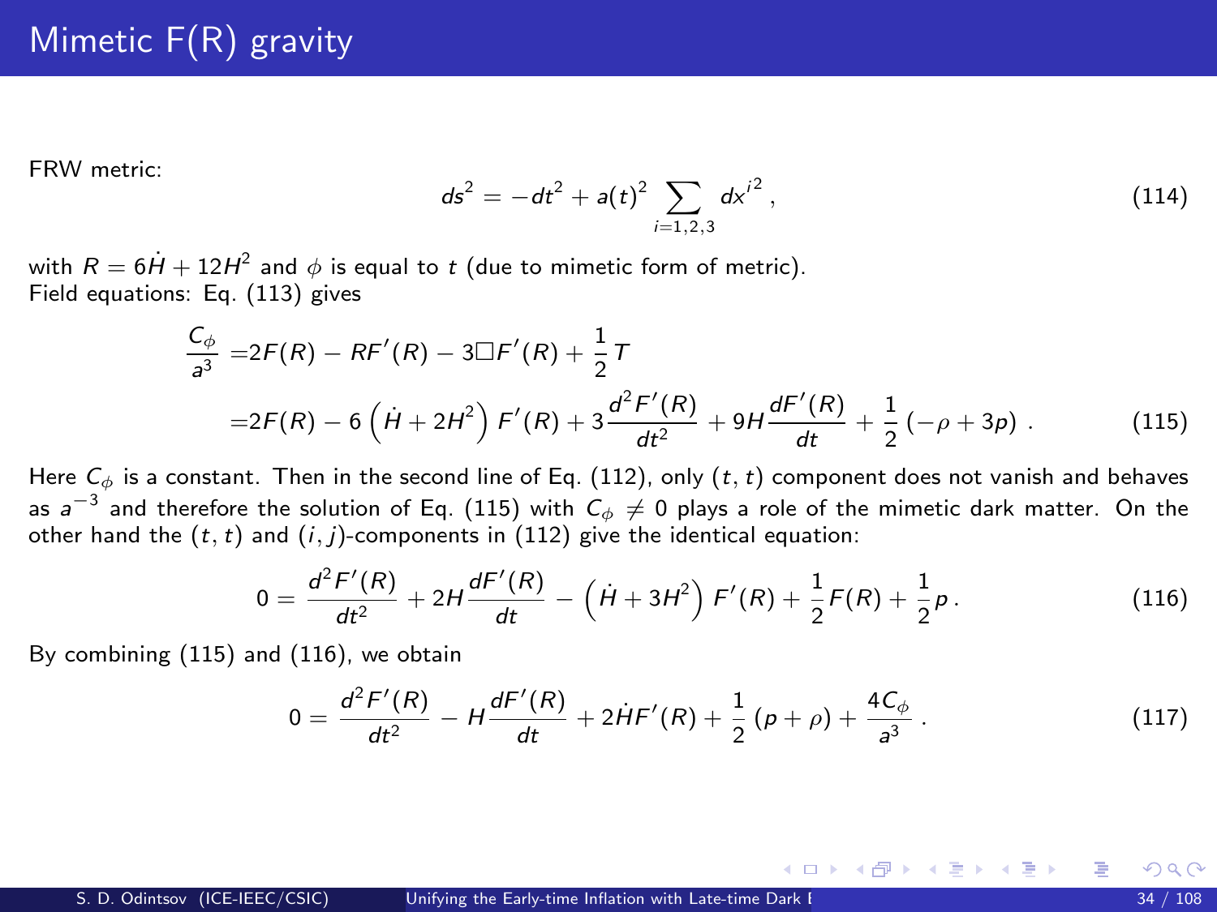# Mimetic F(R) gravity

FRW metric:

$$ds^2 = -dt^2 + a(t)^2 \sum_{i=1,2,3} dx^{i^2} \,, \tag{114}$$

with $R = 6\dot{H} + 12H^2$ and $\phi$ is equal to $t$ (due to mimetic form of metric).
Field equations: Eq. (113) gives

$$\begin{aligned}\frac{C_\phi}{a^3} =& 2F(R) - RF'(R) - 3\Box F'(R) + \frac{1}{2}T \\ =& 2F(R) - 6\left(\dot{H} + 2H^2\right)F'(R) + 3\frac{d^2F'(R)}{dt^2} + 9H\frac{dF'(R)}{dt} + \frac{1}{2}\left(-\rho + 3p\right) \,.\end{aligned} \tag{115}$$

Here $C_\phi$ is a constant. Then in the second line of Eq. (112), only $(t,t)$ component does not vanish and behaves as $a^{-3}$ and therefore the solution of Eq. (115) with $C_\phi \neq 0$ plays a role of the mimetic dark matter. On the other hand the $(t,t)$ and $(i,j)$-components in (112) give the identical equation:

$$0 = \frac{d^2F'(R)}{dt^2} + 2H\frac{dF'(R)}{dt} - \left(\dot{H} + 3H^2\right)F'(R) + \frac{1}{2}F(R) + \frac{1}{2}p \,. \tag{116}$$

By combining (115) and (116), we obtain

$$0 = \frac{d^2F'(R)}{dt^2} - H\frac{dF'(R)}{dt} + 2\dot{H}F'(R) + \frac{1}{2}\left(p + \rho\right) + \frac{4C_\phi}{a^3} \,. \tag{117}$$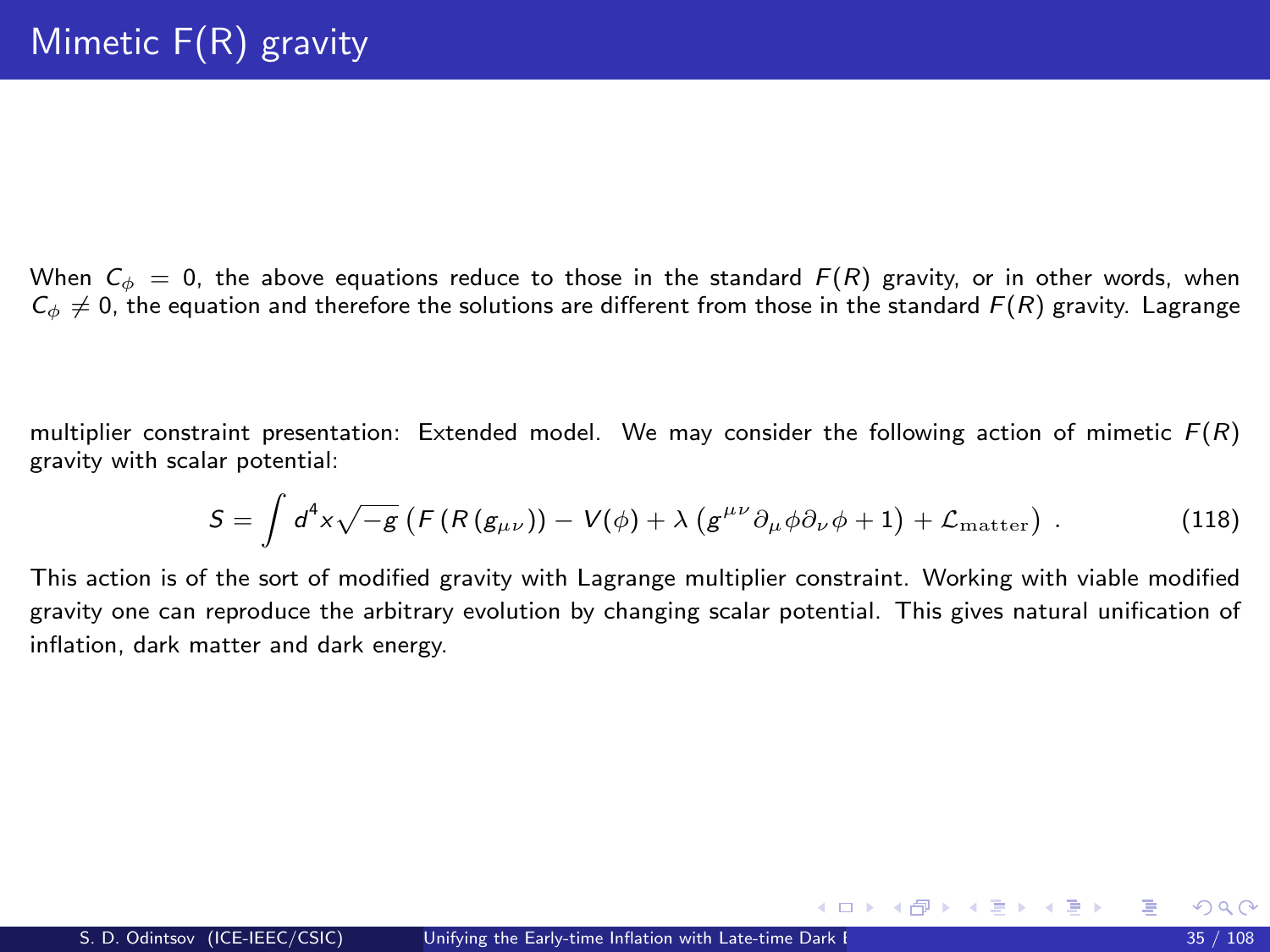# Mimetic F(R) gravity

When $C_\phi = 0$, the above equations reduce to those in the standard $F(R)$ gravity, or in other words, when $C_\phi \neq 0$, the equation and therefore the solutions are different from those in the standard $F(R)$ gravity. Lagrange

multiplier constraint presentation: Extended model. We may consider the following action of mimetic $F(R)$ gravity with scalar potential:

$$S = \int d^4x \sqrt{-g} \left( F \left( R \left( g_{\mu\nu} \right) \right) - V(\phi) + \lambda \left( g^{\mu\nu} \partial_\mu \phi \partial_\nu \phi + 1 \right) + \mathcal{L}_{\mathrm{matter}} \right) . \tag{118}$$

This action is of the sort of modified gravity with Lagrange multiplier constraint. Working with viable modified gravity one can reproduce the arbitrary evolution by changing scalar potential. This gives natural unification of inflation, dark matter and dark energy.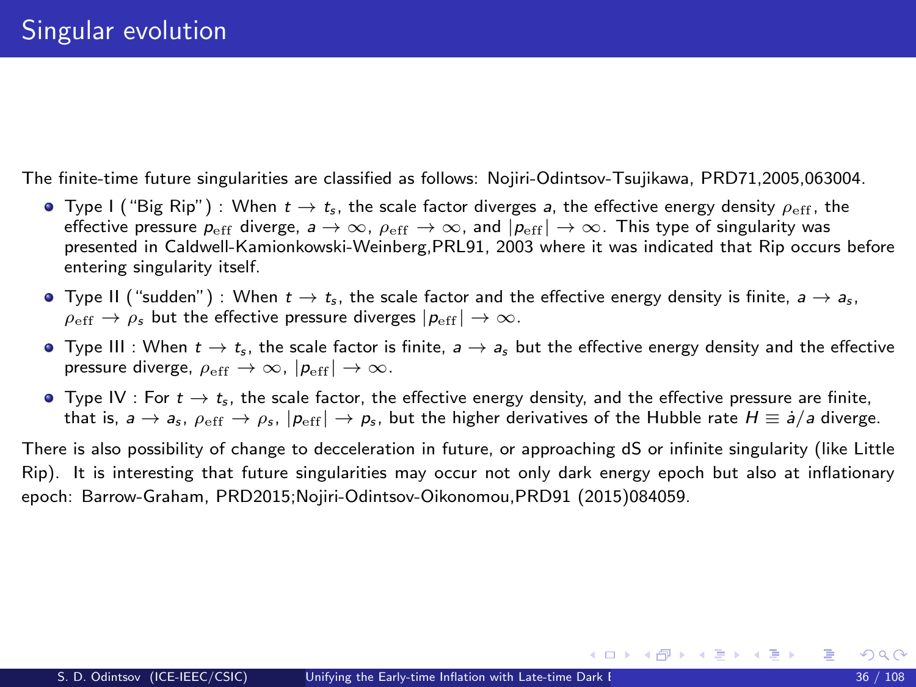# Singular evolution

The finite-time future singularities are classified as follows: Nojiri-Odintsov-Tsujikawa, PRD71,2005,063004.

- Type I ("Big Rip") : When $t \to t_s$, the scale factor diverges $a$, the effective energy density $\rho_{\rm eff}$, the effective pressure $p_{\rm eff}$ diverge, $a \to \infty$, $\rho_{\rm eff} \to \infty$, and $|p_{\rm eff}| \to \infty$. This type of singularity was presented in Caldwell-Kamionkowski-Weinberg,PRL91, 2003 where it was indicated that Rip occurs before entering singularity itself.
- Type II ("sudden") : When $t \to t_s$, the scale factor and the effective energy density is finite, $a \to a_s$, $\rho_{\rm eff} \to \rho_s$ but the effective pressure diverges $|p_{\rm eff}| \to \infty$.
- Type III : When $t \to t_s$, the scale factor is finite, $a \to a_s$ but the effective energy density and the effective pressure diverge, $\rho_{\rm eff} \to \infty$, $|p_{\rm eff}| \to \infty$.
- Type IV : For $t \to t_s$, the scale factor, the effective energy density, and the effective pressure are finite, that is, $a \to a_s$, $\rho_{\rm eff} \to \rho_s$, $|p_{\rm eff}| \to p_s$, but the higher derivatives of the Hubble rate $H \equiv \dot{a}/a$ diverge.

There is also possibility of change to decceleration in future, or approaching dS or infinite singularity (like Little Rip). It is interesting that future singularities may occur not only dark energy epoch but also at inflationary epoch: Barrow-Graham, PRD2015;Nojiri-Odintsov-Oikonomou,PRD91 (2015)084059.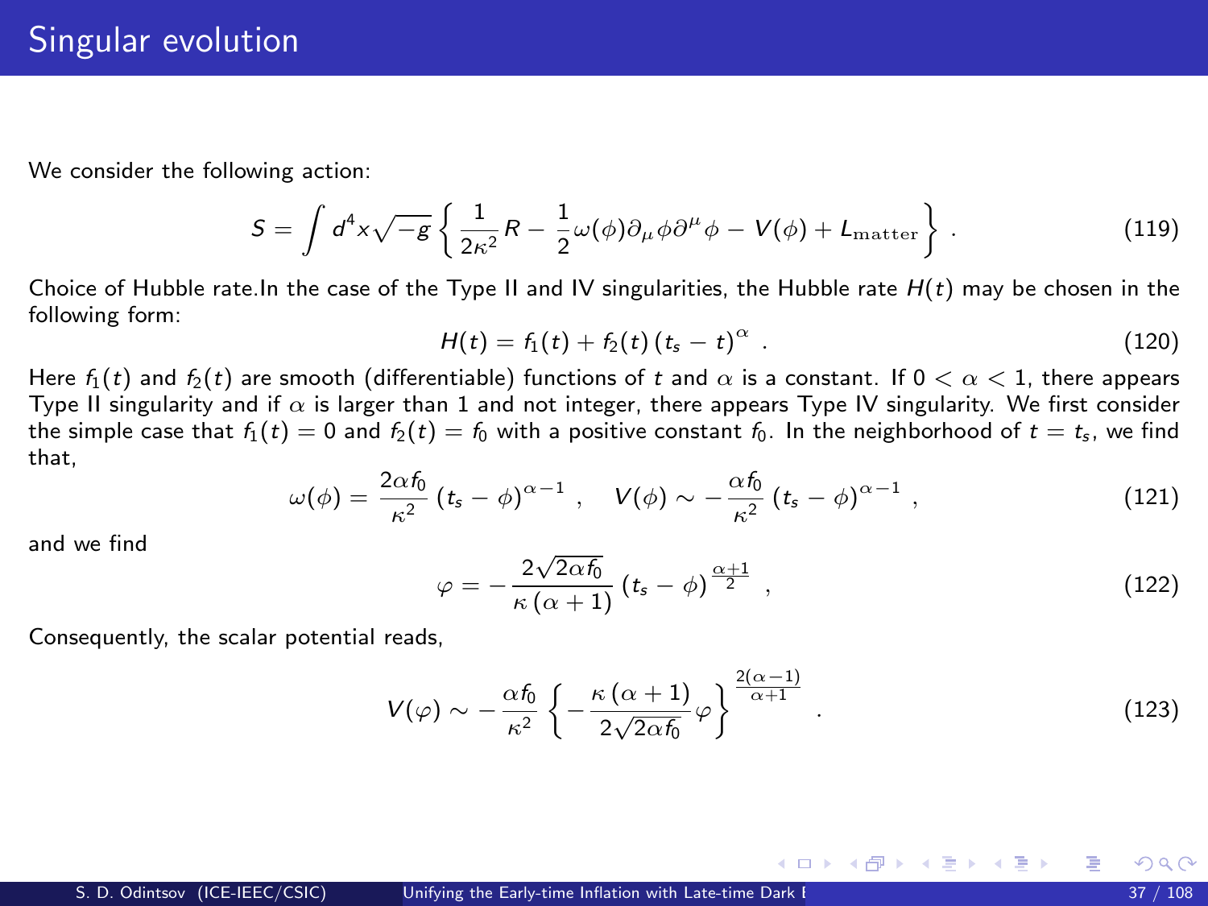# Singular evolution

We consider the following action:

$$S = \int d^4x \sqrt{-g} \left\{ \frac{1}{2\kappa^2} R - \frac{1}{2}\omega(\phi)\partial_\mu \phi \partial^\mu \phi - V(\phi) + L_{\mathrm{matter}} \right\} . \tag{119}$$

Choice of Hubble rate.In the case of the Type II and IV singularities, the Hubble rate $H(t)$ may be chosen in the following form:

$$H(t) = f_1(t) + f_2(t)\left(t_s - t\right)^{\alpha} . \tag{120}$$

Here $f_1(t)$ and $f_2(t)$ are smooth (differentiable) functions of $t$ and $\alpha$ is a constant. If $0 < \alpha < 1$, there appears Type II singularity and if $\alpha$ is larger than 1 and not integer, there appears Type IV singularity. We first consider the simple case that $f_1(t) = 0$ and $f_2(t) = f_0$ with a positive constant $f_0$. In the neighborhood of $t = t_s$, we find that,

$$\omega(\phi) = \frac{2\alpha f_0}{\kappa^2}\left(t_s - \phi\right)^{\alpha-1} , \quad V(\phi) \sim -\frac{\alpha f_0}{\kappa^2}\left(t_s - \phi\right)^{\alpha-1} , \tag{121}$$

and we find

$$\varphi = -\frac{2\sqrt{2\alpha f_0}}{\kappa\left(\alpha+1\right)}\left(t_s - \phi\right)^{\frac{\alpha+1}{2}} , \tag{122}$$

Consequently, the scalar potential reads,

$$V(\varphi) \sim -\frac{\alpha f_0}{\kappa^2}\left\{-\frac{\kappa\left(\alpha+1\right)}{2\sqrt{2\alpha f_0}}\varphi\right\}^{\frac{2(\alpha-1)}{\alpha+1}} . \tag{123}$$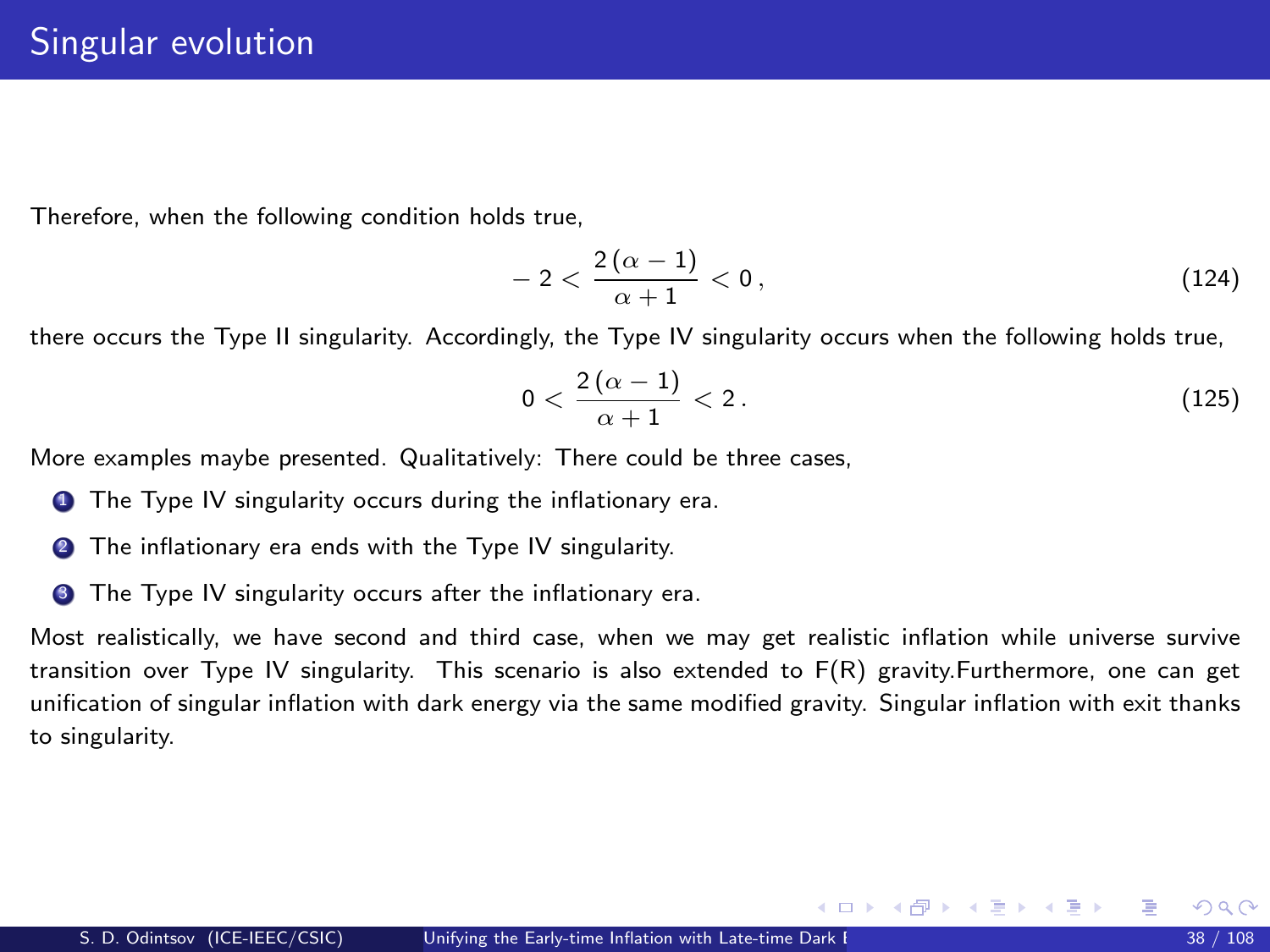# Singular evolution

Therefore, when the following condition holds true,

$$- 2 < \frac{2\,(\alpha - 1)}{\alpha + 1} < 0\,, \tag{124}$$

there occurs the Type II singularity. Accordingly, the Type IV singularity occurs when the following holds true,

$$0 < \frac{2\,(\alpha - 1)}{\alpha + 1} < 2\,. \tag{125}$$

More examples maybe presented. Qualitatively: There could be three cases,

1. The Type IV singularity occurs during the inflationary era.
2. The inflationary era ends with the Type IV singularity.
3. The Type IV singularity occurs after the inflationary era.

Most realistically, we have second and third case, when we may get realistic inflation while universe survive transition over Type IV singularity. This scenario is also extended to F(R) gravity.Furthermore, one can get unification of singular inflation with dark energy via the same modified gravity. Singular inflation with exit thanks to singularity.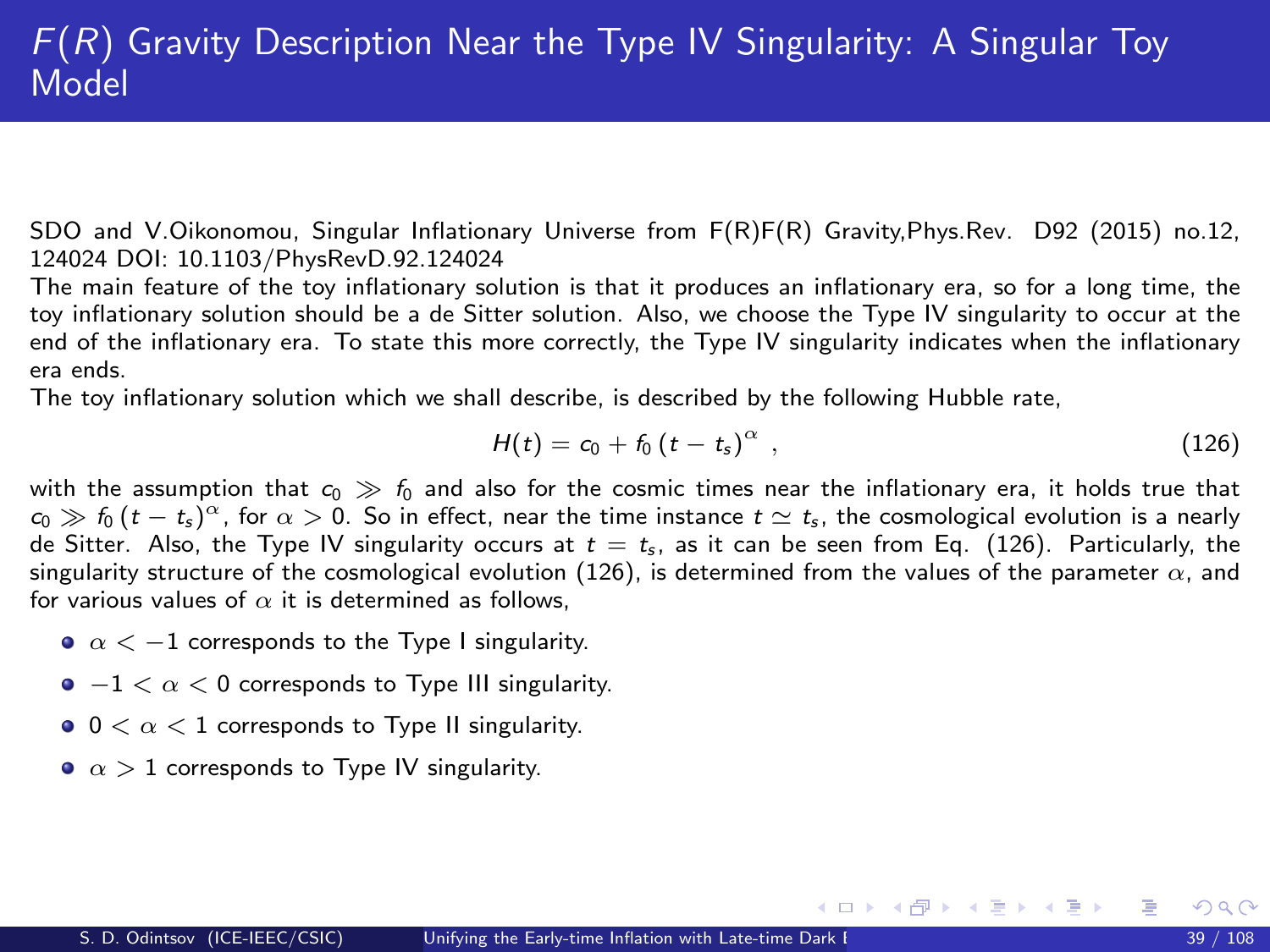# $F(R)$ Gravity Description Near the Type IV Singularity: A Singular Toy Model

SDO and V.Oikonomou, Singular Inflationary Universe from F(R)F(R) Gravity,Phys.Rev. D92 (2015) no.12, 124024 DOI: 10.1103/PhysRevD.92.124024

The main feature of the toy inflationary solution is that it produces an inflationary era, so for a long time, the toy inflationary solution should be a de Sitter solution. Also, we choose the Type IV singularity to occur at the end of the inflationary era. To state this more correctly, the Type IV singularity indicates when the inflationary era ends.

The toy inflationary solution which we shall describe, is described by the following Hubble rate,

$$H(t) = c_0 + f_0 \left(t - t_s\right)^{\alpha} \ , \tag{126}$$

with the assumption that $c_0 \gg f_0$ and also for the cosmic times near the inflationary era, it holds true that $c_0 \gg f_0 \left(t - t_s\right)^{\alpha}$, for $\alpha > 0$. So in effect, near the time instance $t \simeq t_s$, the cosmological evolution is a nearly de Sitter. Also, the Type IV singularity occurs at $t = t_s$, as it can be seen from Eq. (126). Particularly, the singularity structure of the cosmological evolution (126), is determined from the values of the parameter $\alpha$, and for various values of $\alpha$ it is determined as follows,

- $\alpha < -1$ corresponds to the Type I singularity.
- $-1 < \alpha < 0$ corresponds to Type III singularity.
- $0 < \alpha < 1$ corresponds to Type II singularity.
- $\alpha > 1$ corresponds to Type IV singularity.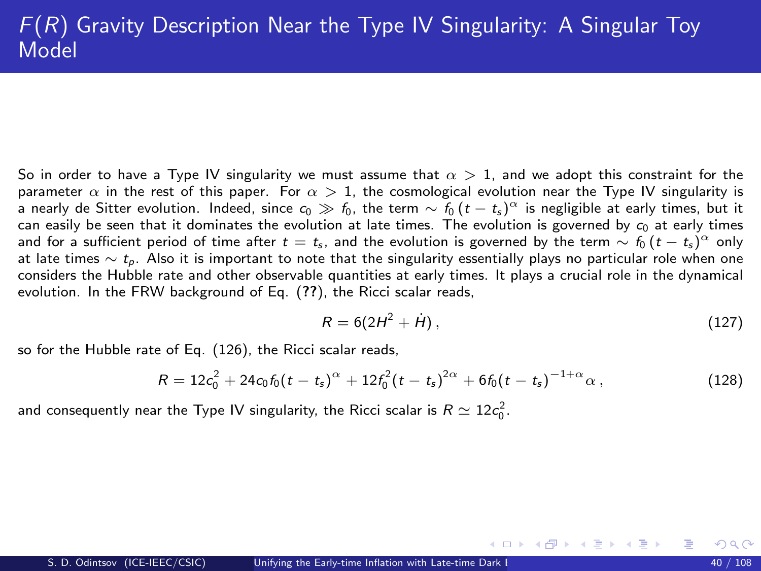# $F(R)$ Gravity Description Near the Type IV Singularity: A Singular Toy Model

So in order to have a Type IV singularity we must assume that $\alpha > 1$, and we adopt this constraint for the parameter $\alpha$ in the rest of this paper. For $\alpha > 1$, the cosmological evolution near the Type IV singularity is a nearly de Sitter evolution. Indeed, since $c_0 \gg f_0$, the term $\sim f_0 \left(t - t_s\right)^{\alpha}$ is negligible at early times, but it can easily be seen that it dominates the evolution at late times. The evolution is governed by $c_0$ at early times and for a sufficient period of time after $t = t_s$, and the evolution is governed by the term $\sim f_0 \left(t - t_s\right)^{\alpha}$ only at late times $\sim t_p$. Also it is important to note that the singularity essentially plays no particular role when one considers the Hubble rate and other observable quantities at early times. It plays a crucial role in the dynamical evolution. In the FRW background of Eq. (**??**), the Ricci scalar reads,

$$R = 6(2H^2 + \dot{H})\,, \tag{127}$$

so for the Hubble rate of Eq. (126), the Ricci scalar reads,

$$R = 12c_0^2 + 24c_0 f_0(t - t_s)^{\alpha} + 12f_0^2(t - t_s)^{2\alpha} + 6f_0(t - t_s)^{-1+\alpha}\alpha\,, \tag{128}$$

and consequently near the Type IV singularity, the Ricci scalar is $R \simeq 12c_0^2$.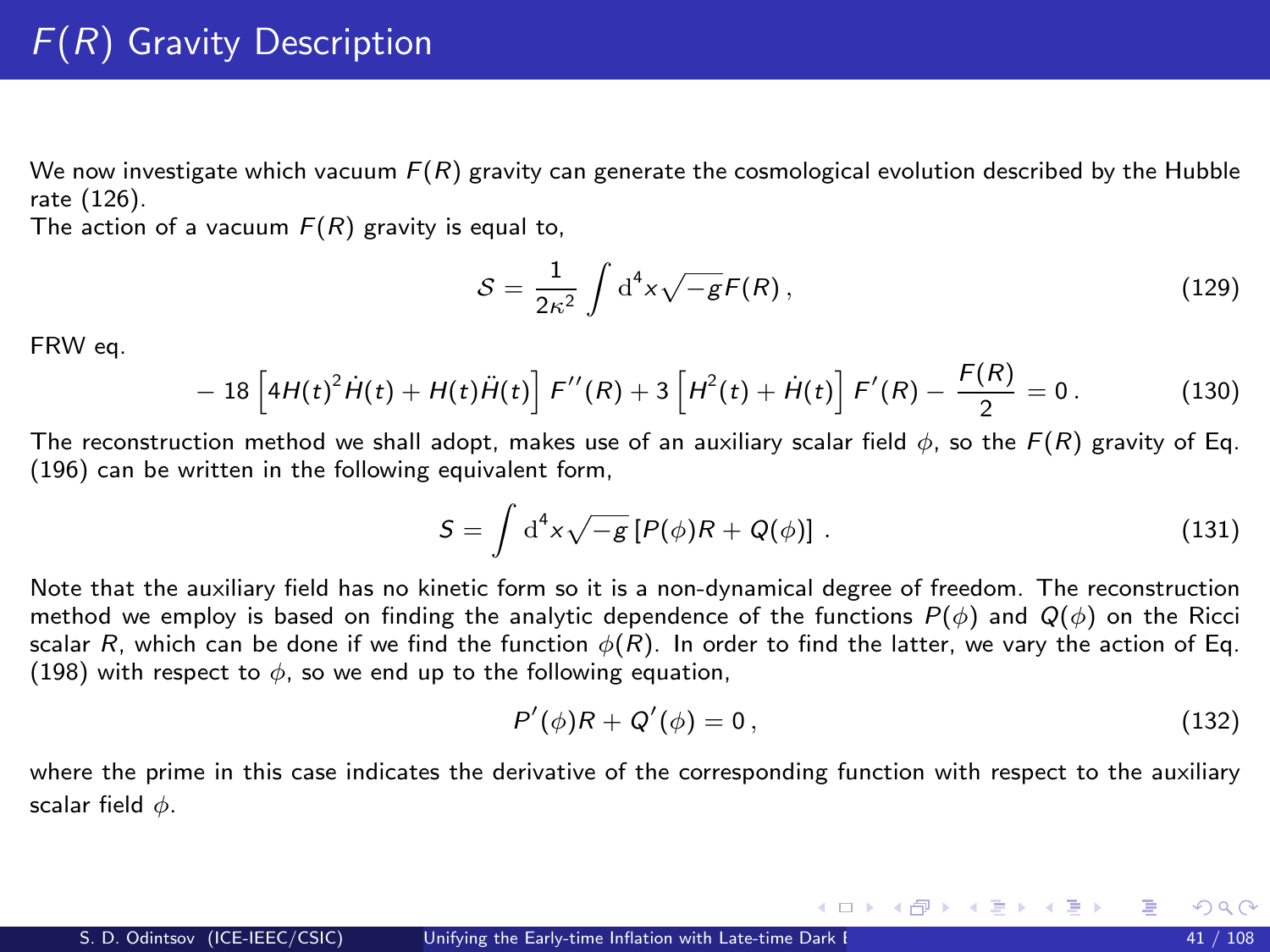# $F(R)$ Gravity Description

We now investigate which vacuum $F(R)$ gravity can generate the cosmological evolution described by the Hubble rate (126).
The action of a vacuum $F(R)$ gravity is equal to,

$$\mathcal{S} = \frac{1}{2\kappa^2}\int \mathrm{d}^4 x\sqrt{-g}F(R)\,, \tag{129}$$

FRW eq.

$$-18\left[4H(t)^2\dot{H}(t) + H(t)\ddot{H}(t)\right]F''(R) + 3\left[H^2(t) + \dot{H}(t)\right]F'(R) - \frac{F(R)}{2} = 0\,. \tag{130}$$

The reconstruction method we shall adopt, makes use of an auxiliary scalar field $\phi$, so the $F(R)$ gravity of Eq. (196) can be written in the following equivalent form,

$$S = \int \mathrm{d}^4 x\sqrt{-g}\left[P(\phi)R + Q(\phi)\right]\,. \tag{131}$$

Note that the auxiliary field has no kinetic form so it is a non-dynamical degree of freedom. The reconstruction method we employ is based on finding the analytic dependence of the functions $P(\phi)$ and $Q(\phi)$ on the Ricci scalar $R$, which can be done if we find the function $\phi(R)$. In order to find the latter, we vary the action of Eq. (198) with respect to $\phi$, so we end up to the following equation,

$$P'(\phi)R + Q'(\phi) = 0\,, \tag{132}$$

where the prime in this case indicates the derivative of the corresponding function with respect to the auxiliary scalar field $\phi$.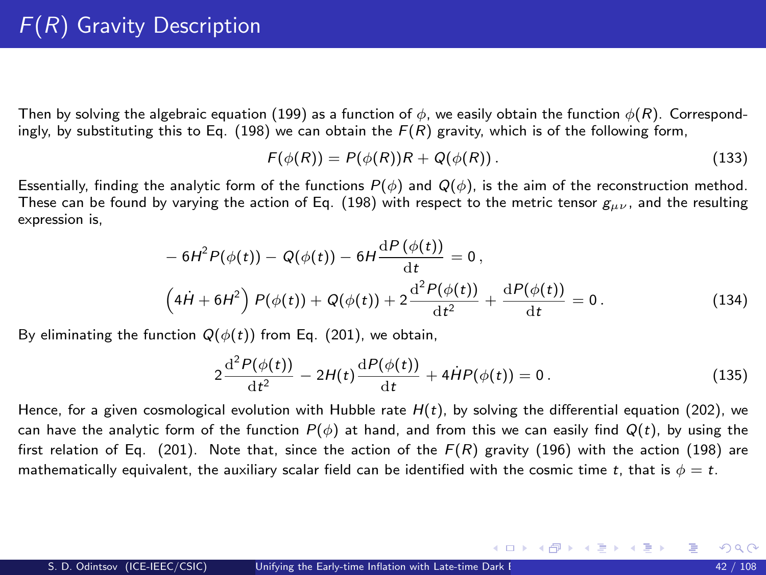# $F(R)$ Gravity Description

Then by solving the algebraic equation (199) as a function of $\phi$, we easily obtain the function $\phi(R)$. Correspondingly, by substituting this to Eq. (198) we can obtain the $F(R)$ gravity, which is of the following form,

$$F(\phi(R)) = P(\phi(R))R + Q(\phi(R))\,. \tag{133}$$

Essentially, finding the analytic form of the functions $P(\phi)$ and $Q(\phi)$, is the aim of the reconstruction method. These can be found by varying the action of Eq. (198) with respect to the metric tensor $g_{\mu\nu}$, and the resulting expression is,

$$\begin{aligned}
&-6H^2P(\phi(t)) - Q(\phi(t)) - 6H\frac{\mathrm{d}P(\phi(t))}{\mathrm{d}t} = 0\,,\\
&\left(4\dot{H} + 6H^2\right)P(\phi(t)) + Q(\phi(t)) + 2\frac{\mathrm{d}^2P(\phi(t))}{\mathrm{d}t^2} + \frac{\mathrm{d}P(\phi(t))}{\mathrm{d}t} = 0\,.
\end{aligned} \tag{134}$$

By eliminating the function $Q(\phi(t))$ from Eq. (201), we obtain,

$$2\frac{\mathrm{d}^2P(\phi(t))}{\mathrm{d}t^2} - 2H(t)\frac{\mathrm{d}P(\phi(t))}{\mathrm{d}t} + 4\dot{H}P(\phi(t)) = 0\,. \tag{135}$$

Hence, for a given cosmological evolution with Hubble rate $H(t)$, by solving the differential equation (202), we can have the analytic form of the function $P(\phi)$ at hand, and from this we can easily find $Q(t)$, by using the first relation of Eq. (201). Note that, since the action of the $F(R)$ gravity (196) with the action (198) are mathematically equivalent, the auxiliary scalar field can be identified with the cosmic time $t$, that is $\phi = t$.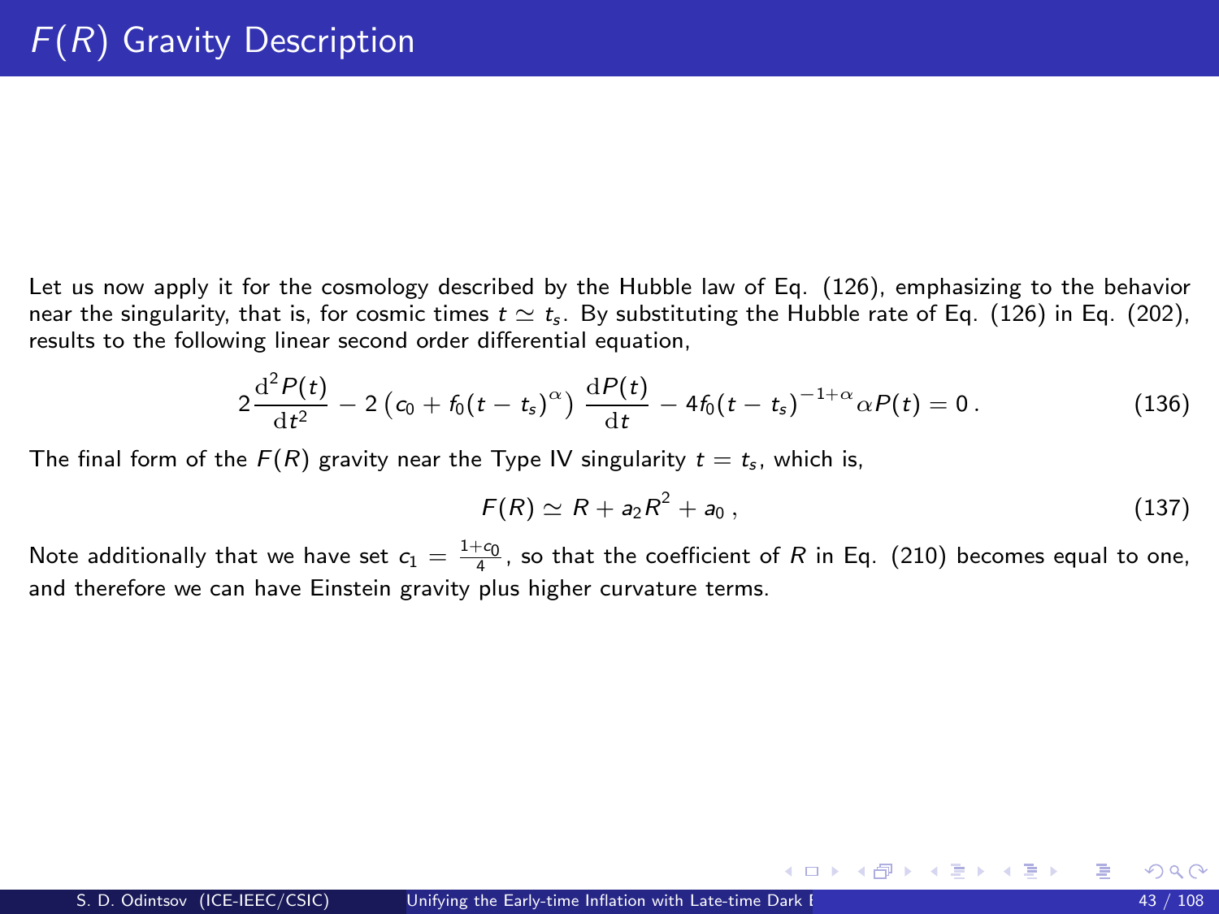# $F(R)$ Gravity Description

Let us now apply it for the cosmology described by the Hubble law of Eq. (126), emphasizing to the behavior near the singularity, that is, for cosmic times $t \simeq t_s$. By substituting the Hubble rate of Eq. (126) in Eq. (202), results to the following linear second order differential equation,

$$2\frac{\mathrm{d}^2P(t)}{\mathrm{d}t^2} - 2\left(c_0 + f_0(t - t_s)^{\alpha}\right)\frac{\mathrm{d}P(t)}{\mathrm{d}t} - 4f_0(t - t_s)^{-1+\alpha}\alpha P(t) = 0\,. \tag{136}$$

The final form of the $F(R)$ gravity near the Type IV singularity $t = t_s$, which is,

$$F(R) \simeq R + a_2R^2 + a_0\,, \tag{137}$$

Note additionally that we have set $c_1 = \frac{1+c_0}{4}$, so that the coefficient of $R$ in Eq. (210) becomes equal to one, and therefore we can have Einstein gravity plus higher curvature terms.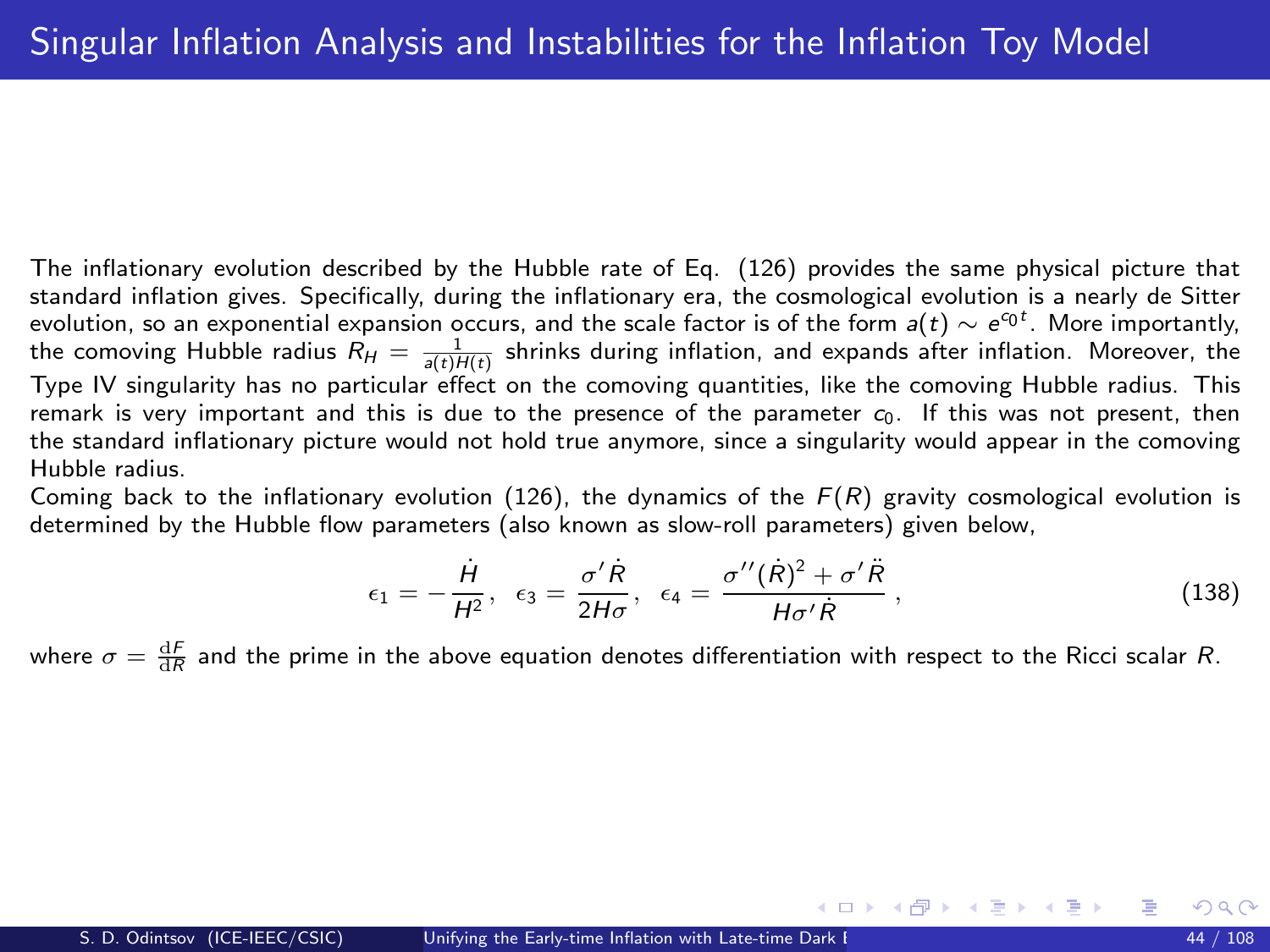# Singular Inflation Analysis and Instabilities for the Inflation Toy Model

The inflationary evolution described by the Hubble rate of Eq. (126) provides the same physical picture that standard inflation gives. Specifically, during the inflationary era, the cosmological evolution is a nearly de Sitter evolution, so an exponential expansion occurs, and the scale factor is of the form $a(t) \sim e^{c_0 t}$. More importantly, the comoving Hubble radius $R_H = \frac{1}{a(t)H(t)}$ shrinks during inflation, and expands after inflation. Moreover, the Type IV singularity has no particular effect on the comoving quantities, like the comoving Hubble radius. This remark is very important and this is due to the presence of the parameter $c_0$. If this was not present, then the standard inflationary picture would not hold true anymore, since a singularity would appear in the comoving Hubble radius.

Coming back to the inflationary evolution (126), the dynamics of the $F(R)$ gravity cosmological evolution is determined by the Hubble flow parameters (also known as slow-roll parameters) given below,

$$\epsilon_1 = -\frac{\dot{H}}{H^2}, \quad \epsilon_3 = \frac{\sigma' \dot{R}}{2H\sigma}, \quad \epsilon_4 = \frac{\sigma''(\dot{R})^2 + \sigma' \ddot{R}}{H\sigma' \dot{R}}, \tag{138}$$

where $\sigma = \frac{\mathrm{d}F}{\mathrm{d}R}$ and the prime in the above equation denotes differentiation with respect to the Ricci scalar $R$.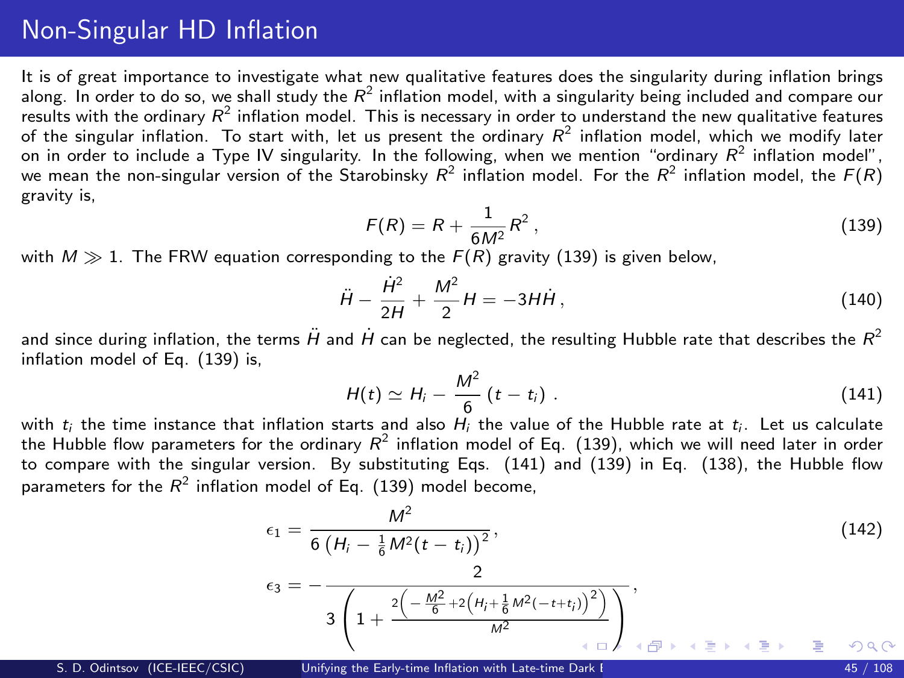# Non-Singular HD Inflation

It is of great importance to investigate what new qualitative features does the singularity during inflation brings along. In order to do so, we shall study the $R^2$ inflation model, with a singularity being included and compare our results with the ordinary $R^2$ inflation model. This is necessary in order to understand the new qualitative features of the singular inflation. To start with, let us present the ordinary $R^2$ inflation model, which we modify later on in order to include a Type IV singularity. In the following, when we mention "ordinary $R^2$ inflation model", we mean the non-singular version of the Starobinsky $R^2$ inflation model. For the $R^2$ inflation model, the $F(R)$ gravity is,

$$F(R) = R + \frac{1}{6M^2}R^2\,, \tag{139}$$

with $M \gg 1$. The FRW equation corresponding to the $F(R)$ gravity (139) is given below,

$$\ddot{H} - \frac{\dot{H}^2}{2H} + \frac{M^2}{2}H = -3H\dot{H}\,, \tag{140}$$

and since during inflation, the terms $\ddot{H}$ and $\dot{H}$ can be neglected, the resulting Hubble rate that describes the $R^2$ inflation model of Eq. (139) is,

$$H(t) \simeq H_i - \frac{M^2}{6}\left(t - t_i\right)\,. \tag{141}$$

with $t_i$ the time instance that inflation starts and also $H_i$ the value of the Hubble rate at $t_i$. Let us calculate the Hubble flow parameters for the ordinary $R^2$ inflation model of Eq. (139), which we will need later in order to compare with the singular version. By substituting Eqs. (141) and (139) in Eq. (138), the Hubble flow parameters for the $R^2$ inflation model of Eq. (139) model become,

$$\epsilon_1 = \frac{M^2}{6\left(H_i - \frac{1}{6}M^2(t-t_i)\right)^2}\,, \qquad \epsilon_3 = -\frac{2}{3\left(1 + \frac{2\left(-\frac{M^2}{6} + 2\left(H_i + \frac{1}{6}M^2(-t+t_i)\right)^2\right)}{M^2}\right)}\,, \tag{142}$$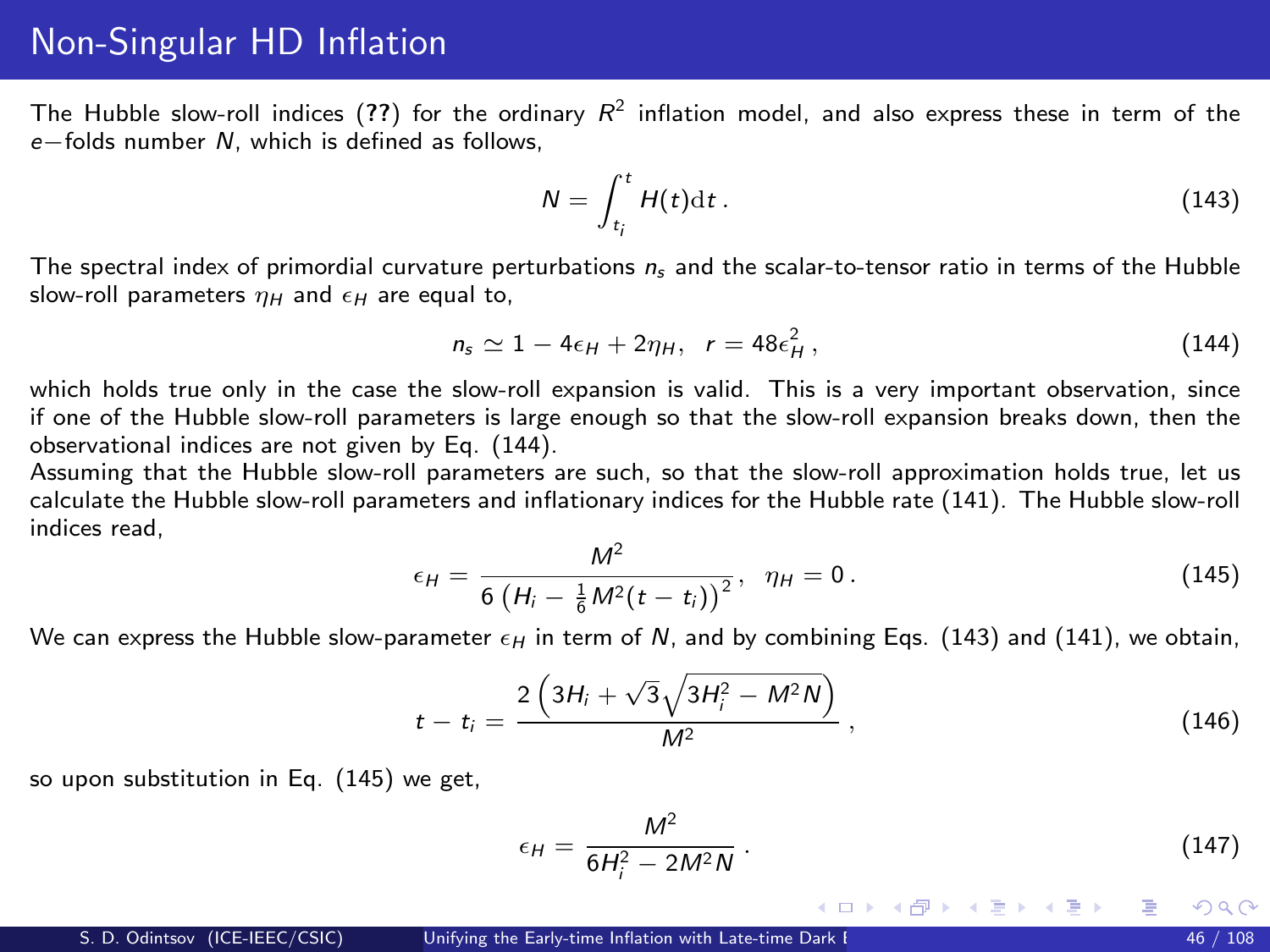# Non-Singular HD Inflation

The Hubble slow-roll indices (**??**) for the ordinary $R^2$ inflation model, and also express these in term of the $e-$folds number $N$, which is defined as follows,

$$N = \int_{t_i}^{t} H(t)\mathrm{d}t \,. \tag{143}$$

The spectral index of primordial curvature perturbations $n_s$ and the scalar-to-tensor ratio in terms of the Hubble slow-roll parameters $\eta_H$ and $\epsilon_H$ are equal to,

$$n_s \simeq 1 - 4\epsilon_H + 2\eta_H, \quad r = 48\epsilon_H^2 \,, \tag{144}$$

which holds true only in the case the slow-roll expansion is valid. This is a very important observation, since if one of the Hubble slow-roll parameters is large enough so that the slow-roll expansion breaks down, then the observational indices are not given by Eq. (144).

Assuming that the Hubble slow-roll parameters are such, so that the slow-roll approximation holds true, let us calculate the Hubble slow-roll parameters and inflationary indices for the Hubble rate (141). The Hubble slow-roll indices read,

$$\epsilon_H = \frac{M^2}{6\left(H_i - \frac{1}{6}M^2(t-t_i)\right)^2}, \quad \eta_H = 0 \,. \tag{145}$$

We can express the Hubble slow-parameter $\epsilon_H$ in term of $N$, and by combining Eqs. (143) and (141), we obtain,

$$t - t_i = \frac{2\left(3H_i + \sqrt{3}\sqrt{3H_i^2 - M^2 N}\right)}{M^2} \,, \tag{146}$$

so upon substitution in Eq. (145) we get,

$$\epsilon_H = \frac{M^2}{6H_i^2 - 2M^2 N} \,. \tag{147}$$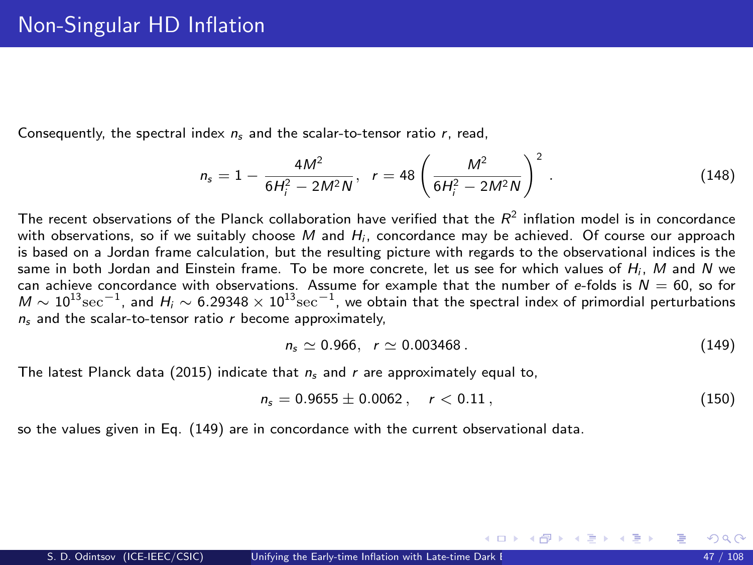# Non-Singular HD Inflation

Consequently, the spectral index $n_s$ and the scalar-to-tensor ratio $r$, read,

$$n_s = 1 - \frac{4M^2}{6H_i^2 - 2M^2 N}, \quad r = 48\left(\frac{M^2}{6H_i^2 - 2M^2 N}\right)^2 . \tag{148}$$

The recent observations of the Planck collaboration have verified that the $R^2$ inflation model is in concordance with observations, so if we suitably choose $M$ and $H_i$, concordance may be achieved. Of course our approach is based on a Jordan frame calculation, but the resulting picture with regards to the observational indices is the same in both Jordan and Einstein frame. To be more concrete, let us see for which values of $H_i$, $M$ and $N$ we can achieve concordance with observations. Assume for example that the number of $e$-folds is $N = 60$, so for $M \sim 10^{13}\mathrm{sec}^{-1}$, and $H_i \sim 6.29348 \times 10^{13}\mathrm{sec}^{-1}$, we obtain that the spectral index of primordial perturbations $n_s$ and the scalar-to-tensor ratio $r$ become approximately,

$$n_s \simeq 0.966, \quad r \simeq 0.003468 . \tag{149}$$

The latest Planck data (2015) indicate that $n_s$ and $r$ are approximately equal to,

$$n_s = 0.9655 \pm 0.0062 , \quad r < 0.11 , \tag{150}$$

so the values given in Eq. (149) are in concordance with the current observational data.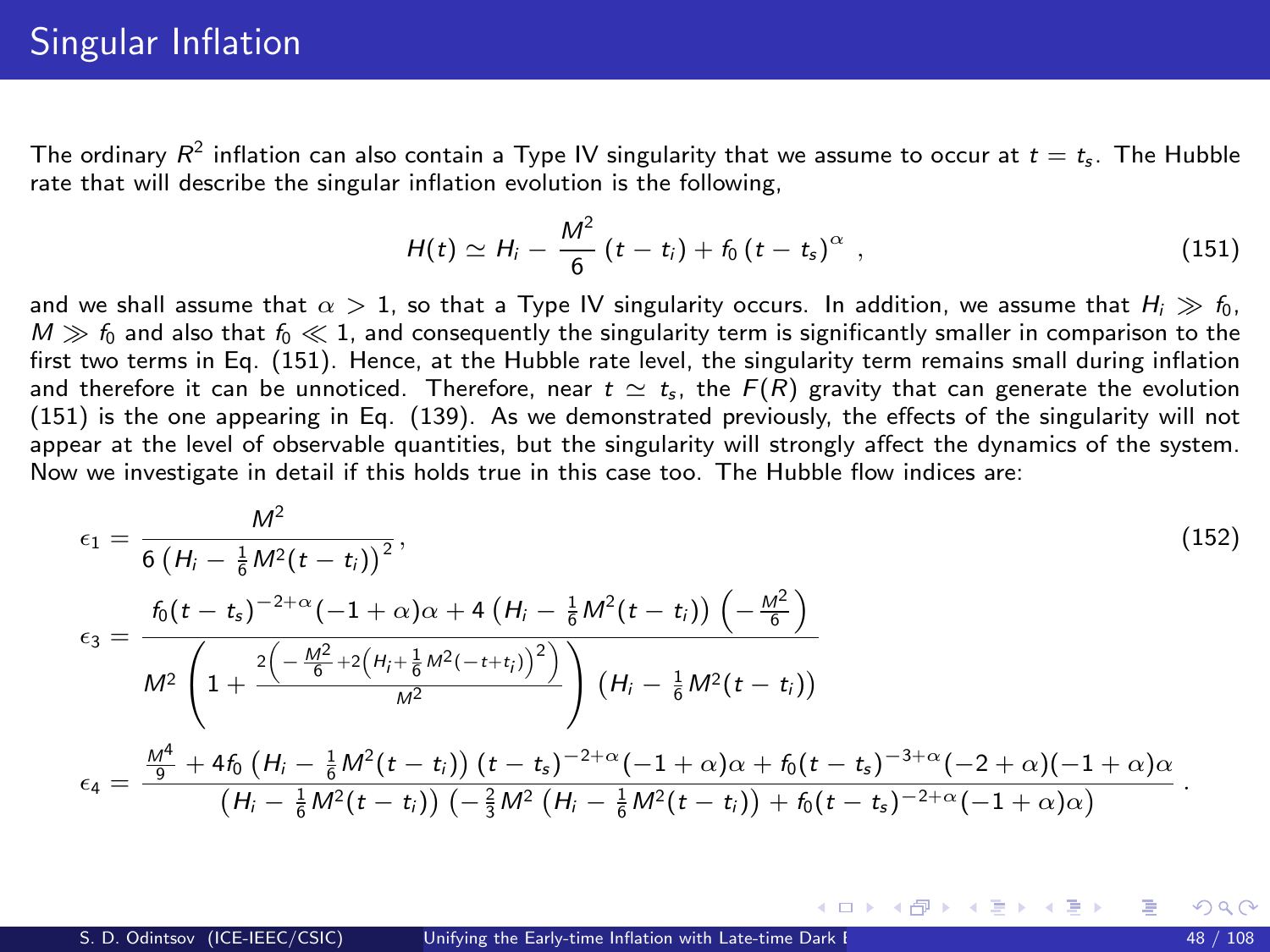# Singular Inflation

The ordinary $R^2$ inflation can also contain a Type IV singularity that we assume to occur at $t = t_s$. The Hubble rate that will describe the singular inflation evolution is the following,

$$H(t) \simeq H_i - \frac{M^2}{6}\left(t - t_i\right) + f_0\left(t - t_s\right)^{\alpha}\ , \tag{151}$$

and we shall assume that $\alpha > 1$, so that a Type IV singularity occurs. In addition, we assume that $H_i \gg f_0$, $M \gg f_0$ and also that $f_0 \ll 1$, and consequently the singularity term is significantly smaller in comparison to the first two terms in Eq. (151). Hence, at the Hubble rate level, the singularity term remains small during inflation and therefore it can be unnoticed. Therefore, near $t \simeq t_s$, the $F(R)$ gravity that can generate the evolution (151) is the one appearing in Eq. (139). As we demonstrated previously, the effects of the singularity will not appear at the level of observable quantities, but the singularity will strongly affect the dynamics of the system. Now we investigate in detail if this holds true in this case too. The Hubble flow indices are:

$$\epsilon_1 = \frac{M^2}{6\left(H_i - \frac{1}{6}M^2(t-t_i)\right)^2}\,, \tag{152}$$

$$\epsilon_3 = \frac{f_0(t-t_s)^{-2+\alpha}(-1+\alpha)\alpha + 4\left(H_i - \frac{1}{6}M^2(t-t_i)\right)\left(-\frac{M^2}{6}\right)}{M^2\left(1 + \frac{2\left(-\frac{M^2}{6} + 2\left(H_i + \frac{1}{6}M^2(-t+t_i)\right)^2\right)}{M^2}\right)\left(H_i - \frac{1}{6}M^2(t-t_i)\right)}$$

$$\epsilon_4 = \frac{\frac{M^4}{9} + 4f_0\left(H_i - \frac{1}{6}M^2(t-t_i)\right)(t-t_s)^{-2+\alpha}(-1+\alpha)\alpha + f_0(t-t_s)^{-3+\alpha}(-2+\alpha)(-1+\alpha)\alpha}{\left(H_i - \frac{1}{6}M^2(t-t_i)\right)\left(-\frac{2}{3}M^2\left(H_i - \frac{1}{6}M^2(t-t_i)\right) + f_0(t-t_s)^{-2+\alpha}(-1+\alpha)\alpha\right)}\,.$$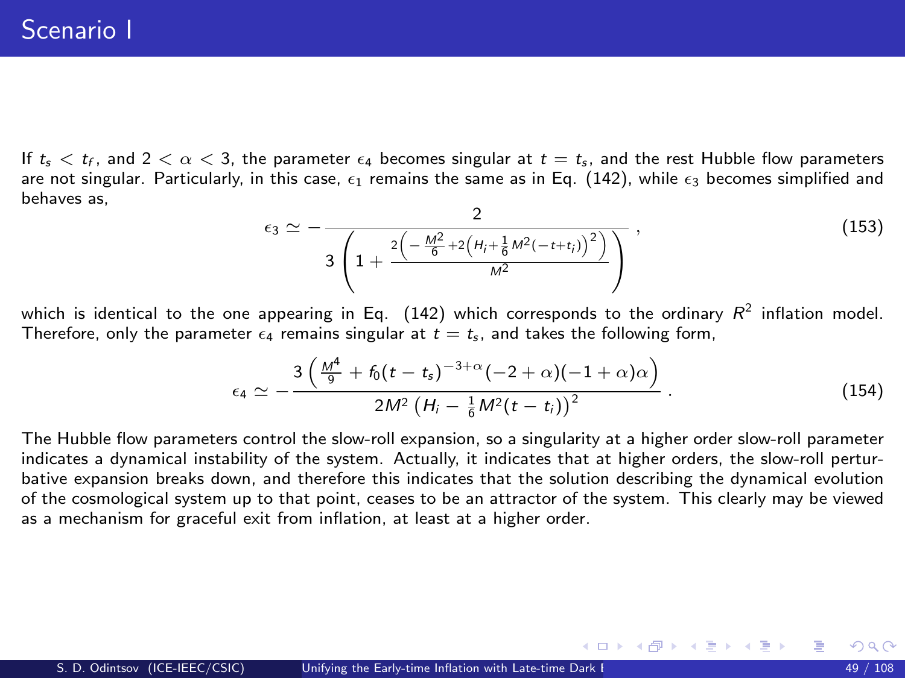# Scenario I

If $t_s < t_f$, and $2 < \alpha < 3$, the parameter $\epsilon_4$ becomes singular at $t = t_s$, and the rest Hubble flow parameters are not singular. Particularly, in this case, $\epsilon_1$ remains the same as in Eq. (142), while $\epsilon_3$ becomes simplified and behaves as,

$$\epsilon_3 \simeq -\frac{2}{3\left(1+\frac{2\left(-\frac{M^2}{6}+2\left(H_i+\frac{1}{6}M^2(-t+t_i)\right)^2\right)}{M^2}\right)}\,, \tag{153}$$

which is identical to the one appearing in Eq. (142) which corresponds to the ordinary $R^2$ inflation model. Therefore, only the parameter $\epsilon_4$ remains singular at $t = t_s$, and takes the following form,

$$\epsilon_4 \simeq -\frac{3\left(\frac{M^4}{9}+f_0(t-t_s)^{-3+\alpha}(-2+\alpha)(-1+\alpha)\alpha\right)}{2M^2\left(H_i-\frac{1}{6}M^2(t-t_i)\right)^2}\,. \tag{154}$$

The Hubble flow parameters control the slow-roll expansion, so a singularity at a higher order slow-roll parameter indicates a dynamical instability of the system. Actually, it indicates that at higher orders, the slow-roll perturbative expansion breaks down, and therefore this indicates that the solution describing the dynamical evolution of the cosmological system up to that point, ceases to be an attractor of the system. This clearly may be viewed as a mechanism for graceful exit from inflation, at least at a higher order.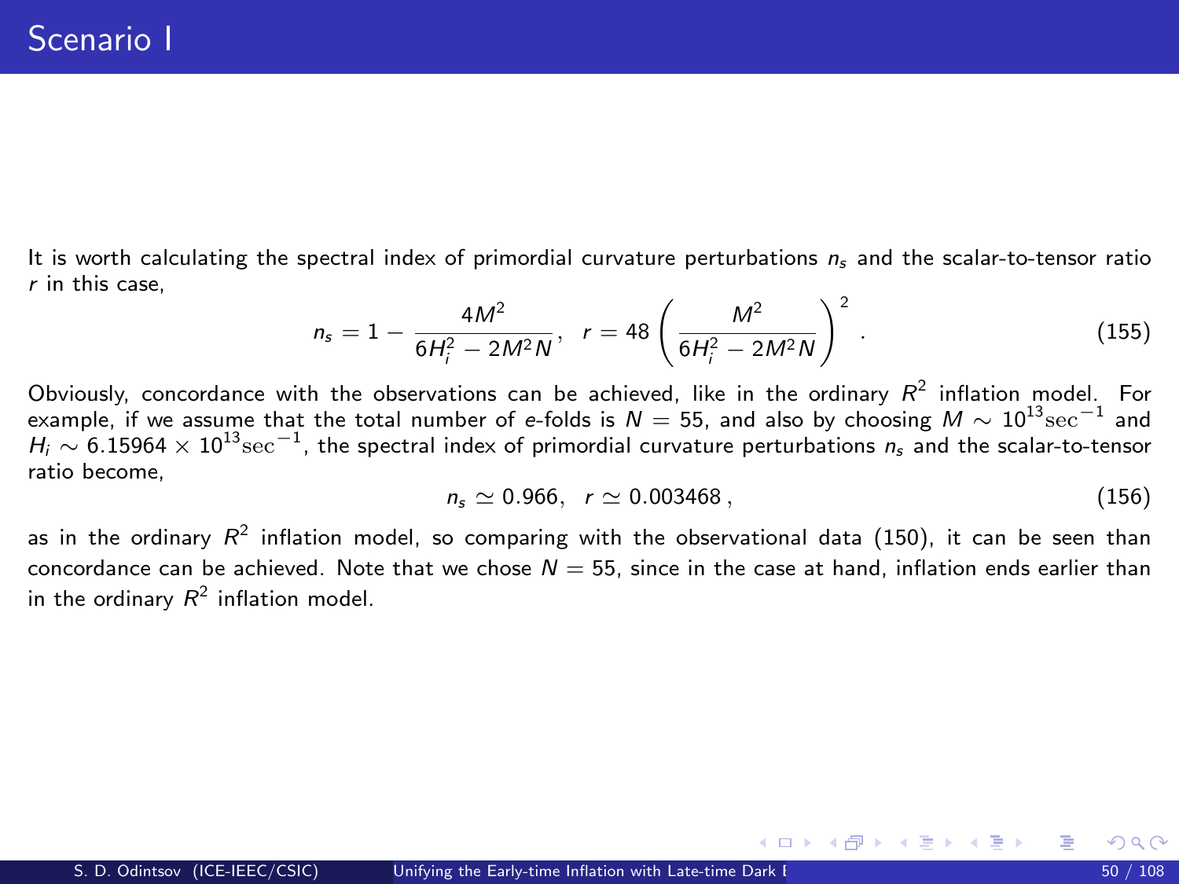# Scenario I

It is worth calculating the spectral index of primordial curvature perturbations $n_s$ and the scalar-to-tensor ratio $r$ in this case,

$$n_s = 1 - \frac{4M^2}{6H_i^2 - 2M^2 N}, \quad r = 48 \left( \frac{M^2}{6H_i^2 - 2M^2 N} \right)^2 . \tag{155}$$

Obviously, concordance with the observations can be achieved, like in the ordinary $R^2$ inflation model. For example, if we assume that the total number of $e$-folds is $N = 55$, and also by choosing $M \sim 10^{13}\mathrm{sec}^{-1}$ and $H_i \sim 6.15964 \times 10^{13}\mathrm{sec}^{-1}$, the spectral index of primordial curvature perturbations $n_s$ and the scalar-to-tensor ratio become,

$$n_s \simeq 0.966, \quad r \simeq 0.003468 , \tag{156}$$

as in the ordinary $R^2$ inflation model, so comparing with the observational data (150), it can be seen than concordance can be achieved. Note that we chose $N = 55$, since in the case at hand, inflation ends earlier than in the ordinary $R^2$ inflation model.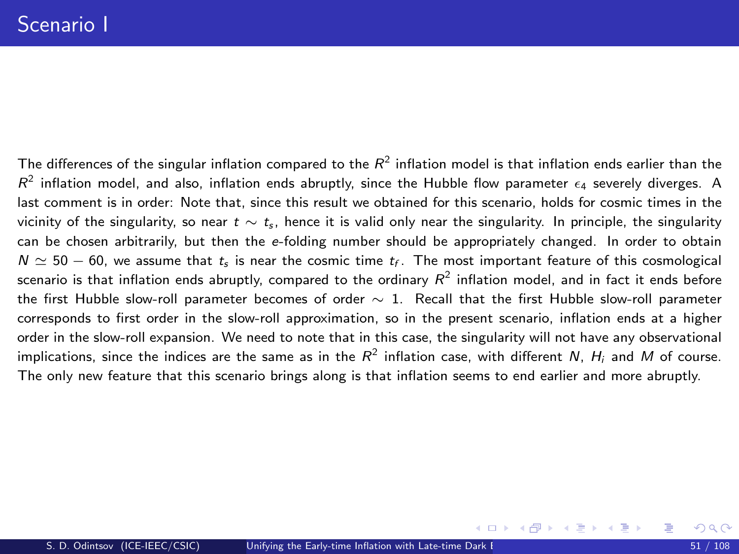# Scenario I

The differences of the singular inflation compared to the $R^2$ inflation model is that inflation ends earlier than the $R^2$ inflation model, and also, inflation ends abruptly, since the Hubble flow parameter $\epsilon_4$ severely diverges. A last comment is in order: Note that, since this result we obtained for this scenario, holds for cosmic times in the vicinity of the singularity, so near $t \sim t_s$, hence it is valid only near the singularity. In principle, the singularity can be chosen arbitrarily, but then the $e$-folding number should be appropriately changed. In order to obtain $N \simeq 50 - 60$, we assume that $t_s$ is near the cosmic time $t_f$. The most important feature of this cosmological scenario is that inflation ends abruptly, compared to the ordinary $R^2$ inflation model, and in fact it ends before the first Hubble slow-roll parameter becomes of order $\sim 1$. Recall that the first Hubble slow-roll parameter corresponds to first order in the slow-roll approximation, so in the present scenario, inflation ends at a higher order in the slow-roll expansion. We need to note that in this case, the singularity will not have any observational implications, since the indices are the same as in the $R^2$ inflation case, with different $N$, $H_i$ and $M$ of course. The only new feature that this scenario brings along is that inflation seems to end earlier and more abruptly.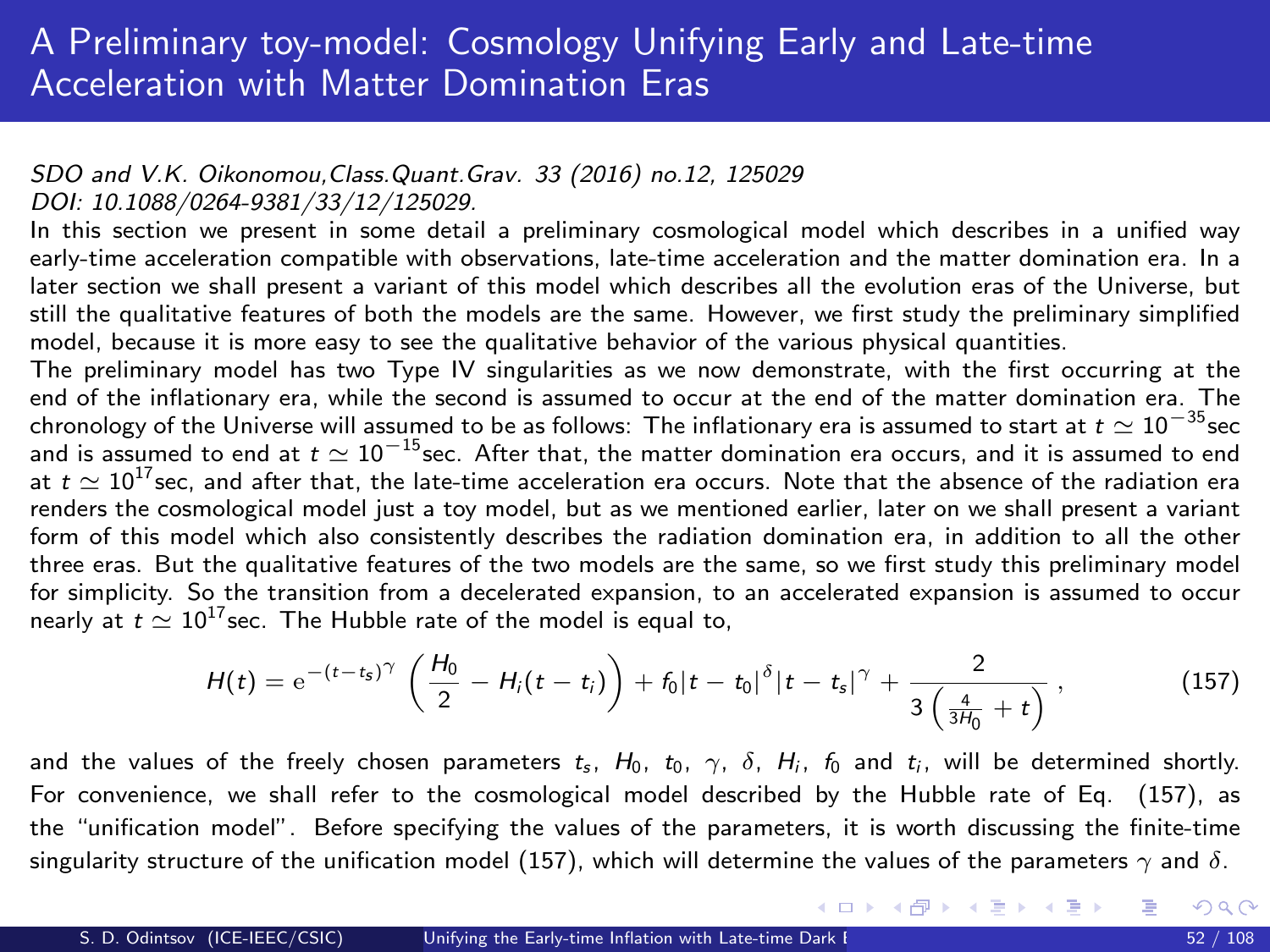# A Preliminary toy-model: Cosmology Unifying Early and Late-time Acceleration with Matter Domination Eras

*SDO and V.K. Oikonomou,Class.Quant.Grav. 33 (2016) no.12, 125029*
*DOI: 10.1088/0264-9381/33/12/125029.*

In this section we present in some detail a preliminary cosmological model which describes in a unified way early-time acceleration compatible with observations, late-time acceleration and the matter domination era. In a later section we shall present a variant of this model which describes all the evolution eras of the Universe, but still the qualitative features of both the models are the same. However, we first study the preliminary simplified model, because it is more easy to see the qualitative behavior of the various physical quantities.

The preliminary model has two Type IV singularities as we now demonstrate, with the first occurring at the end of the inflationary era, while the second is assumed to occur at the end of the matter domination era. The chronology of the Universe will assumed to be as follows: The inflationary era is assumed to start at $t \simeq 10^{-35}$sec and is assumed to end at $t \simeq 10^{-15}$sec. After that, the matter domination era occurs, and it is assumed to end at $t \simeq 10^{17}$sec, and after that, the late-time acceleration era occurs. Note that the absence of the radiation era renders the cosmological model just a toy model, but as we mentioned earlier, later on we shall present a variant form of this model which also consistently describes the radiation domination era, in addition to all the other three eras. But the qualitative features of the two models are the same, so we first study this preliminary model for simplicity. So the transition from a decelerated expansion, to an accelerated expansion is assumed to occur nearly at $t \simeq 10^{17}$sec. The Hubble rate of the model is equal to,

$$H(t) = \mathrm{e}^{-(t-t_s)^{\gamma}} \left(\frac{H_0}{2} - H_i(t-t_i)\right) + f_0|t-t_0|^{\delta}|t-t_s|^{\gamma} + \frac{2}{3\left(\frac{4}{3H_0}+t\right)}\,, \tag{157}$$

and the values of the freely chosen parameters $t_s$, $H_0$, $t_0$, $\gamma$, $\delta$, $H_i$, $f_0$ and $t_i$, will be determined shortly. For convenience, we shall refer to the cosmological model described by the Hubble rate of Eq. (157), as the "unification model". Before specifying the values of the parameters, it is worth discussing the finite-time singularity structure of the unification model (157), which will determine the values of the parameters $\gamma$ and $\delta$.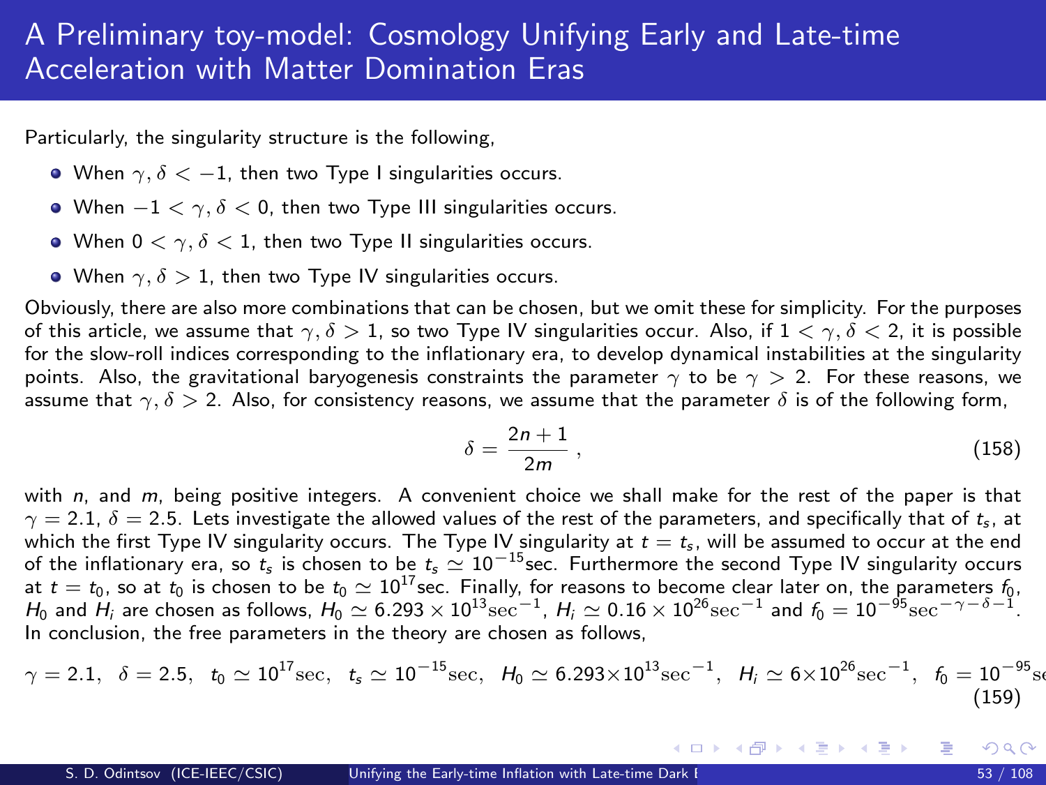# A Preliminary toy-model: Cosmology Unifying Early and Late-time Acceleration with Matter Domination Eras

Particularly, the singularity structure is the following,

- When $\gamma, \delta < -1$, then two Type I singularities occurs.
- When $-1 < \gamma, \delta < 0$, then two Type III singularities occurs.
- When $0 < \gamma, \delta < 1$, then two Type II singularities occurs.
- When $\gamma, \delta > 1$, then two Type IV singularities occurs.

Obviously, there are also more combinations that can be chosen, but we omit these for simplicity. For the purposes of this article, we assume that $\gamma, \delta > 1$, so two Type IV singularities occur. Also, if $1 < \gamma, \delta < 2$, it is possible for the slow-roll indices corresponding to the inflationary era, to develop dynamical instabilities at the singularity points. Also, the gravitational baryogenesis constraints the parameter $\gamma$ to be $\gamma > 2$. For these reasons, we assume that $\gamma, \delta > 2$. Also, for consistency reasons, we assume that the parameter $\delta$ is of the following form,

$$\delta = \frac{2n+1}{2m}\,, \tag{158}$$

with $n$, and $m$, being positive integers. A convenient choice we shall make for the rest of the paper is that $\gamma = 2.1$, $\delta = 2.5$. Lets investigate the allowed values of the rest of the parameters, and specifically that of $t_s$, at which the first Type IV singularity occurs. The Type IV singularity at $t = t_s$, will be assumed to occur at the end of the inflationary era, so $t_s$ is chosen to be $t_s \simeq 10^{-15}$sec. Furthermore the second Type IV singularity occurs at $t = t_0$, so at $t_0$ is chosen to be $t_0 \simeq 10^{17}$sec. Finally, for reasons to become clear later on, the parameters $f_0$, $H_0$ and $H_i$ are chosen as follows, $H_0 \simeq 6.293 \times 10^{13}\mathrm{sec}^{-1}$, $H_i \simeq 0.16 \times 10^{26}\mathrm{sec}^{-1}$ and $f_0 = 10^{-95}\mathrm{sec}^{-\gamma-\delta-1}$. In conclusion, the free parameters in the theory are chosen as follows,

$$\gamma = 2.1,\;\; \delta = 2.5,\;\; t_0 \simeq 10^{17}\mathrm{sec},\;\; t_s \simeq 10^{-15}\mathrm{sec},\;\; H_0 \simeq 6.293\times 10^{13}\mathrm{sec}^{-1},\;\; H_i \simeq 6\times 10^{26}\mathrm{sec}^{-1},\;\; f_0 = 10^{-95}\mathrm{se} \tag{159}$$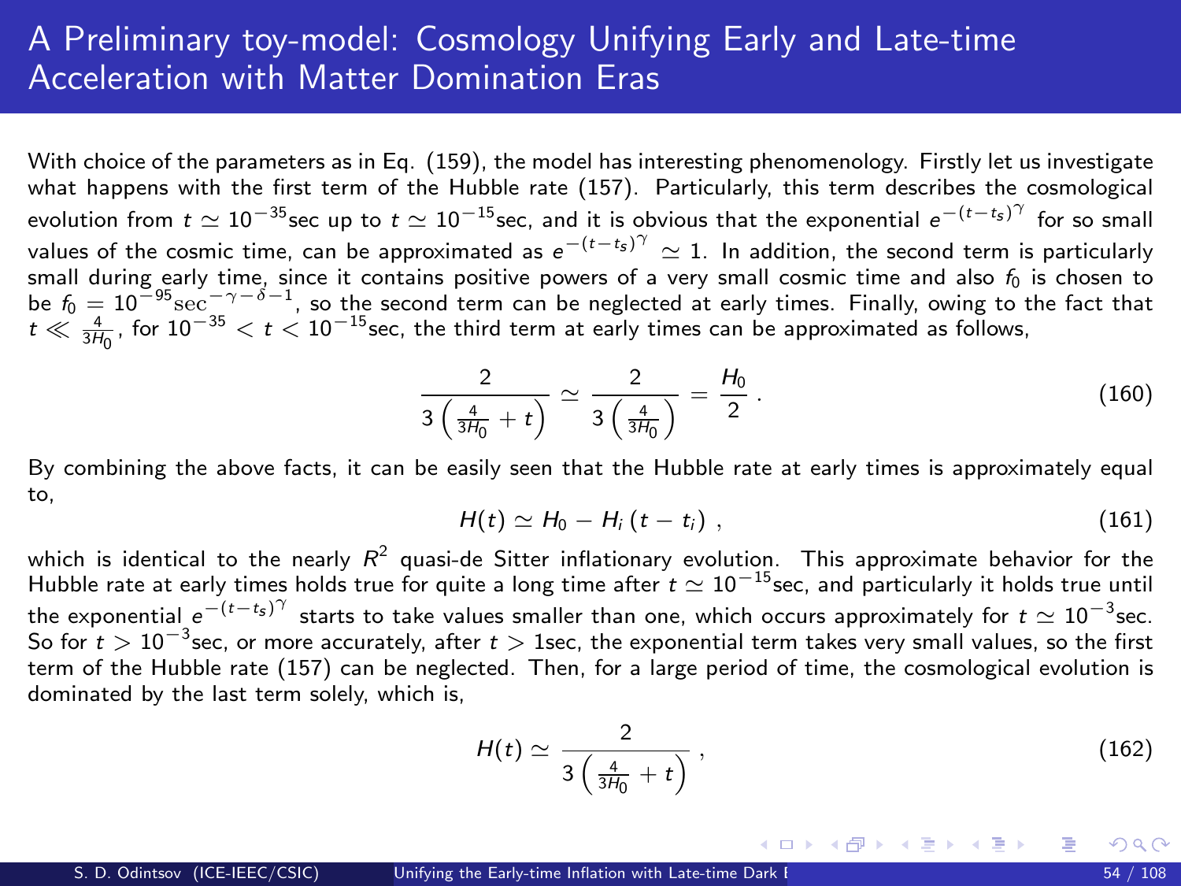# A Preliminary toy-model: Cosmology Unifying Early and Late-time Acceleration with Matter Domination Eras

With choice of the parameters as in Eq. (159), the model has interesting phenomenology. Firstly let us investigate what happens with the first term of the Hubble rate (157). Particularly, this term describes the cosmological evolution from $t \simeq 10^{-35}$sec up to $t \simeq 10^{-15}$sec, and it is obvious that the exponential $e^{-(t-t_s)^\gamma}$ for so small values of the cosmic time, can be approximated as $e^{-(t-t_s)^\gamma} \simeq 1$. In addition, the second term is particularly small during early time, since it contains positive powers of a very small cosmic time and also $f_0$ is chosen to be $f_0 = 10^{-95}\mathrm{sec}^{-\gamma-\delta-1}$, so the second term can be neglected at early times. Finally, owing to the fact that $t \ll \frac{4}{3H_0}$, for $10^{-35} < t < 10^{-15}$sec, the third term at early times can be approximated as follows,

$$\frac{2}{3\left(\frac{4}{3H_0}+t\right)} \simeq \frac{2}{3\left(\frac{4}{3H_0}\right)} = \frac{H_0}{2} \,. \tag{160}$$

By combining the above facts, it can be easily seen that the Hubble rate at early times is approximately equal to,

$$H(t) \simeq H_0 - H_i\left(t - t_i\right) \,, \tag{161}$$

which is identical to the nearly $R^2$ quasi-de Sitter inflationary evolution. This approximate behavior for the Hubble rate at early times holds true for quite a long time after $t \simeq 10^{-15}$sec, and particularly it holds true until the exponential $e^{-(t-t_s)^\gamma}$ starts to take values smaller than one, which occurs approximately for $t \simeq 10^{-3}$sec. So for $t > 10^{-3}$sec, or more accurately, after $t > 1$sec, the exponential term takes very small values, so the first term of the Hubble rate (157) can be neglected. Then, for a large period of time, the cosmological evolution is dominated by the last term solely, which is,

$$H(t) \simeq \frac{2}{3\left(\frac{4}{3H_0}+t\right)} \,, \tag{162}$$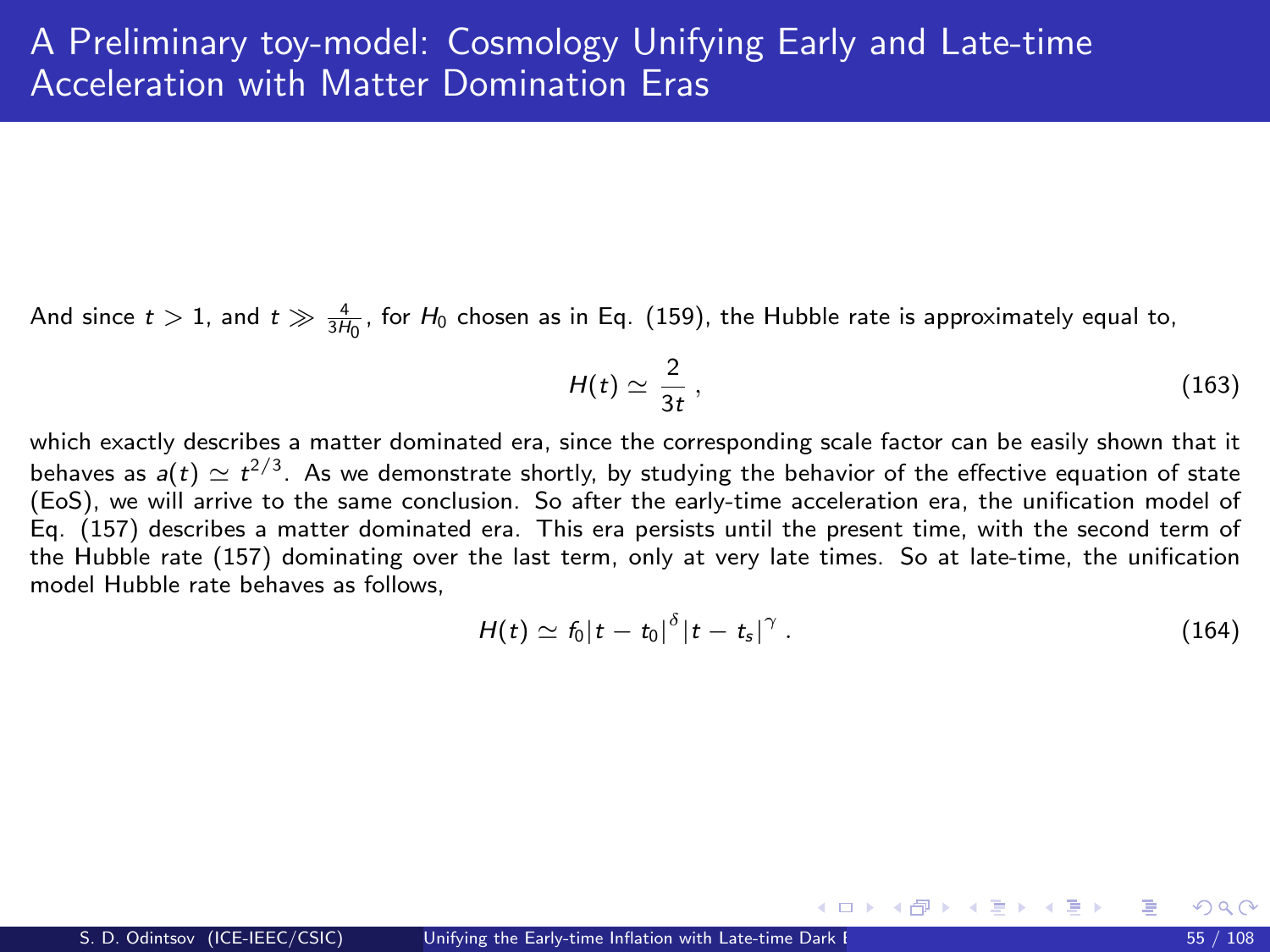# A Preliminary toy-model: Cosmology Unifying Early and Late-time Acceleration with Matter Domination Eras

And since $t > 1$, and $t \gg \frac{4}{3H_0}$, for $H_0$ chosen as in Eq. (159), the Hubble rate is approximately equal to,

$$H(t) \simeq \frac{2}{3t}\,, \tag{163}$$

which exactly describes a matter dominated era, since the corresponding scale factor can be easily shown that it behaves as $a(t) \simeq t^{2/3}$. As we demonstrate shortly, by studying the behavior of the effective equation of state (EoS), we will arrive to the same conclusion. So after the early-time acceleration era, the unification model of Eq. (157) describes a matter dominated era. This era persists until the present time, with the second term of the Hubble rate (157) dominating over the last term, only at very late times. So at late-time, the unification model Hubble rate behaves as follows,

$$H(t) \simeq f_0 |t - t_0|^{\delta} |t - t_s|^{\gamma}\,. \tag{164}$$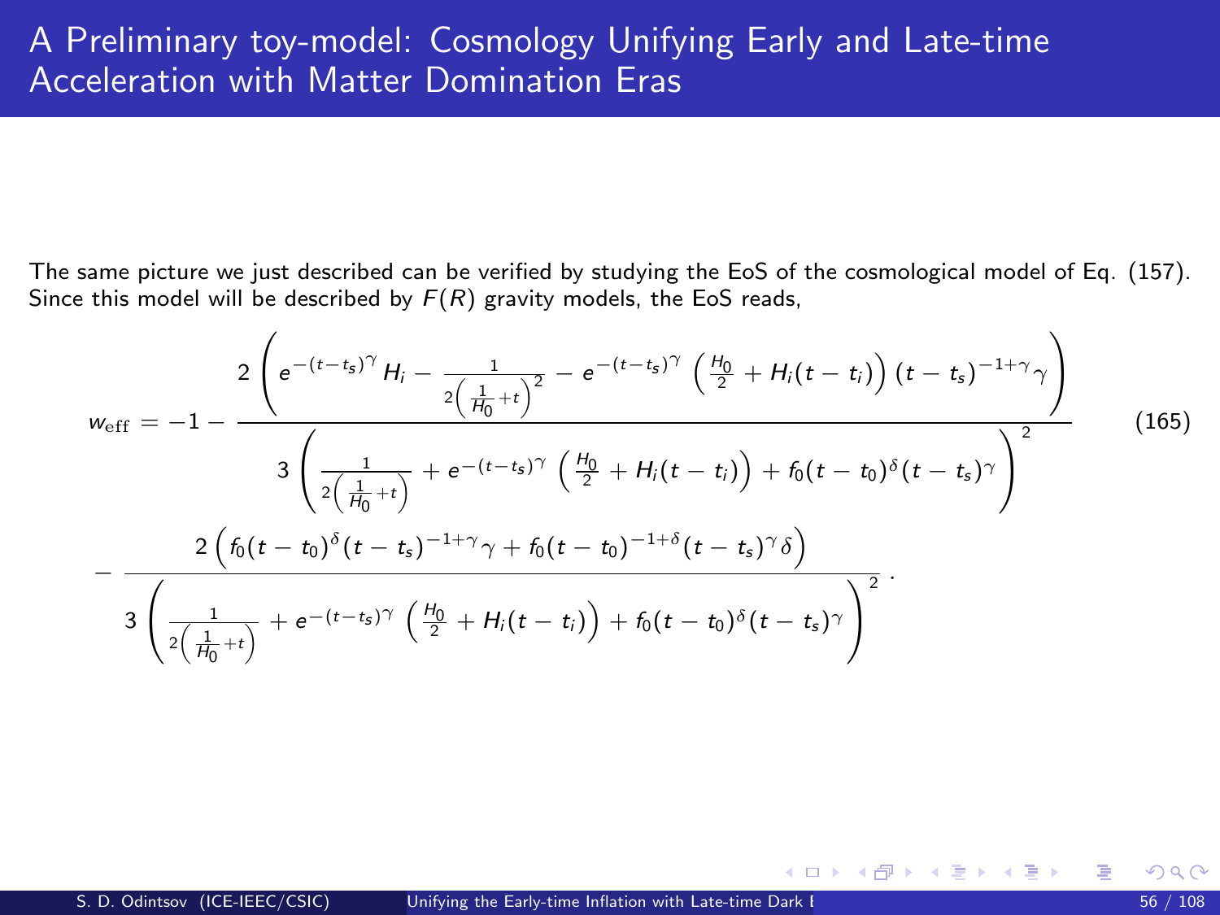# A Preliminary toy-model: Cosmology Unifying Early and Late-time Acceleration with Matter Domination Eras

The same picture we just described can be verified by studying the EoS of the cosmological model of Eq. (157). Since this model will be described by $F(R)$ gravity models, the EoS reads,

$$
\begin{aligned}
w_{\mathrm{eff}} = & -1 - \frac{2\left(e^{-(t-t_s)^{\gamma}}H_i - \frac{1}{2\left(\frac{1}{H_0}+t\right)^2} - e^{-(t-t_s)^{\gamma}}\left(\frac{H_0}{2}+H_i(t-t_i)\right)(t-t_s)^{-1+\gamma}\gamma\right)}{3\left(\frac{1}{2\left(\frac{1}{H_0}+t\right)} + e^{-(t-t_s)^{\gamma}}\left(\frac{H_0}{2}+H_i(t-t_i)\right) + f_0(t-t_0)^{\delta}(t-t_s)^{\gamma}\right)^2} \\
& - \frac{2\left(f_0(t-t_0)^{\delta}(t-t_s)^{-1+\gamma}\gamma + f_0(t-t_0)^{-1+\delta}(t-t_s)^{\gamma}\delta\right)}{3\left(\frac{1}{2\left(\frac{1}{H_0}+t\right)} + e^{-(t-t_s)^{\gamma}}\left(\frac{H_0}{2}+H_i(t-t_i)\right) + f_0(t-t_0)^{\delta}(t-t_s)^{\gamma}\right)^2} \, .
\end{aligned}
\tag{165}
$$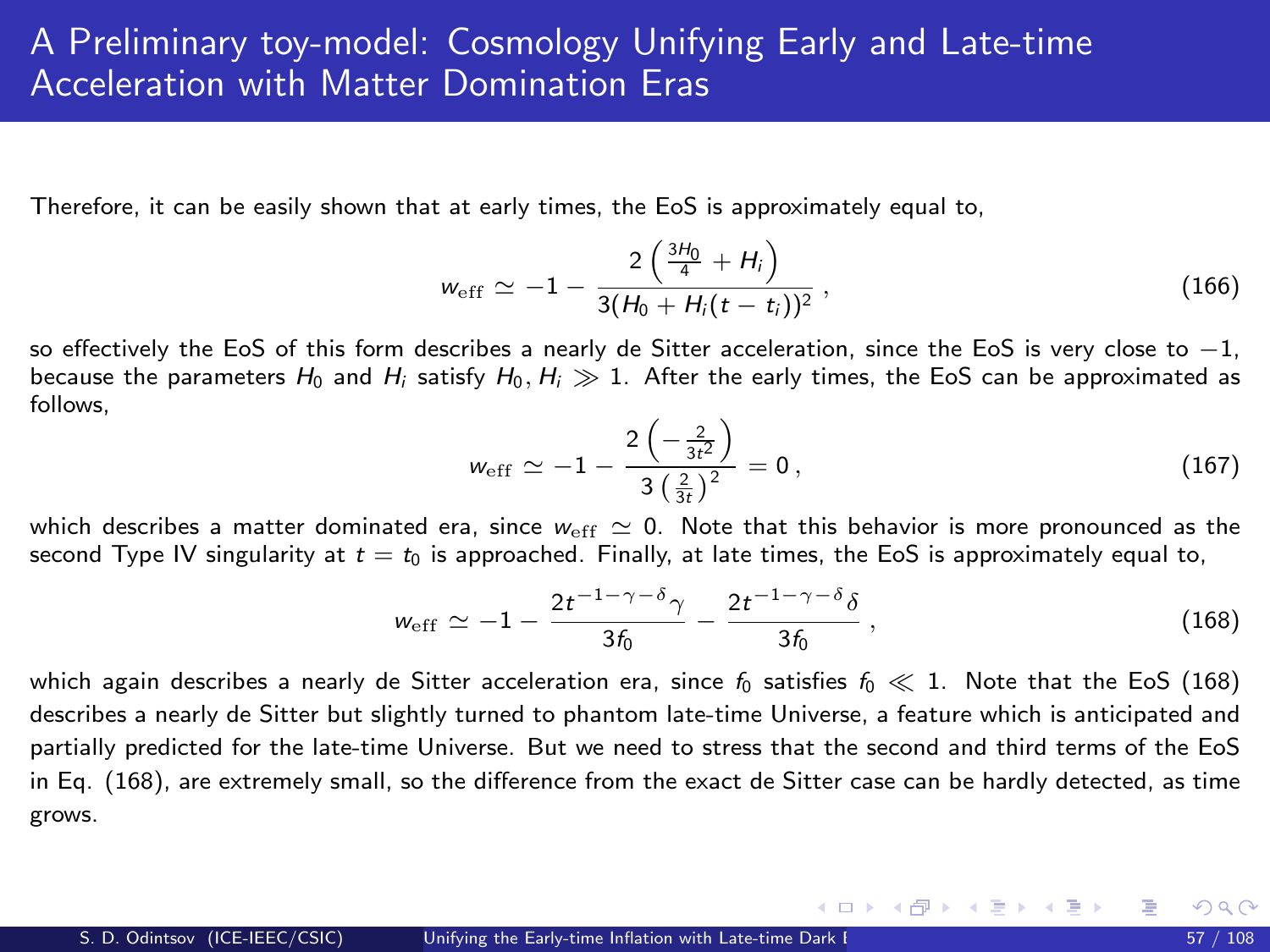# A Preliminary toy-model: Cosmology Unifying Early and Late-time Acceleration with Matter Domination Eras

Therefore, it can be easily shown that at early times, the EoS is approximately equal to,

$$w_{\text{eff}} \simeq -1 - \frac{2\left(\frac{3H_0}{4} + H_i\right)}{3(H_0 + H_i(t - t_i))^2}\,, \tag{166}$$

so effectively the EoS of this form describes a nearly de Sitter acceleration, since the EoS is very close to $-1$, because the parameters $H_0$ and $H_i$ satisfy $H_0, H_i \gg 1$. After the early times, the EoS can be approximated as follows,

$$w_{\text{eff}} \simeq -1 - \frac{2\left(-\frac{2}{3t^2}\right)}{3\left(\frac{2}{3t}\right)^2} = 0\,, \tag{167}$$

which describes a matter dominated era, since $w_{\text{eff}} \simeq 0$. Note that this behavior is more pronounced as the second Type IV singularity at $t = t_0$ is approached. Finally, at late times, the EoS is approximately equal to,

$$w_{\text{eff}} \simeq -1 - \frac{2t^{-1-\gamma-\delta}\gamma}{3f_0} - \frac{2t^{-1-\gamma-\delta}\delta}{3f_0}\,, \tag{168}$$

which again describes a nearly de Sitter acceleration era, since $f_0$ satisfies $f_0 \ll 1$. Note that the EoS (168) describes a nearly de Sitter but slightly turned to phantom late-time Universe, a feature which is anticipated and partially predicted for the late-time Universe. But we need to stress that the second and third terms of the EoS in Eq. (168), are extremely small, so the difference from the exact de Sitter case can be hardly detected, as time grows.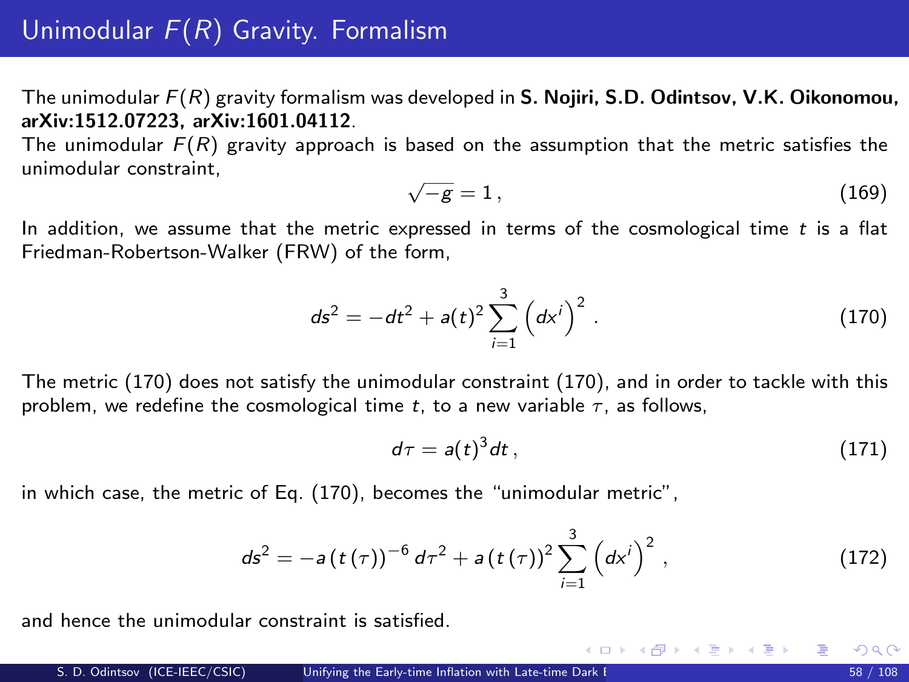# Unimodular $F(R)$ Gravity. Formalism

The unimodular $F(R)$ gravity formalism was developed in **S. Nojiri, S.D. Odintsov, V.K. Oikonomou, arXiv:1512.07223, arXiv:1601.04112**.

The unimodular $F(R)$ gravity approach is based on the assumption that the metric satisfies the unimodular constraint,

$$\sqrt{-g} = 1 \,, \tag{169}$$

In addition, we assume that the metric expressed in terms of the cosmological time $t$ is a flat Friedman-Robertson-Walker (FRW) of the form,

$$ds^2 = -dt^2 + a(t)^2 \sum_{i=1}^{3} \left(dx^i\right)^2 \,. \tag{170}$$

The metric (170) does not satisfy the unimodular constraint (170), and in order to tackle with this problem, we redefine the cosmological time $t$, to a new variable $\tau$, as follows,

$$d\tau = a(t)^3 dt \,, \tag{171}$$

in which case, the metric of Eq. (170), becomes the "unimodular metric",

$$ds^2 = -a\left(t\left(\tau\right)\right)^{-6} d\tau^2 + a\left(t\left(\tau\right)\right)^2 \sum_{i=1}^{3} \left(dx^i\right)^2 \,, \tag{172}$$

and hence the unimodular constraint is satisfied.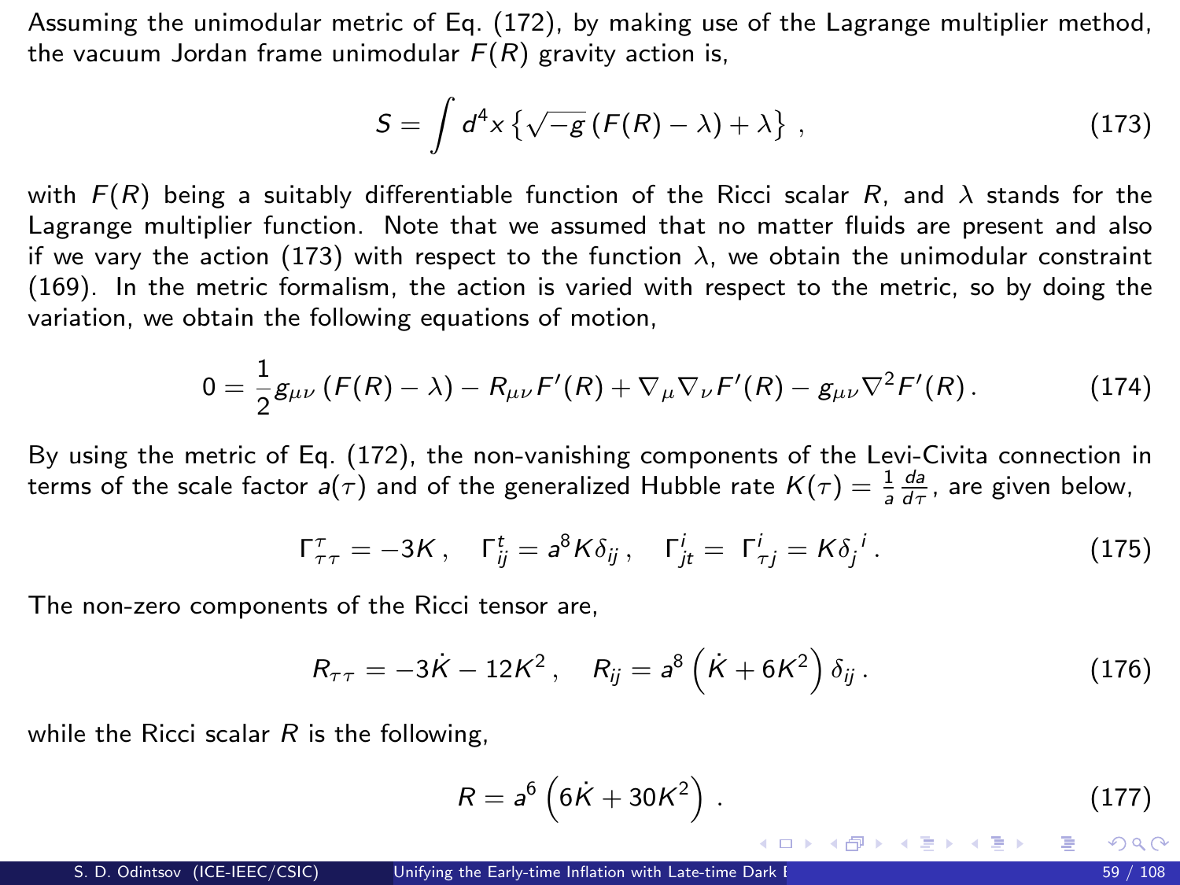Assuming the unimodular metric of Eq. (172), by making use of the Lagrange multiplier method, the vacuum Jordan frame unimodular $F(R)$ gravity action is,

$$S = \int d^4x \left\{ \sqrt{-g} \left( F(R) - \lambda \right) + \lambda \right\} , \tag{173}$$

with $F(R)$ being a suitably differentiable function of the Ricci scalar $R$, and $\lambda$ stands for the Lagrange multiplier function. Note that we assumed that no matter fluids are present and also if we vary the action (173) with respect to the function $\lambda$, we obtain the unimodular constraint (169). In the metric formalism, the action is varied with respect to the metric, so by doing the variation, we obtain the following equations of motion,

$$0 = \frac{1}{2} g_{\mu\nu} \left( F(R) - \lambda \right) - R_{\mu\nu} F'(R) + \nabla_\mu \nabla_\nu F'(R) - g_{\mu\nu} \nabla^2 F'(R) . \tag{174}$$

By using the metric of Eq. (172), the non-vanishing components of the Levi-Civita connection in terms of the scale factor $a(\tau)$ and of the generalized Hubble rate $K(\tau) = \frac{1}{a} \frac{da}{d\tau}$, are given below,

$$\Gamma^\tau_{\tau\tau} = -3K , \quad \Gamma^t_{ij} = a^8 K \delta_{ij} , \quad \Gamma^i_{jt} = \Gamma^i_{\tau j} = K {\delta_j}^i . \tag{175}$$

The non-zero components of the Ricci tensor are,

$$R_{\tau\tau} = -3\dot{K} - 12K^2 , \quad R_{ij} = a^8 \left( \dot{K} + 6K^2 \right) \delta_{ij} . \tag{176}$$

while the Ricci scalar $R$ is the following,

$$R = a^6 \left( 6\dot{K} + 30K^2 \right) . \tag{177}$$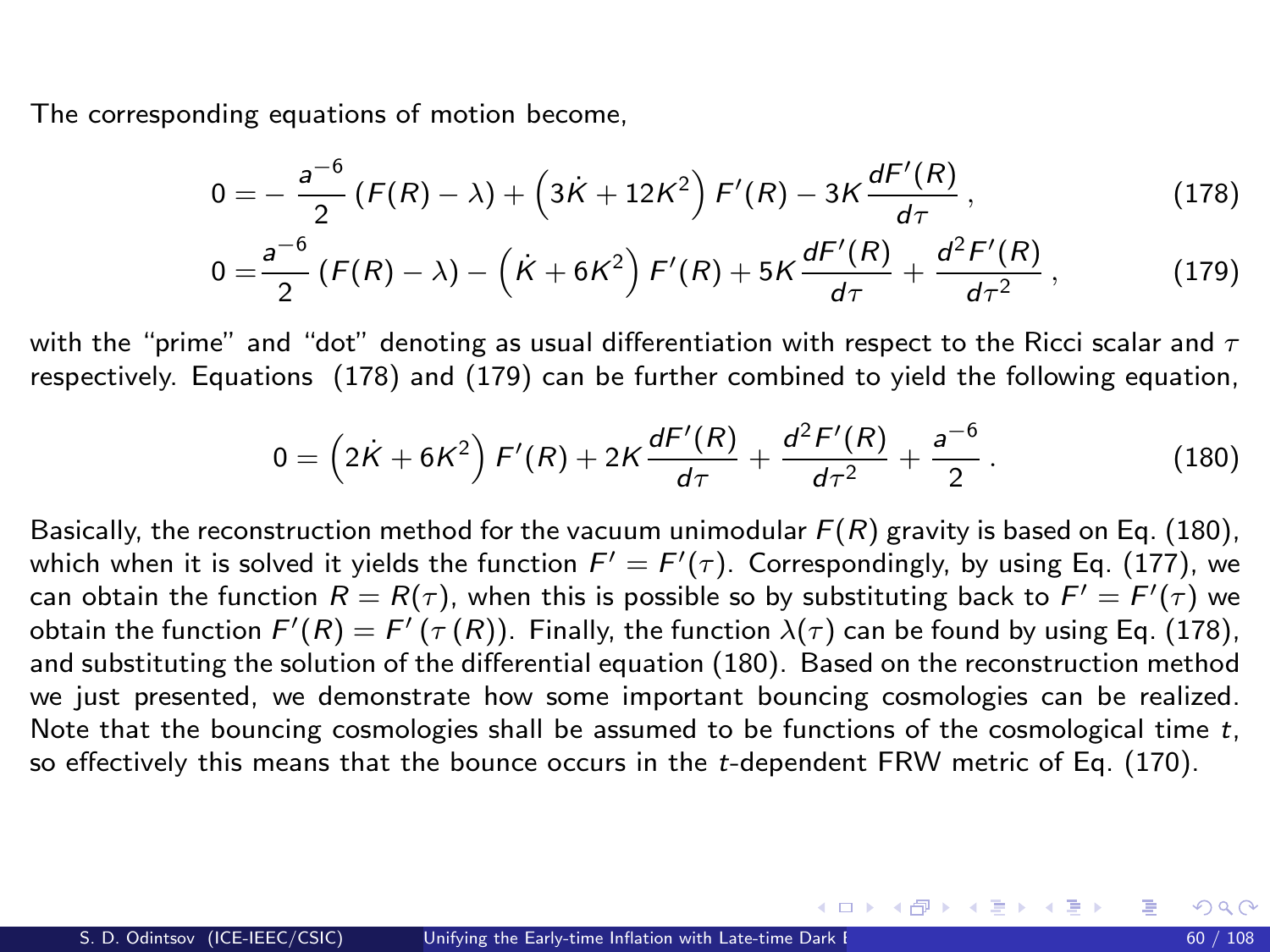The corresponding equations of motion become,

$$0 = -\frac{a^{-6}}{2}\left(F(R) - \lambda\right) + \left(3\dot{K} + 12K^2\right)F'(R) - 3K\frac{dF'(R)}{d\tau}\,, \tag{178}$$

$$0 = \frac{a^{-6}}{2}\left(F(R) - \lambda\right) - \left(\dot{K} + 6K^2\right)F'(R) + 5K\frac{dF'(R)}{d\tau} + \frac{d^2F'(R)}{d\tau^2}\,, \tag{179}$$

with the "prime" and "dot" denoting as usual differentiation with respect to the Ricci scalar and $\tau$ respectively. Equations (178) and (179) can be further combined to yield the following equation,

$$0 = \left(2\dot{K} + 6K^2\right)F'(R) + 2K\frac{dF'(R)}{d\tau} + \frac{d^2F'(R)}{d\tau^2} + \frac{a^{-6}}{2}\,. \tag{180}$$

Basically, the reconstruction method for the vacuum unimodular $F(R)$ gravity is based on Eq. (180), which when it is solved it yields the function $F' = F'(\tau)$. Correspondingly, by using Eq. (177), we can obtain the function $R = R(\tau)$, when this is possible so by substituting back to $F' = F'(\tau)$ we obtain the function $F'(R) = F'\left(\tau\left(R\right)\right)$. Finally, the function $\lambda(\tau)$ can be found by using Eq. (178), and substituting the solution of the differential equation (180). Based on the reconstruction method we just presented, we demonstrate how some important bouncing cosmologies can be realized. Note that the bouncing cosmologies shall be assumed to be functions of the cosmological time $t$, so effectively this means that the bounce occurs in the $t$-dependent FRW metric of Eq. (170).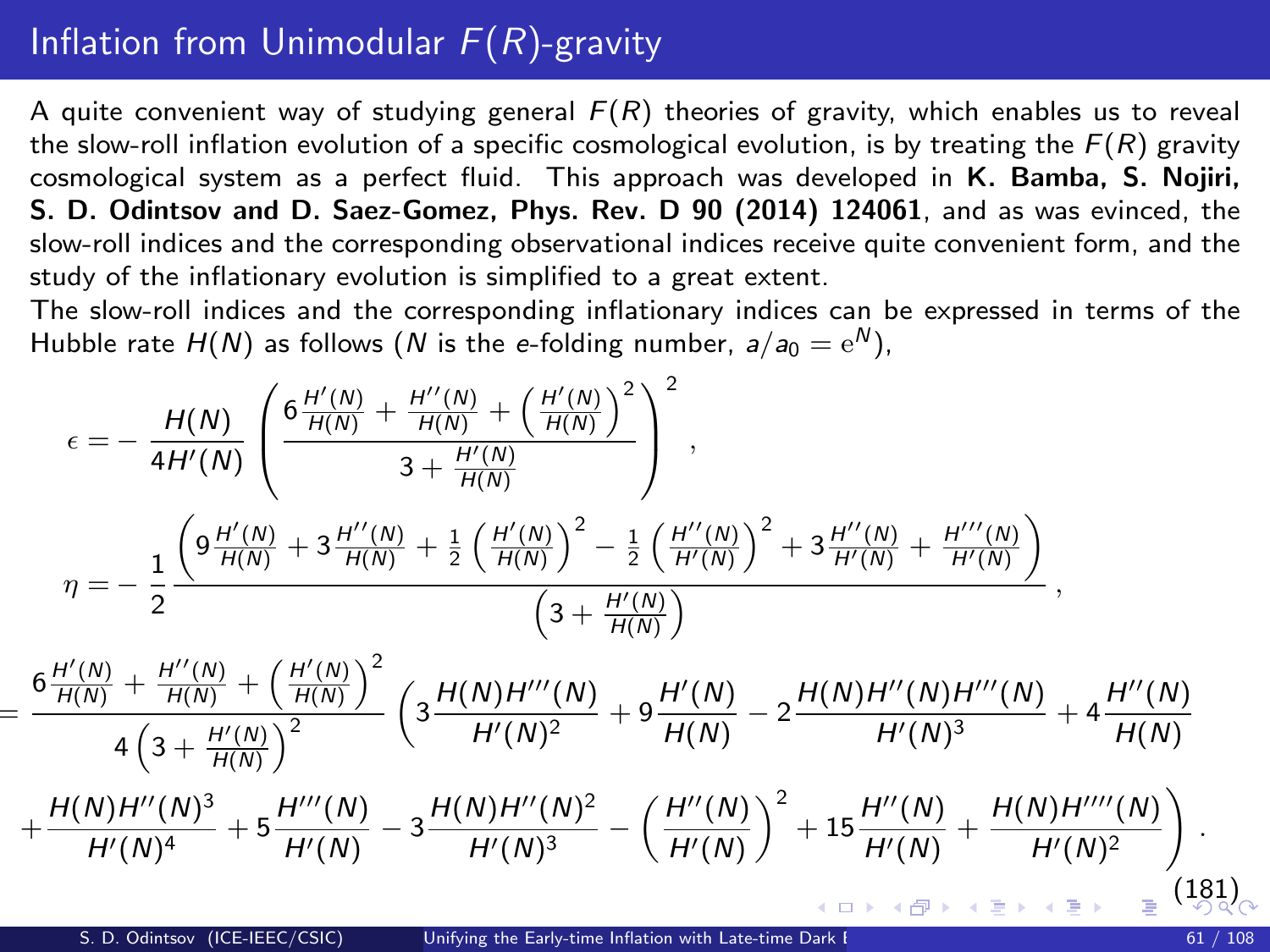# Inflation from Unimodular $F(R)$-gravity

A quite convenient way of studying general $F(R)$ theories of gravity, which enables us to reveal the slow-roll inflation evolution of a specific cosmological evolution, is by treating the $F(R)$ gravity cosmological system as a perfect fluid. This approach was developed in **K. Bamba, S. Nojiri, S. D. Odintsov and D. Saez-Gomez, Phys. Rev. D 90 (2014) 124061**, and as was evinced, the slow-roll indices and the corresponding observational indices receive quite convenient form, and the study of the inflationary evolution is simplified to a great extent.

The slow-roll indices and the corresponding inflationary indices can be expressed in terms of the Hubble rate $H(N)$ as follows ($N$ is the $e$-folding number, $a/a_0 = \mathrm{e}^N$),

$$
\epsilon = -\frac{H(N)}{4H'(N)}\left(\frac{6\frac{H'(N)}{H(N)}+\frac{H''(N)}{H(N)}+\left(\frac{H'(N)}{H(N)}\right)^2}{3+\frac{H'(N)}{H(N)}}\right)^2 ,
$$

$$
\eta = -\frac{1}{2}\frac{\left(9\frac{H'(N)}{H(N)}+3\frac{H''(N)}{H(N)}+\frac{1}{2}\left(\frac{H'(N)}{H(N)}\right)^2-\frac{1}{2}\left(\frac{H''(N)}{H'(N)}\right)^2+3\frac{H''(N)}{H'(N)}+\frac{H'''(N)}{H'(N)}\right)}{\left(3+\frac{H'(N)}{H(N)}\right)} ,
$$

$$
= \frac{6\frac{H'(N)}{H(N)}+\frac{H''(N)}{H(N)}+\left(\frac{H'(N)}{H(N)}\right)^2}{4\left(3+\frac{H'(N)}{H(N)}\right)^2}\left(3\frac{H(N)H'''(N)}{H'(N)^2}+9\frac{H'(N)}{H(N)}-2\frac{H(N)H''(N)H'''(N)}{H'(N)^3}+4\frac{H''(N)}{H(N)}\right.
$$

$$
\left.+\frac{H(N)H''(N)^3}{H'(N)^4}+5\frac{H'''(N)}{H'(N)}-3\frac{H(N)H''(N)^2}{H'(N)^3}-\left(\frac{H''(N)}{H'(N)}\right)^2+15\frac{H''(N)}{H'(N)}+\frac{H(N)H''''(N)}{H'(N)^2}\right) . \tag{181}
$$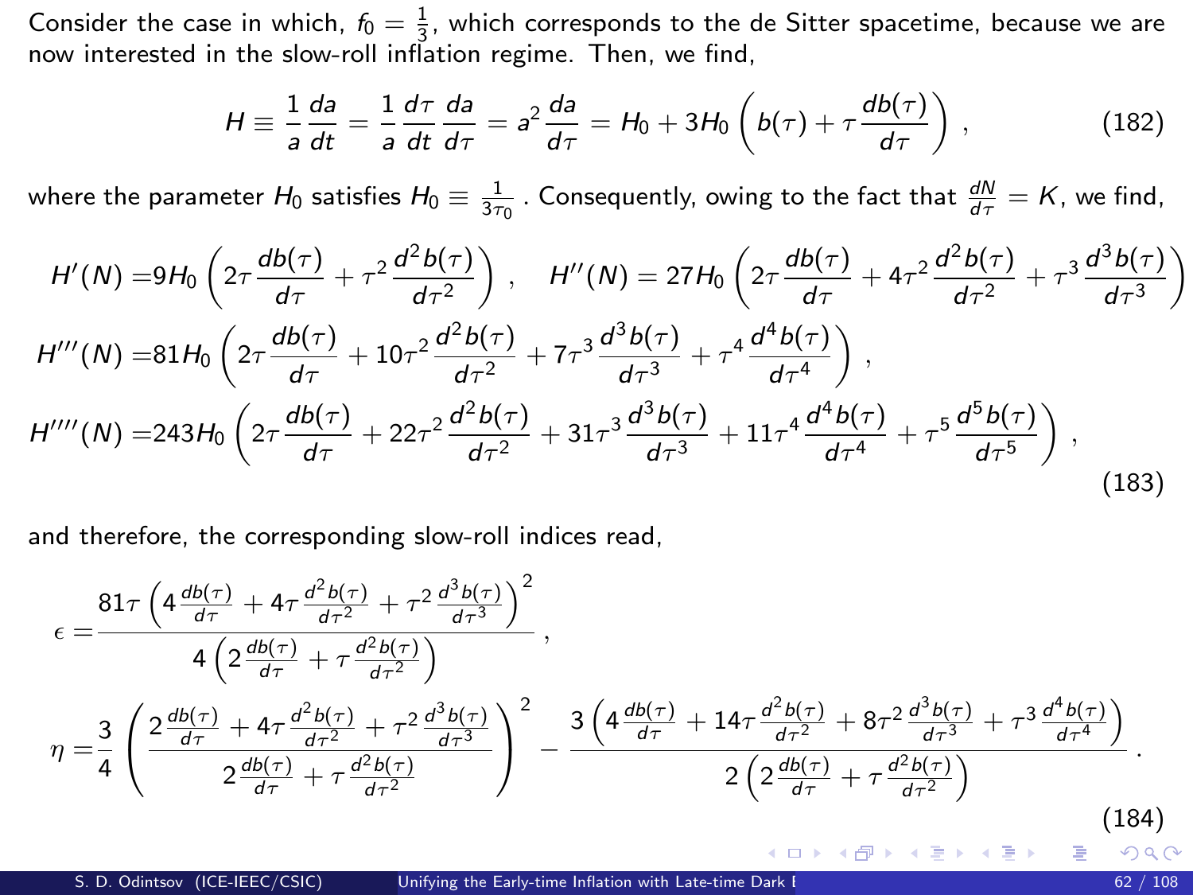Consider the case in which, $f_0 = \frac{1}{3}$, which corresponds to the de Sitter spacetime, because we are now interested in the slow-roll inflation regime. Then, we find,

$$H \equiv \frac{1}{a}\frac{da}{dt} = \frac{1}{a}\frac{d\tau}{dt}\frac{da}{d\tau} = a^2\frac{da}{d\tau} = H_0 + 3H_0\left(b(\tau) + \tau\frac{db(\tau)}{d\tau}\right), \tag{182}$$

where the parameter $H_0$ satisfies $H_0 \equiv \frac{1}{3\tau_0}$. Consequently, owing to the fact that $\frac{dN}{d\tau} = K$, we find,

$$\begin{aligned}
H'(N) =& 9H_0\left(2\tau\frac{db(\tau)}{d\tau} + \tau^2\frac{d^2b(\tau)}{d\tau^2}\right), \quad H''(N) = 27H_0\left(2\tau\frac{db(\tau)}{d\tau} + 4\tau^2\frac{d^2b(\tau)}{d\tau^2} + \tau^3\frac{d^3b(\tau)}{d\tau^3}\right) \\
H'''(N) =& 81H_0\left(2\tau\frac{db(\tau)}{d\tau} + 10\tau^2\frac{d^2b(\tau)}{d\tau^2} + 7\tau^3\frac{d^3b(\tau)}{d\tau^3} + \tau^4\frac{d^4b(\tau)}{d\tau^4}\right), \\
H''''(N) =& 243H_0\left(2\tau\frac{db(\tau)}{d\tau} + 22\tau^2\frac{d^2b(\tau)}{d\tau^2} + 31\tau^3\frac{d^3b(\tau)}{d\tau^3} + 11\tau^4\frac{d^4b(\tau)}{d\tau^4} + \tau^5\frac{d^5b(\tau)}{d\tau^5}\right),
\end{aligned} \tag{183}$$

and therefore, the corresponding slow-roll indices read,

$$\begin{aligned}
\epsilon =& \frac{81\tau\left(4\frac{db(\tau)}{d\tau} + 4\tau\frac{d^2b(\tau)}{d\tau^2} + \tau^2\frac{d^3b(\tau)}{d\tau^3}\right)^2}{4\left(2\frac{db(\tau)}{d\tau} + \tau\frac{d^2b(\tau)}{d\tau^2}\right)}, \\
\eta =& \frac{3}{4}\left(\frac{2\frac{db(\tau)}{d\tau} + 4\tau\frac{d^2b(\tau)}{d\tau^2} + \tau^2\frac{d^3b(\tau)}{d\tau^3}}{2\frac{db(\tau)}{d\tau} + \tau\frac{d^2b(\tau)}{d\tau^2}}\right)^2 - \frac{3\left(4\frac{db(\tau)}{d\tau} + 14\tau\frac{d^2b(\tau)}{d\tau^2} + 8\tau^2\frac{d^3b(\tau)}{d\tau^3} + \tau^3\frac{d^4b(\tau)}{d\tau^4}\right)}{2\left(2\frac{db(\tau)}{d\tau} + \tau\frac{d^2b(\tau)}{d\tau^2}\right)}.
\end{aligned} \tag{184}$$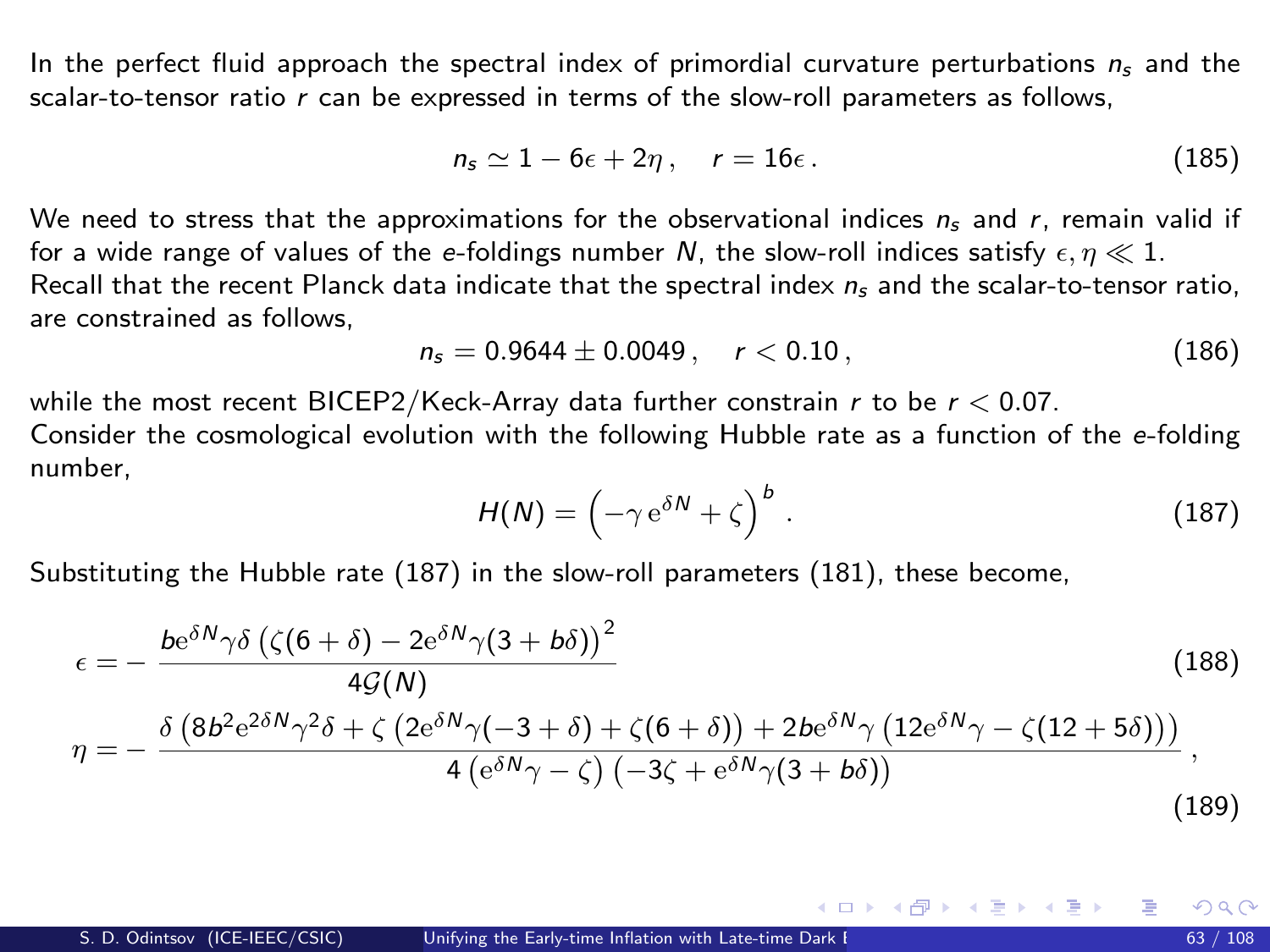In the perfect fluid approach the spectral index of primordial curvature perturbations $n_s$ and the scalar-to-tensor ratio $r$ can be expressed in terms of the slow-roll parameters as follows,

$$n_s \simeq 1 - 6\epsilon + 2\eta \,, \quad r = 16\epsilon \,. \tag{185}$$

We need to stress that the approximations for the observational indices $n_s$ and $r$, remain valid if for a wide range of values of the $e$-foldings number $N$, the slow-roll indices satisfy $\epsilon, \eta \ll 1$.
Recall that the recent Planck data indicate that the spectral index $n_s$ and the scalar-to-tensor ratio, are constrained as follows,

$$n_s = 0.9644 \pm 0.0049 \,, \quad r < 0.10 \,, \tag{186}$$

while the most recent BICEP2/Keck-Array data further constrain $r$ to be $r < 0.07$.
Consider the cosmological evolution with the following Hubble rate as a function of the $e$-folding number,

$$H(N) = \left(-\gamma \, \mathrm{e}^{\delta N} + \zeta\right)^b \,. \tag{187}$$

Substituting the Hubble rate (187) in the slow-roll parameters (181), these become,

$$\epsilon = -\frac{b \mathrm{e}^{\delta N} \gamma \delta \left(\zeta(6+\delta) - 2\mathrm{e}^{\delta N}\gamma(3+b\delta)\right)^2}{4\mathcal{G}(N)} \tag{188}$$

$$\eta = -\frac{\delta\left(8b^2 \mathrm{e}^{2\delta N}\gamma^2\delta + \zeta\left(2\mathrm{e}^{\delta N}\gamma(-3+\delta) + \zeta(6+\delta)\right) + 2b\mathrm{e}^{\delta N}\gamma\left(12\mathrm{e}^{\delta N}\gamma - \zeta(12+5\delta)\right)\right)}{4\left(\mathrm{e}^{\delta N}\gamma - \zeta\right)\left(-3\zeta + \mathrm{e}^{\delta N}\gamma(3+b\delta)\right)} \,, \tag{189}$$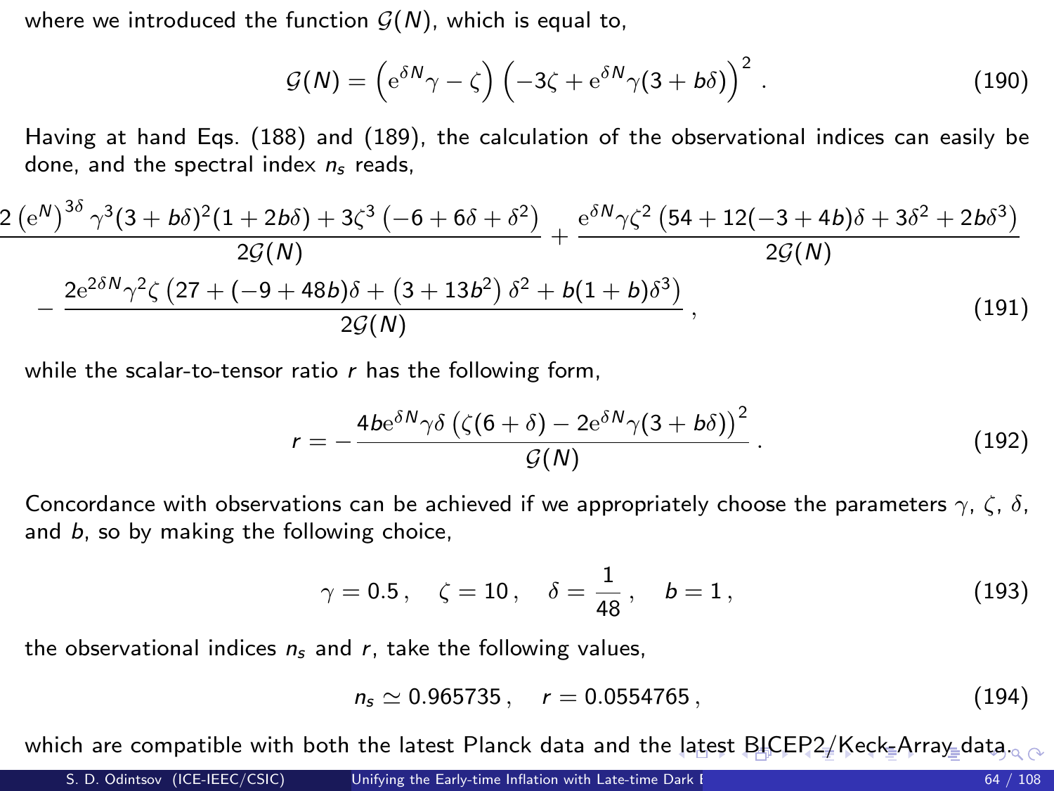where we introduced the function $\mathcal{G}(N)$, which is equal to,

$$\mathcal{G}(N) = \left(\mathrm{e}^{\delta N}\gamma - \zeta\right)\left(-3\zeta + \mathrm{e}^{\delta N}\gamma(3 + b\delta)\right)^2 . \tag{190}$$

Having at hand Eqs. (188) and (189), the calculation of the observational indices can easily be done, and the spectral index $n_s$ reads,

$$\frac{2\left(\mathrm{e}^{N}\right)^{3\delta}\gamma^3(3+b\delta)^2(1+2b\delta) + 3\zeta^3\left(-6+6\delta+\delta^2\right)}{2\mathcal{G}(N)} + \frac{\mathrm{e}^{\delta N}\gamma\zeta^2\left(54+12(-3+4b)\delta+3\delta^2+2b\delta^3\right)}{2\mathcal{G}(N)}$$
$$- \frac{2\mathrm{e}^{2\delta N}\gamma^2\zeta\left(27+(-9+48b)\delta+\left(3+13b^2\right)\delta^2+b(1+b)\delta^3\right)}{2\mathcal{G}(N)} , \tag{191}$$

while the scalar-to-tensor ratio $r$ has the following form,

$$r = -\frac{4b\mathrm{e}^{\delta N}\gamma\delta\left(\zeta(6+\delta) - 2\mathrm{e}^{\delta N}\gamma(3+b\delta)\right)^2}{\mathcal{G}(N)} . \tag{192}$$

Concordance with observations can be achieved if we appropriately choose the parameters $\gamma$, $\zeta$, $\delta$, and $b$, so by making the following choice,

$$\gamma = 0.5 , \quad \zeta = 10 , \quad \delta = \frac{1}{48} , \quad b = 1 , \tag{193}$$

the observational indices $n_s$ and $r$, take the following values,

$$n_s \simeq 0.965735 , \quad r = 0.0554765 , \tag{194}$$

which are compatible with both the latest Planck data and the latest BICEP2/Keck-Array data.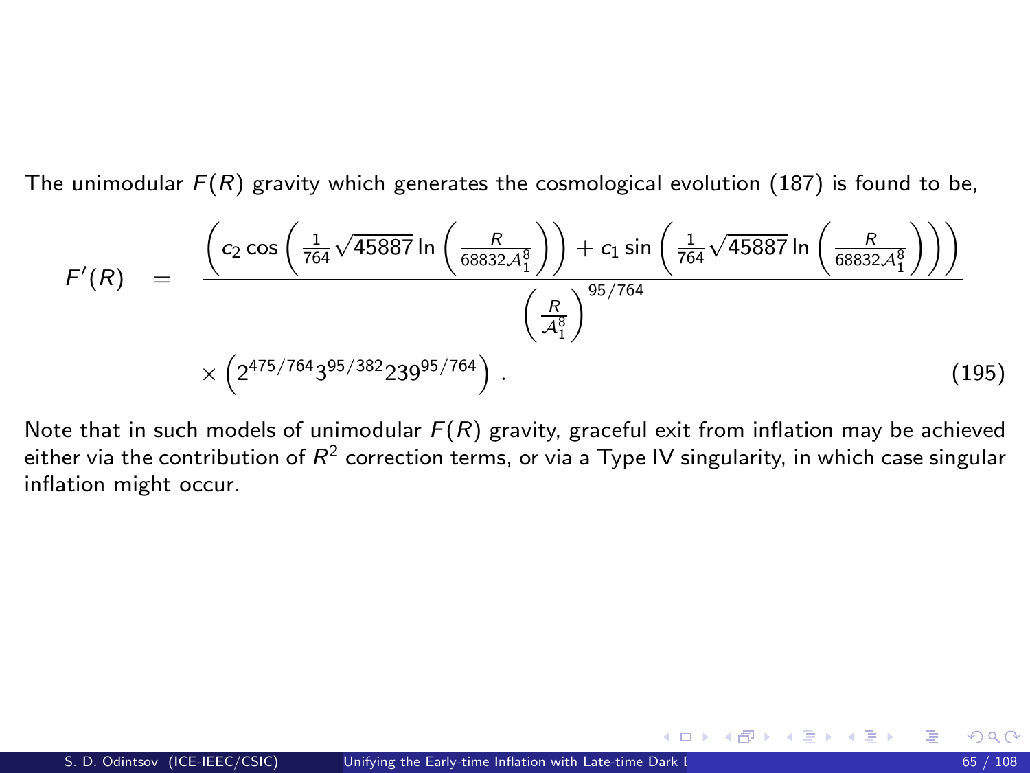The unimodular $F(R)$ gravity which generates the cosmological evolution (187) is found to be,

$$
\begin{aligned}
F'(R) \quad = \quad & \frac{\left(c_2 \cos\left(\frac{1}{764}\sqrt{45887}\ln\left(\frac{R}{68832\mathcal{A}_1^8}\right)\right) + c_1 \sin\left(\frac{1}{764}\sqrt{45887}\ln\left(\frac{R}{68832\mathcal{A}_1^8}\right)\right)\right)}{\left(\frac{R}{\mathcal{A}_1^8}\right)^{95/764}} \\
& \times \left(2^{475/764} 3^{95/382} 239^{95/764}\right) . \qquad (195)
\end{aligned}
$$

Note that in such models of unimodular $F(R)$ gravity, graceful exit from inflation may be achieved either via the contribution of $R^2$ correction terms, or via a Type IV singularity, in which case singular inflation might occur.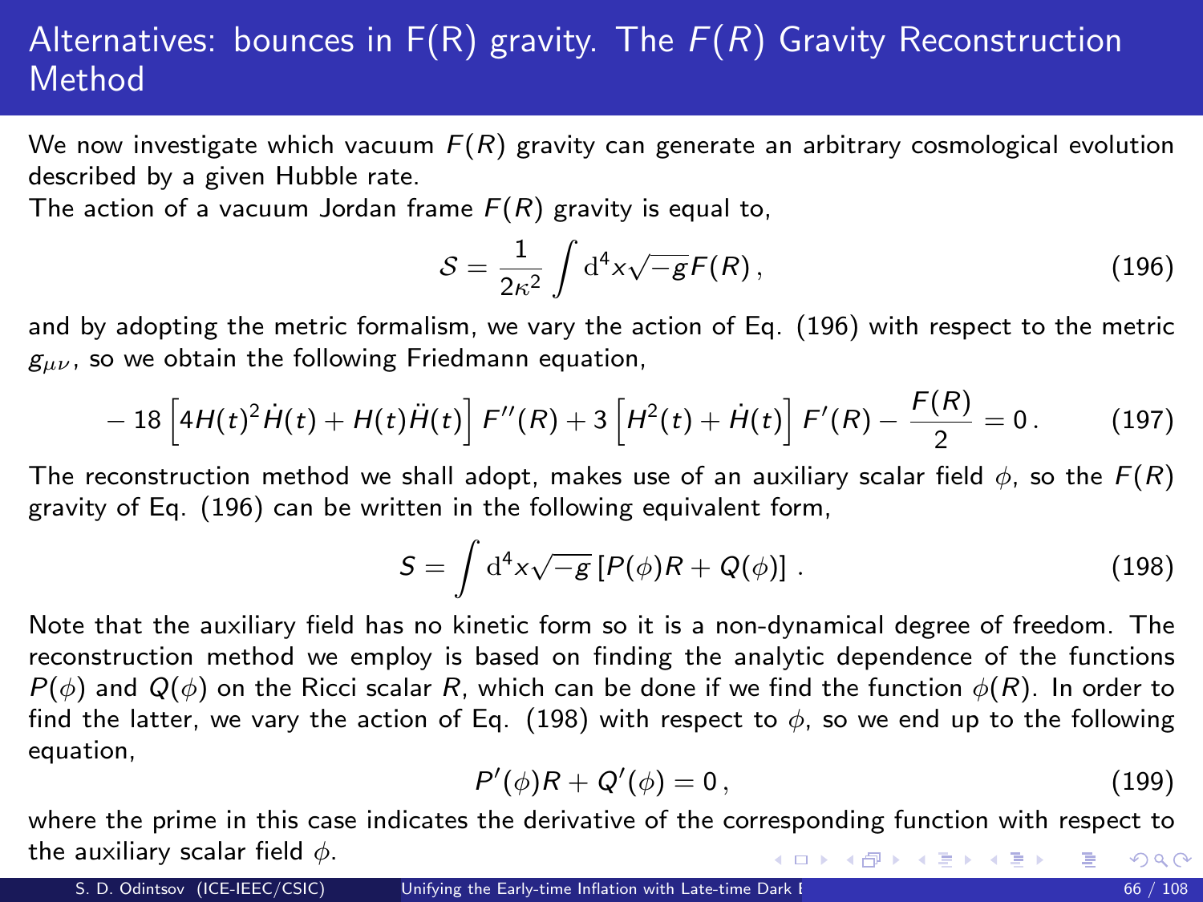# Alternatives: bounces in F(R) gravity. The $F(R)$ Gravity Reconstruction Method

We now investigate which vacuum $F(R)$ gravity can generate an arbitrary cosmological evolution described by a given Hubble rate.

The action of a vacuum Jordan frame $F(R)$ gravity is equal to,

$$\mathcal{S}=\frac{1}{2\kappa^2}\int \mathrm{d}^4x\sqrt{-g}F(R)\,, \tag{196}$$

and by adopting the metric formalism, we vary the action of Eq. (196) with respect to the metric $g_{\mu\nu}$, so we obtain the following Friedmann equation,

$$-18\left[4H(t)^2\dot{H}(t)+H(t)\ddot{H}(t)\right]F''(R)+3\left[H^2(t)+\dot{H}(t)\right]F'(R)-\frac{F(R)}{2}=0\,. \tag{197}$$

The reconstruction method we shall adopt, makes use of an auxiliary scalar field $\phi$, so the $F(R)$ gravity of Eq. (196) can be written in the following equivalent form,

$$S=\int \mathrm{d}^4x\sqrt{-g}\left[P(\phi)R+Q(\phi)\right]\,. \tag{198}$$

Note that the auxiliary field has no kinetic form so it is a non-dynamical degree of freedom. The reconstruction method we employ is based on finding the analytic dependence of the functions $P(\phi)$ and $Q(\phi)$ on the Ricci scalar $R$, which can be done if we find the function $\phi(R)$. In order to find the latter, we vary the action of Eq. (198) with respect to $\phi$, so we end up to the following equation,

$$P'(\phi)R+Q'(\phi)=0\,, \tag{199}$$

where the prime in this case indicates the derivative of the corresponding function with respect to the auxiliary scalar field $\phi$.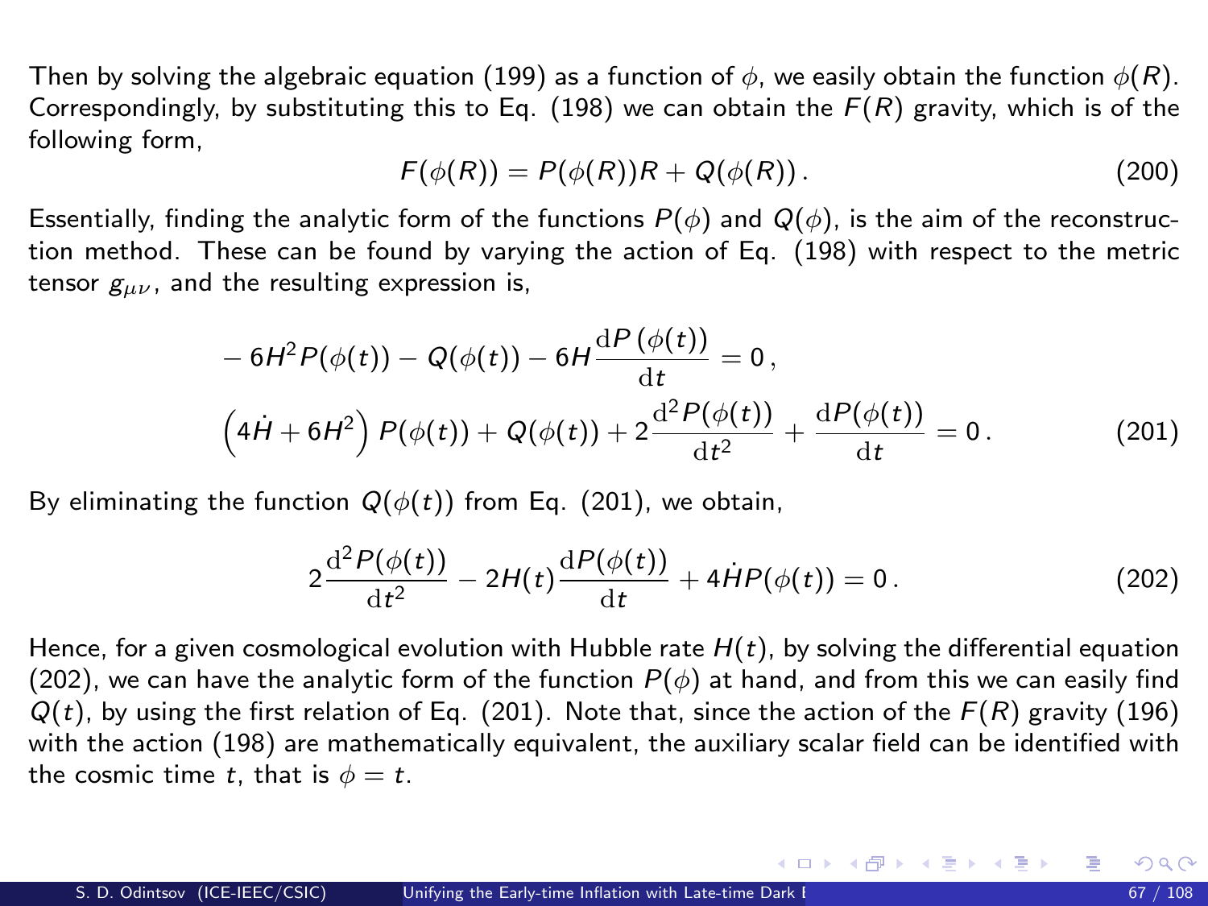Then by solving the algebraic equation (199) as a function of $\phi$, we easily obtain the function $\phi(R)$. Correspondingly, by substituting this to Eq. (198) we can obtain the $F(R)$ gravity, which is of the following form,

$$F(\phi(R)) = P(\phi(R))R + Q(\phi(R))\,. \tag{200}$$

Essentially, finding the analytic form of the functions $P(\phi)$ and $Q(\phi)$, is the aim of the reconstruction method. These can be found by varying the action of Eq. (198) with respect to the metric tensor $g_{\mu\nu}$, and the resulting expression is,

$$\begin{aligned}
& -6H^2 P(\phi(t)) - Q(\phi(t)) - 6H\frac{\mathrm{d}P\left(\phi(t)\right)}{\mathrm{d}t} = 0\,, \\
& \left(4\dot{H} + 6H^2\right) P(\phi(t)) + Q(\phi(t)) + 2\frac{\mathrm{d}^2 P(\phi(t))}{\mathrm{d}t^2} + \frac{\mathrm{d}P(\phi(t))}{\mathrm{d}t} = 0\,.
\end{aligned} \tag{201}$$

By eliminating the function $Q(\phi(t))$ from Eq. (201), we obtain,

$$2\frac{\mathrm{d}^2 P(\phi(t))}{\mathrm{d}t^2} - 2H(t)\frac{\mathrm{d}P(\phi(t))}{\mathrm{d}t} + 4\dot{H}P(\phi(t)) = 0\,. \tag{202}$$

Hence, for a given cosmological evolution with Hubble rate $H(t)$, by solving the differential equation (202), we can have the analytic form of the function $P(\phi)$ at hand, and from this we can easily find $Q(t)$, by using the first relation of Eq. (201). Note that, since the action of the $F(R)$ gravity (196) with the action (198) are mathematically equivalent, the auxiliary scalar field can be identified with the cosmic time $t$, that is $\phi = t$.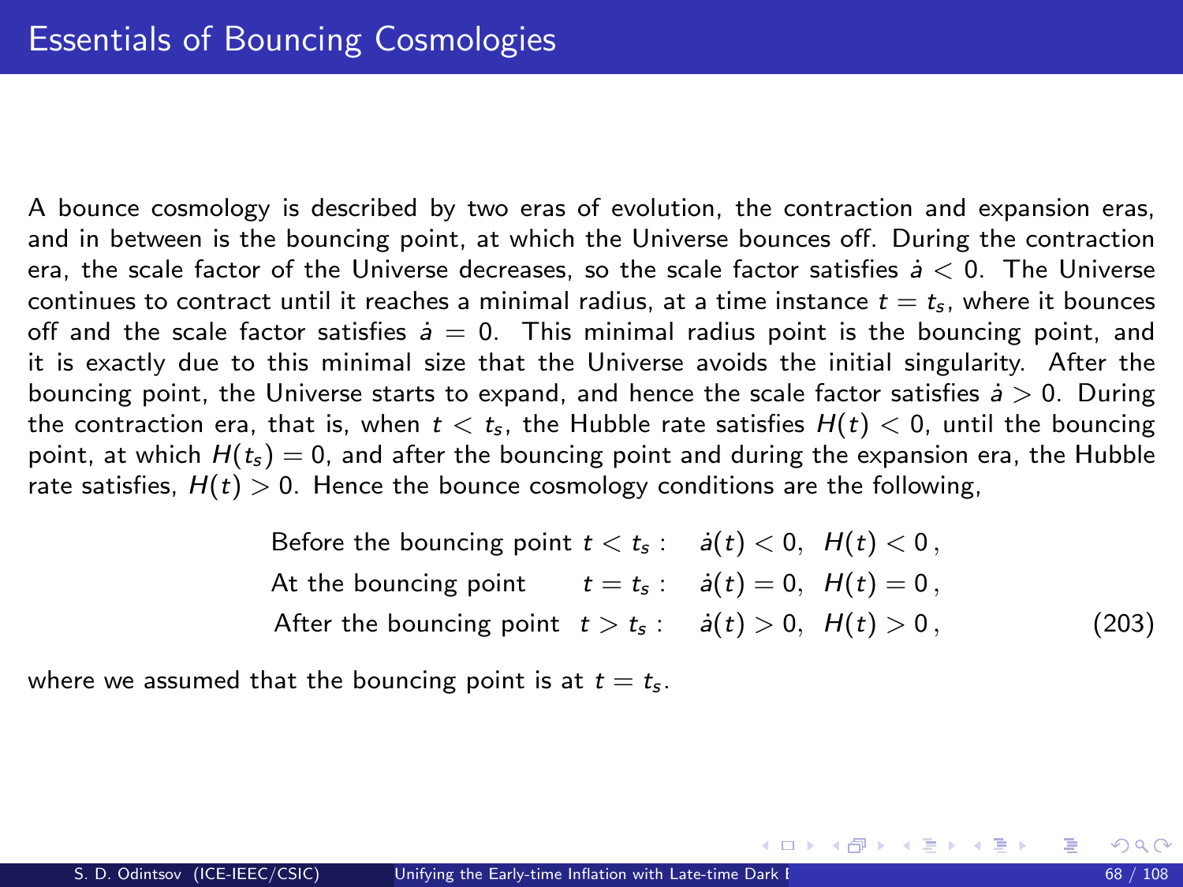# Essentials of Bouncing Cosmologies

A bounce cosmology is described by two eras of evolution, the contraction and expansion eras, and in between is the bouncing point, at which the Universe bounces off. During the contraction era, the scale factor of the Universe decreases, so the scale factor satisfies $\dot{a} < 0$. The Universe continues to contract until it reaches a minimal radius, at a time instance $t = t_s$, where it bounces off and the scale factor satisfies $\dot{a} = 0$. This minimal radius point is the bouncing point, and it is exactly due to this minimal size that the Universe avoids the initial singularity. After the bouncing point, the Universe starts to expand, and hence the scale factor satisfies $\dot{a} > 0$. During the contraction era, that is, when $t < t_s$, the Hubble rate satisfies $H(t) < 0$, until the bouncing point, at which $H(t_s) = 0$, and after the bouncing point and during the expansion era, the Hubble rate satisfies, $H(t) > 0$. Hence the bounce cosmology conditions are the following,

$$
\begin{aligned}
&\text{Before the bouncing point } t < t_s: \quad \dot{a}(t) < 0,\;\; H(t) < 0\,,\\
&\text{At the bouncing point } \quad\;\; t = t_s: \quad \dot{a}(t) = 0,\;\; H(t) = 0\,,\\
&\text{After the bouncing point } \;\; t > t_s: \quad \dot{a}(t) > 0,\;\; H(t) > 0\,,
\end{aligned}
\tag{203}
$$

where we assumed that the bouncing point is at $t = t_s$.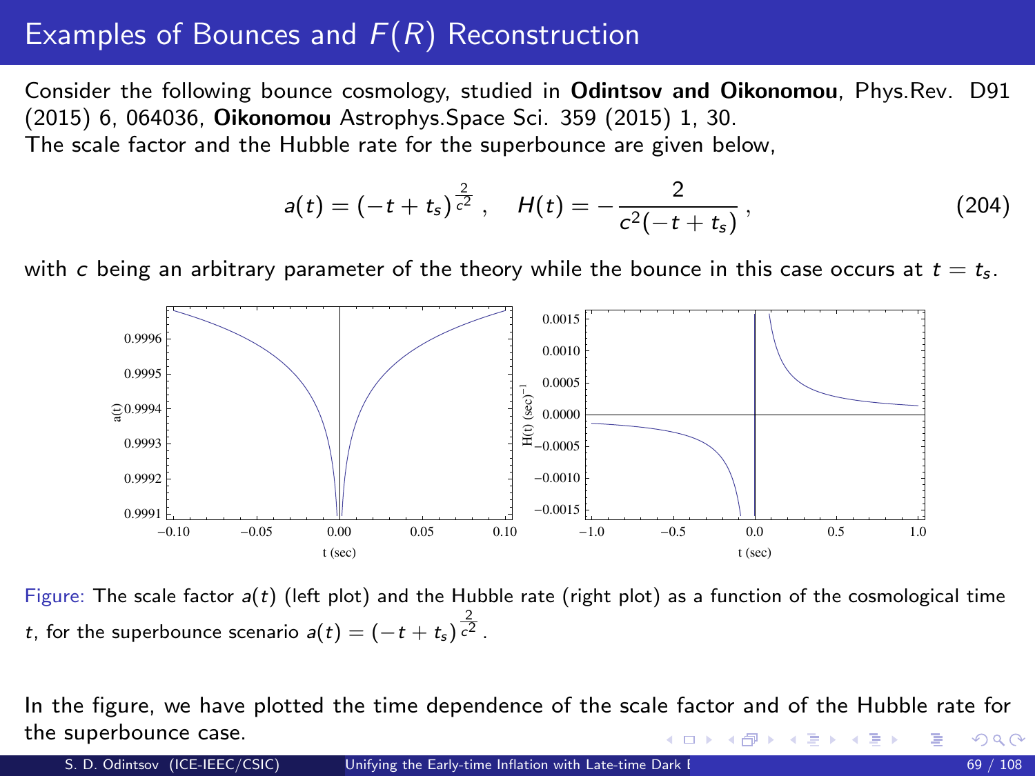# Examples of Bounces and $F(R)$ Reconstruction

Consider the following bounce cosmology, studied in **Odintsov and Oikonomou**, Phys.Rev. D91 (2015) 6, 064036, **Oikonomou** Astrophys.Space Sci. 359 (2015) 1, 30.
The scale factor and the Hubble rate for the superbounce are given below,

$$a(t) = (-t + t_s)^{\frac{2}{c^2}} \,, \quad H(t) = -\frac{2}{c^2(-t + t_s)} \,, \tag{204}$$

with $c$ being an arbitrary parameter of the theory while the bounce in this case occurs at $t = t_s$.

Figure: The scale factor $a(t)$ (left plot) and the Hubble rate (right plot) as a function of the cosmological time $t$, for the superbounce scenario $a(t) = (-t + t_s)^{\frac{2}{c^2}}$.

In the figure, we have plotted the time dependence of the scale factor and of the Hubble rate for the superbounce case.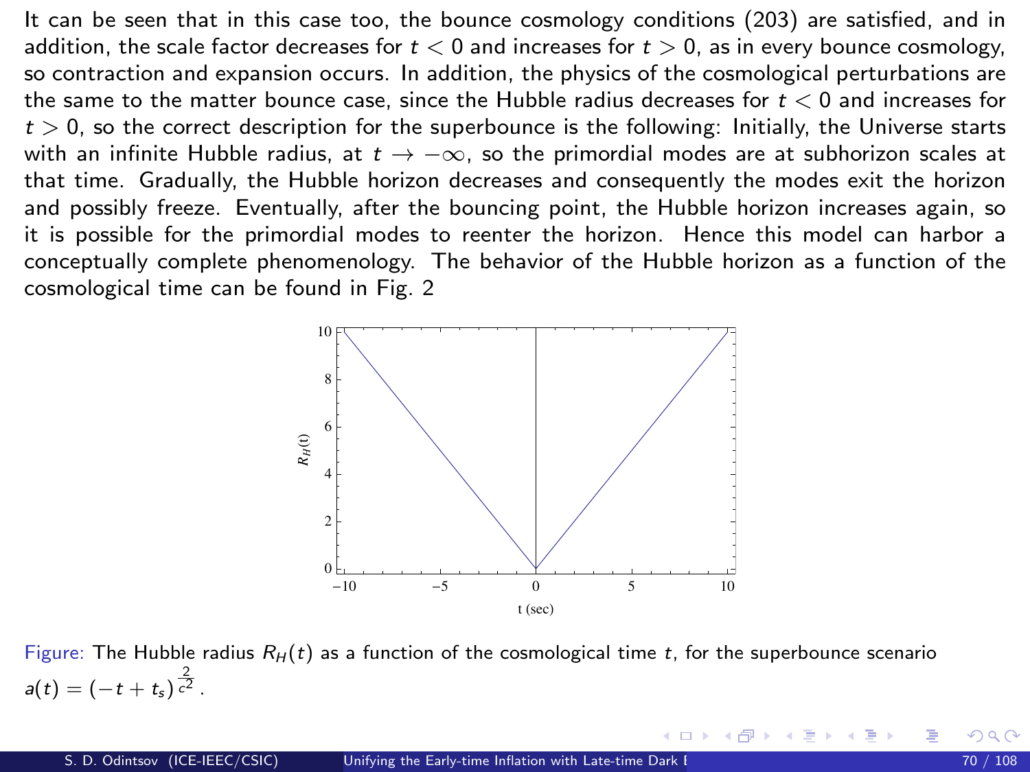It can be seen that in this case too, the bounce cosmology conditions (203) are satisfied, and in addition, the scale factor decreases for $t < 0$ and increases for $t > 0$, as in every bounce cosmology, so contraction and expansion occurs. In addition, the physics of the cosmological perturbations are the same to the matter bounce case, since the Hubble radius decreases for $t < 0$ and increases for $t > 0$, so the correct description for the superbounce is the following: Initially, the Universe starts with an infinite Hubble radius, at $t \to -\infty$, so the primordial modes are at subhorizon scales at that time. Gradually, the Hubble horizon decreases and consequently the modes exit the horizon and possibly freeze. Eventually, after the bouncing point, the Hubble horizon increases again, so it is possible for the primordial modes to reenter the horizon. Hence this model can harbor a conceptually complete phenomenology. The behavior of the Hubble horizon as a function of the cosmological time can be found in Fig. 2

Figure: The Hubble radius $R_H(t)$ as a function of the cosmological time $t$, for the superbounce scenario $a(t) = (-t + t_s)^{\frac{2}{c^2}}$.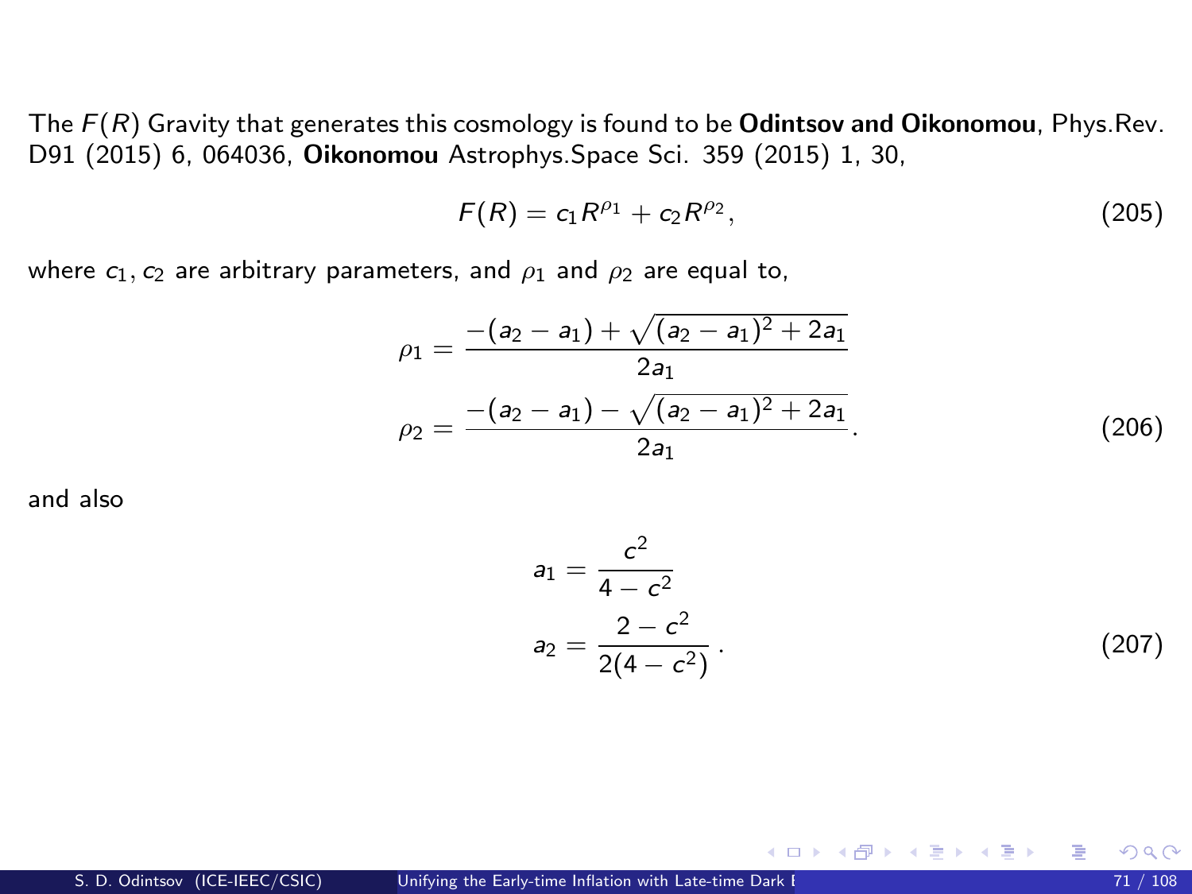The $F(R)$ Gravity that generates this cosmology is found to be **Odintsov and Oikonomou**, Phys.Rev. D91 (2015) 6, 064036, **Oikonomou** Astrophys.Space Sci. 359 (2015) 1, 30,

$$F(R) = c_1 R^{\rho_1} + c_2 R^{\rho_2}, \tag{205}$$

where $c_1, c_2$ are arbitrary parameters, and $\rho_1$ and $\rho_2$ are equal to,

$$\begin{aligned} \rho_1 &= \frac{-(a_2 - a_1) + \sqrt{(a_2 - a_1)^2 + 2a_1}}{2a_1} \\ \rho_2 &= \frac{-(a_2 - a_1) - \sqrt{(a_2 - a_1)^2 + 2a_1}}{2a_1}. \end{aligned} \tag{206}$$

and also

$$\begin{aligned} a_1 &= \frac{c^2}{4 - c^2} \\ a_2 &= \frac{2 - c^2}{2(4 - c^2)}. \end{aligned} \tag{207}$$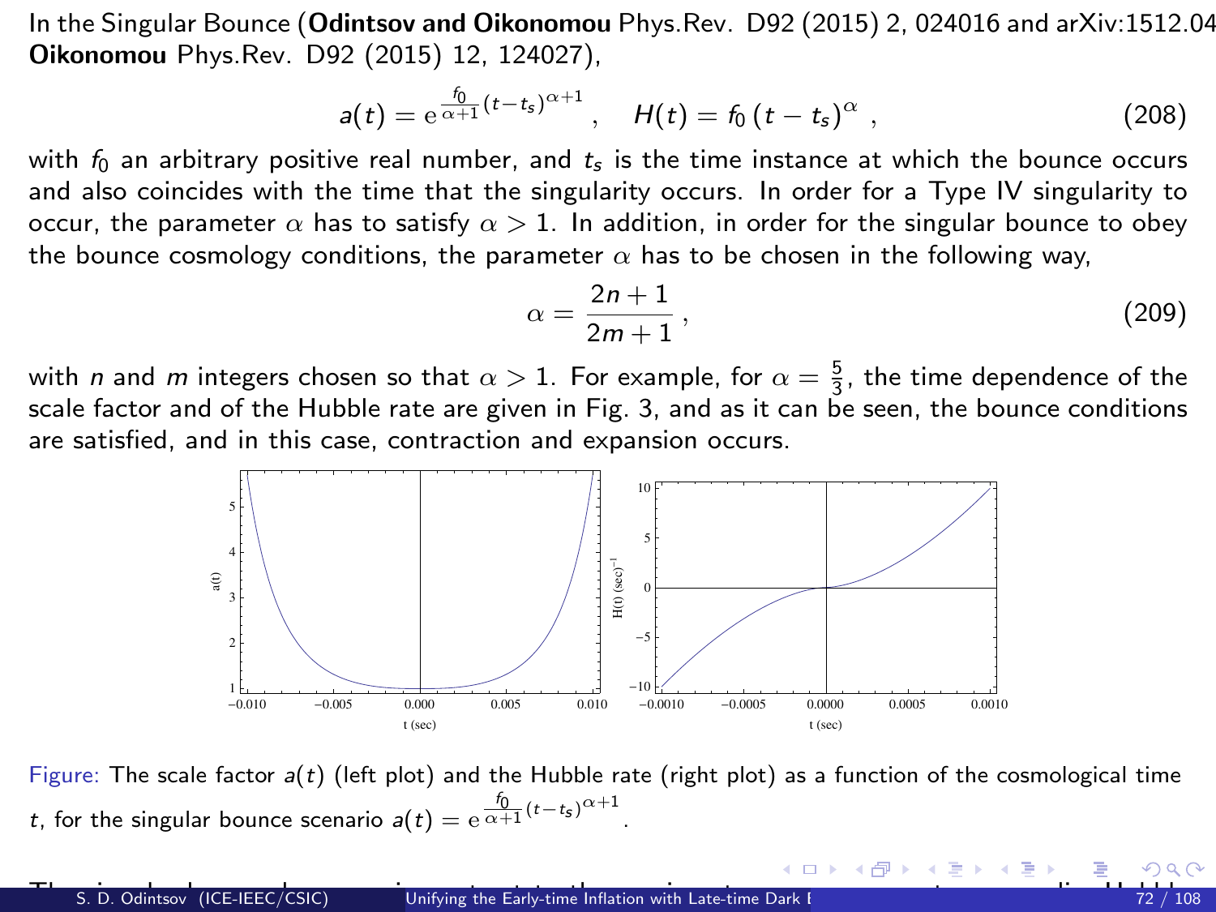In the Singular Bounce (**Odintsov and Oikonomou** Phys.Rev. D92 (2015) 2, 024016 and arXiv:1512.04 **Oikonomou** Phys.Rev. D92 (2015) 12, 124027),

$$a(t) = \mathrm{e}^{\frac{f_0}{\alpha+1}(t-t_s)^{\alpha+1}}\,, \quad H(t) = f_0\,(t-t_s)^{\alpha}\,, \tag{208}$$

with $f_0$ an arbitrary positive real number, and $t_s$ is the time instance at which the bounce occurs and also coincides with the time that the singularity occurs. In order for a Type IV singularity to occur, the parameter $\alpha$ has to satisfy $\alpha > 1$. In addition, in order for the singular bounce to obey the bounce cosmology conditions, the parameter $\alpha$ has to be chosen in the following way,

$$\alpha = \frac{2n+1}{2m+1}\,, \tag{209}$$

with $n$ and $m$ integers chosen so that $\alpha > 1$. For example, for $\alpha = \frac{5}{3}$, the time dependence of the scale factor and of the Hubble rate are given in Fig. 3, and as it can be seen, the bounce conditions are satisfied, and in this case, contraction and expansion occurs.

Figure: The scale factor $a(t)$ (left plot) and the Hubble rate (right plot) as a function of the cosmological time $t$, for the singular bounce scenario $a(t) = \mathrm{e}^{\frac{f_0}{\alpha+1}(t-t_s)^{\alpha+1}}$.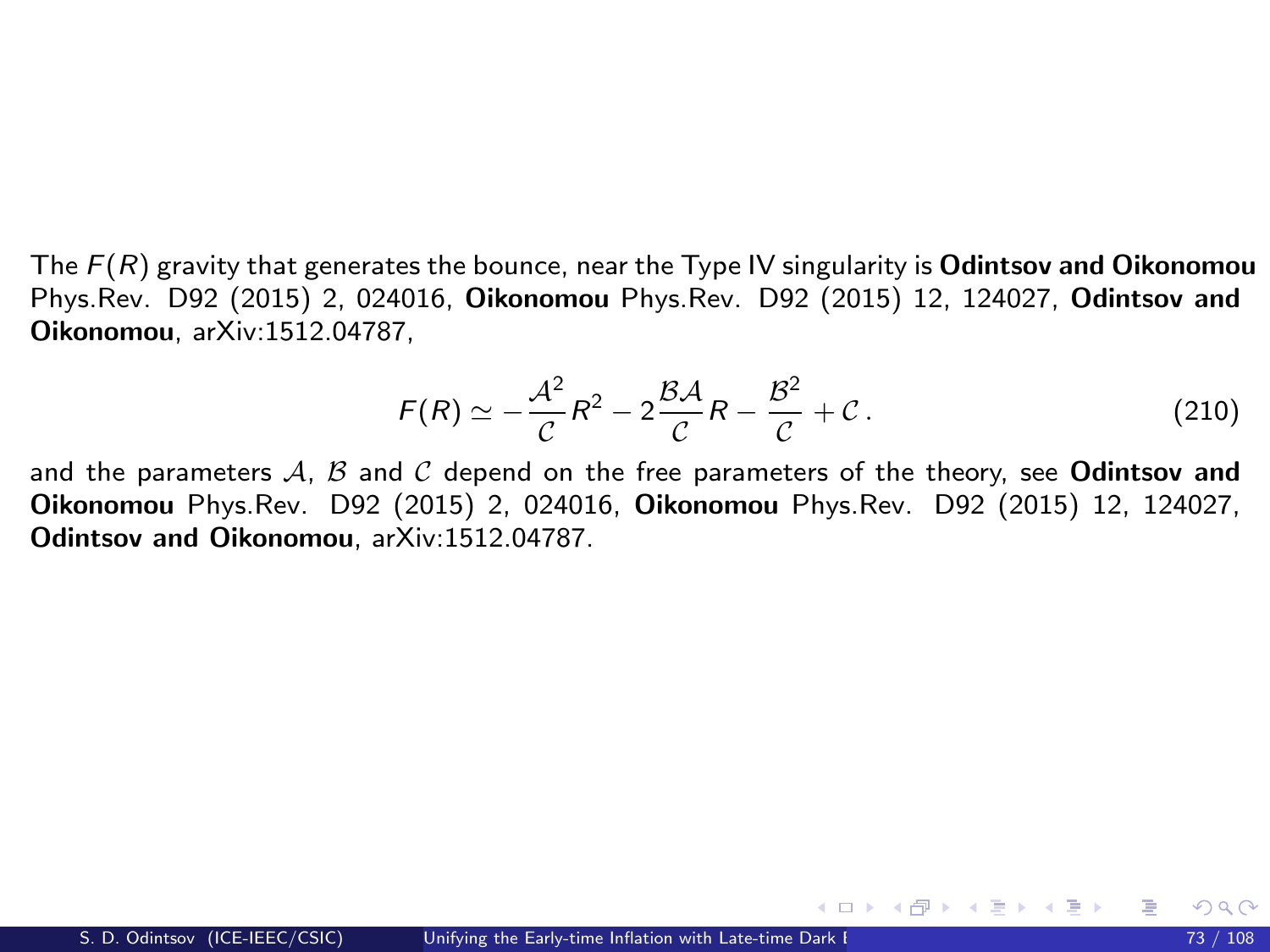The $F(R)$ gravity that generates the bounce, near the Type IV singularity is **Odintsov and Oikonomou** Phys.Rev. D92 (2015) 2, 024016, **Oikonomou** Phys.Rev. D92 (2015) 12, 124027, **Odintsov and Oikonomou**, arXiv:1512.04787,

$$F(R) \simeq -\frac{\mathcal{A}^2}{\mathcal{C}} R^2 - 2\frac{\mathcal{B}\mathcal{A}}{\mathcal{C}} R - \frac{\mathcal{B}^2}{\mathcal{C}} + \mathcal{C} \, . \tag{210}$$

and the parameters $\mathcal{A}$, $\mathcal{B}$ and $\mathcal{C}$ depend on the free parameters of the theory, see **Odintsov and Oikonomou** Phys.Rev. D92 (2015) 2, 024016, **Oikonomou** Phys.Rev. D92 (2015) 12, 124027, **Odintsov and Oikonomou**, arXiv:1512.04787.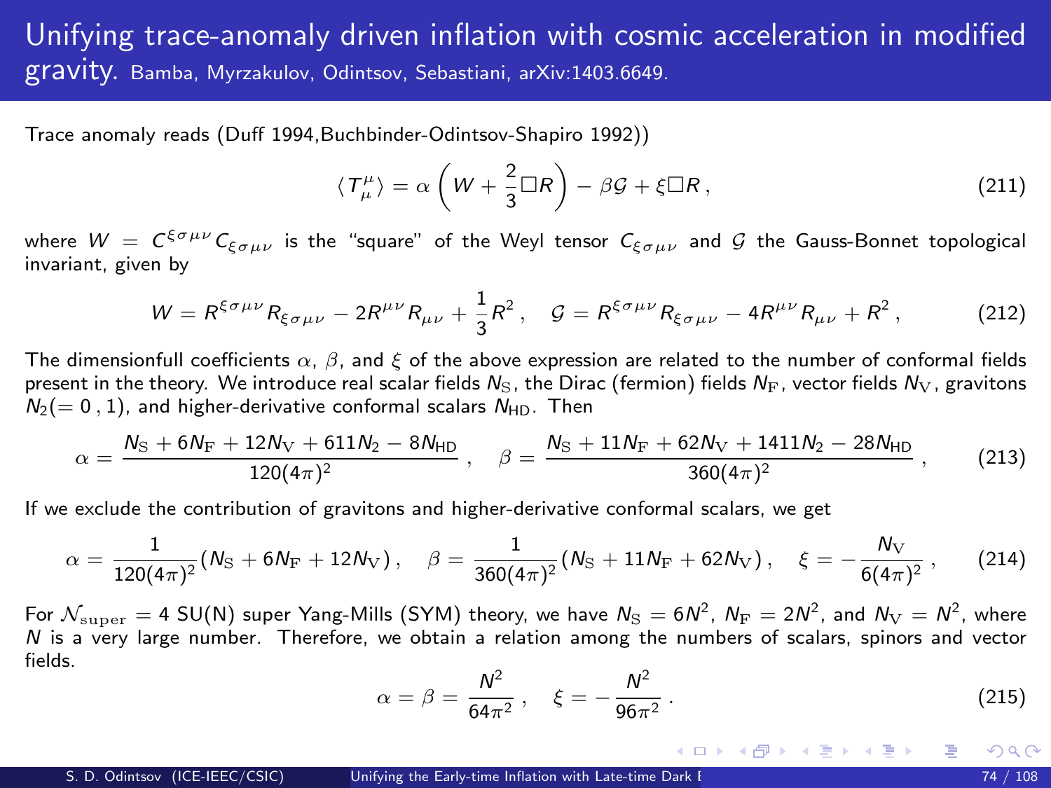# Unifying trace-anomaly driven inflation with cosmic acceleration in modified gravity. Bamba, Myrzakulov, Odintsov, Sebastiani, arXiv:1403.6649.

Trace anomaly reads (Duff 1994,Buchbinder-Odintsov-Shapiro 1992))

$$\langle T^{\mu}_{\mu} \rangle = \alpha \left( W + \frac{2}{3} \Box R \right) - \beta \mathcal{G} + \xi \Box R \,, \tag{211}$$

where $W = C^{\xi\sigma\mu\nu} C_{\xi\sigma\mu\nu}$ is the "square" of the Weyl tensor $C_{\xi\sigma\mu\nu}$ and $\mathcal{G}$ the Gauss-Bonnet topological invariant, given by

$$W = R^{\xi\sigma\mu\nu} R_{\xi\sigma\mu\nu} - 2R^{\mu\nu} R_{\mu\nu} + \frac{1}{3} R^2 \,, \quad \mathcal{G} = R^{\xi\sigma\mu\nu} R_{\xi\sigma\mu\nu} - 4R^{\mu\nu} R_{\mu\nu} + R^2 \,, \tag{212}$$

The dimensionfull coefficients $\alpha$, $\beta$, and $\xi$ of the above expression are related to the number of conformal fields present in the theory. We introduce real scalar fields $N_{\rm S}$, the Dirac (fermion) fields $N_{\rm F}$, vector fields $N_{\rm V}$, gravitons $N_2 (= 0\,, 1)$, and higher-derivative conformal scalars $N_{\rm HD}$. Then

$$\alpha = \frac{N_{\rm S} + 6N_{\rm F} + 12N_{\rm V} + 611N_2 - 8N_{\rm HD}}{120(4\pi)^2} \,, \quad \beta = \frac{N_{\rm S} + 11N_{\rm F} + 62N_{\rm V} + 1411N_2 - 28N_{\rm HD}}{360(4\pi)^2} \,, \tag{213}$$

If we exclude the contribution of gravitons and higher-derivative conformal scalars, we get

$$\alpha = \frac{1}{120(4\pi)^2} (N_{\rm S} + 6N_{\rm F} + 12N_{\rm V}) \,, \quad \beta = \frac{1}{360(4\pi)^2} (N_{\rm S} + 11N_{\rm F} + 62N_{\rm V}) \,, \quad \xi = -\frac{N_{\rm V}}{6(4\pi)^2} \,, \tag{214}$$

For $\mathcal{N}_{\rm super} = 4$ SU(N) super Yang-Mills (SYM) theory, we have $N_{\rm S} = 6N^2$, $N_{\rm F} = 2N^2$, and $N_{\rm V} = N^2$, where $N$ is a very large number. Therefore, we obtain a relation among the numbers of scalars, spinors and vector fields.

$$\alpha = \beta = \frac{N^2}{64\pi^2} \,, \quad \xi = -\frac{N^2}{96\pi^2} \,. \tag{215}$$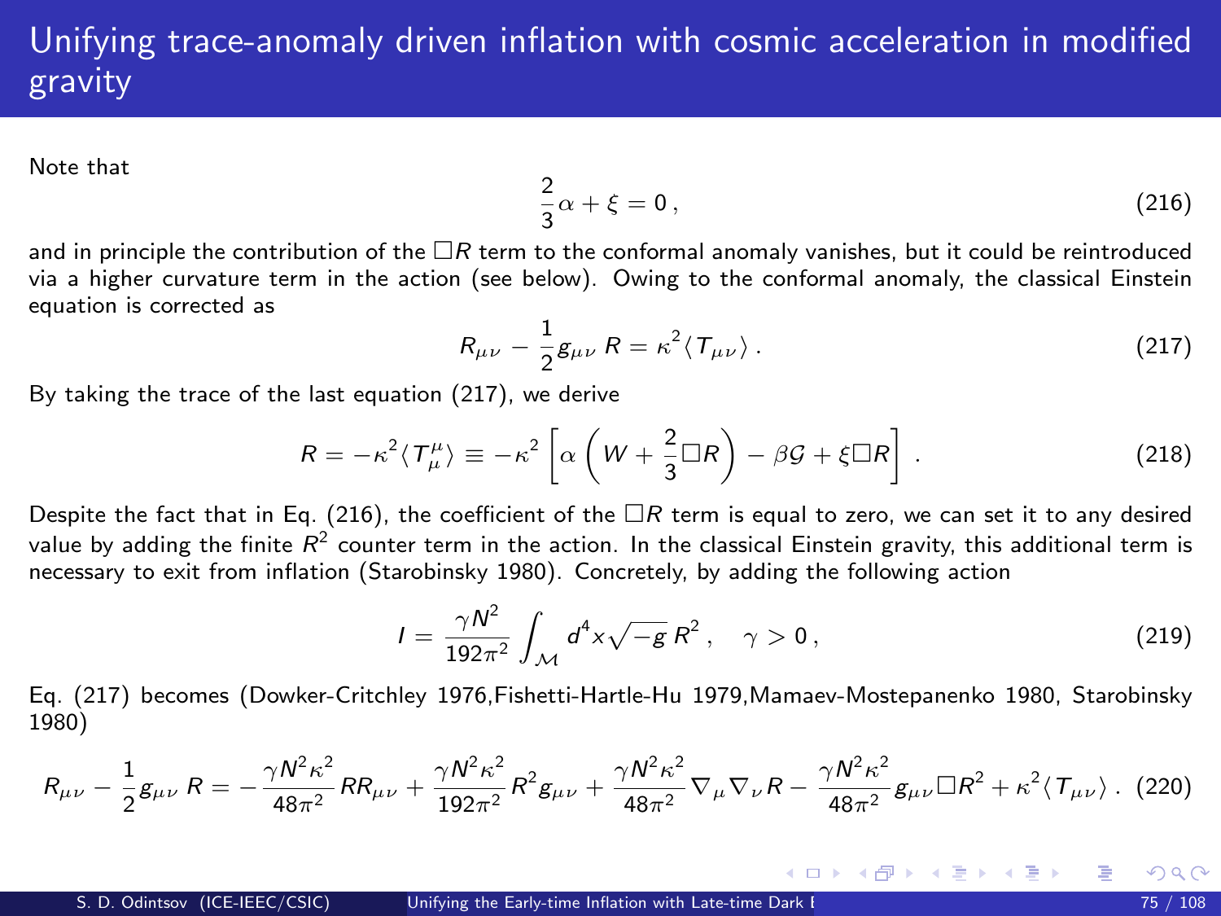# Unifying trace-anomaly driven inflation with cosmic acceleration in modified gravity

Note that

$$\frac{2}{3}\alpha + \xi = 0\,, \tag{216}$$

and in principle the contribution of the $\Box R$ term to the conformal anomaly vanishes, but it could be reintroduced via a higher curvature term in the action (see below). Owing to the conformal anomaly, the classical Einstein equation is corrected as

$$R_{\mu\nu} - \frac{1}{2} g_{\mu\nu}\, R = \kappa^2 \langle T_{\mu\nu} \rangle\,. \tag{217}$$

By taking the trace of the last equation (217), we derive

$$R = -\kappa^2 \langle T^{\mu}_{\mu} \rangle \equiv -\kappa^2 \left[ \alpha \left( W + \frac{2}{3}\Box R \right) - \beta \mathcal{G} + \xi \Box R \right]\,. \tag{218}$$

Despite the fact that in Eq. (216), the coefficient of the $\Box R$ term is equal to zero, we can set it to any desired value by adding the finite $R^2$ counter term in the action. In the classical Einstein gravity, this additional term is necessary to exit from inflation (Starobinsky 1980). Concretely, by adding the following action

$$I = \frac{\gamma N^2}{192\pi^2} \int_{\mathcal{M}} d^4x \sqrt{-g}\, R^2\,, \quad \gamma > 0\,, \tag{219}$$

Eq. (217) becomes (Dowker-Critchley 1976,Fishetti-Hartle-Hu 1979,Mamaev-Mostepanenko 1980, Starobinsky 1980)

$$R_{\mu\nu} - \frac{1}{2} g_{\mu\nu}\, R = -\frac{\gamma N^2 \kappa^2}{48\pi^2} R R_{\mu\nu} + \frac{\gamma N^2 \kappa^2}{192\pi^2} R^2 g_{\mu\nu} + \frac{\gamma N^2 \kappa^2}{48\pi^2} \nabla_\mu \nabla_\nu R - \frac{\gamma N^2 \kappa^2}{48\pi^2} g_{\mu\nu} \Box R^2 + \kappa^2 \langle T_{\mu\nu} \rangle\,. \tag{220}$$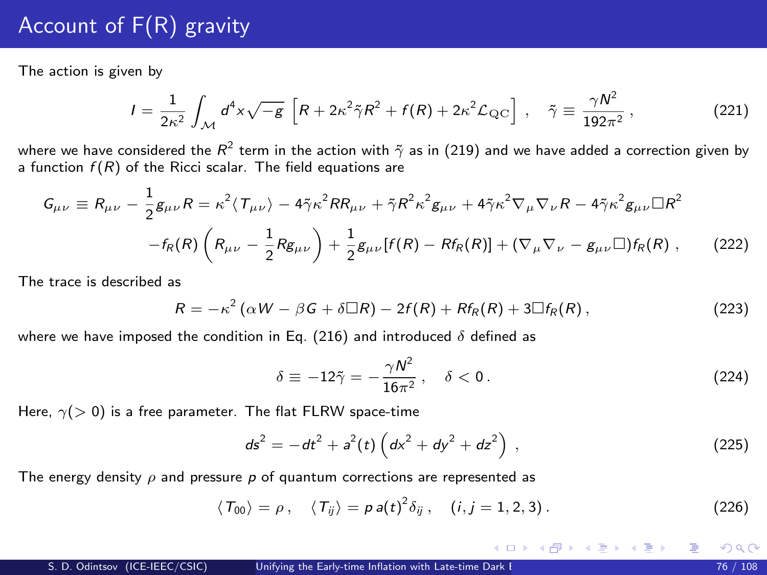# Account of F(R) gravity

The action is given by

$$I = \frac{1}{2\kappa^2} \int_{\mathcal{M}} d^4x \sqrt{-g} \left[ R + 2\kappa^2 \tilde{\gamma} R^2 + f(R) + 2\kappa^2 \mathcal{L}_{\mathrm{QC}} \right] , \quad \tilde{\gamma} \equiv \frac{\gamma N^2}{192\pi^2} , \tag{221}$$

where we have considered the $R^2$ term in the action with $\tilde{\gamma}$ as in (219) and we have added a correction given by a function $f(R)$ of the Ricci scalar. The field equations are

$$\begin{aligned} G_{\mu\nu} \equiv R_{\mu\nu} - \frac{1}{2} g_{\mu\nu} R = \kappa^2 \langle T_{\mu\nu} \rangle - 4\tilde{\gamma}\kappa^2 R R_{\mu\nu} + \tilde{\gamma} R^2 \kappa^2 g_{\mu\nu} + 4\tilde{\gamma}\kappa^2 \nabla_\mu \nabla_\nu R - 4\tilde{\gamma}\kappa^2 g_{\mu\nu} \Box R^2 \\ - f_R(R) \left( R_{\mu\nu} - \frac{1}{2} R g_{\mu\nu} \right) + \frac{1}{2} g_{\mu\nu} [f(R) - R f_R(R)] + (\nabla_\mu \nabla_\nu - g_{\mu\nu} \Box) f_R(R) , \end{aligned} \tag{222}$$

The trace is described as

$$R = -\kappa^2 \left( \alpha W - \beta G + \delta \Box R \right) - 2f(R) + R f_R(R) + 3\Box f_R(R) , \tag{223}$$

where we have imposed the condition in Eq. (216) and introduced $\delta$ defined as

$$\delta \equiv -12\tilde{\gamma} = -\frac{\gamma N^2}{16\pi^2} , \quad \delta < 0 . \tag{224}$$

Here, $\gamma (> 0)$ is a free parameter. The flat FLRW space-time

$$ds^2 = -dt^2 + a^2(t) \left( dx^2 + dy^2 + dz^2 \right) , \tag{225}$$

The energy density $\rho$ and pressure $p$ of quantum corrections are represented as

$$\langle T_{00} \rangle = \rho , \quad \langle T_{ij} \rangle = p \, a(t)^2 \delta_{ij} , \quad (i, j = 1, 2, 3) . \tag{226}$$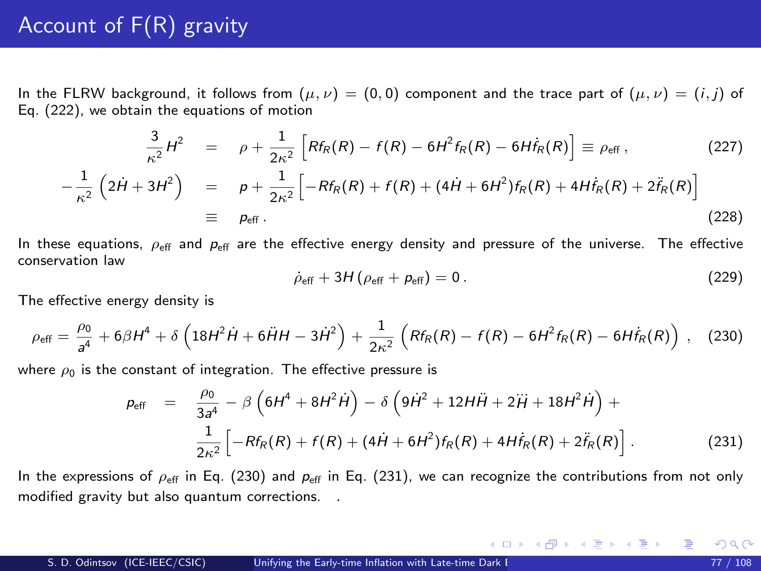# Account of F(R) gravity

In the FLRW background, it follows from $(\mu, \nu) = (0, 0)$ component and the trace part of $(\mu, \nu) = (i, j)$ of Eq. (222), we obtain the equations of motion

$$\frac{3}{\kappa^2} H^2 = \rho + \frac{1}{2\kappa^2} \left[ R f_R(R) - f(R) - 6H^2 f_R(R) - 6H \dot{f}_R(R) \right] \equiv \rho_{\rm eff} \,, \tag{227}$$

$$-\frac{1}{\kappa^2} \left( 2\dot{H} + 3H^2 \right) = p + \frac{1}{2\kappa^2} \left[ -R f_R(R) + f(R) + (4\dot{H} + 6H^2) f_R(R) + 4H \dot{f}_R(R) + 2\ddot{f}_R(R) \right] \equiv p_{\rm eff} \,. \tag{228}$$

In these equations, $\rho_{\rm eff}$ and $p_{\rm eff}$ are the effective energy density and pressure of the universe. The effective conservation law

$$\dot{\rho}_{\rm eff} + 3H \left( \rho_{\rm eff} + p_{\rm eff} \right) = 0 \,. \tag{229}$$

The effective energy density is

$$\rho_{\rm eff} = \frac{\rho_0}{a^4} + 6\beta H^4 + \delta \left( 18H^2 \dot{H} + 6\ddot{H} H - 3\dot{H}^2 \right) + \frac{1}{2\kappa^2} \left( R f_R(R) - f(R) - 6H^2 f_R(R) - 6H \dot{f}_R(R) \right) \,, \tag{230}$$

where $\rho_0$ is the constant of integration. The effective pressure is

$$p_{\rm eff} = \frac{\rho_0}{3a^4} - \beta \left( 6H^4 + 8H^2 \dot{H} \right) - \delta \left( 9\dot{H}^2 + 12H\ddot{H} + 2\dddot{H} + 18H^2 \dot{H} \right) + \frac{1}{2\kappa^2} \left[ -R f_R(R) + f(R) + (4\dot{H} + 6H^2) f_R(R) + 4H \dot{f}_R(R) + 2\ddot{f}_R(R) \right] . \tag{231}$$

In the expressions of $\rho_{\rm eff}$ in Eq. (230) and $p_{\rm eff}$ in Eq. (231), we can recognize the contributions from not only modified gravity but also quantum corrections. .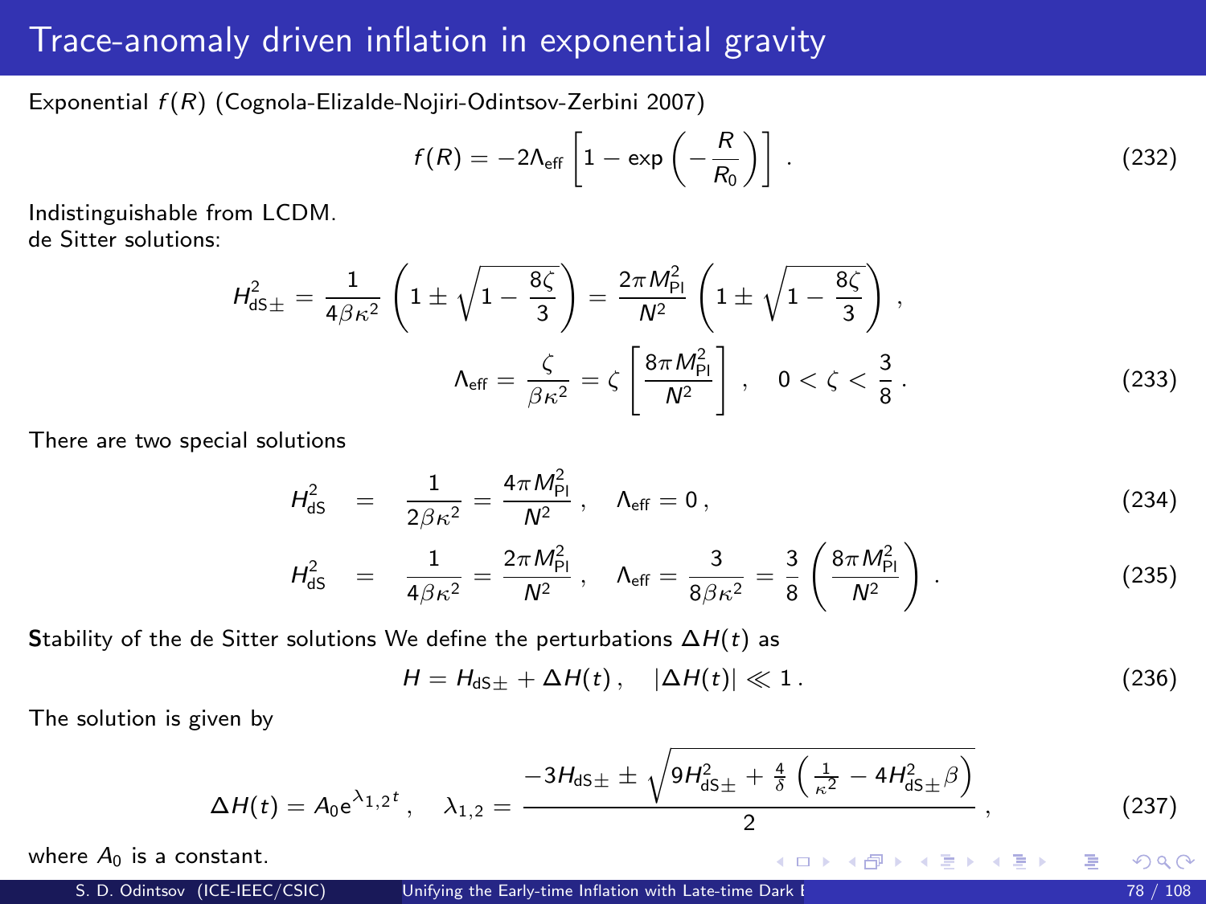# Trace-anomaly driven inflation in exponential gravity

Exponential $f(R)$ (Cognola-Elizalde-Nojiri-Odintsov-Zerbini 2007)

$$f(R) = -2\Lambda_{\text{eff}} \left[ 1 - \exp\left( -\frac{R}{R_0} \right) \right] . \tag{232}$$

Indistinguishable from LCDM.
de Sitter solutions:

$$H_{\text{dS}\pm}^2 = \frac{1}{4\beta\kappa^2} \left( 1 \pm \sqrt{1 - \frac{8\zeta}{3}} \right) = \frac{2\pi M_{\text{Pl}}^2}{N^2} \left( 1 \pm \sqrt{1 - \frac{8\zeta}{3}} \right) ,$$

$$\Lambda_{\text{eff}} = \frac{\zeta}{\beta\kappa^2} = \zeta \left[ \frac{8\pi M_{\text{Pl}}^2}{N^2} \right] , \quad 0 < \zeta < \frac{3}{8} . \tag{233}$$

There are two special solutions

$$H_{\text{dS}}^2 = \frac{1}{2\beta\kappa^2} = \frac{4\pi M_{\text{Pl}}^2}{N^2} , \quad \Lambda_{\text{eff}} = 0 , \tag{234}$$

$$H_{\text{dS}}^2 = \frac{1}{4\beta\kappa^2} = \frac{2\pi M_{\text{Pl}}^2}{N^2} , \quad \Lambda_{\text{eff}} = \frac{3}{8\beta\kappa^2} = \frac{3}{8} \left( \frac{8\pi M_{\text{Pl}}^2}{N^2} \right) . \tag{235}$$

**S**tability of the de Sitter solutions We define the perturbations $\Delta H(t)$ as

$$H = H_{\text{dS}\pm} + \Delta H(t) , \quad |\Delta H(t)| \ll 1 . \tag{236}$$

The solution is given by

$$\Delta H(t) = A_0 e^{\lambda_{1,2} t} , \quad \lambda_{1,2} = \frac{-3H_{\text{dS}\pm} \pm \sqrt{9H_{\text{dS}\pm}^2 + \frac{4}{\delta} \left( \frac{1}{\kappa^2} - 4H_{\text{dS}\pm}^2 \beta \right)}}{2} , \tag{237}$$

where $A_0$ is a constant.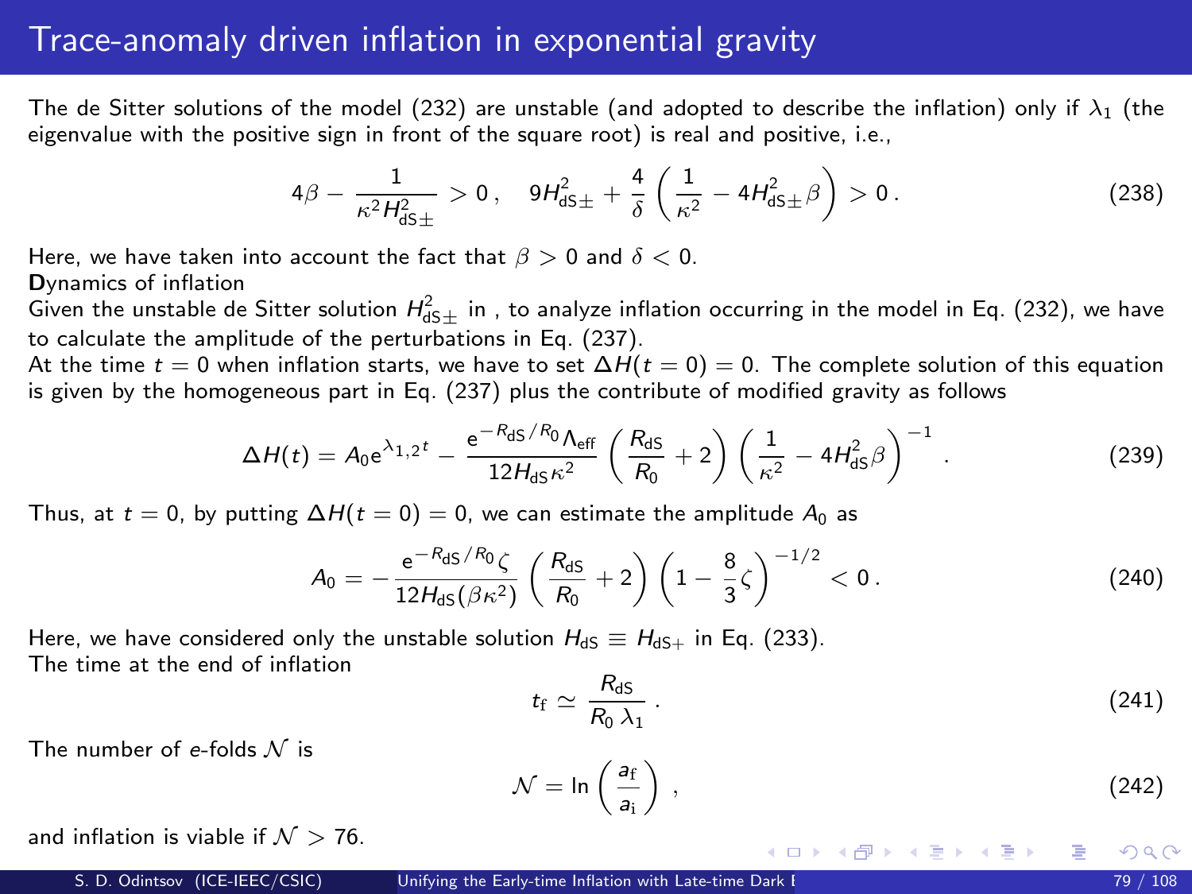# Trace-anomaly driven inflation in exponential gravity

The de Sitter solutions of the model (232) are unstable (and adopted to describe the inflation) only if $\lambda_1$ (the eigenvalue with the positive sign in front of the square root) is real and positive, i.e.,

$$4\beta - \frac{1}{\kappa^2 H_{\rm dS\pm}^2} > 0\,, \quad 9H_{\rm dS\pm}^2 + \frac{4}{\delta}\left(\frac{1}{\kappa^2} - 4H_{\rm dS\pm}^2\beta\right) > 0\,. \tag{238}$$

Here, we have taken into account the fact that $\beta > 0$ and $\delta < 0$.

**D**ynamics of inflation

Given the unstable de Sitter solution $H_{\rm dS\pm}^2$ in , to analyze inflation occurring in the model in Eq. (232), we have to calculate the amplitude of the perturbations in Eq. (237).

At the time $t = 0$ when inflation starts, we have to set $\Delta H(t = 0) = 0$. The complete solution of this equation is given by the homogeneous part in Eq. (237) plus the contribute of modified gravity as follows

$$\Delta H(t) = A_0 e^{\lambda_{1,2} t} - \frac{e^{-R_{\rm dS}/R_0}\Lambda_{\rm eff}}{12H_{\rm dS}\kappa^2}\left(\frac{R_{\rm dS}}{R_0} + 2\right)\left(\frac{1}{\kappa^2} - 4H_{\rm dS}^2\beta\right)^{-1}\,. \tag{239}$$

Thus, at $t = 0$, by putting $\Delta H(t = 0) = 0$, we can estimate the amplitude $A_0$ as

$$A_0 = -\frac{e^{-R_{\rm dS}/R_0}\zeta}{12H_{\rm dS}(\beta\kappa^2)}\left(\frac{R_{\rm dS}}{R_0} + 2\right)\left(1 - \frac{8}{3}\zeta\right)^{-1/2} < 0\,. \tag{240}$$

Here, we have considered only the unstable solution $H_{\rm dS} \equiv H_{\rm dS+}$ in Eq. (233).

The time at the end of inflation

$$t_{\rm f} \simeq \frac{R_{\rm dS}}{R_0\,\lambda_1}\,. \tag{241}$$

The number of $e$-folds $\mathcal{N}$ is

$$\mathcal{N} = \ln\left(\frac{a_{\rm f}}{a_{\rm i}}\right)\,, \tag{242}$$

and inflation is viable if $\mathcal{N} > 76$.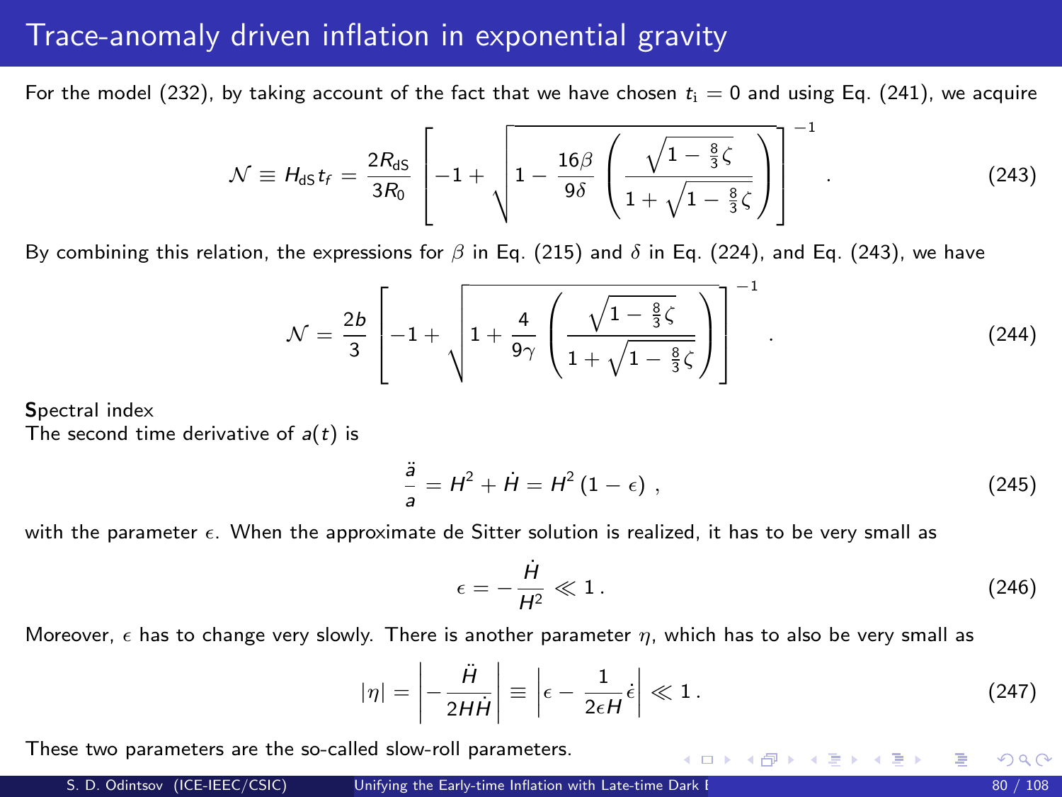# Trace-anomaly driven inflation in exponential gravity

For the model (232), by taking account of the fact that we have chosen $t_{\mathrm{i}} = 0$ and using Eq. (241), we acquire

$$\mathcal{N} \equiv H_{\mathrm{dS}} t_f = \frac{2R_{\mathrm{dS}}}{3R_0} \left[ -1 + \sqrt{1 - \frac{16\beta}{9\delta} \left( \frac{\sqrt{1 - \frac{8}{3}\zeta}}{1 + \sqrt{1 - \frac{8}{3}\zeta}} \right)} \right]^{-1} . \tag{243}$$

By combining this relation, the expressions for $\beta$ in Eq. (215) and $\delta$ in Eq. (224), and Eq. (243), we have

$$\mathcal{N} = \frac{2b}{3} \left[ -1 + \sqrt{1 + \frac{4}{9\gamma} \left( \frac{\sqrt{1 - \frac{8}{3}\zeta}}{1 + \sqrt{1 - \frac{8}{3}\zeta}} \right)} \right]^{-1} . \tag{244}$$

**S**pectral index

The second time derivative of $a(t)$ is

$$\frac{\ddot{a}}{a} = H^2 + \dot{H} = H^2 \left(1 - \epsilon\right) , \tag{245}$$

with the parameter $\epsilon$. When the approximate de Sitter solution is realized, it has to be very small as

$$\epsilon = -\frac{\dot{H}}{H^2} \ll 1 . \tag{246}$$

Moreover, $\epsilon$ has to change very slowly. There is another parameter $\eta$, which has to also be very small as

$$|\eta| = \left| -\frac{\ddot{H}}{2H\dot{H}} \right| \equiv \left| \epsilon - \frac{1}{2\epsilon H}\dot{\epsilon} \right| \ll 1 . \tag{247}$$

These two parameters are the so-called slow-roll parameters.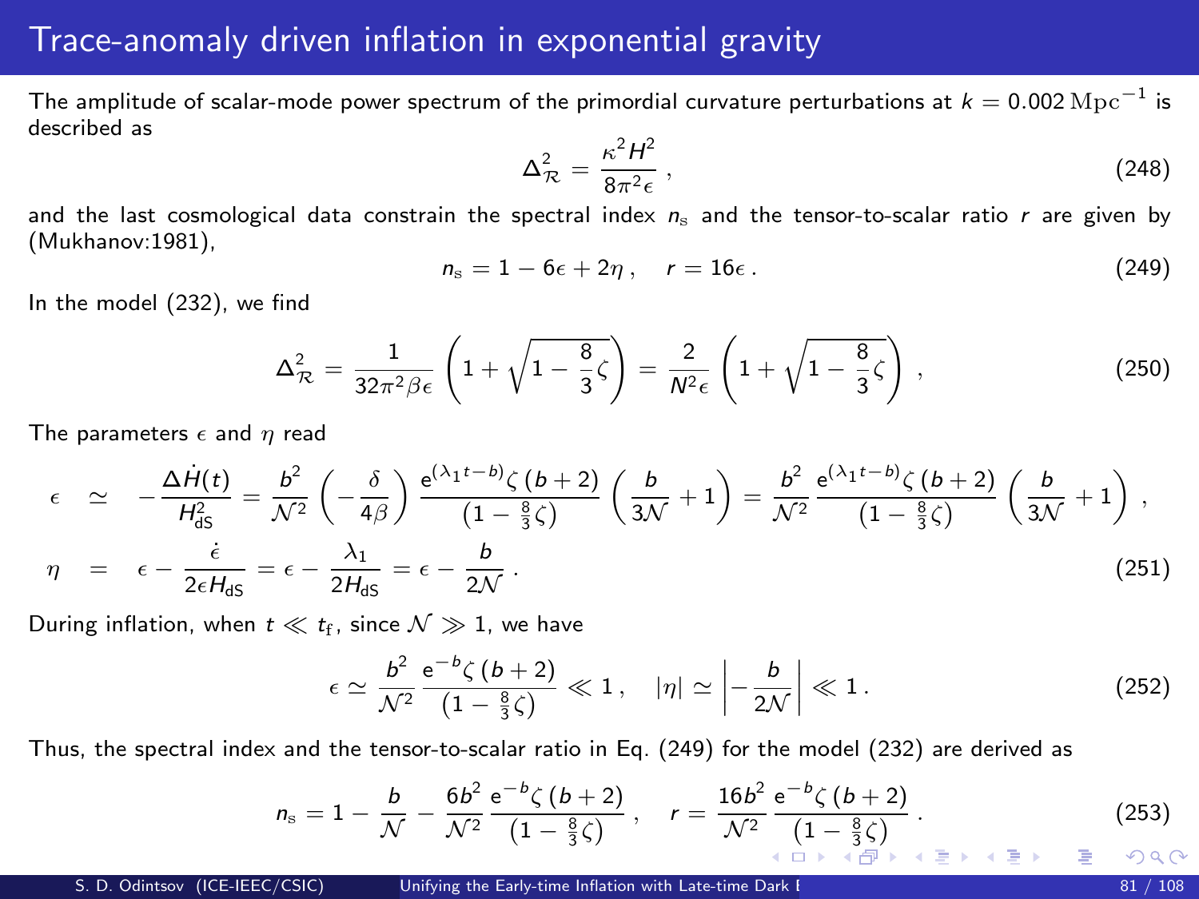# Trace-anomaly driven inflation in exponential gravity

The amplitude of scalar-mode power spectrum of the primordial curvature perturbations at $k = 0.002\,\mathrm{Mpc}^{-1}$ is described as

$$\Delta_{\mathcal{R}}^2 = \frac{\kappa^2 H^2}{8\pi^2 \epsilon}\,, \tag{248}$$

and the last cosmological data constrain the spectral index $n_{\mathrm{s}}$ and the tensor-to-scalar ratio $r$ are given by (Mukhanov:1981),

$$n_{\mathrm{s}} = 1 - 6\epsilon + 2\eta\,, \quad r = 16\epsilon\,. \tag{249}$$

In the model (232), we find

$$\Delta_{\mathcal{R}}^2 = \frac{1}{32\pi^2 \beta \epsilon}\left(1 + \sqrt{1 - \frac{8}{3}\zeta}\right) = \frac{2}{N^2 \epsilon}\left(1 + \sqrt{1 - \frac{8}{3}\zeta}\right)\,, \tag{250}$$

The parameters $\epsilon$ and $\eta$ read

$$\begin{aligned}
\epsilon &\simeq -\frac{\Delta \dot{H}(t)}{H_{\mathrm{dS}}^2} = \frac{b^2}{\mathcal{N}^2}\left(-\frac{\delta}{4\beta}\right)\frac{\mathrm{e}^{(\lambda_1 t - b)}\zeta\,(b+2)}{\left(1 - \frac{8}{3}\zeta\right)}\left(\frac{b}{3\mathcal{N}} + 1\right) = \frac{b^2}{\mathcal{N}^2}\frac{\mathrm{e}^{(\lambda_1 t - b)}\zeta\,(b+2)}{\left(1 - \frac{8}{3}\zeta\right)}\left(\frac{b}{3\mathcal{N}} + 1\right)\,, \\
\eta &= \epsilon - \frac{\dot{\epsilon}}{2\epsilon H_{\mathrm{dS}}} = \epsilon - \frac{\lambda_1}{2H_{\mathrm{dS}}} = \epsilon - \frac{b}{2\mathcal{N}}\,.
\end{aligned} \tag{251}$$

During inflation, when $t \ll t_{\mathrm{f}}$, since $\mathcal{N} \gg 1$, we have

$$\epsilon \simeq \frac{b^2}{\mathcal{N}^2}\frac{\mathrm{e}^{-b}\zeta\,(b+2)}{\left(1 - \frac{8}{3}\zeta\right)} \ll 1\,, \quad |\eta| \simeq \left|-\frac{b}{2\mathcal{N}}\right| \ll 1\,. \tag{252}$$

Thus, the spectral index and the tensor-to-scalar ratio in Eq. (249) for the model (232) are derived as

$$n_{\mathrm{s}} = 1 - \frac{b}{\mathcal{N}} - \frac{6b^2}{\mathcal{N}^2}\frac{\mathrm{e}^{-b}\zeta\,(b+2)}{\left(1 - \frac{8}{3}\zeta\right)}\,, \quad r = \frac{16b^2}{\mathcal{N}^2}\frac{\mathrm{e}^{-b}\zeta\,(b+2)}{\left(1 - \frac{8}{3}\zeta\right)}\,. \tag{253}$$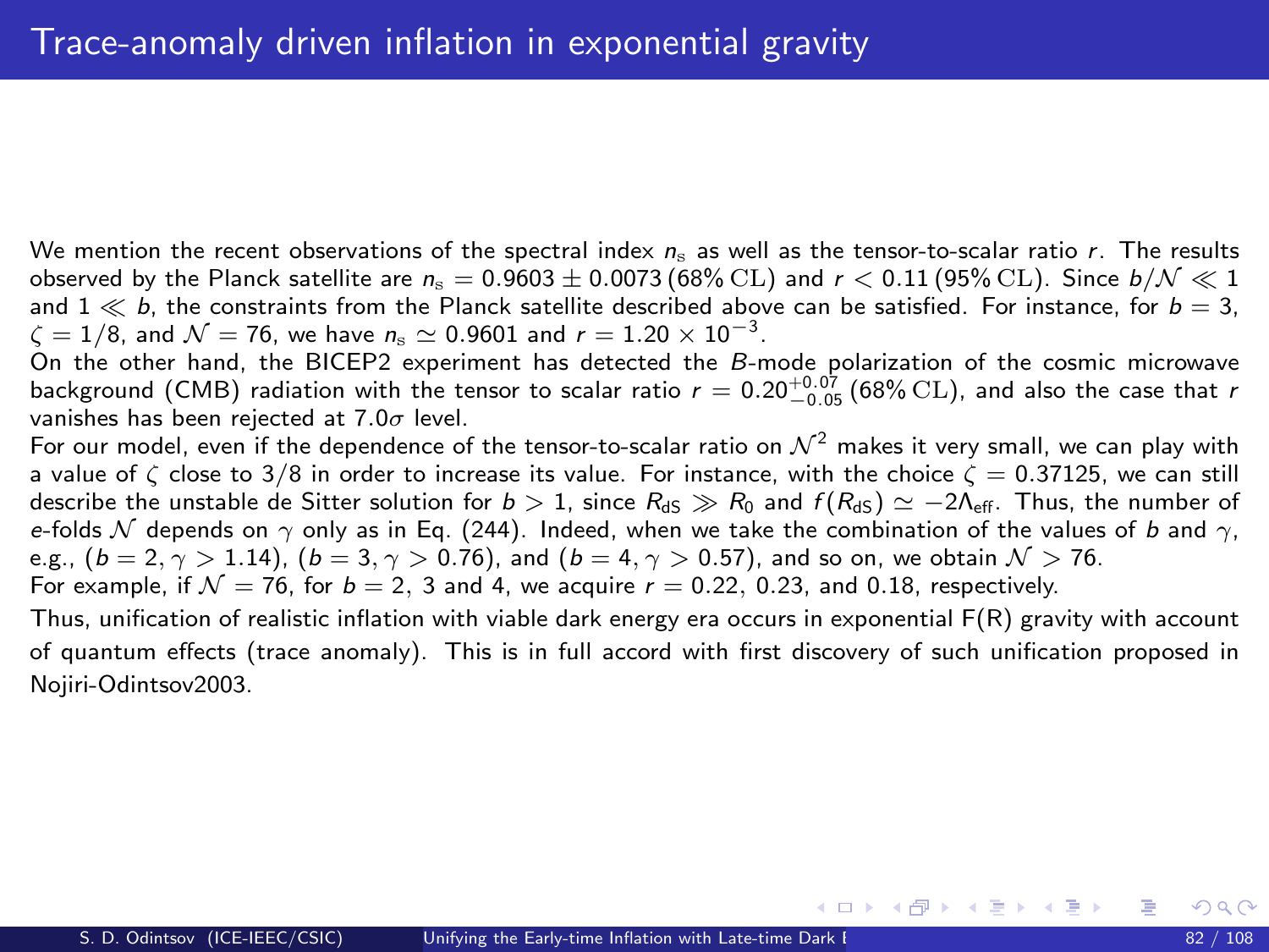# Trace-anomaly driven inflation in exponential gravity

We mention the recent observations of the spectral index $n_{\mathrm{s}}$ as well as the tensor-to-scalar ratio $r$. The results observed by the Planck satellite are $n_{\mathrm{s}} = 0.9603 \pm 0.0073\,(68\%\,\mathrm{CL})$ and $r < 0.11\,(95\%\,\mathrm{CL})$. Since $b/\mathcal{N} \ll 1$ and $1 \ll b$, the constraints from the Planck satellite described above can be satisfied. For instance, for $b = 3$, $\zeta = 1/8$, and $\mathcal{N} = 76$, we have $n_{\mathrm{s}} \simeq 0.9601$ and $r = 1.20 \times 10^{-3}$.

On the other hand, the BICEP2 experiment has detected the $B$-mode polarization of the cosmic microwave background (CMB) radiation with the tensor to scalar ratio $r = 0.20^{+0.07}_{-0.05}\,(68\%\,\mathrm{CL})$, and also the case that $r$ vanishes has been rejected at $7.0\sigma$ level.

For our model, even if the dependence of the tensor-to-scalar ratio on $\mathcal{N}^2$ makes it very small, we can play with a value of $\zeta$ close to $3/8$ in order to increase its value. For instance, with the choice $\zeta = 0.37125$, we can still describe the unstable de Sitter solution for $b > 1$, since $R_{\mathrm{dS}} \gg R_0$ and $f(R_{\mathrm{dS}}) \simeq -2\Lambda_{\mathrm{eff}}$. Thus, the number of $e$-folds $\mathcal{N}$ depends on $\gamma$ only as in Eq. (244). Indeed, when we take the combination of the values of $b$ and $\gamma$, e.g., $(b = 2, \gamma > 1.14)$, $(b = 3, \gamma > 0.76)$, and $(b = 4, \gamma > 0.57)$, and so on, we obtain $\mathcal{N} > 76$.

For example, if $\mathcal{N} = 76$, for $b = 2$, 3 and 4, we acquire $r = 0.22$, $0.23$, and $0.18$, respectively.

Thus, unification of realistic inflation with viable dark energy era occurs in exponential F(R) gravity with account of quantum effects (trace anomaly). This is in full accord with first discovery of such unification proposed in Nojiri-Odintsov2003.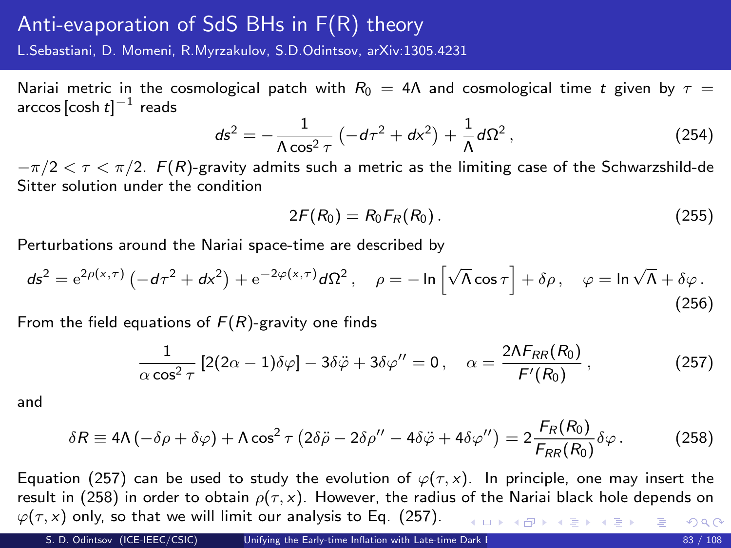# Anti-evaporation of SdS BHs in F(R) theory

L.Sebastiani, D. Momeni, R.Myrzakulov, S.D.Odintsov, arXiv:1305.4231

Nariai metric in the cosmological patch with $R_0 = 4\Lambda$ and cosmological time $t$ given by $\tau = \arccos\left[\cosh t\right]^{-1}$ reads

$$ds^2 = -\frac{1}{\Lambda \cos^2 \tau}\left(-d\tau^2 + dx^2\right) + \frac{1}{\Lambda} d\Omega^2\,, \tag{254}$$

$-\pi/2 < \tau < \pi/2$. $F(R)$-gravity admits such a metric as the limiting case of the Schwarzshild-de Sitter solution under the condition

$$2F(R_0) = R_0 F_R(R_0)\,. \tag{255}$$

Perturbations around the Nariai space-time are described by

$$ds^2 = \mathrm{e}^{2\rho(x,\tau)}\left(-d\tau^2 + dx^2\right) + \mathrm{e}^{-2\varphi(x,\tau)} d\Omega^2\,, \quad \rho = -\ln\left[\sqrt{\Lambda}\cos\tau\right] + \delta\rho\,, \quad \varphi = \ln\sqrt{\Lambda} + \delta\varphi\,. \tag{256}$$

From the field equations of $F(R)$-gravity one finds

$$\frac{1}{\alpha \cos^2 \tau}\left[2(2\alpha - 1)\delta\varphi\right] - 3\delta\ddot{\varphi} + 3\delta\varphi'' = 0\,, \quad \alpha = \frac{2\Lambda F_{RR}(R_0)}{F'(R_0)}\,, \tag{257}$$

and

$$\delta R \equiv 4\Lambda\left(-\delta\rho + \delta\varphi\right) + \Lambda\cos^2\tau\left(2\delta\ddot{\rho} - 2\delta\rho'' - 4\delta\ddot{\varphi} + 4\delta\varphi''\right) = 2\frac{F_R(R_0)}{F_{RR}(R_0)}\delta\varphi\,. \tag{258}$$

Equation (257) can be used to study the evolution of $\varphi(\tau, x)$. In principle, one may insert the result in (258) in order to obtain $\rho(\tau, x)$. However, the radius of the Nariai black hole depends on $\varphi(\tau, x)$ only, so that we will limit our analysis to Eq. (257).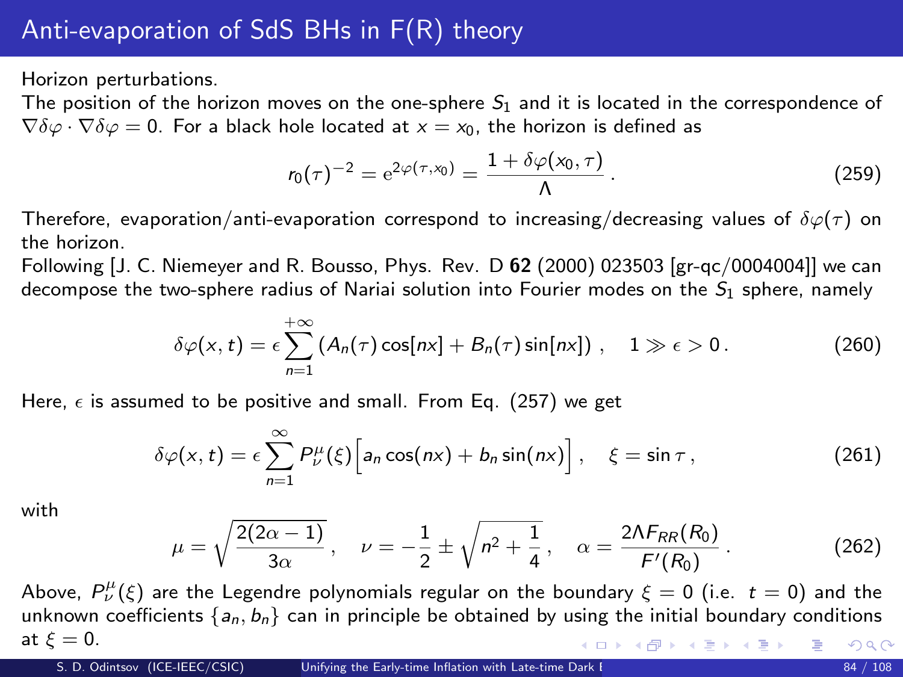# Anti-evaporation of SdS BHs in F(R) theory

Horizon perturbations.

The position of the horizon moves on the one-sphere $S_1$ and it is located in the correspondence of $\nabla\delta\varphi \cdot \nabla\delta\varphi = 0$. For a black hole located at $x = x_0$, the horizon is defined as

$$r_0(\tau)^{-2} = \mathrm{e}^{2\varphi(\tau,x_0)} = \frac{1 + \delta\varphi(x_0, \tau)}{\Lambda}\,. \tag{259}$$

Therefore, evaporation/anti-evaporation correspond to increasing/decreasing values of $\delta\varphi(\tau)$ on the horizon.

Following [J. C. Niemeyer and R. Bousso, Phys. Rev. D **62** (2000) 023503 [gr-qc/0004004]] we can decompose the two-sphere radius of Nariai solution into Fourier modes on the $S_1$ sphere, namely

$$\delta\varphi(x, t) = \epsilon \sum_{n=1}^{+\infty} \left(A_n(\tau)\cos[nx] + B_n(\tau)\sin[nx]\right)\,, \quad 1 \gg \epsilon > 0\,. \tag{260}$$

Here, $\epsilon$ is assumed to be positive and small. From Eq. (257) we get

$$\delta\varphi(x, t) = \epsilon \sum_{n=1}^{\infty} P^{\mu}_{\nu}(\xi)\Big[a_n \cos(nx) + b_n \sin(nx)\Big]\,, \quad \xi = \sin\tau\,, \tag{261}$$

with

$$\mu = \sqrt{\frac{2(2\alpha - 1)}{3\alpha}}\,, \quad \nu = -\frac{1}{2} \pm \sqrt{n^2 + \frac{1}{4}}\,, \quad \alpha = \frac{2\Lambda F_{RR}(R_0)}{F'(R_0)}\,. \tag{262}$$

Above, $P^{\mu}_{\nu}(\xi)$ are the Legendre polynomials regular on the boundary $\xi = 0$ (i.e. $t = 0$) and the unknown coefficients $\{a_n, b_n\}$ can in principle be obtained by using the initial boundary conditions at $\xi = 0$.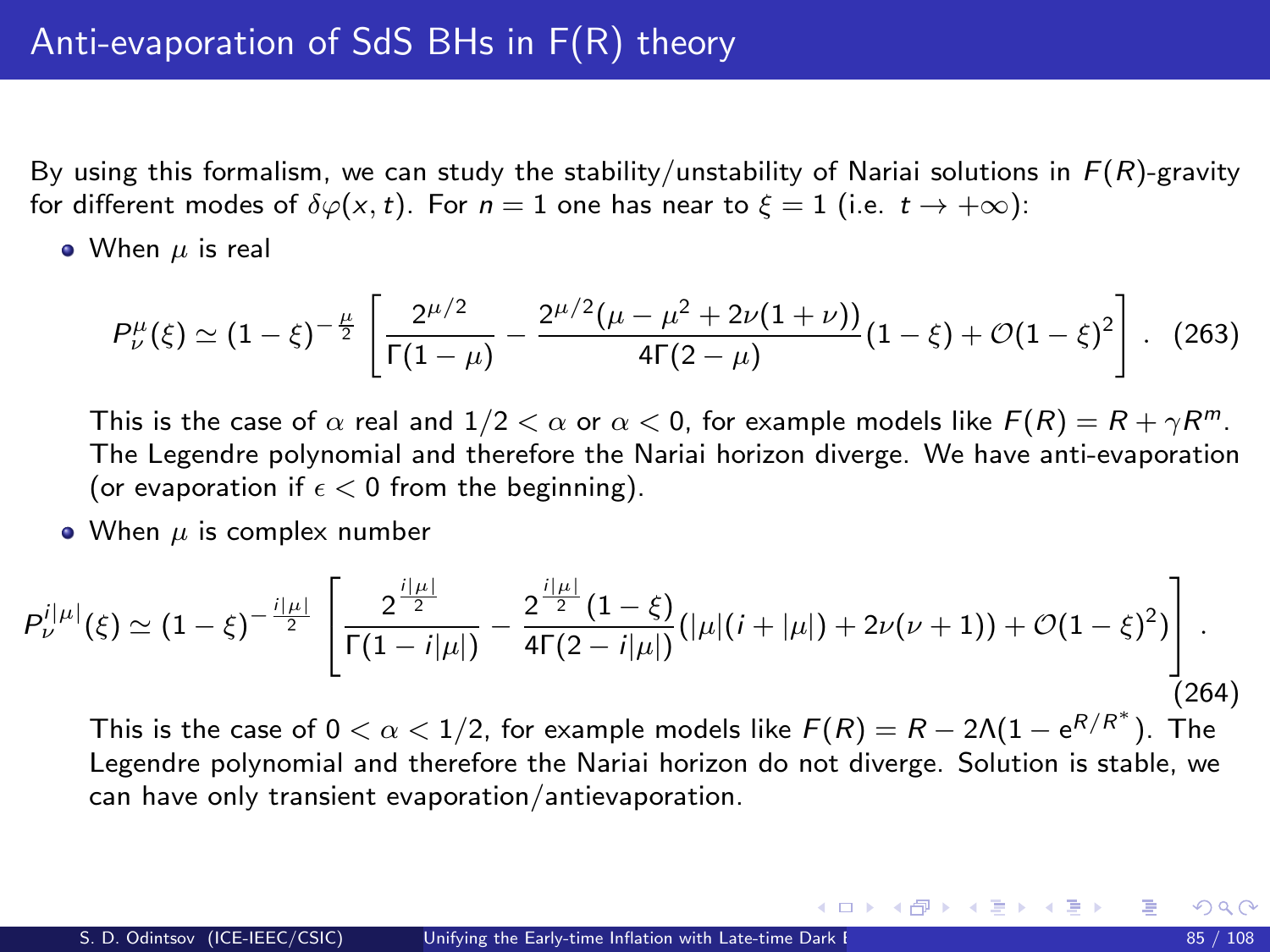# Anti-evaporation of SdS BHs in F(R) theory

By using this formalism, we can study the stability/unstability of Nariai solutions in $F(R)$-gravity for different modes of $\delta\varphi(x,t)$. For $n = 1$ one has near to $\xi = 1$ (i.e. $t \to +\infty$):

- When $\mu$ is real

$$P_\nu^\mu(\xi) \simeq (1-\xi)^{-\frac{\mu}{2}} \left[ \frac{2^{\mu/2}}{\Gamma(1-\mu)} - \frac{2^{\mu/2}(\mu - \mu^2 + 2\nu(1+\nu))}{4\Gamma(2-\mu)}(1-\xi) + \mathcal{O}(1-\xi)^2 \right] . \quad (263)$$

  This is the case of $\alpha$ real and $1/2 < \alpha$ or $\alpha < 0$, for example models like $F(R) = R + \gamma R^m$. The Legendre polynomial and therefore the Nariai horizon diverge. We have anti-evaporation (or evaporation if $\epsilon < 0$ from the beginning).

- When $\mu$ is complex number

$$P_\nu^{i|\mu|}(\xi) \simeq (1-\xi)^{-\frac{i|\mu|}{2}} \left[ \frac{2^{\frac{i|\mu|}{2}}}{\Gamma(1-i|\mu|)} - \frac{2^{\frac{i|\mu|}{2}}(1-\xi)}{4\Gamma(2-i|\mu|)}(|\mu|(i+|\mu|) + 2\nu(\nu+1)) + \mathcal{O}(1-\xi)^2) \right] . \quad (264)$$

  This is the case of $0 < \alpha < 1/2$, for example models like $F(R) = R - 2\Lambda(1 - e^{R/R^*})$. The Legendre polynomial and therefore the Nariai horizon do not diverge. Solution is stable, we can have only transient evaporation/antievaporation.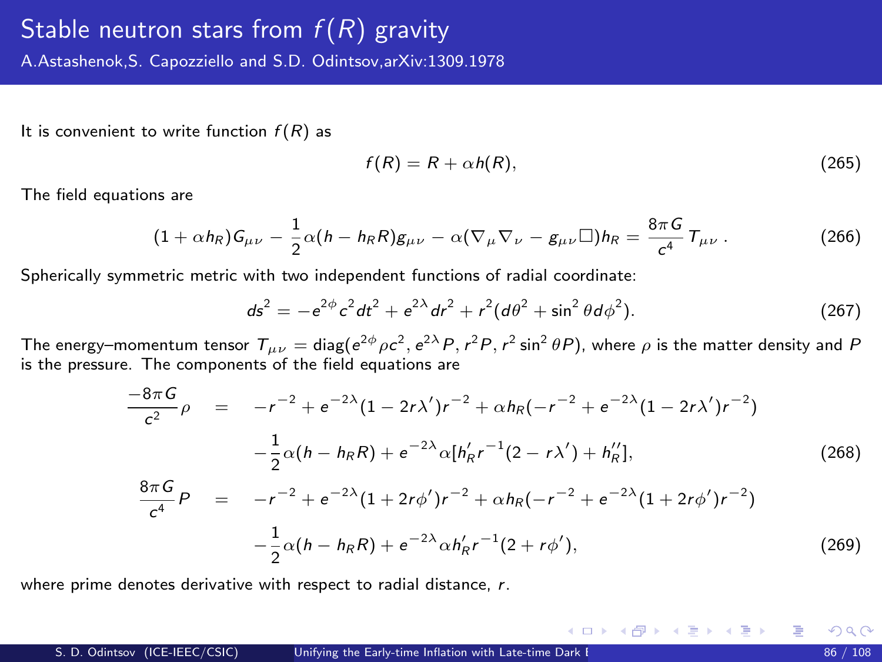# Stable neutron stars from $f(R)$ gravity

A.Astashenok,S. Capozziello and S.D. Odintsov,arXiv:1309.1978

It is convenient to write function $f(R)$ as

$$f(R) = R + \alpha h(R), \tag{265}$$

The field equations are

$$(1 + \alpha h_R)G_{\mu\nu} - \frac{1}{2}\alpha(h - h_R R)g_{\mu\nu} - \alpha(\nabla_\mu \nabla_\nu - g_{\mu\nu}\Box)h_R = \frac{8\pi G}{c^4}T_{\mu\nu}\,. \tag{266}$$

Spherically symmetric metric with two independent functions of radial coordinate:

$$ds^2 = -e^{2\phi}c^2dt^2 + e^{2\lambda}dr^2 + r^2(d\theta^2 + \sin^2\theta d\phi^2). \tag{267}$$

The energy–momentum tensor $T_{\mu\nu} = \text{diag}(e^{2\phi}\rho c^2, e^{2\lambda}P, r^2P, r^2\sin^2\theta P)$, where $\rho$ is the matter density and $P$ is the pressure. The components of the field equations are

$$\begin{aligned}
\frac{-8\pi G}{c^2}\rho \quad &= \quad -r^{-2} + e^{-2\lambda}(1 - 2r\lambda')r^{-2} + \alpha h_R(-r^{-2} + e^{-2\lambda}(1 - 2r\lambda')r^{-2}) \\
&\quad -\frac{1}{2}\alpha(h - h_R R) + e^{-2\lambda}\alpha[h_R' r^{-1}(2 - r\lambda') + h_R''],
\end{aligned} \tag{268}$$

$$\begin{aligned}
\frac{8\pi G}{c^4}P \quad &= \quad -r^{-2} + e^{-2\lambda}(1 + 2r\phi')r^{-2} + \alpha h_R(-r^{-2} + e^{-2\lambda}(1 + 2r\phi')r^{-2}) \\
&\quad -\frac{1}{2}\alpha(h - h_R R) + e^{-2\lambda}\alpha h_R' r^{-1}(2 + r\phi'),
\end{aligned} \tag{269}$$

where prime denotes derivative with respect to radial distance, $r$.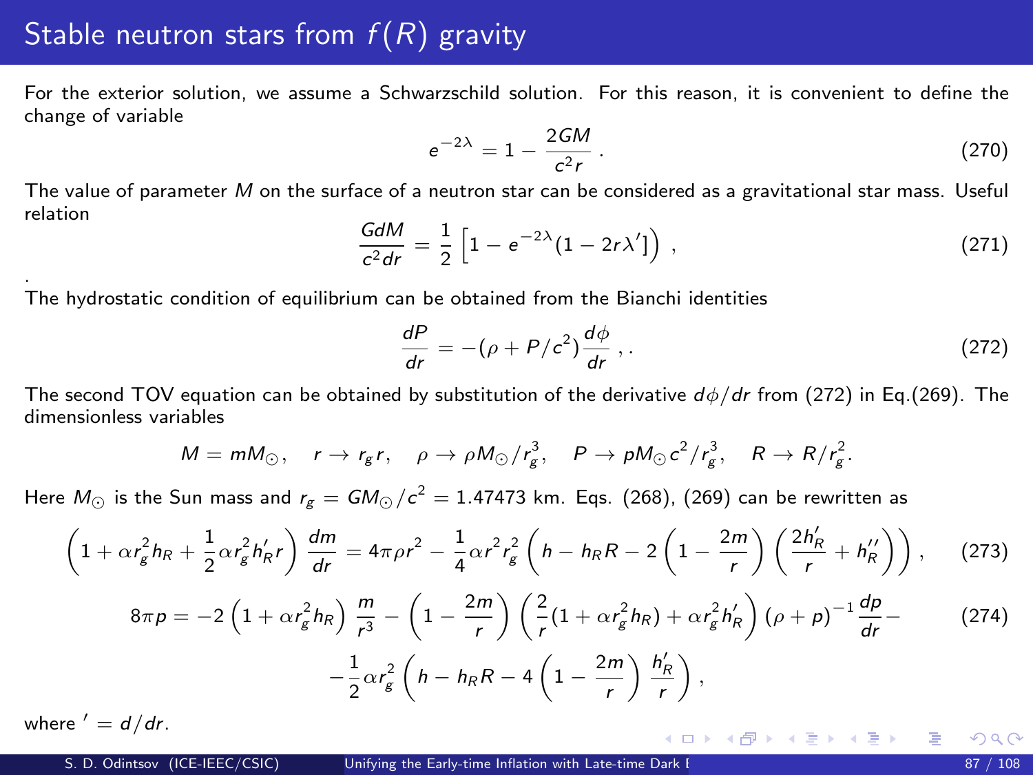# Stable neutron stars from $f(R)$ gravity

For the exterior solution, we assume a Schwarzschild solution. For this reason, it is convenient to define the change of variable

$$e^{-2\lambda} = 1 - \frac{2GM}{c^2 r}\,. \tag{270}$$

The value of parameter $M$ on the surface of a neutron star can be considered as a gravitational star mass. Useful relation

$$\frac{GdM}{c^2 dr} = \frac{1}{2}\left[1 - e^{-2\lambda}(1 - 2r\lambda']\right)\,, \tag{271}$$

.

The hydrostatic condition of equilibrium can be obtained from the Bianchi identities

$$\frac{dP}{dr} = -(\rho + P/c^2)\frac{d\phi}{dr}\,,. \tag{272}$$

The second TOV equation can be obtained by substitution of the derivative $d\phi/dr$ from (272) in Eq.(269). The dimensionless variables

$$M = mM_\odot, \quad r \to r_g r, \quad \rho \to \rho M_\odot/r_g^3, \quad P \to pM_\odot c^2/r_g^3, \quad R \to R/r_g^2.$$

Here $M_\odot$ is the Sun mass and $r_g = GM_\odot/c^2 = 1.47473$ km. Eqs. (268), (269) can be rewritten as

$$\left(1 + \alpha r_g^2 h_R + \frac{1}{2}\alpha r_g^2 h_R' r\right)\frac{dm}{dr} = 4\pi\rho r^2 - \frac{1}{4}\alpha r^2 r_g^2\left(h - h_R R - 2\left(1 - \frac{2m}{r}\right)\left(\frac{2h_R'}{r} + h_R''\right)\right), \tag{273}$$

$$8\pi p = -2\left(1 + \alpha r_g^2 h_R\right)\frac{m}{r^3} - \left(1 - \frac{2m}{r}\right)\left(\frac{2}{r}(1 + \alpha r_g^2 h_R) + \alpha r_g^2 h_R'\right)(\rho + p)^{-1}\frac{dp}{dr} - \tag{274}$$

$$-\frac{1}{2}\alpha r_g^2\left(h - h_R R - 4\left(1 - \frac{2m}{r}\right)\frac{h_R'}{r}\right),$$

where $' = d/dr$.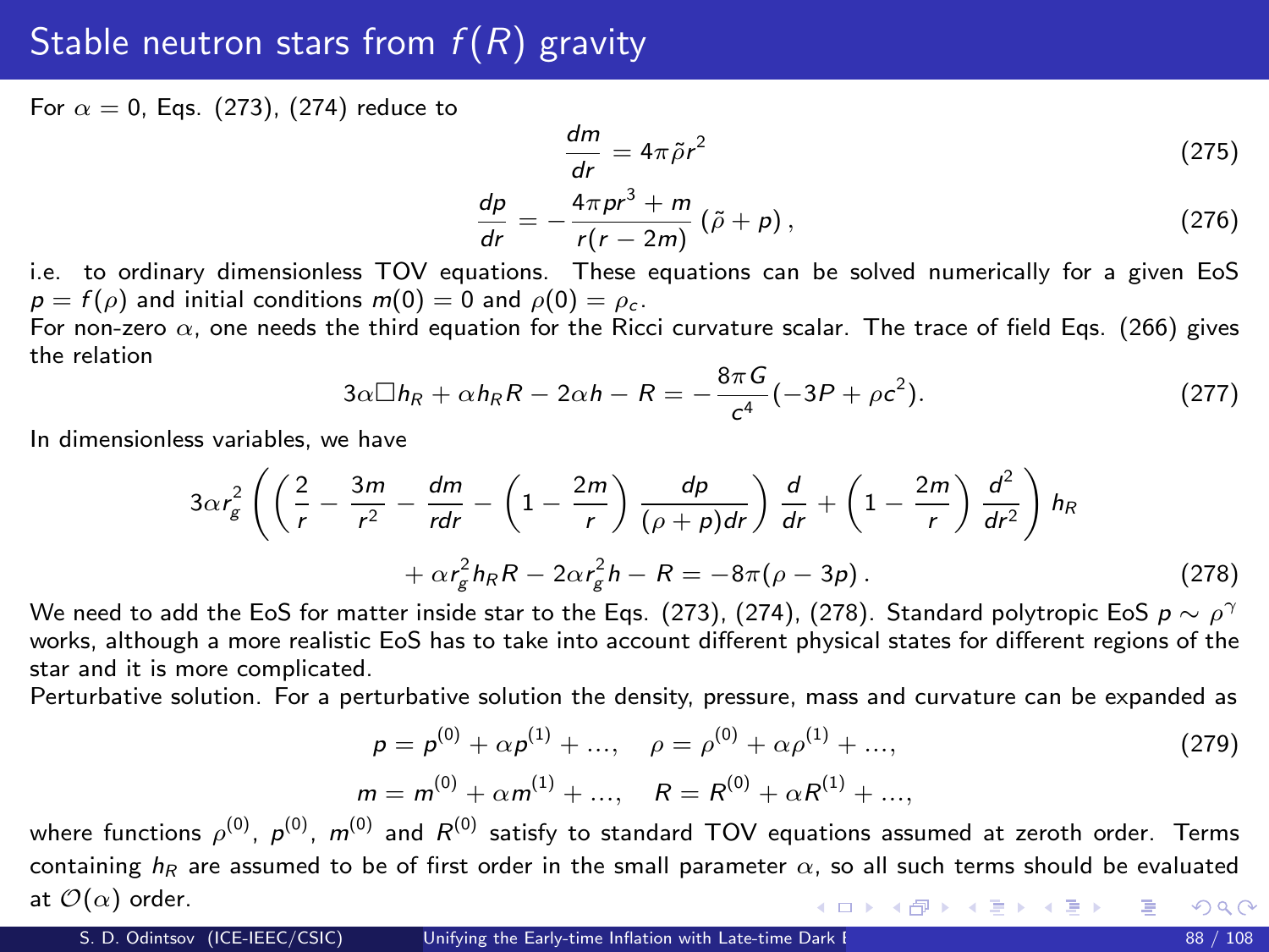# Stable neutron stars from $f(R)$ gravity

For $\alpha = 0$, Eqs. (273), (274) reduce to

$$\frac{dm}{dr} = 4\pi\tilde{\rho}r^2 \tag{275}$$

$$\frac{dp}{dr} = -\frac{4\pi p r^3 + m}{r(r-2m)}\left(\tilde{\rho} + p\right), \tag{276}$$

i.e. to ordinary dimensionless TOV equations. These equations can be solved numerically for a given EoS $p = f(\rho)$ and initial conditions $m(0) = 0$ and $\rho(0) = \rho_c$.

For non-zero $\alpha$, one needs the third equation for the Ricci curvature scalar. The trace of field Eqs. (266) gives the relation

$$3\alpha\Box h_R + \alpha h_R R - 2\alpha h - R = -\frac{8\pi G}{c^4}(-3P + \rho c^2). \tag{277}$$

In dimensionless variables, we have

$$3\alpha r_g^2\left(\left(\frac{2}{r} - \frac{3m}{r^2} - \frac{dm}{rdr} - \left(1 - \frac{2m}{r}\right)\frac{dp}{(\rho+p)dr}\right)\frac{d}{dr} + \left(1 - \frac{2m}{r}\right)\frac{d^2}{dr^2}\right)h_R$$
$$+ \alpha r_g^2 h_R R - 2\alpha r_g^2 h - R = -8\pi(\rho - 3p)\,. \tag{278}$$

We need to add the EoS for matter inside star to the Eqs. (273), (274), (278). Standard polytropic EoS $p \sim \rho^\gamma$ works, although a more realistic EoS has to take into account different physical states for different regions of the star and it is more complicated.

Perturbative solution. For a perturbative solution the density, pressure, mass and curvature can be expanded as

$$p = p^{(0)} + \alpha p^{(1)} + \ldots, \quad \rho = \rho^{(0)} + \alpha\rho^{(1)} + \ldots, \tag{279}$$
$$m = m^{(0)} + \alpha m^{(1)} + \ldots, \quad R = R^{(0)} + \alpha R^{(1)} + \ldots,$$

where functions $\rho^{(0)}$, $p^{(0)}$, $m^{(0)}$ and $R^{(0)}$ satisfy to standard TOV equations assumed at zeroth order. Terms containing $h_R$ are assumed to be of first order in the small parameter $\alpha$, so all such terms should be evaluated at $\mathcal{O}(\alpha)$ order.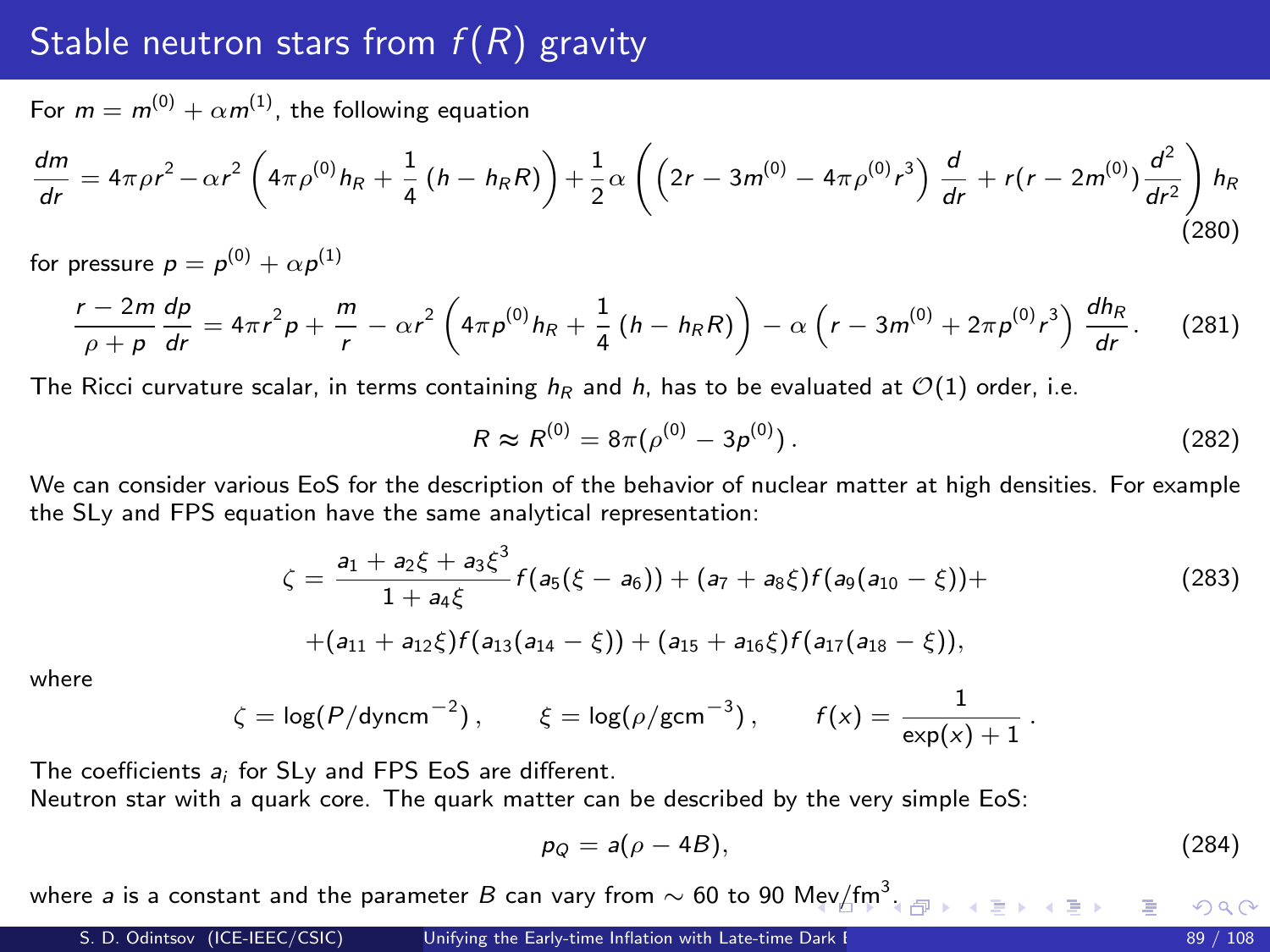# Stable neutron stars from $f(R)$ gravity

For $m = m^{(0)} + \alpha m^{(1)}$, the following equation

$$\frac{dm}{dr} = 4\pi\rho r^2 - \alpha r^2 \left(4\pi\rho^{(0)} h_R + \frac{1}{4}\left(h - h_R R\right)\right) + \frac{1}{2}\alpha\left(\left(2r - 3m^{(0)} - 4\pi\rho^{(0)} r^3\right)\frac{d}{dr} + r(r - 2m^{(0)})\frac{d^2}{dr^2}\right) h_R \tag{280}$$

for pressure $p = p^{(0)} + \alpha p^{(1)}$

$$\frac{r - 2m}{\rho + p}\frac{dp}{dr} = 4\pi r^2 p + \frac{m}{r} - \alpha r^2\left(4\pi p^{(0)} h_R + \frac{1}{4}\left(h - h_R R\right)\right) - \alpha\left(r - 3m^{(0)} + 2\pi p^{(0)} r^3\right)\frac{dh_R}{dr}. \tag{281}$$

The Ricci curvature scalar, in terms containing $h_R$ and $h$, has to be evaluated at $\mathcal{O}(1)$ order, i.e.

$$R \approx R^{(0)} = 8\pi(\rho^{(0)} - 3p^{(0)}). \tag{282}$$

We can consider various EoS for the description of the behavior of nuclear matter at high densities. For example the SLy and FPS equation have the same analytical representation:

$$\zeta = \frac{a_1 + a_2\xi + a_3\xi^3}{1 + a_4\xi} f(a_5(\xi - a_6)) + (a_7 + a_8\xi) f(a_9(a_{10} - \xi)) + \tag{283}$$
$$+(a_{11} + a_{12}\xi) f(a_{13}(a_{14} - \xi)) + (a_{15} + a_{16}\xi) f(a_{17}(a_{18} - \xi)),$$

where

$$\zeta = \log(P/\text{dyncm}^{-2}), \qquad \xi = \log(\rho/\text{gcm}^{-3}), \qquad f(x) = \frac{1}{\exp(x) + 1}.$$

The coefficients $a_i$ for SLy and FPS EoS are different.

Neutron star with a quark core. The quark matter can be described by the very simple EoS:

$$p_Q = a(\rho - 4B), \tag{284}$$

where $a$ is a constant and the parameter $B$ can vary from $\sim 60$ to 90 Mev/fm$^3$.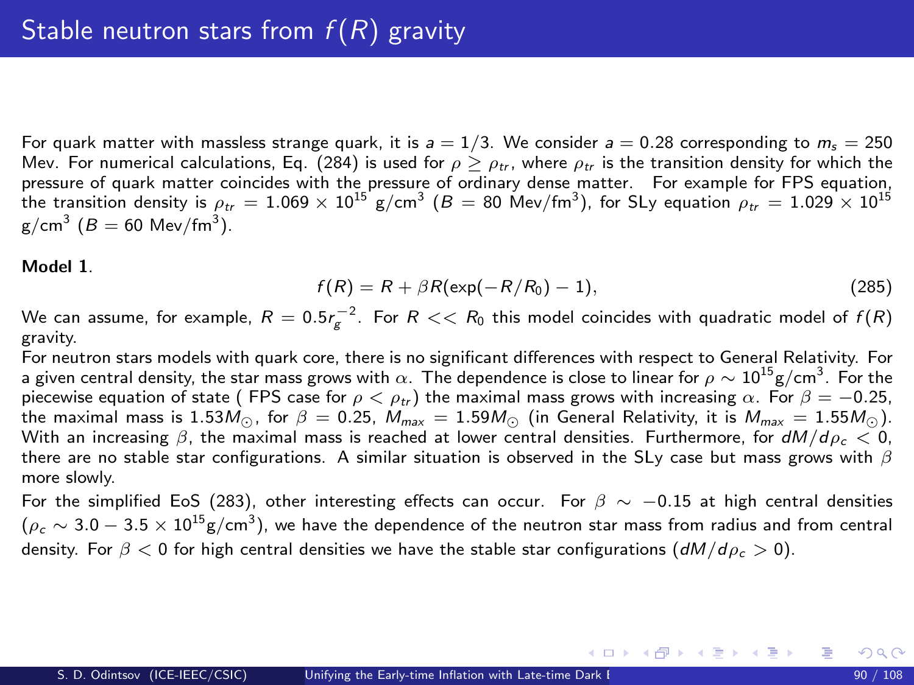# Stable neutron stars from $f(R)$ gravity

For quark matter with massless strange quark, it is $a = 1/3$. We consider $a = 0.28$ corresponding to $m_s = 250$ Mev. For numerical calculations, Eq. (284) is used for $\rho \geq \rho_{tr}$, where $\rho_{tr}$ is the transition density for which the pressure of quark matter coincides with the pressure of ordinary dense matter. For example for FPS equation, the transition density is $\rho_{tr} = 1.069 \times 10^{15}$ g/cm$^3$ ($B = 80$ Mev/fm$^3$), for SLy equation $\rho_{tr} = 1.029 \times 10^{15}$ g/cm$^3$ ($B = 60$ Mev/fm$^3$).

**Model 1**.

$$f(R) = R + \beta R(\exp(-R/R_0) - 1), \tag{285}$$

We can assume, for example, $R = 0.5 r_g^{-2}$. For $R << R_0$ this model coincides with quadratic model of $f(R)$ gravity.

For neutron stars models with quark core, there is no significant differences with respect to General Relativity. For a given central density, the star mass grows with $\alpha$. The dependence is close to linear for $\rho \sim 10^{15}$g/cm$^3$. For the piecewise equation of state ( FPS case for $\rho < \rho_{tr}$) the maximal mass grows with increasing $\alpha$. For $\beta = -0.25$, the maximal mass is $1.53 M_\odot$, for $\beta = 0.25$, $M_{max} = 1.59 M_\odot$ (in General Relativity, it is $M_{max} = 1.55 M_\odot$). With an increasing $\beta$, the maximal mass is reached at lower central densities. Furthermore, for $dM/d\rho_c < 0$, there are no stable star configurations. A similar situation is observed in the SLy case but mass grows with $\beta$ more slowly.

For the simplified EoS (283), other interesting effects can occur. For $\beta \sim -0.15$ at high central densities ($\rho_c \sim 3.0 - 3.5 \times 10^{15}$g/cm$^3$), we have the dependence of the neutron star mass from radius and from central density. For $\beta < 0$ for high central densities we have the stable star configurations ($dM/d\rho_c > 0$).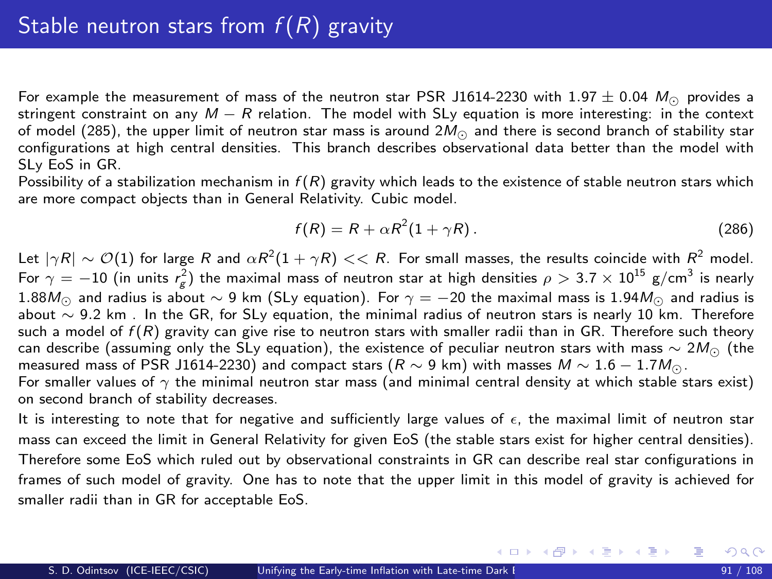# Stable neutron stars from $f(R)$ gravity

For example the measurement of mass of the neutron star PSR J1614-2230 with $1.97 \pm 0.04\ M_\odot$ provides a stringent constraint on any $M - R$ relation. The model with SLy equation is more interesting: in the context of model (285), the upper limit of neutron star mass is around $2M_\odot$ and there is second branch of stability star configurations at high central densities. This branch describes observational data better than the model with SLy EoS in GR.

Possibility of a stabilization mechanism in $f(R)$ gravity which leads to the existence of stable neutron stars which are more compact objects than in General Relativity. Cubic model.

$$f(R) = R + \alpha R^2 (1 + \gamma R) \,. \tag{286}$$

Let $|\gamma R| \sim \mathcal{O}(1)$ for large $R$ and $\alpha R^2(1 + \gamma R) << R$. For small masses, the results coincide with $R^2$ model. For $\gamma = -10$ (in units $r_g^2$) the maximal mass of neutron star at high densities $\rho > 3.7 \times 10^{15}$ g/cm$^3$ is nearly $1.88 M_\odot$ and radius is about $\sim 9$ km (SLy equation). For $\gamma = -20$ the maximal mass is $1.94 M_\odot$ and radius is about $\sim 9.2$ km . In the GR, for SLy equation, the minimal radius of neutron stars is nearly 10 km. Therefore such a model of $f(R)$ gravity can give rise to neutron stars with smaller radii than in GR. Therefore such theory can describe (assuming only the SLy equation), the existence of peculiar neutron stars with mass $\sim 2M_\odot$ (the measured mass of PSR J1614-2230) and compact stars ($R \sim 9$ km) with masses $M \sim 1.6 - 1.7 M_\odot$.

For smaller values of $\gamma$ the minimal neutron star mass (and minimal central density at which stable stars exist) on second branch of stability decreases.

It is interesting to note that for negative and sufficiently large values of $\epsilon$, the maximal limit of neutron star mass can exceed the limit in General Relativity for given EoS (the stable stars exist for higher central densities). Therefore some EoS which ruled out by observational constraints in GR can describe real star configurations in frames of such model of gravity. One has to note that the upper limit in this model of gravity is achieved for smaller radii than in GR for acceptable EoS.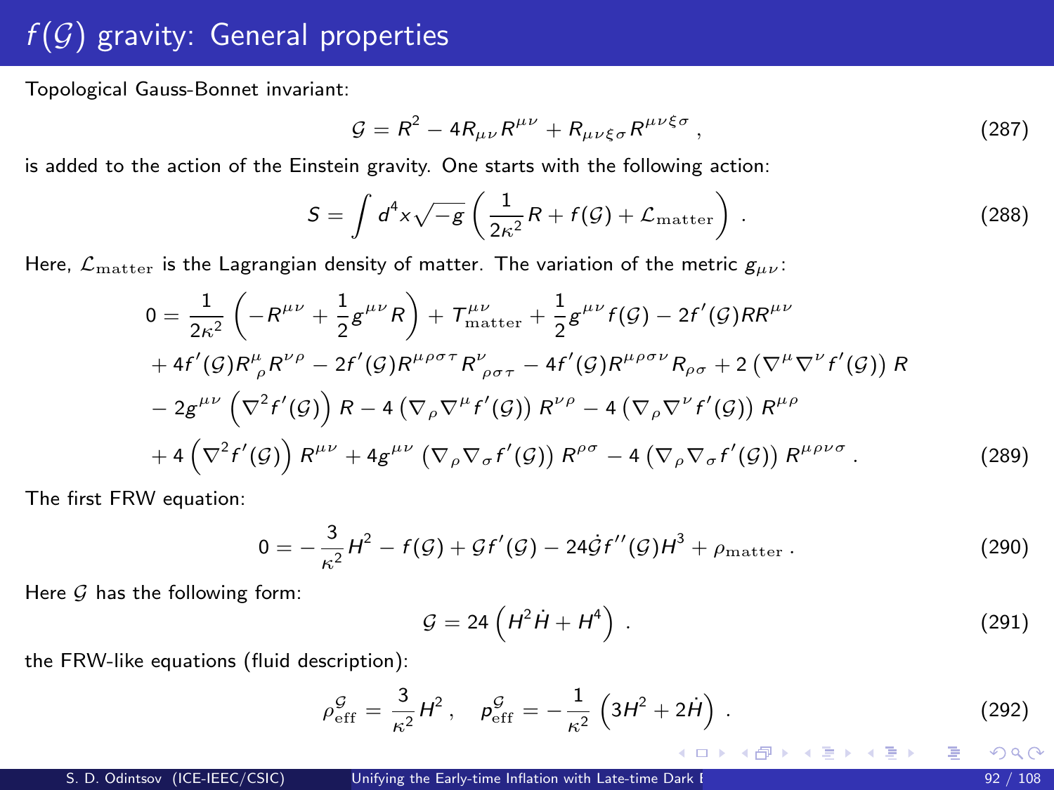# $f(\mathcal{G})$ gravity: General properties

Topological Gauss-Bonnet invariant:

$$\mathcal{G} = R^2 - 4R_{\mu\nu}R^{\mu\nu} + R_{\mu\nu\xi\sigma}R^{\mu\nu\xi\sigma} \,, \tag{287}$$

is added to the action of the Einstein gravity. One starts with the following action:

$$S = \int d^4x \sqrt{-g} \left( \frac{1}{2\kappa^2} R + f(\mathcal{G}) + \mathcal{L}_{\rm matter} \right) \,. \tag{288}$$

Here, $\mathcal{L}_{\rm matter}$ is the Lagrangian density of matter. The variation of the metric $g_{\mu\nu}$:

$$\begin{aligned}
0 =& \frac{1}{2\kappa^2}\left(-R^{\mu\nu} + \frac{1}{2}g^{\mu\nu}R\right) + T^{\mu\nu}_{\rm matter} + \frac{1}{2}g^{\mu\nu}f(\mathcal{G}) - 2f'(\mathcal{G})RR^{\mu\nu} \\
&+ 4f'(\mathcal{G})R^{\mu}_{\ \rho}R^{\nu\rho} - 2f'(\mathcal{G})R^{\mu\rho\sigma\tau}R^{\nu}_{\ \rho\sigma\tau} - 4f'(\mathcal{G})R^{\mu\rho\sigma\nu}R_{\rho\sigma} + 2\left(\nabla^\mu\nabla^\nu f'(\mathcal{G})\right)R \\
&- 2g^{\mu\nu}\left(\nabla^2 f'(\mathcal{G})\right)R - 4\left(\nabla_\rho\nabla^\mu f'(\mathcal{G})\right)R^{\nu\rho} - 4\left(\nabla_\rho\nabla^\nu f'(\mathcal{G})\right)R^{\mu\rho} \\
&+ 4\left(\nabla^2 f'(\mathcal{G})\right)R^{\mu\nu} + 4g^{\mu\nu}\left(\nabla_\rho\nabla_\sigma f'(\mathcal{G})\right)R^{\rho\sigma} - 4\left(\nabla_\rho\nabla_\sigma f'(\mathcal{G})\right)R^{\mu\rho\nu\sigma} \,.
\end{aligned} \tag{289}$$

The first FRW equation:

$$0 = -\frac{3}{\kappa^2}H^2 - f(\mathcal{G}) + \mathcal{G}f'(\mathcal{G}) - 24\dot{\mathcal{G}}f''(\mathcal{G})H^3 + \rho_{\rm matter} \,. \tag{290}$$

Here $\mathcal{G}$ has the following form:

$$\mathcal{G} = 24\left(H^2\dot{H} + H^4\right) \,. \tag{291}$$

the FRW-like equations (fluid description):

$$\rho^{\mathcal{G}}_{\rm eff} = \frac{3}{\kappa^2}H^2 \,, \quad p^{\mathcal{G}}_{\rm eff} = -\frac{1}{\kappa^2}\left(3H^2 + 2\dot{H}\right) \,. \tag{292}$$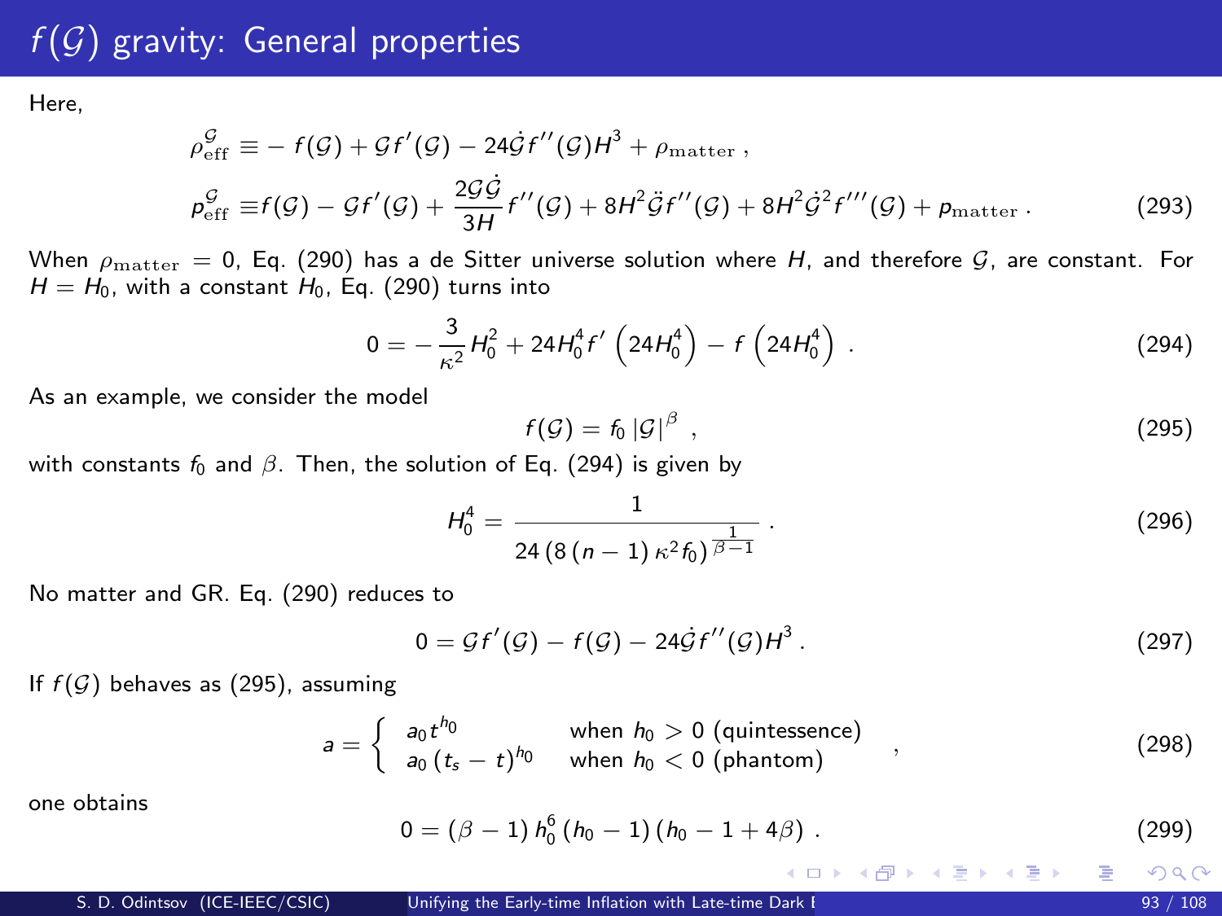# $f(\mathcal{G})$ gravity: General properties

Here,

$$
\begin{aligned}
\rho_{\mathrm{eff}}^{\mathcal{G}} &\equiv -f(\mathcal{G}) + \mathcal{G} f'(\mathcal{G}) - 24\dot{\mathcal{G}} f''(\mathcal{G}) H^3 + \rho_{\mathrm{matter}}\,, \\
p_{\mathrm{eff}}^{\mathcal{G}} &\equiv f(\mathcal{G}) - \mathcal{G} f'(\mathcal{G}) + \frac{2\mathcal{G}\dot{\mathcal{G}}}{3H} f''(\mathcal{G}) + 8H^2 \ddot{\mathcal{G}} f''(\mathcal{G}) + 8H^2 \dot{\mathcal{G}}^2 f'''(\mathcal{G}) + p_{\mathrm{matter}}\,.
\end{aligned}
\tag{293}
$$

When $\rho_{\mathrm{matter}} = 0$, Eq. (290) has a de Sitter universe solution where $H$, and therefore $\mathcal{G}$, are constant. For $H = H_0$, with a constant $H_0$, Eq. (290) turns into

$$
0 = -\frac{3}{\kappa^2} H_0^2 + 24 H_0^4 f'\left(24 H_0^4\right) - f\left(24 H_0^4\right)\,. \tag{294}
$$

As an example, we consider the model

$$
f(\mathcal{G}) = f_0 \left|\mathcal{G}\right|^{\beta}\,, \tag{295}
$$

with constants $f_0$ and $\beta$. Then, the solution of Eq. (294) is given by

$$
H_0^4 = \frac{1}{24\left(8\left(n-1\right)\kappa^2 f_0\right)^{\frac{1}{\beta-1}}}\,. \tag{296}
$$

No matter and GR. Eq. (290) reduces to

$$
0 = \mathcal{G} f'(\mathcal{G}) - f(\mathcal{G}) - 24\dot{\mathcal{G}} f''(\mathcal{G}) H^3\,. \tag{297}
$$

If $f(\mathcal{G})$ behaves as (295), assuming

$$
a = \left\{ \begin{array}{ll} a_0 t^{h_0} & \text{when } h_0 > 0 \text{ (quintessence)} \\ a_0 \left(t_s - t\right)^{h_0} & \text{when } h_0 < 0 \text{ (phantom)} \end{array} \right. \,, \tag{298}
$$

one obtains

$$
0 = \left(\beta - 1\right) h_0^6 \left(h_0 - 1\right)\left(h_0 - 1 + 4\beta\right)\,. \tag{299}
$$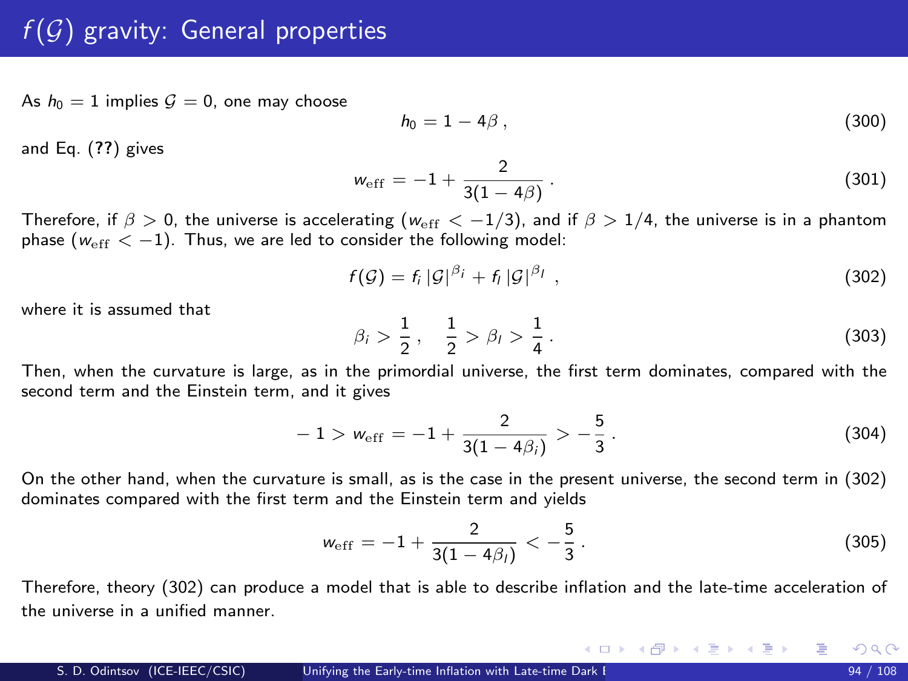# $f(\mathcal{G})$ gravity: General properties

As $h_0 = 1$ implies $\mathcal{G} = 0$, one may choose

$$h_0 = 1 - 4\beta \,, \tag{300}$$

and Eq. (**??**) gives

$$w_{\rm eff} = -1 + \frac{2}{3(1-4\beta)} \,. \tag{301}$$

Therefore, if $\beta > 0$, the universe is accelerating ($w_{\rm eff} < -1/3$), and if $\beta > 1/4$, the universe is in a phantom phase ($w_{\rm eff} < -1$). Thus, we are led to consider the following model:

$$f(\mathcal{G}) = f_i \left|\mathcal{G}\right|^{\beta_i} + f_l \left|\mathcal{G}\right|^{\beta_l} \,, \tag{302}$$

where it is assumed that

$$\beta_i > \frac{1}{2} \,, \quad \frac{1}{2} > \beta_l > \frac{1}{4} \,. \tag{303}$$

Then, when the curvature is large, as in the primordial universe, the first term dominates, compared with the second term and the Einstein term, and it gives

$$-1 > w_{\rm eff} = -1 + \frac{2}{3(1-4\beta_i)} > -\frac{5}{3} \,. \tag{304}$$

On the other hand, when the curvature is small, as is the case in the present universe, the second term in (302) dominates compared with the first term and the Einstein term and yields

$$w_{\rm eff} = -1 + \frac{2}{3(1-4\beta_l)} < -\frac{5}{3} \,. \tag{305}$$

Therefore, theory (302) can produce a model that is able to describe inflation and the late-time acceleration of the universe in a unified manner.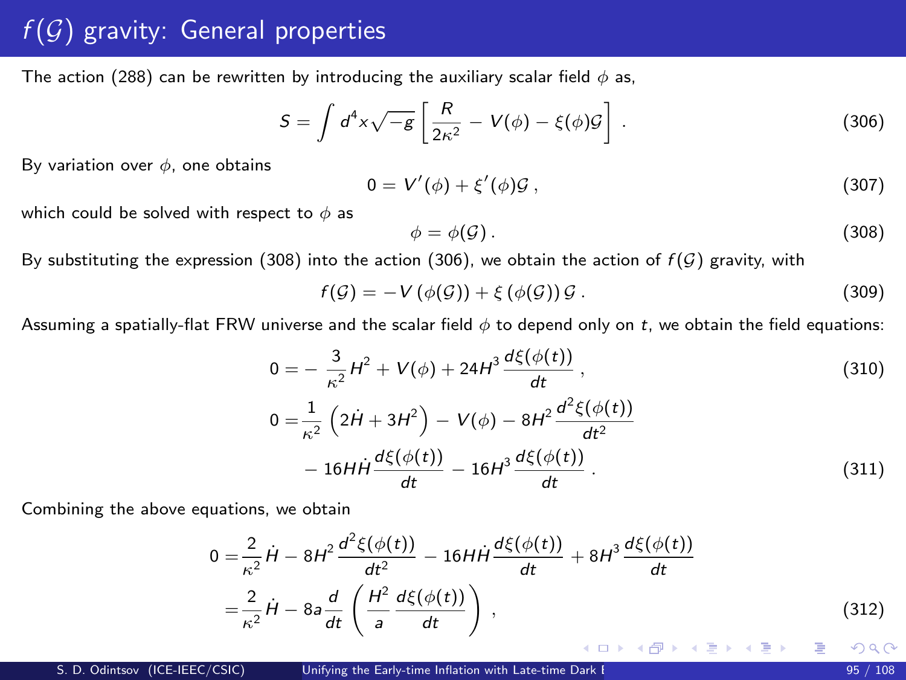# $f(\mathcal{G})$ gravity: General properties

The action (288) can be rewritten by introducing the auxiliary scalar field $\phi$ as,

$$S = \int d^4x \sqrt{-g} \left[ \frac{R}{2\kappa^2} - V(\phi) - \xi(\phi)\mathcal{G} \right] . \tag{306}$$

By variation over $\phi$, one obtains

$$0 = V'(\phi) + \xi'(\phi)\mathcal{G} , \tag{307}$$

which could be solved with respect to $\phi$ as

$$\phi = \phi(\mathcal{G}) . \tag{308}$$

By substituting the expression (308) into the action (306), we obtain the action of $f(\mathcal{G})$ gravity, with

$$f(\mathcal{G}) = -V\left(\phi(\mathcal{G})\right) + \xi\left(\phi(\mathcal{G})\right)\mathcal{G} . \tag{309}$$

Assuming a spatially-flat FRW universe and the scalar field $\phi$ to depend only on $t$, we obtain the field equations:

$$0 = -\frac{3}{\kappa^2}H^2 + V(\phi) + 24H^3\frac{d\xi(\phi(t))}{dt} , \tag{310}$$

$$\begin{aligned} 0 =& \frac{1}{\kappa^2}\left(2\dot{H} + 3H^2\right) - V(\phi) - 8H^2\frac{d^2\xi(\phi(t))}{dt^2} \\ & - 16H\dot{H}\frac{d\xi(\phi(t))}{dt} - 16H^3\frac{d\xi(\phi(t))}{dt} . \end{aligned} \tag{311}$$

Combining the above equations, we obtain

$$\begin{aligned} 0 =& \frac{2}{\kappa^2}\dot{H} - 8H^2\frac{d^2\xi(\phi(t))}{dt^2} - 16H\dot{H}\frac{d\xi(\phi(t))}{dt} + 8H^3\frac{d\xi(\phi(t))}{dt} \\ =& \frac{2}{\kappa^2}\dot{H} - 8a\frac{d}{dt}\left(\frac{H^2}{a}\frac{d\xi(\phi(t))}{dt}\right) , \end{aligned} \tag{312}$$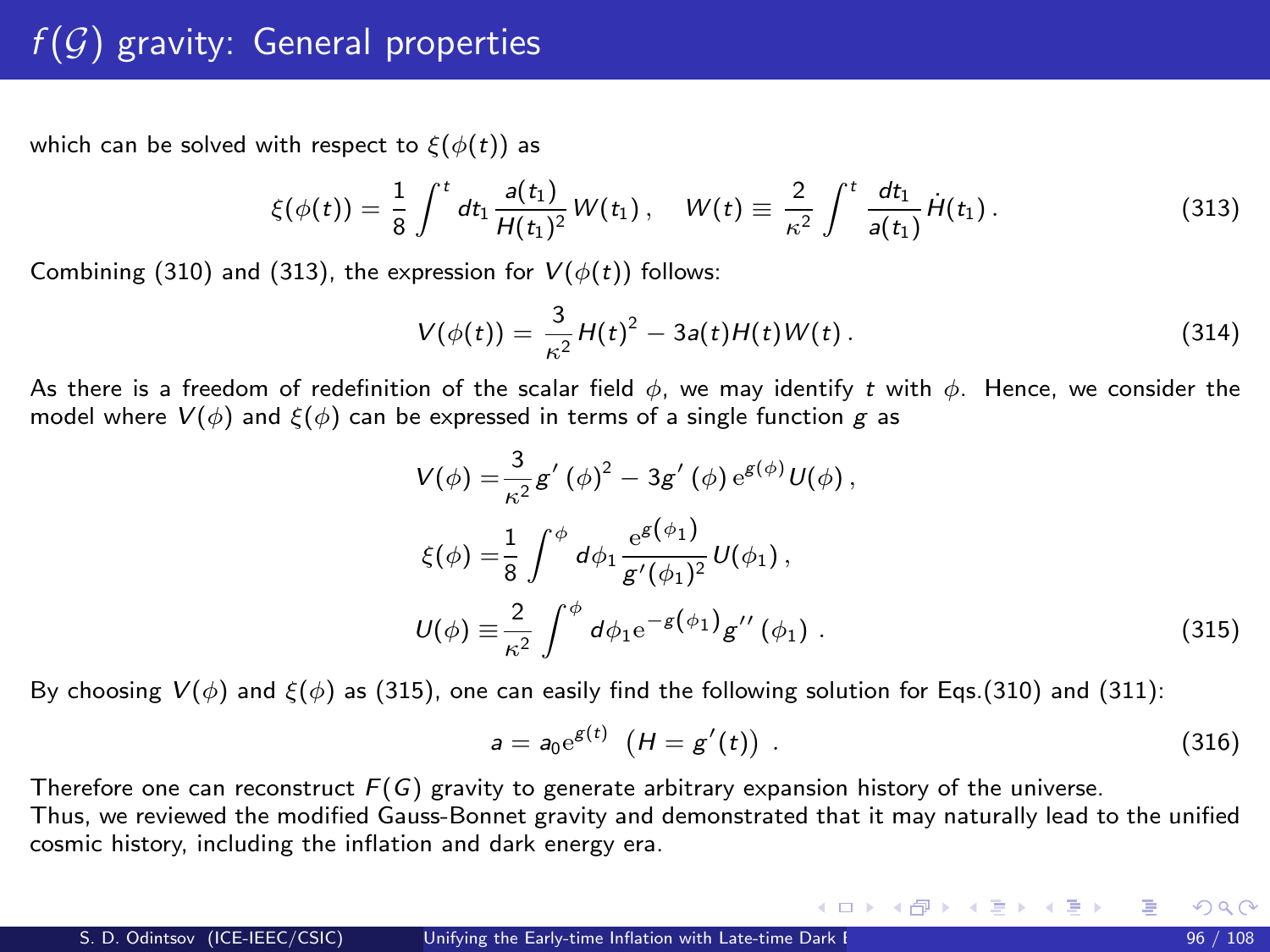# $f(\mathcal{G})$ gravity: General properties

which can be solved with respect to $\xi(\phi(t))$ as

$$\xi(\phi(t)) = \frac{1}{8}\int^t dt_1 \frac{a(t_1)}{H(t_1)^2} W(t_1)\,, \quad W(t) \equiv \frac{2}{\kappa^2}\int^t \frac{dt_1}{a(t_1)} \dot{H}(t_1)\,. \tag{313}$$

Combining (310) and (313), the expression for $V(\phi(t))$ follows:

$$V(\phi(t)) = \frac{3}{\kappa^2} H(t)^2 - 3a(t)H(t)W(t)\,. \tag{314}$$

As there is a freedom of redefinition of the scalar field $\phi$, we may identify $t$ with $\phi$. Hence, we consider the model where $V(\phi)$ and $\xi(\phi)$ can be expressed in terms of a single function $g$ as

$$\begin{aligned} V(\phi) =& \frac{3}{\kappa^2} g'(\phi)^2 - 3g'(\phi)\, \mathrm{e}^{g(\phi)} U(\phi)\,, \\ \xi(\phi) =& \frac{1}{8}\int^\phi d\phi_1 \frac{\mathrm{e}^{g(\phi_1)}}{g'(\phi_1)^2} U(\phi_1)\,, \\ U(\phi) \equiv& \frac{2}{\kappa^2}\int^\phi d\phi_1 \mathrm{e}^{-g(\phi_1)} g''(\phi_1)\,. \end{aligned} \tag{315}$$

By choosing $V(\phi)$ and $\xi(\phi)$ as (315), one can easily find the following solution for Eqs.(310) and (311):

$$a = a_0 \mathrm{e}^{g(t)} \ \left(H = g'(t)\right)\,. \tag{316}$$

Therefore one can reconstruct $F(G)$ gravity to generate arbitrary expansion history of the universe.
Thus, we reviewed the modified Gauss-Bonnet gravity and demonstrated that it may naturally lead to the unified cosmic history, including the inflation and dark energy era.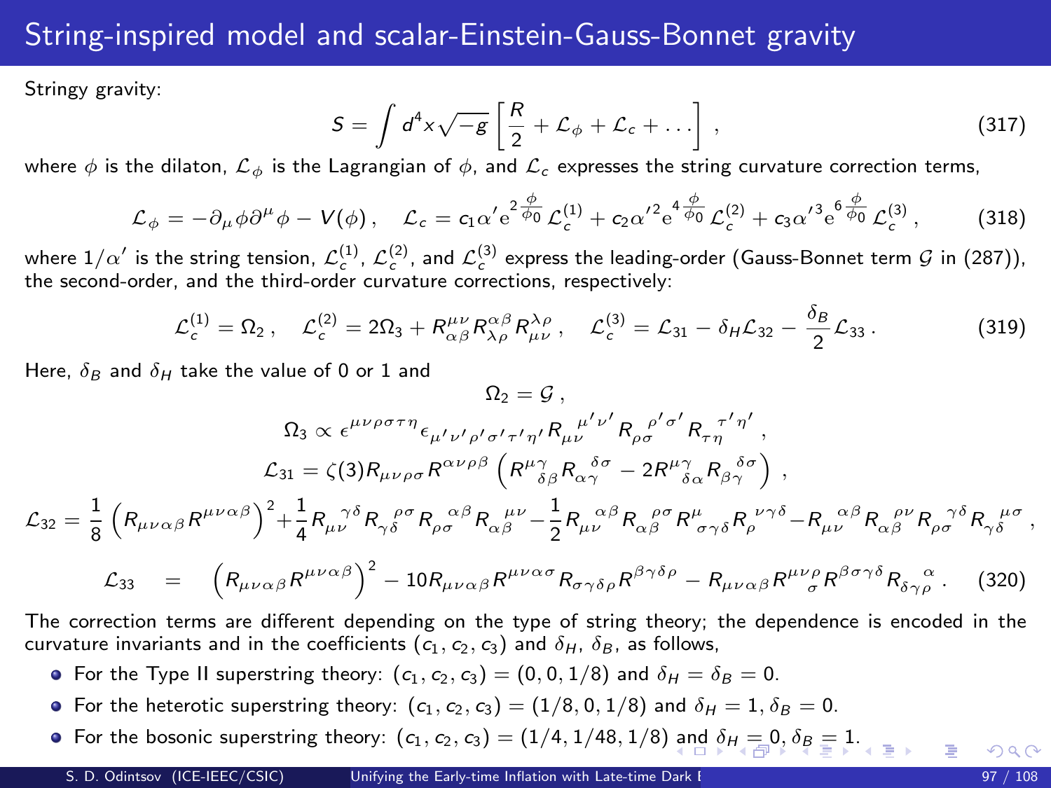# String-inspired model and scalar-Einstein-Gauss-Bonnet gravity

Stringy gravity:

$$S = \int d^4x\sqrt{-g}\left[\frac{R}{2} + \mathcal{L}_\phi + \mathcal{L}_c + \ldots\right] , \tag{317}$$

where $\phi$ is the dilaton, $\mathcal{L}_\phi$ is the Lagrangian of $\phi$, and $\mathcal{L}_c$ expresses the string curvature correction terms,

$$\mathcal{L}_\phi = -\partial_\mu\phi\partial^\mu\phi - V(\phi) , \quad \mathcal{L}_c = c_1\alpha' \mathrm{e}^{2\frac{\phi}{\phi_0}}\mathcal{L}_c^{(1)} + c_2{\alpha'}^2\mathrm{e}^{4\frac{\phi}{\phi_0}}\mathcal{L}_c^{(2)} + c_3{\alpha'}^3\mathrm{e}^{6\frac{\phi}{\phi_0}}\mathcal{L}_c^{(3)} , \tag{318}$$

where $1/\alpha'$ is the string tension, $\mathcal{L}_c^{(1)}$, $\mathcal{L}_c^{(2)}$, and $\mathcal{L}_c^{(3)}$ express the leading-order (Gauss-Bonnet term $\mathcal{G}$ in (287)), the second-order, and the third-order curvature corrections, respectively:

$$\mathcal{L}_c^{(1)} = \Omega_2 , \quad \mathcal{L}_c^{(2)} = 2\Omega_3 + R^{\mu\nu}_{\alpha\beta}R^{\alpha\beta}_{\lambda\rho}R^{\lambda\rho}_{\mu\nu} , \quad \mathcal{L}_c^{(3)} = \mathcal{L}_{31} - \delta_H\mathcal{L}_{32} - \frac{\delta_B}{2}\mathcal{L}_{33} . \tag{319}$$

Here, $\delta_B$ and $\delta_H$ take the value of 0 or 1 and

$$\Omega_2 = \mathcal{G} ,$$

$$\Omega_3 \propto \epsilon^{\mu\nu\rho\sigma\tau\eta}\epsilon_{\mu'\nu'\rho'\sigma'\tau'\eta'}R_{\mu\nu}^{\ \ \mu'\nu'}R_{\rho\sigma}^{\ \ \rho'\sigma'}R_{\tau\eta}^{\ \ \tau'\eta'} ,$$

$$\mathcal{L}_{31} = \zeta(3)R_{\mu\nu\rho\sigma}R^{\alpha\nu\rho\beta}\left(R^{\mu\gamma}_{\ \ \delta\beta}R_{\alpha\gamma}^{\ \ \delta\sigma} - 2R^{\mu\gamma}_{\ \ \delta\alpha}R_{\beta\gamma}^{\ \ \delta\sigma}\right) ,$$

$$\mathcal{L}_{32} = \frac{1}{8}\left(R_{\mu\nu\alpha\beta}R^{\mu\nu\alpha\beta}\right)^2 + \frac{1}{4}R_{\mu\nu}^{\ \ \gamma\delta}R_{\gamma\delta}^{\ \ \rho\sigma}R_{\rho\sigma}^{\ \ \alpha\beta}R_{\alpha\beta}^{\ \ \mu\nu} - \frac{1}{2}R_{\mu\nu}^{\ \ \alpha\beta}R_{\alpha\beta}^{\ \ \rho\sigma}R^\mu_{\ \sigma\gamma\delta}R_\rho^{\ \nu\gamma\delta} - R_{\mu\nu}^{\ \ \alpha\beta}R_{\alpha\beta}^{\ \ \rho\nu}R_{\rho\sigma}^{\ \ \gamma\delta}R_{\gamma\delta}^{\ \ \mu\sigma} ,$$

$$\mathcal{L}_{33} = \left(R_{\mu\nu\alpha\beta}R^{\mu\nu\alpha\beta}\right)^2 - 10R_{\mu\nu\alpha\beta}R^{\mu\nu\alpha\sigma}R_{\sigma\gamma\delta\rho}R^{\beta\gamma\delta\rho} - R_{\mu\nu\alpha\beta}R^{\mu\nu\rho}_{\ \ \ \ \sigma}R^{\beta\sigma\gamma\delta}R_{\delta\gamma\rho}^{\ \ \ \ \alpha} . \tag{320}$$

The correction terms are different depending on the type of string theory; the dependence is encoded in the curvature invariants and in the coefficients $(c_1, c_2, c_3)$ and $\delta_H$, $\delta_B$, as follows,

- For the Type II superstring theory: $(c_1, c_2, c_3) = (0, 0, 1/8)$ and $\delta_H = \delta_B = 0$.
- For the heterotic superstring theory: $(c_1, c_2, c_3) = (1/8, 0, 1/8)$ and $\delta_H = 1$, $\delta_B = 0$.
- For the bosonic superstring theory: $(c_1, c_2, c_3) = (1/4, 1/48, 1/8)$ and $\delta_H = 0$, $\delta_B = 1$.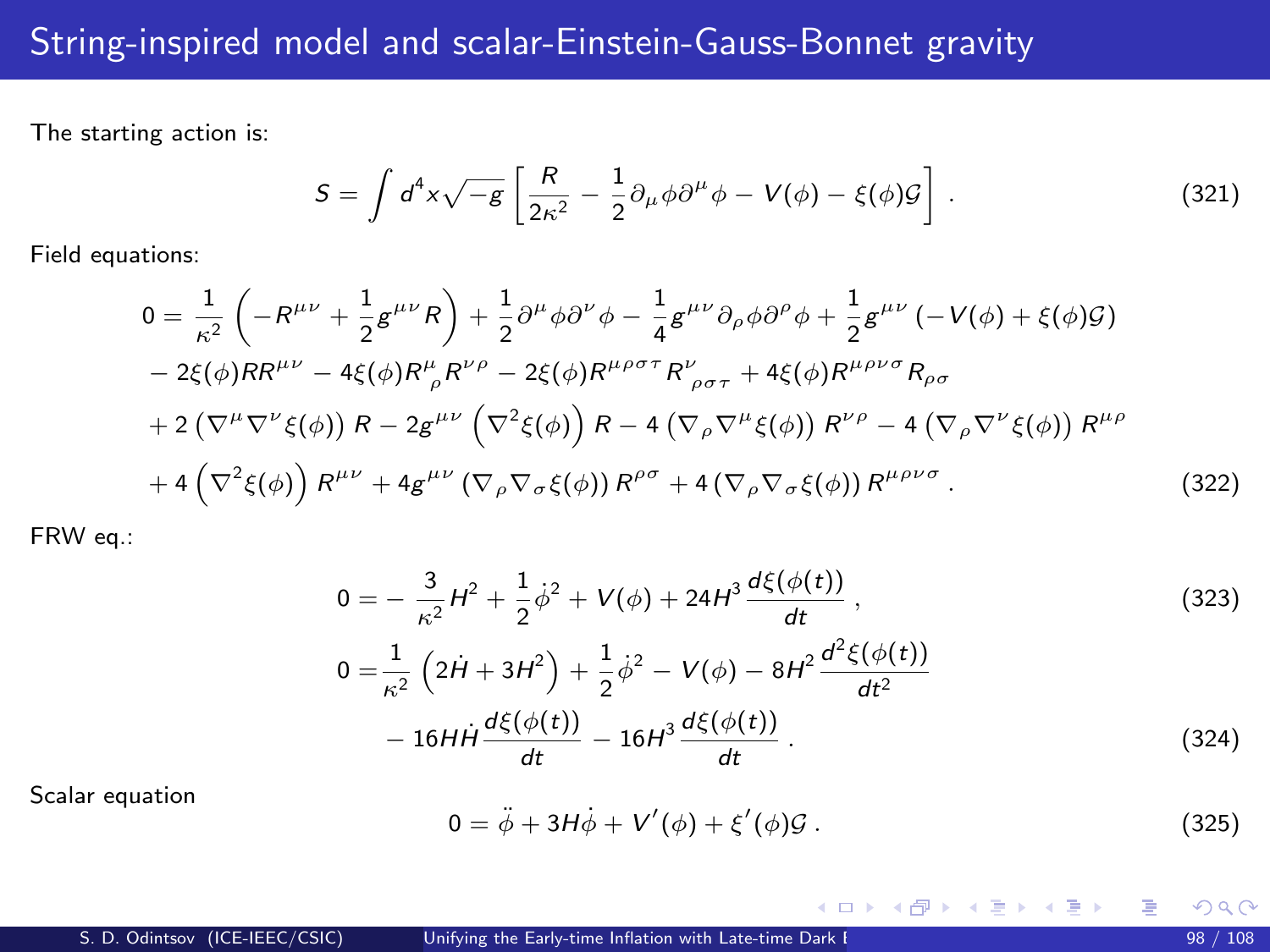# String-inspired model and scalar-Einstein-Gauss-Bonnet gravity

The starting action is:

$$S = \int d^4x \sqrt{-g} \left[ \frac{R}{2\kappa^2} - \frac{1}{2}\partial_\mu \phi \partial^\mu \phi - V(\phi) - \xi(\phi)\mathcal{G} \right] . \tag{321}$$

Field equations:

$$\begin{aligned}
0 = & \frac{1}{\kappa^2}\left(-R^{\mu\nu} + \frac{1}{2}g^{\mu\nu}R\right) + \frac{1}{2}\partial^\mu\phi\partial^\nu\phi - \frac{1}{4}g^{\mu\nu}\partial_\rho\phi\partial^\rho\phi + \frac{1}{2}g^{\mu\nu}\left(-V(\phi) + \xi(\phi)\mathcal{G}\right) \\
& - 2\xi(\phi)RR^{\mu\nu} - 4\xi(\phi)R^\mu_{\ \rho}R^{\nu\rho} - 2\xi(\phi)R^{\mu\rho\sigma\tau}R^\nu_{\ \rho\sigma\tau} + 4\xi(\phi)R^{\mu\rho\nu\sigma}R_{\rho\sigma} \\
& + 2\left(\nabla^\mu\nabla^\nu\xi(\phi)\right)R - 2g^{\mu\nu}\left(\nabla^2\xi(\phi)\right)R - 4\left(\nabla_\rho\nabla^\mu\xi(\phi)\right)R^{\nu\rho} - 4\left(\nabla_\rho\nabla^\nu\xi(\phi)\right)R^{\mu\rho} \\
& + 4\left(\nabla^2\xi(\phi)\right)R^{\mu\nu} + 4g^{\mu\nu}\left(\nabla_\rho\nabla_\sigma\xi(\phi)\right)R^{\rho\sigma} + 4\left(\nabla_\rho\nabla_\sigma\xi(\phi)\right)R^{\mu\rho\nu\sigma} .
\end{aligned} \tag{322}$$

FRW eq.:

$$0 = -\frac{3}{\kappa^2}H^2 + \frac{1}{2}\dot\phi^2 + V(\phi) + 24H^3\frac{d\xi(\phi(t))}{dt} , \tag{323}$$

$$\begin{aligned}
0 = & \frac{1}{\kappa^2}\left(2\dot H + 3H^2\right) + \frac{1}{2}\dot\phi^2 - V(\phi) - 8H^2\frac{d^2\xi(\phi(t))}{dt^2} \\
& - 16H\dot H\frac{d\xi(\phi(t))}{dt} - 16H^3\frac{d\xi(\phi(t))}{dt} .
\end{aligned} \tag{324}$$

Scalar equation

$$0 = \ddot\phi + 3H\dot\phi + V'(\phi) + \xi'(\phi)\mathcal{G} . \tag{325}$$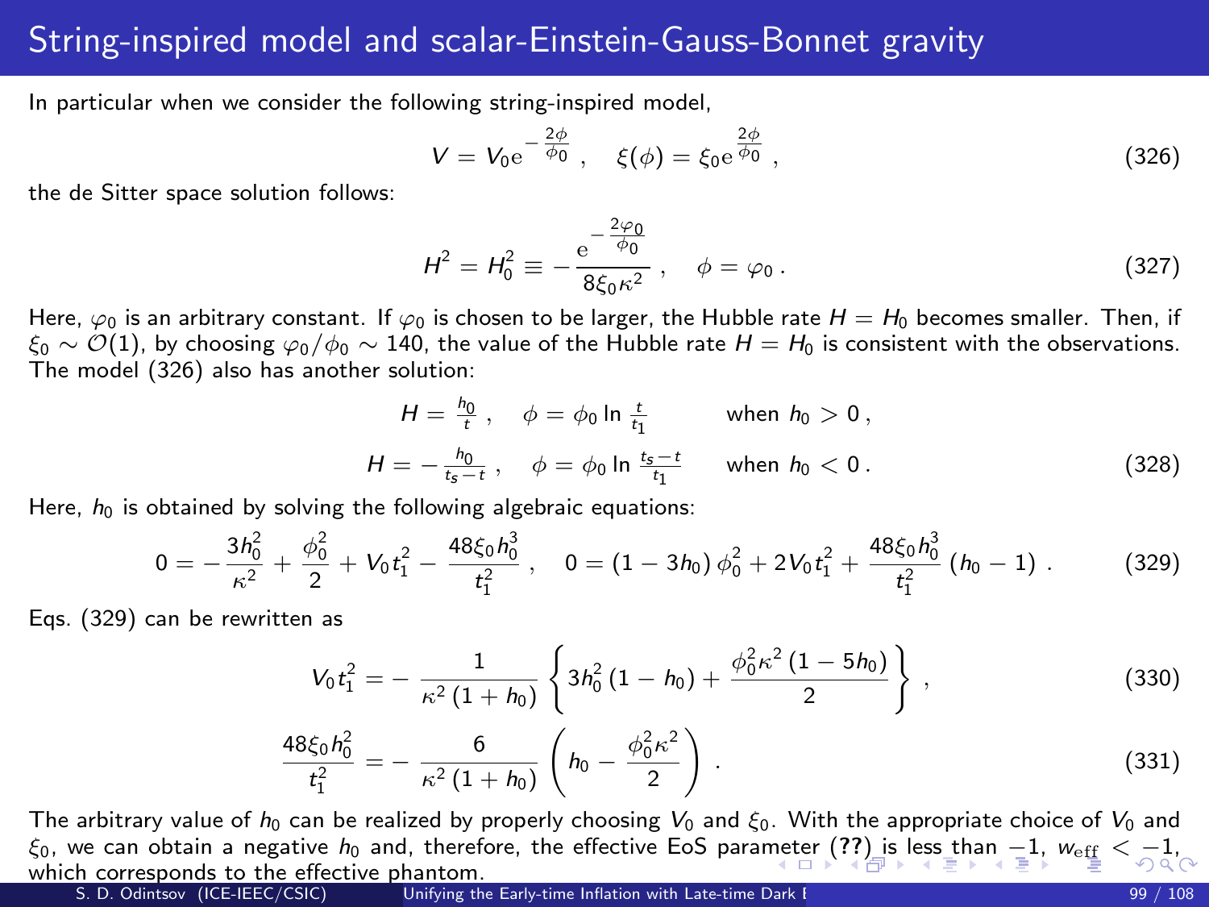# String-inspired model and scalar-Einstein-Gauss-Bonnet gravity

In particular when we consider the following string-inspired model,

$$V = V_0 \mathrm{e}^{-\frac{2\phi}{\phi_0}} , \quad \xi(\phi) = \xi_0 \mathrm{e}^{\frac{2\phi}{\phi_0}} , \tag{326}$$

the de Sitter space solution follows:

$$H^2 = H_0^2 \equiv -\frac{\mathrm{e}^{-\frac{2\varphi_0}{\phi_0}}}{8\xi_0\kappa^2} , \quad \phi = \varphi_0 . \tag{327}$$

Here, $\varphi_0$ is an arbitrary constant. If $\varphi_0$ is chosen to be larger, the Hubble rate $H = H_0$ becomes smaller. Then, if $\xi_0 \sim \mathcal{O}(1)$, by choosing $\varphi_0/\phi_0 \sim 140$, the value of the Hubble rate $H = H_0$ is consistent with the observations. The model (326) also has another solution:

$$H = \frac{h_0}{t} , \quad \phi = \phi_0 \ln \frac{t}{t_1} \qquad \text{when } h_0 > 0 ,$$

$$H = -\frac{h_0}{t_s - t} , \quad \phi = \phi_0 \ln \frac{t_s - t}{t_1} \qquad \text{when } h_0 < 0 . \tag{328}$$

Here, $h_0$ is obtained by solving the following algebraic equations:

$$0 = -\frac{3h_0^2}{\kappa^2} + \frac{\phi_0^2}{2} + V_0 t_1^2 - \frac{48\xi_0 h_0^3}{t_1^2} , \quad 0 = (1 - 3h_0)\,\phi_0^2 + 2V_0 t_1^2 + \frac{48\xi_0 h_0^3}{t_1^2}\,(h_0 - 1) . \tag{329}$$

Eqs. (329) can be rewritten as

$$V_0 t_1^2 = -\frac{1}{\kappa^2 (1 + h_0)} \left\{ 3h_0^2 (1 - h_0) + \frac{\phi_0^2 \kappa^2 (1 - 5h_0)}{2} \right\} , \tag{330}$$

$$\frac{48\xi_0 h_0^2}{t_1^2} = -\frac{6}{\kappa^2 (1 + h_0)} \left( h_0 - \frac{\phi_0^2 \kappa^2}{2} \right) . \tag{331}$$

The arbitrary value of $h_0$ can be realized by properly choosing $V_0$ and $\xi_0$. With the appropriate choice of $V_0$ and $\xi_0$, we can obtain a negative $h_0$ and, therefore, the effective EoS parameter (??) is less than $-1$, $w_{\mathrm{eff}} < -1$, which corresponds to the effective phantom.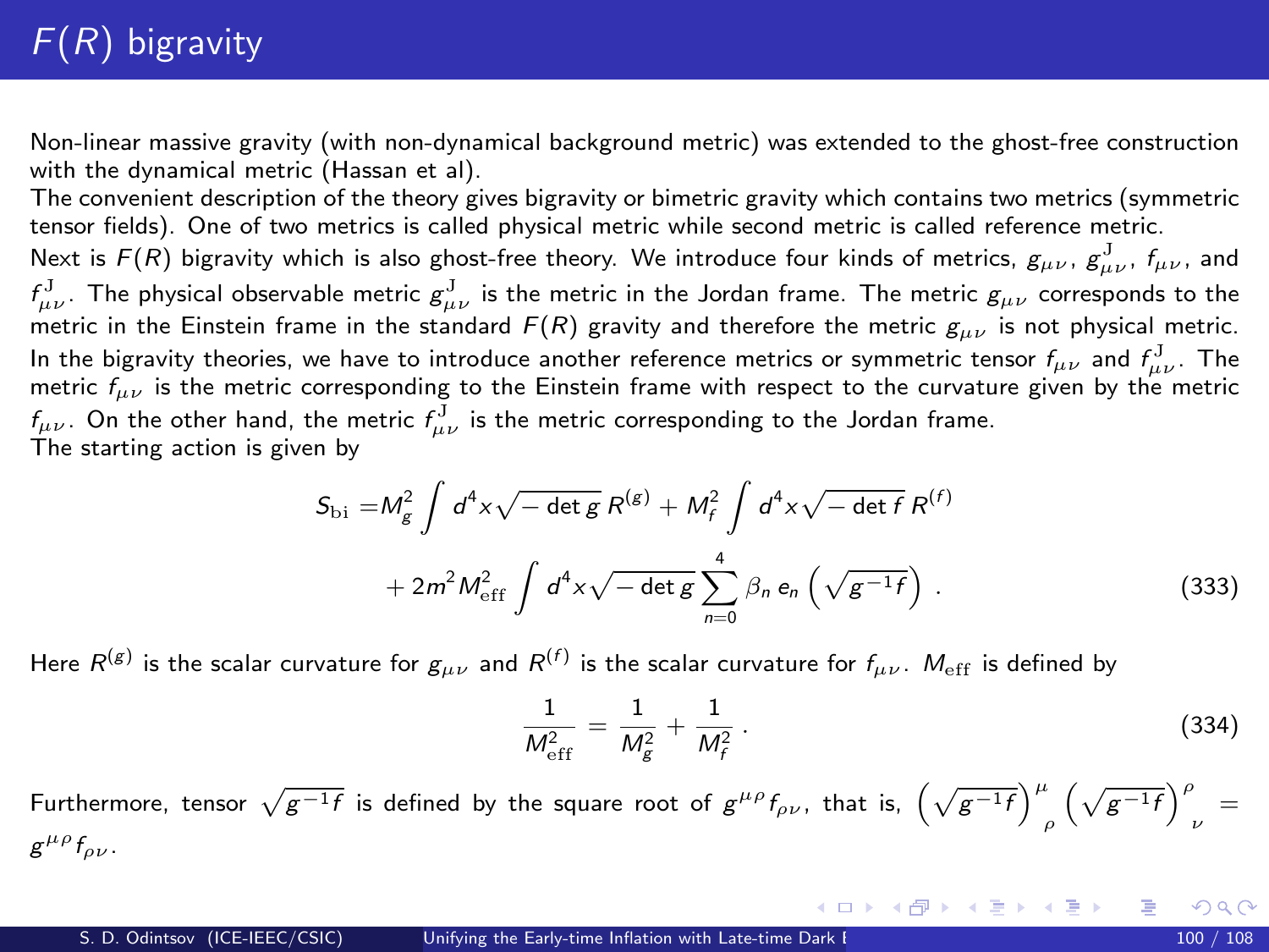# $F(R)$ bigravity

Non-linear massive gravity (with non-dynamical background metric) was extended to the ghost-free construction with the dynamical metric (Hassan et al).

The convenient description of the theory gives bigravity or bimetric gravity which contains two metrics (symmetric tensor fields). One of two metrics is called physical metric while second metric is called reference metric.

Next is $F(R)$ bigravity which is also ghost-free theory. We introduce four kinds of metrics, $g_{\mu\nu}$, $g^{\mathrm{J}}_{\mu\nu}$, $f_{\mu\nu}$, and $f^{\mathrm{J}}_{\mu\nu}$. The physical observable metric $g^{\mathrm{J}}_{\mu\nu}$ is the metric in the Jordan frame. The metric $g_{\mu\nu}$ corresponds to the metric in the Einstein frame in the standard $F(R)$ gravity and therefore the metric $g_{\mu\nu}$ is not physical metric. In the bigravity theories, we have to introduce another reference metrics or symmetric tensor $f_{\mu\nu}$ and $f^{\mathrm{J}}_{\mu\nu}$. The metric $f_{\mu\nu}$ is the metric corresponding to the Einstein frame with respect to the curvature given by the metric $f_{\mu\nu}$. On the other hand, the metric $f^{\mathrm{J}}_{\mu\nu}$ is the metric corresponding to the Jordan frame.

The starting action is given by

$$S_{\mathrm{bi}} = M_g^2 \int d^4x \sqrt{-\det g}\, R^{(g)} + M_f^2 \int d^4x \sqrt{-\det f}\, R^{(f)} + 2m^2 M_{\mathrm{eff}}^2 \int d^4x \sqrt{-\det g} \sum_{n=0}^{4} \beta_n\, e_n\left(\sqrt{g^{-1}f}\right) . \tag{333}$$

Here $R^{(g)}$ is the scalar curvature for $g_{\mu\nu}$ and $R^{(f)}$ is the scalar curvature for $f_{\mu\nu}$. $M_{\mathrm{eff}}$ is defined by

$$\frac{1}{M_{\mathrm{eff}}^2} = \frac{1}{M_g^2} + \frac{1}{M_f^2} . \tag{334}$$

Furthermore, tensor $\sqrt{g^{-1}f}$ is defined by the square root of $g^{\mu\rho}f_{\rho\nu}$, that is, $\left(\sqrt{g^{-1}f}\right)^{\mu}_{\ \rho}\left(\sqrt{g^{-1}f}\right)^{\rho}_{\ \nu} = g^{\mu\rho}f_{\rho\nu}$.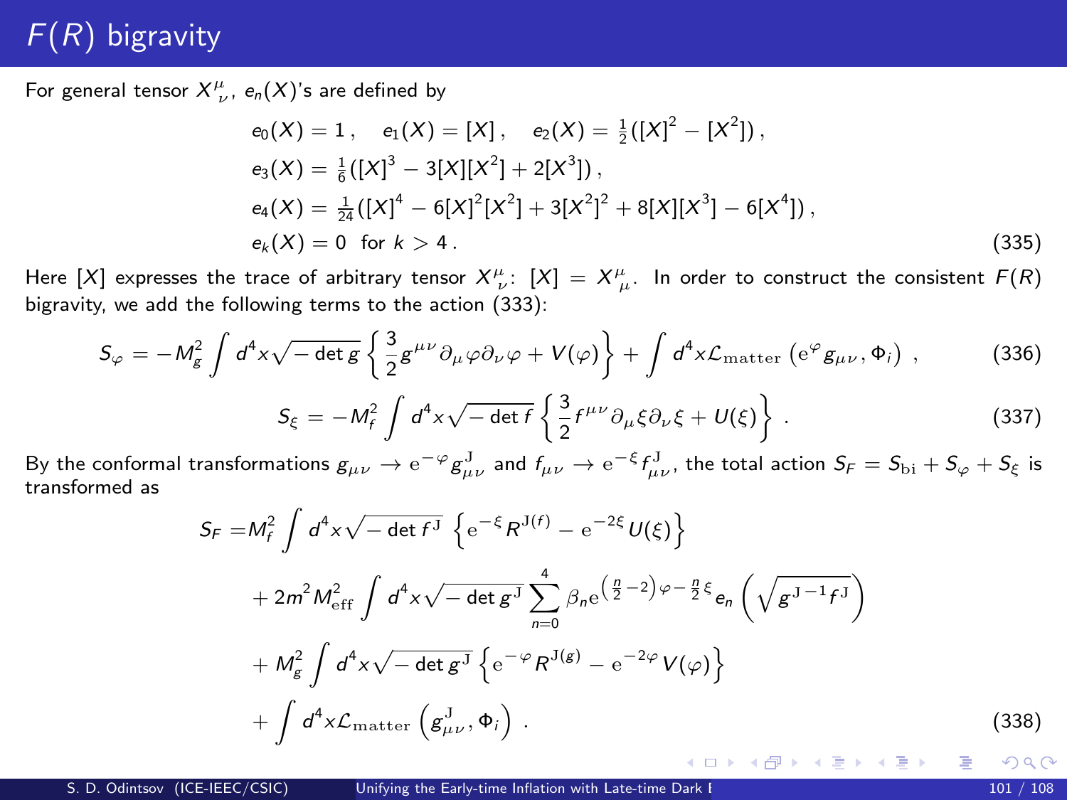# $F(R)$ bigravity

For general tensor $X^{\mu}_{\ \nu}$, $e_n(X)$'s are defined by

$$
\begin{aligned}
& e_0(X) = 1 \,, \quad e_1(X) = [X] \,, \quad e_2(X) = \tfrac{1}{2}([X]^2 - [X^2]) \,, \\
& e_3(X) = \tfrac{1}{6}([X]^3 - 3[X][X^2] + 2[X^3]) \,, \\
& e_4(X) = \tfrac{1}{24}([X]^4 - 6[X]^2[X^2] + 3[X^2]^2 + 8[X][X^3] - 6[X^4]) \,, \\
& e_k(X) = 0 \ \text{ for } k > 4 \,.
\end{aligned} \tag{335}
$$

Here $[X]$ expresses the trace of arbitrary tensor $X^{\mu}_{\ \nu}$: $[X] = X^{\mu}_{\ \mu}$. In order to construct the consistent $F(R)$ bigravity, we add the following terms to the action (333):

$$
S_\varphi = -M_g^2 \int d^4x \sqrt{-\det g} \left\{ \frac{3}{2} g^{\mu\nu} \partial_\mu \varphi \partial_\nu \varphi + V(\varphi) \right\} + \int d^4x \mathcal{L}_{\mathrm{matter}} \left( \mathrm{e}^{\varphi} g_{\mu\nu}, \Phi_i \right) \,, \tag{336}
$$

$$
S_\xi = -M_f^2 \int d^4x \sqrt{-\det f} \left\{ \frac{3}{2} f^{\mu\nu} \partial_\mu \xi \partial_\nu \xi + U(\xi) \right\} \,. \tag{337}
$$

By the conformal transformations $g_{\mu\nu} \to \mathrm{e}^{-\varphi} g^{\mathrm{J}}_{\mu\nu}$ and $f_{\mu\nu} \to \mathrm{e}^{-\xi} f^{\mathrm{J}}_{\mu\nu}$, the total action $S_F = S_{\mathrm{bi}} + S_\varphi + S_\xi$ is transformed as

$$
\begin{aligned}
S_F =& M_f^2 \int d^4x \sqrt{-\det f^{\mathrm{J}}} \left\{ \mathrm{e}^{-\xi} R^{\mathrm{J}(f)} - \mathrm{e}^{-2\xi} U(\xi) \right\} \\
& + 2m^2 M_{\mathrm{eff}}^2 \int d^4x \sqrt{-\det g^{\mathrm{J}}} \sum_{n=0}^{4} \beta_n \mathrm{e}^{\left(\frac{n}{2}-2\right)\varphi - \frac{n}{2}\xi} e_n \left( \sqrt{g^{\mathrm{J}\,-1} f^{\mathrm{J}}} \right) \\
& + M_g^2 \int d^4x \sqrt{-\det g^{\mathrm{J}}} \left\{ \mathrm{e}^{-\varphi} R^{\mathrm{J}(g)} - \mathrm{e}^{-2\varphi} V(\varphi) \right\} \\
& + \int d^4x \mathcal{L}_{\mathrm{matter}} \left( g^{\mathrm{J}}_{\mu\nu}, \Phi_i \right) \,.
\end{aligned} \tag{338}
$$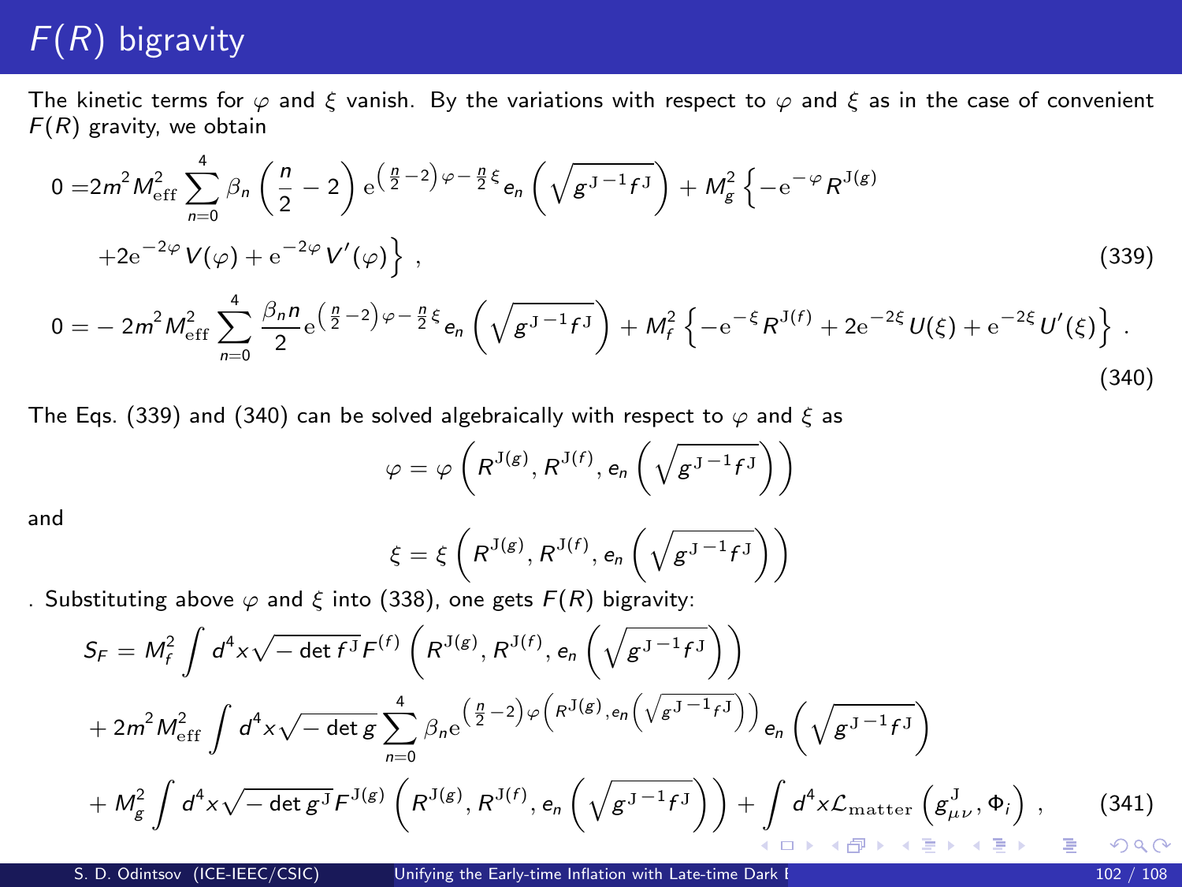# $F(R)$ bigravity

The kinetic terms for $\varphi$ and $\xi$ vanish. By the variations with respect to $\varphi$ and $\xi$ as in the case of convenient $F(R)$ gravity, we obtain

$$
\begin{aligned}
0 =& 2m^2 M_{\rm eff}^2 \sum_{n=0}^{4} \beta_n \left(\frac{n}{2} - 2\right) \mathrm{e}^{\left(\frac{n}{2}-2\right)\varphi - \frac{n}{2}\xi} e_n \left(\sqrt{g^{\mathrm{J}\,-1} f^{\mathrm{J}}}\right) + M_g^2 \left\{ -\mathrm{e}^{-\varphi} R^{\mathrm{J}(g)} \right. \\
& \left. + 2\mathrm{e}^{-2\varphi} V(\varphi) + \mathrm{e}^{-2\varphi} V'(\varphi) \right\} \,, \qquad (339) \\
0 =& -2m^2 M_{\rm eff}^2 \sum_{n=0}^{4} \frac{\beta_n n}{2} \mathrm{e}^{\left(\frac{n}{2}-2\right)\varphi - \frac{n}{2}\xi} e_n \left(\sqrt{g^{\mathrm{J}\,-1} f^{\mathrm{J}}}\right) + M_f^2 \left\{ -\mathrm{e}^{-\xi} R^{\mathrm{J}(f)} + 2\mathrm{e}^{-2\xi} U(\xi) + \mathrm{e}^{-2\xi} U'(\xi) \right\} \,. \qquad (340)
\end{aligned}
$$

The Eqs. (339) and (340) can be solved algebraically with respect to $\varphi$ and $\xi$ as

$$
\varphi = \varphi \left( R^{\mathrm{J}(g)}, R^{\mathrm{J}(f)}, e_n \left(\sqrt{g^{\mathrm{J}\,-1} f^{\mathrm{J}}}\right) \right)
$$

and

$$
\xi = \xi \left( R^{\mathrm{J}(g)}, R^{\mathrm{J}(f)}, e_n \left(\sqrt{g^{\mathrm{J}\,-1} f^{\mathrm{J}}}\right) \right)
$$

. Substituting above $\varphi$ and $\xi$ into (338), one gets $F(R)$ bigravity:

$$
\begin{aligned}
S_F =& M_f^2 \int d^4x \sqrt{-\det f^{\mathrm{J}}} F^{(f)} \left( R^{\mathrm{J}(g)}, R^{\mathrm{J}(f)}, e_n \left(\sqrt{g^{\mathrm{J}\,-1} f^{\mathrm{J}}}\right) \right) \\
& + 2m^2 M_{\rm eff}^2 \int d^4x \sqrt{-\det g} \sum_{n=0}^{4} \beta_n \mathrm{e}^{\left(\frac{n}{2}-2\right)\varphi\left(R^{\mathrm{J}(g)}, e_n\left(\sqrt{g^{\mathrm{J}\,-1} f^{\mathrm{J}}}\right)\right)} e_n \left(\sqrt{g^{\mathrm{J}\,-1} f^{\mathrm{J}}}\right) \\
& + M_g^2 \int d^4x \sqrt{-\det g^{\mathrm{J}}} F^{\mathrm{J}(g)} \left( R^{\mathrm{J}(g)}, R^{\mathrm{J}(f)}, e_n \left(\sqrt{g^{\mathrm{J}\,-1} f^{\mathrm{J}}}\right) \right) + \int d^4x \mathcal{L}_{\rm matter} \left( g^{\mathrm{J}}_{\mu\nu}, \Phi_i \right) \,, \qquad (341)
\end{aligned}
$$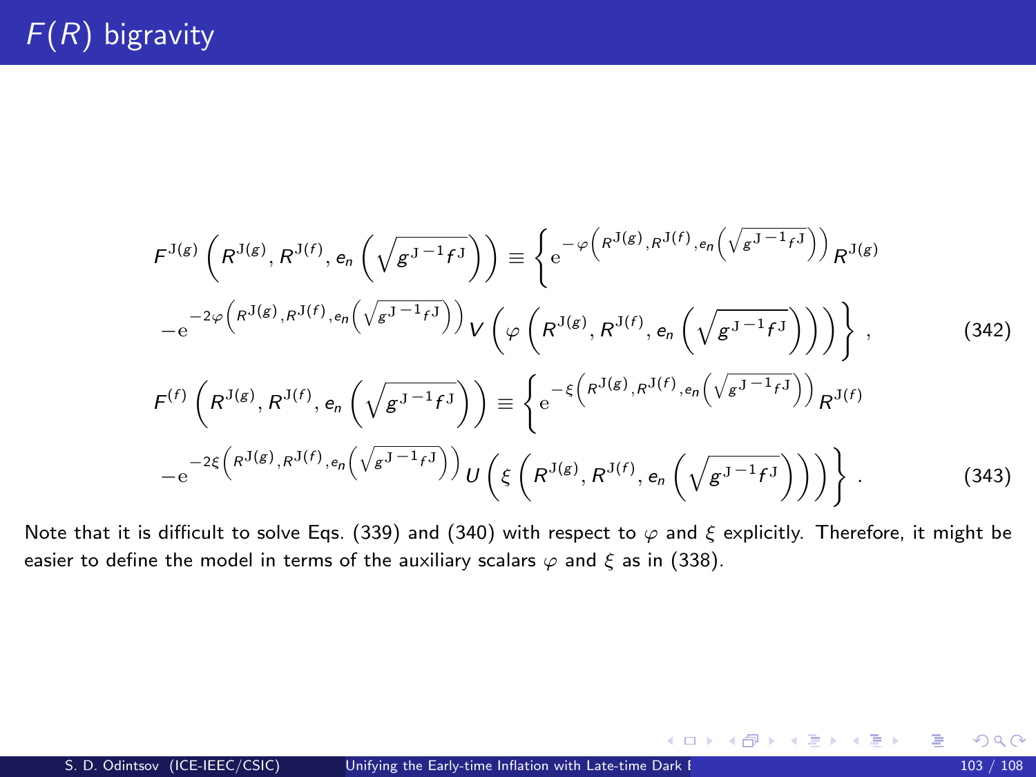# $F(R)$ bigravity

$$
F^{\mathrm{J}(g)}\left(R^{\mathrm{J}(g)}, R^{\mathrm{J}(f)}, e_n\left(\sqrt{g^{\mathrm{J}\,-1}f^{\mathrm{J}}}\right)\right) \equiv \left\{ \mathrm{e}^{-\varphi\left(R^{\mathrm{J}(g)}, R^{\mathrm{J}(f)}, e_n\left(\sqrt{g^{\mathrm{J}\,-1}f^{\mathrm{J}}}\right)\right)} R^{\mathrm{J}(g)} \right.
$$

$$
\left. - \mathrm{e}^{-2\varphi\left(R^{\mathrm{J}(g)}, R^{\mathrm{J}(f)}, e_n\left(\sqrt{g^{\mathrm{J}\,-1}f^{\mathrm{J}}}\right)\right)} V\left(\varphi\left(R^{\mathrm{J}(g)}, R^{\mathrm{J}(f)}, e_n\left(\sqrt{g^{\mathrm{J}\,-1}f^{\mathrm{J}}}\right)\right)\right) \right\} , \tag{342}
$$

$$
F^{(f)}\left(R^{\mathrm{J}(g)}, R^{\mathrm{J}(f)}, e_n\left(\sqrt{g^{\mathrm{J}\,-1}f^{\mathrm{J}}}\right)\right) \equiv \left\{ \mathrm{e}^{-\xi\left(R^{\mathrm{J}(g)}, R^{\mathrm{J}(f)}, e_n\left(\sqrt{g^{\mathrm{J}\,-1}f^{\mathrm{J}}}\right)\right)} R^{\mathrm{J}(f)} \right.
$$

$$
\left. - \mathrm{e}^{-2\xi\left(R^{\mathrm{J}(g)}, R^{\mathrm{J}(f)}, e_n\left(\sqrt{g^{\mathrm{J}\,-1}f^{\mathrm{J}}}\right)\right)} U\left(\xi\left(R^{\mathrm{J}(g)}, R^{\mathrm{J}(f)}, e_n\left(\sqrt{g^{\mathrm{J}\,-1}f^{\mathrm{J}}}\right)\right)\right) \right\} . \tag{343}
$$

Note that it is difficult to solve Eqs. (339) and (340) with respect to $\varphi$ and $\xi$ explicitly. Therefore, it might be easier to define the model in terms of the auxiliary scalars $\varphi$ and $\xi$ as in (338).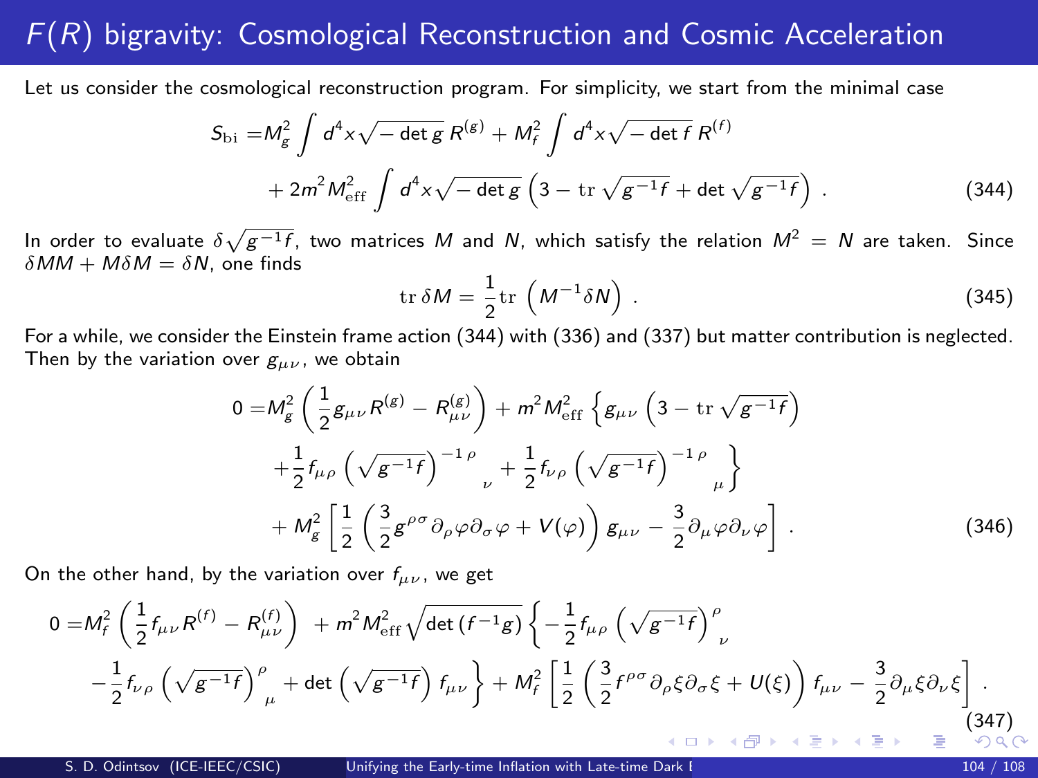# $F(R)$ bigravity: Cosmological Reconstruction and Cosmic Acceleration

Let us consider the cosmological reconstruction program. For simplicity, we start from the minimal case

$$
\begin{aligned}
S_{\mathrm{bi}} =& M_g^2 \int d^4x \sqrt{-\det g}\, R^{(g)} + M_f^2 \int d^4x \sqrt{-\det f}\, R^{(f)} \\
&+ 2m^2 M_{\mathrm{eff}}^2 \int d^4x \sqrt{-\det g} \left(3 - \mathrm{tr}\, \sqrt{g^{-1}f} + \det \sqrt{g^{-1}f}\right) . \qquad (344)
\end{aligned}
$$

In order to evaluate $\delta\sqrt{g^{-1}f}$, two matrices $M$ and $N$, which satisfy the relation $M^2 = N$ are taken. Since $\delta M M + M \delta M = \delta N$, one finds

$$
\mathrm{tr}\, \delta M = \frac{1}{2} \mathrm{tr}\, \left(M^{-1} \delta N\right) . \qquad (345)
$$

For a while, we consider the Einstein frame action (344) with (336) and (337) but matter contribution is neglected. Then by the variation over $g_{\mu\nu}$, we obtain

$$
\begin{aligned}
0 =& M_g^2 \left(\frac{1}{2} g_{\mu\nu} R^{(g)} - R^{(g)}_{\mu\nu}\right) + m^2 M_{\mathrm{eff}}^2 \left\{ g_{\mu\nu} \left(3 - \mathrm{tr}\, \sqrt{g^{-1}f}\right) \right. \\
&\left. + \frac{1}{2} f_{\mu\rho} \left(\sqrt{g^{-1}f}\right)^{-1\,\rho}{}_{\nu} + \frac{1}{2} f_{\nu\rho} \left(\sqrt{g^{-1}f}\right)^{-1\,\rho}{}_{\mu} \right\} \\
&+ M_g^2 \left[\frac{1}{2}\left(\frac{3}{2} g^{\rho\sigma} \partial_\rho \varphi \partial_\sigma \varphi + V(\varphi)\right) g_{\mu\nu} - \frac{3}{2} \partial_\mu \varphi \partial_\nu \varphi \right] . \qquad (346)
\end{aligned}
$$

On the other hand, by the variation over $f_{\mu\nu}$, we get

$$
\begin{aligned}
0 =& M_f^2 \left(\frac{1}{2} f_{\mu\nu} R^{(f)} - R^{(f)}_{\mu\nu}\right) + m^2 M_{\mathrm{eff}}^2 \sqrt{\det\left(f^{-1}g\right)} \left\{ -\frac{1}{2} f_{\mu\rho} \left(\sqrt{g^{-1}f}\right)^{\rho}{}_{\nu} \right. \\
&\left. - \frac{1}{2} f_{\nu\rho} \left(\sqrt{g^{-1}f}\right)^{\rho}{}_{\mu} + \det\left(\sqrt{g^{-1}f}\right) f_{\mu\nu} \right\} + M_f^2 \left[\frac{1}{2}\left(\frac{3}{2} f^{\rho\sigma} \partial_\rho \xi \partial_\sigma \xi + U(\xi)\right) f_{\mu\nu} - \frac{3}{2} \partial_\mu \xi \partial_\nu \xi \right] . \qquad (347)
\end{aligned}
$$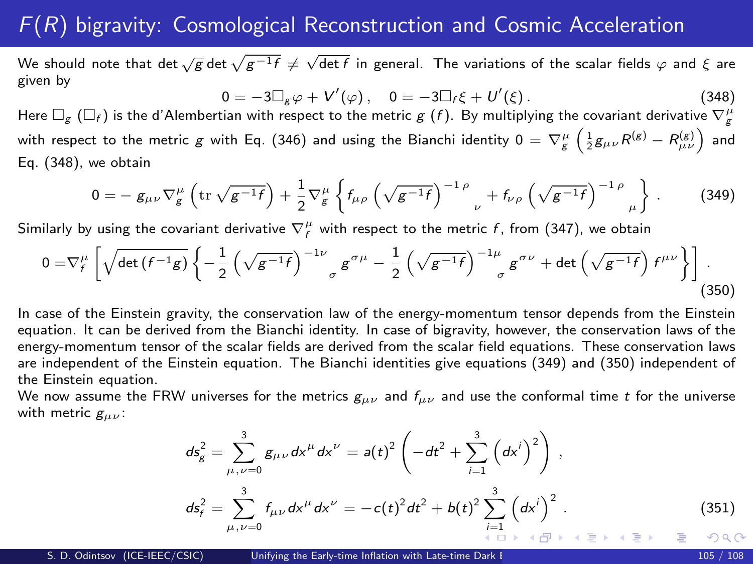# $F(R)$ bigravity: Cosmological Reconstruction and Cosmic Acceleration

We should note that $\det \sqrt{g} \det \sqrt{g^{-1}f} \neq \sqrt{\det f}$ in general. The variations of the scalar fields $\varphi$ and $\xi$ are given by

$$0 = -3\Box_g \varphi + V'(\varphi)\,, \quad 0 = -3\Box_f \xi + U'(\xi)\,. \tag{348}$$

Here $\Box_g$ ($\Box_f$) is the d'Alembertian with respect to the metric $g$ ($f$). By multiplying the covariant derivative $\nabla_g^\mu$ with respect to the metric $g$ with Eq. (346) and using the Bianchi identity $0 = \nabla_g^\mu \left( \frac{1}{2} g_{\mu\nu} R^{(g)} - R^{(g)}_{\mu\nu} \right)$ and Eq. (348), we obtain

$$0 = - g_{\mu\nu} \nabla_g^\mu \left( \mathrm{tr} \sqrt{g^{-1}f} \right) + \frac{1}{2} \nabla_g^\mu \left\{ f_{\mu\rho} \left( \sqrt{g^{-1}f} \right)^{-1\,\rho}_{\quad\ \nu} + f_{\nu\rho} \left( \sqrt{g^{-1}f} \right)^{-1\,\rho}_{\quad\ \mu} \right\} . \tag{349}$$

Similarly by using the covariant derivative $\nabla_f^\mu$ with respect to the metric $f$, from (347), we obtain

$$0 = \nabla_f^\mu \left[ \sqrt{\det\left(f^{-1}g\right)} \left\{ -\frac{1}{2} \left( \sqrt{g^{-1}f} \right)^{-1\nu}_{\quad\ \sigma} g^{\sigma\mu} - \frac{1}{2} \left( \sqrt{g^{-1}f} \right)^{-1\mu}_{\quad\ \sigma} g^{\sigma\nu} + \det\left( \sqrt{g^{-1}f} \right) f^{\mu\nu} \right\} \right] . \tag{350}$$

In case of the Einstein gravity, the conservation law of the energy-momentum tensor depends from the Einstein equation. It can be derived from the Bianchi identity. In case of bigravity, however, the conservation laws of the energy-momentum tensor of the scalar fields are derived from the scalar field equations. These conservation laws are independent of the Einstein equation. The Bianchi identities give equations (349) and (350) independent of the Einstein equation.

We now assume the FRW universes for the metrics $g_{\mu\nu}$ and $f_{\mu\nu}$ and use the conformal time $t$ for the universe with metric $g_{\mu\nu}$:

$$ds_g^2 = \sum_{\mu,\nu=0}^{3} g_{\mu\nu} dx^\mu dx^\nu = a(t)^2 \left( -dt^2 + \sum_{i=1}^{3} \left( dx^i \right)^2 \right) ,$$

$$ds_f^2 = \sum_{\mu,\nu=0}^{3} f_{\mu\nu} dx^\mu dx^\nu = -c(t)^2 dt^2 + b(t)^2 \sum_{i=1}^{3} \left( dx^i \right)^2 . \tag{351}$$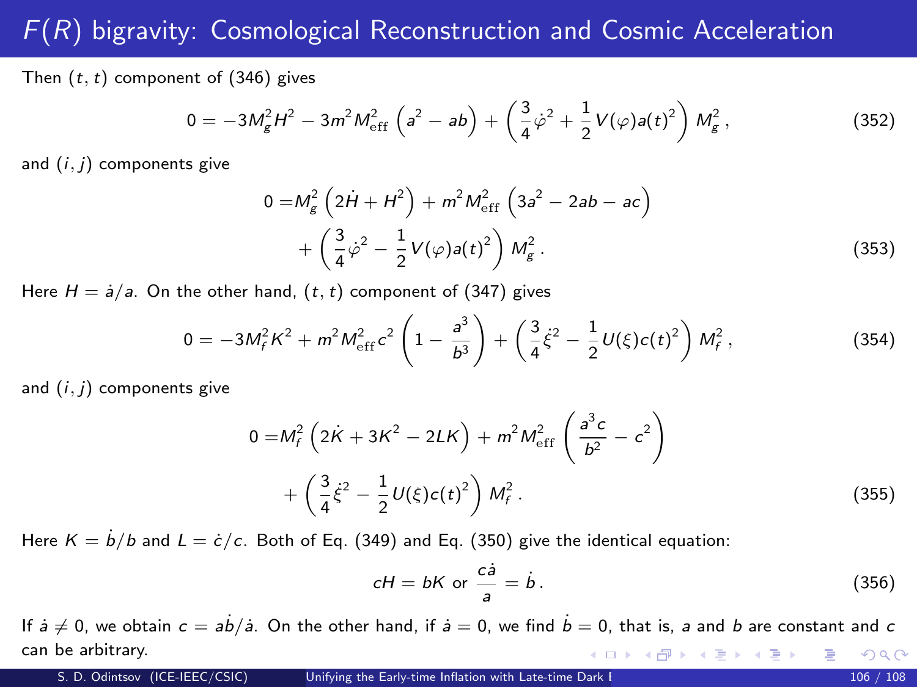# $F(R)$ bigravity: Cosmological Reconstruction and Cosmic Acceleration

Then $(t, t)$ component of (346) gives

$$0 = -3M_g^2 H^2 - 3m^2 M_{\rm eff}^2 \left(a^2 - ab\right) + \left(\frac{3}{4}\dot{\varphi}^2 + \frac{1}{2}V(\varphi)a(t)^2\right) M_g^2 \, , \tag{352}$$

and $(i, j)$ components give

$$\begin{aligned} 0 =& M_g^2 \left(2\dot{H} + H^2\right) + m^2 M_{\rm eff}^2 \left(3a^2 - 2ab - ac\right) \\ &+ \left(\frac{3}{4}\dot{\varphi}^2 - \frac{1}{2}V(\varphi)a(t)^2\right) M_g^2 \, . \end{aligned} \tag{353}$$

Here $H = \dot{a}/a$. On the other hand, $(t, t)$ component of (347) gives

$$0 = -3M_f^2 K^2 + m^2 M_{\rm eff}^2 c^2 \left(1 - \frac{a^3}{b^3}\right) + \left(\frac{3}{4}\dot{\xi}^2 - \frac{1}{2}U(\xi)c(t)^2\right) M_f^2 \, , \tag{354}$$

and $(i, j)$ components give

$$\begin{aligned} 0 =& M_f^2 \left(2\dot{K} + 3K^2 - 2LK\right) + m^2 M_{\rm eff}^2 \left(\frac{a^3 c}{b^2} - c^2\right) \\ &+ \left(\frac{3}{4}\dot{\xi}^2 - \frac{1}{2}U(\xi)c(t)^2\right) M_f^2 \, . \end{aligned} \tag{355}$$

Here $K = \dot{b}/b$ and $L = \dot{c}/c$. Both of Eq. (349) and Eq. (350) give the identical equation:

$$cH = bK \text{ or } \frac{c\dot{a}}{a} = \dot{b} \, . \tag{356}$$

If $\dot{a} \neq 0$, we obtain $c = a\dot{b}/\dot{a}$. On the other hand, if $\dot{a} = 0$, we find $\dot{b} = 0$, that is, $a$ and $b$ are constant and $c$ can be arbitrary.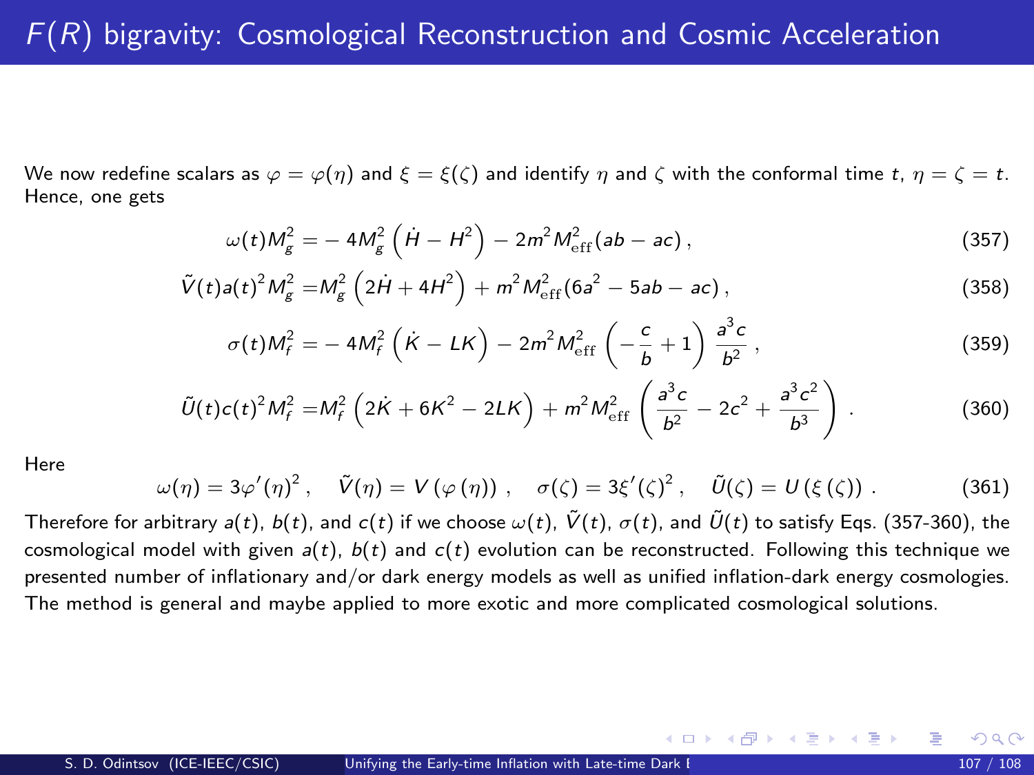# $F(R)$ bigravity: Cosmological Reconstruction and Cosmic Acceleration

We now redefine scalars as $\varphi = \varphi(\eta)$ and $\xi = \xi(\zeta)$ and identify $\eta$ and $\zeta$ with the conformal time $t$, $\eta = \zeta = t$. Hence, one gets

$$\omega(t) M_g^2 = -4M_g^2 \left(\dot{H} - H^2\right) - 2m^2 M_{\mathrm{eff}}^2 (ab - ac)\,, \tag{357}$$

$$\tilde{V}(t) a(t)^2 M_g^2 = M_g^2 \left(2\dot{H} + 4H^2\right) + m^2 M_{\mathrm{eff}}^2 (6a^2 - 5ab - ac)\,, \tag{358}$$

$$\sigma(t) M_f^2 = -4M_f^2 \left(\dot{K} - LK\right) - 2m^2 M_{\mathrm{eff}}^2 \left(-\frac{c}{b} + 1\right) \frac{a^3 c}{b^2}\,, \tag{359}$$

$$\tilde{U}(t) c(t)^2 M_f^2 = M_f^2 \left(2\dot{K} + 6K^2 - 2LK\right) + m^2 M_{\mathrm{eff}}^2 \left(\frac{a^3 c}{b^2} - 2c^2 + \frac{a^3 c^2}{b^3}\right)\,. \tag{360}$$

Here

$$\omega(\eta) = 3\varphi'(\eta)^2\,, \quad \tilde{V}(\eta) = V\left(\varphi\left(\eta\right)\right)\,, \quad \sigma(\zeta) = 3\xi'(\zeta)^2\,, \quad \tilde{U}(\zeta) = U\left(\xi\left(\zeta\right)\right)\,. \tag{361}$$

Therefore for arbitrary $a(t)$, $b(t)$, and $c(t)$ if we choose $\omega(t)$, $\tilde{V}(t)$, $\sigma(t)$, and $\tilde{U}(t)$ to satisfy Eqs. (357-360), the cosmological model with given $a(t)$, $b(t)$ and $c(t)$ evolution can be reconstructed. Following this technique we presented number of inflationary and/or dark energy models as well as unified inflation-dark energy cosmologies. The method is general and maybe applied to more exotic and more complicated cosmological solutions.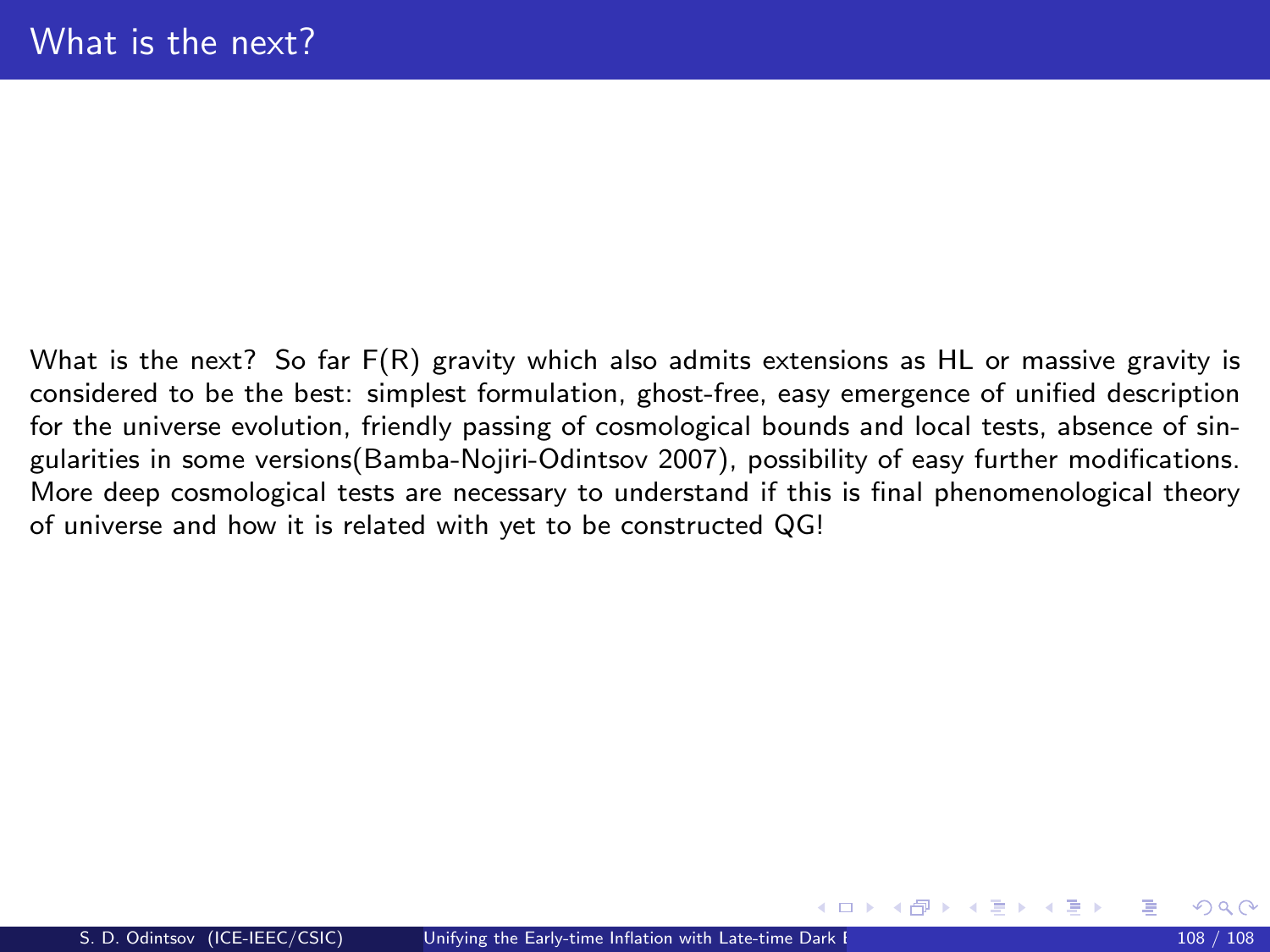# What is the next?

What is the next? So far $F(R)$ gravity which also admits extensions as HL or massive gravity is considered to be the best: simplest formulation, ghost-free, easy emergence of unified description for the universe evolution, friendly passing of cosmological bounds and local tests, absence of singularities in some versions(Bamba-Nojiri-Odintsov 2007), possibility of easy further modifications. More deep cosmological tests are necessary to understand if this is final phenomenological theory of universe and how it is related with yet to be constructed QG!